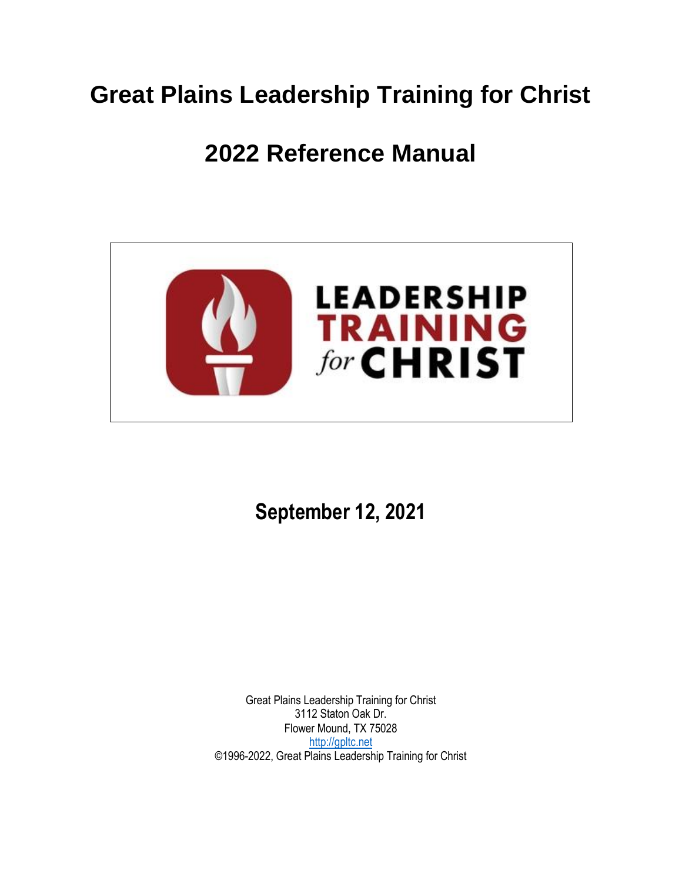# Great Plains Leadership Training for Christ

# 2022 Reference Manual

LEADERSHIP TRAINING *for* CHRIST

## September 12, 2021

Great Plains Leadership Training for Christ
3112 Staton Oak Dr.
Flower Mound, TX 75028
http://gpltc.net
©1996-2022, Great Plains Leadership Training for Christ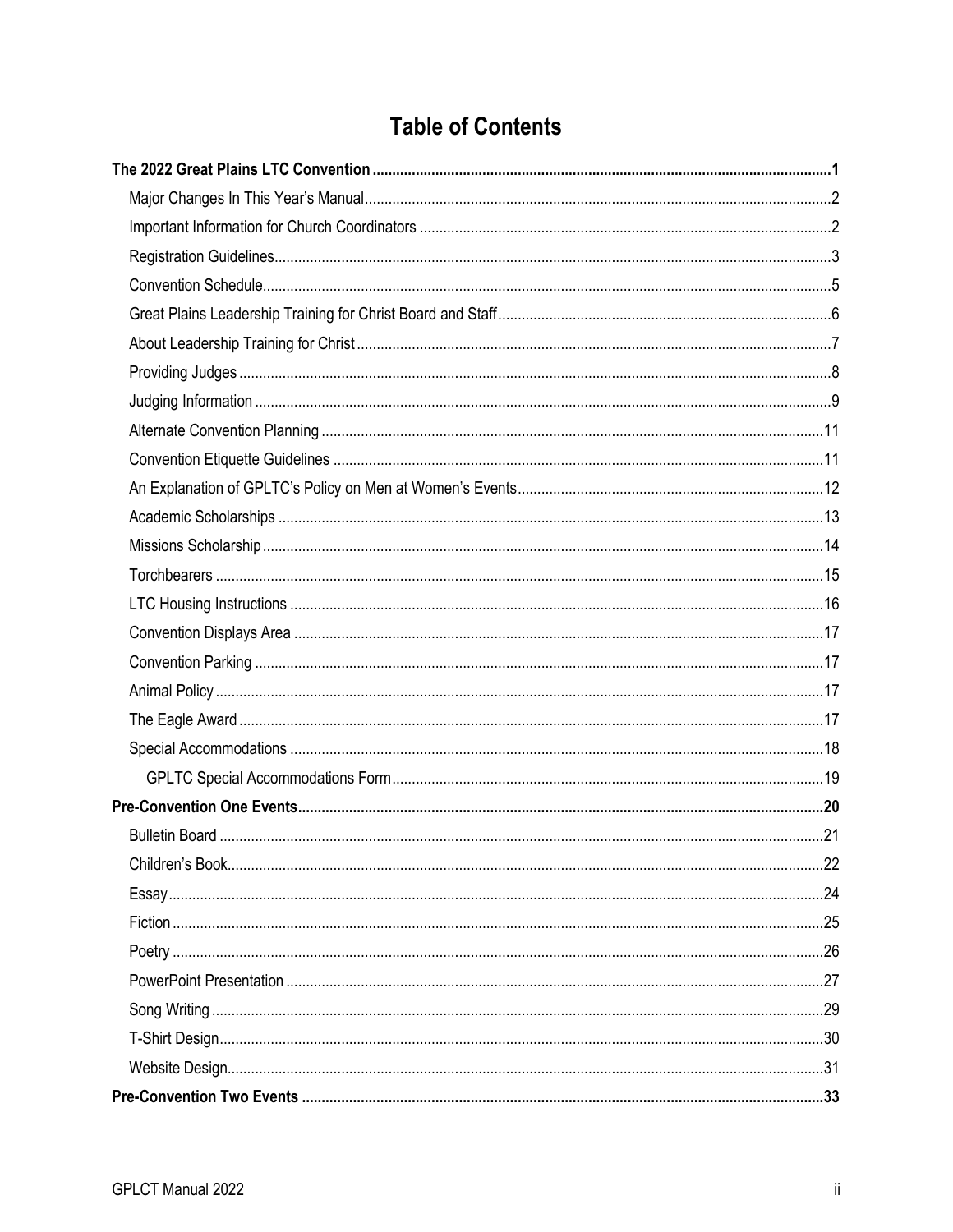# Table of Contents

**The 2022 Great Plains LTC Convention** .......... **1**

- Major Changes In This Year's Manual .......... 2
- Important Information for Church Coordinators .......... 2
- Registration Guidelines .......... 3
- Convention Schedule .......... 5
- Great Plains Leadership Training for Christ Board and Staff .......... 6
- About Leadership Training for Christ .......... 7
- Providing Judges .......... 8
- Judging Information .......... 9
- Alternate Convention Planning .......... 11
- Convention Etiquette Guidelines .......... 11
- An Explanation of GPLTC's Policy on Men at Women's Events .......... 12
- Academic Scholarships .......... 13
- Missions Scholarship .......... 14
- Torchbearers .......... 15
- LTC Housing Instructions .......... 16
- Convention Displays Area .......... 17
- Convention Parking .......... 17
- Animal Policy .......... 17
- The Eagle Award .......... 17
- Special Accommodations .......... 18
    - GPLTC Special Accommodations Form .......... 19

**Pre-Convention One Events** .......... **20**

- Bulletin Board .......... 21
- Children's Book .......... 22
- Essay .......... 24
- Fiction .......... 25
- Poetry .......... 26
- PowerPoint Presentation .......... 27
- Song Writing .......... 29
- T-Shirt Design .......... 30
- Website Design .......... 31

**Pre-Convention Two Events** .......... **33**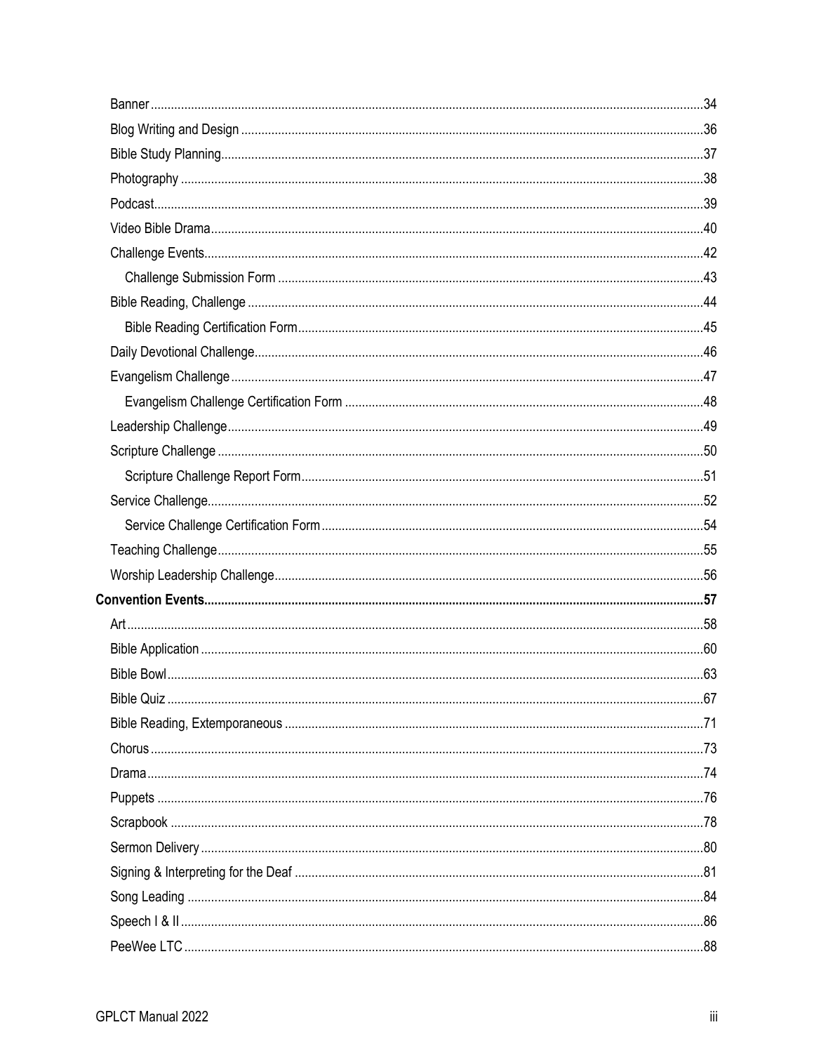Banner ........................................................................................................................................................34
Blog Writing and Design ............................................................................................................................36
Bible Study Planning...................................................................................................................................37
Photography ...............................................................................................................................................38
Podcast.......................................................................................................................................................39
Video Bible Drama......................................................................................................................................40
Challenge Events........................................................................................................................................42
Challenge Submission Form ...............................................................................................................43
Bible Reading, Challenge ...........................................................................................................................44
Bible Reading Certification Form..........................................................................................................45
Daily Devotional Challenge.........................................................................................................................46
Evangelism Challenge ................................................................................................................................47
Evangelism Challenge Certification Form ............................................................................................48
Leadership Challenge.................................................................................................................................49
Scripture Challenge ...................................................................................................................................50
Scripture Challenge Report Form.........................................................................................................51
Service Challenge.......................................................................................................................................52
Service Challenge Certification Form ...................................................................................................54
Teaching Challenge....................................................................................................................................55
Worship Leadership Challenge...................................................................................................................56

**Convention Events.......................................................................................................................................57**

Art ...............................................................................................................................................................58
Bible Application .........................................................................................................................................60
Bible Bowl...................................................................................................................................................63
Bible Quiz ...................................................................................................................................................67
Bible Reading, Extemporaneous ................................................................................................................71
Chorus ........................................................................................................................................................73
Drama.........................................................................................................................................................74
Puppets ......................................................................................................................................................76
Scrapbook ..................................................................................................................................................78
Sermon Delivery .........................................................................................................................................80
Signing & Interpreting for the Deaf .............................................................................................................81
Song Leading .............................................................................................................................................84
Speech I & II ...............................................................................................................................................86
PeeWee LTC ..............................................................................................................................................88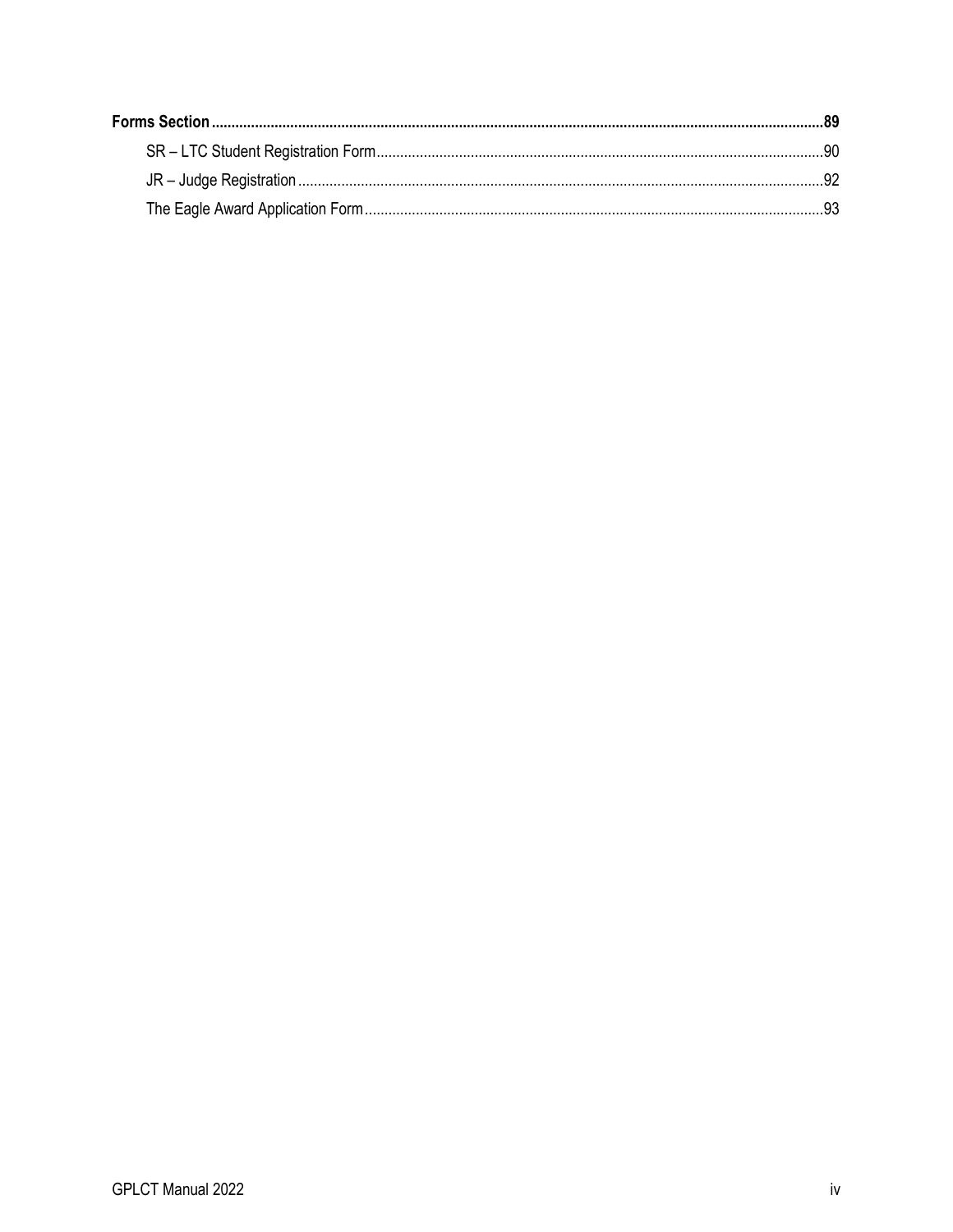**Forms Section** ..... **89**

- SR – LTC Student Registration Form ..... 90
- JR – Judge Registration ..... 92
- The Eagle Award Application Form ..... 93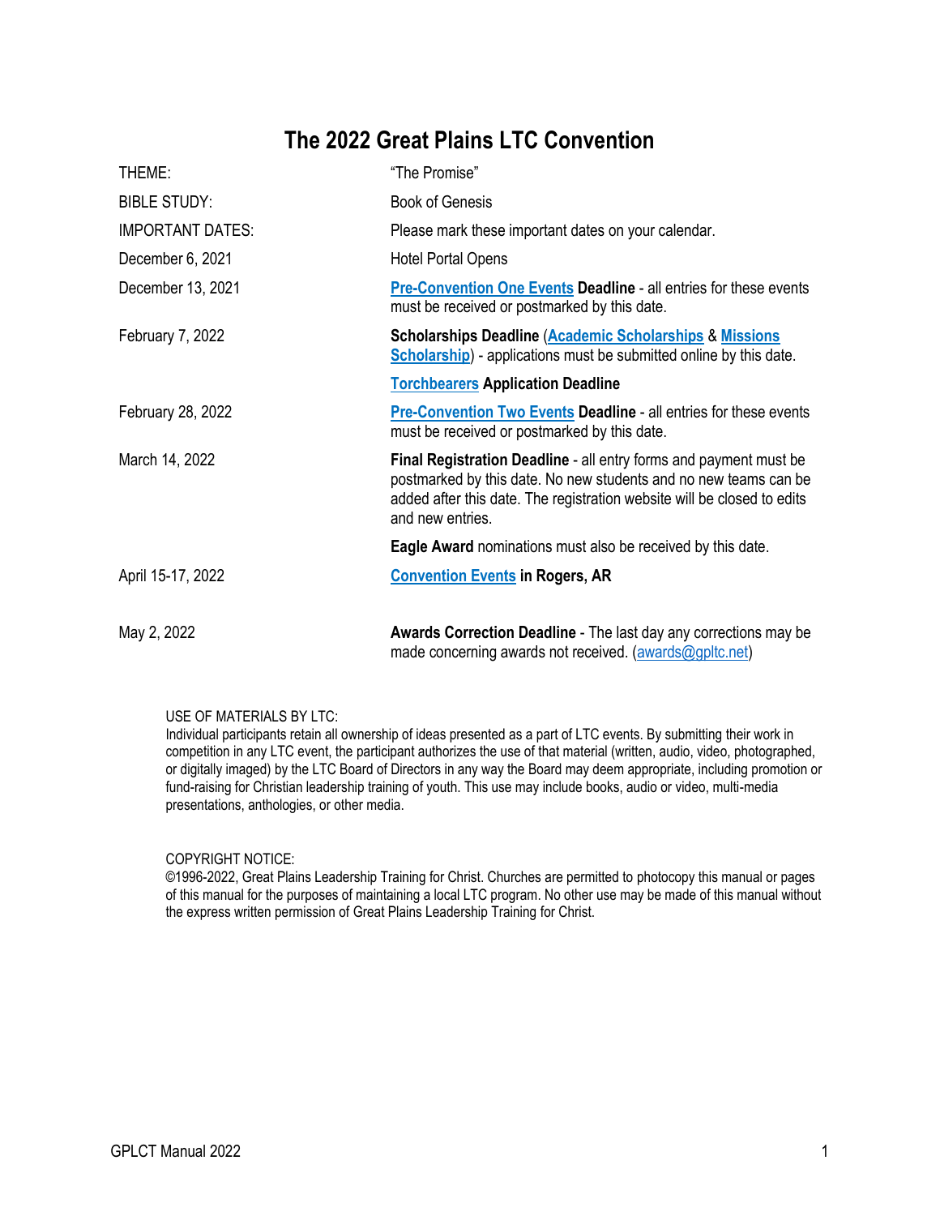# The 2022 Great Plains LTC Convention

| | |
|---|---|
| THEME: | "The Promise" |
| BIBLE STUDY: | Book of Genesis |
| IMPORTANT DATES: | Please mark these important dates on your calendar. |
| December 6, 2021 | Hotel Portal Opens |
| December 13, 2021 | **Pre-Convention One Events Deadline** - all entries for these events must be received or postmarked by this date. |
| February 7, 2022 | **Scholarships Deadline (Academic Scholarships & Missions Scholarship)** - applications must be submitted online by this date. |
| | **Torchbearers Application Deadline** |
| February 28, 2022 | **Pre-Convention Two Events Deadline** - all entries for these events must be received or postmarked by this date. |
| March 14, 2022 | **Final Registration Deadline** - all entry forms and payment must be postmarked by this date. No new students and no new teams can be added after this date. The registration website will be closed to edits and new entries. |
| | **Eagle Award** nominations must also be received by this date. |
| April 15-17, 2022 | **Convention Events in Rogers, AR** |
| May 2, 2022 | **Awards Correction Deadline** - The last day any corrections may be made concerning awards not received. (awards@gpltc.net) |

USE OF MATERIALS BY LTC:
Individual participants retain all ownership of ideas presented as a part of LTC events. By submitting their work in competition in any LTC event, the participant authorizes the use of that material (written, audio, video, photographed, or digitally imaged) by the LTC Board of Directors in any way the Board may deem appropriate, including promotion or fund-raising for Christian leadership training of youth. This use may include books, audio or video, multi-media presentations, anthologies, or other media.

COPYRIGHT NOTICE:
©1996-2022, Great Plains Leadership Training for Christ. Churches are permitted to photocopy this manual or pages of this manual for the purposes of maintaining a local LTC program. No other use may be made of this manual without the express written permission of Great Plains Leadership Training for Christ.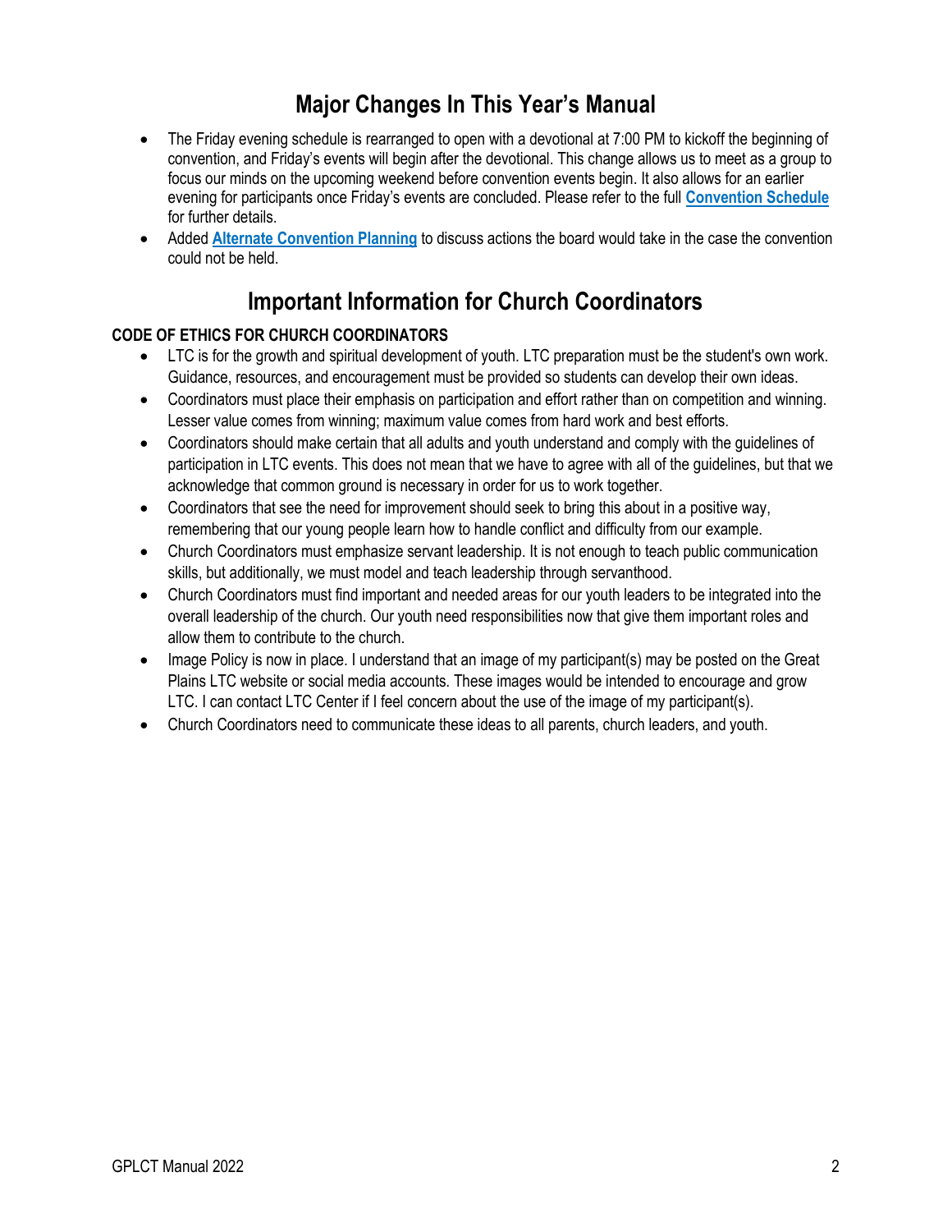# Major Changes In This Year's Manual

- The Friday evening schedule is rearranged to open with a devotional at 7:00 PM to kickoff the beginning of convention, and Friday's events will begin after the devotional. This change allows us to meet as a group to focus our minds on the upcoming weekend before convention events begin. It also allows for an earlier evening for participants once Friday's events are concluded. Please refer to the full **Convention Schedule** for further details.
- Added **Alternate Convention Planning** to discuss actions the board would take in the case the convention could not be held.

# Important Information for Church Coordinators

**CODE OF ETHICS FOR CHURCH COORDINATORS**

- LTC is for the growth and spiritual development of youth. LTC preparation must be the student's own work. Guidance, resources, and encouragement must be provided so students can develop their own ideas.
- Coordinators must place their emphasis on participation and effort rather than on competition and winning. Lesser value comes from winning; maximum value comes from hard work and best efforts.
- Coordinators should make certain that all adults and youth understand and comply with the guidelines of participation in LTC events. This does not mean that we have to agree with all of the guidelines, but that we acknowledge that common ground is necessary in order for us to work together.
- Coordinators that see the need for improvement should seek to bring this about in a positive way, remembering that our young people learn how to handle conflict and difficulty from our example.
- Church Coordinators must emphasize servant leadership. It is not enough to teach public communication skills, but additionally, we must model and teach leadership through servanthood.
- Church Coordinators must find important and needed areas for our youth leaders to be integrated into the overall leadership of the church. Our youth need responsibilities now that give them important roles and allow them to contribute to the church.
- Image Policy is now in place. I understand that an image of my participant(s) may be posted on the Great Plains LTC website or social media accounts. These images would be intended to encourage and grow LTC. I can contact LTC Center if I feel concern about the use of the image of my participant(s).
- Church Coordinators need to communicate these ideas to all parents, church leaders, and youth.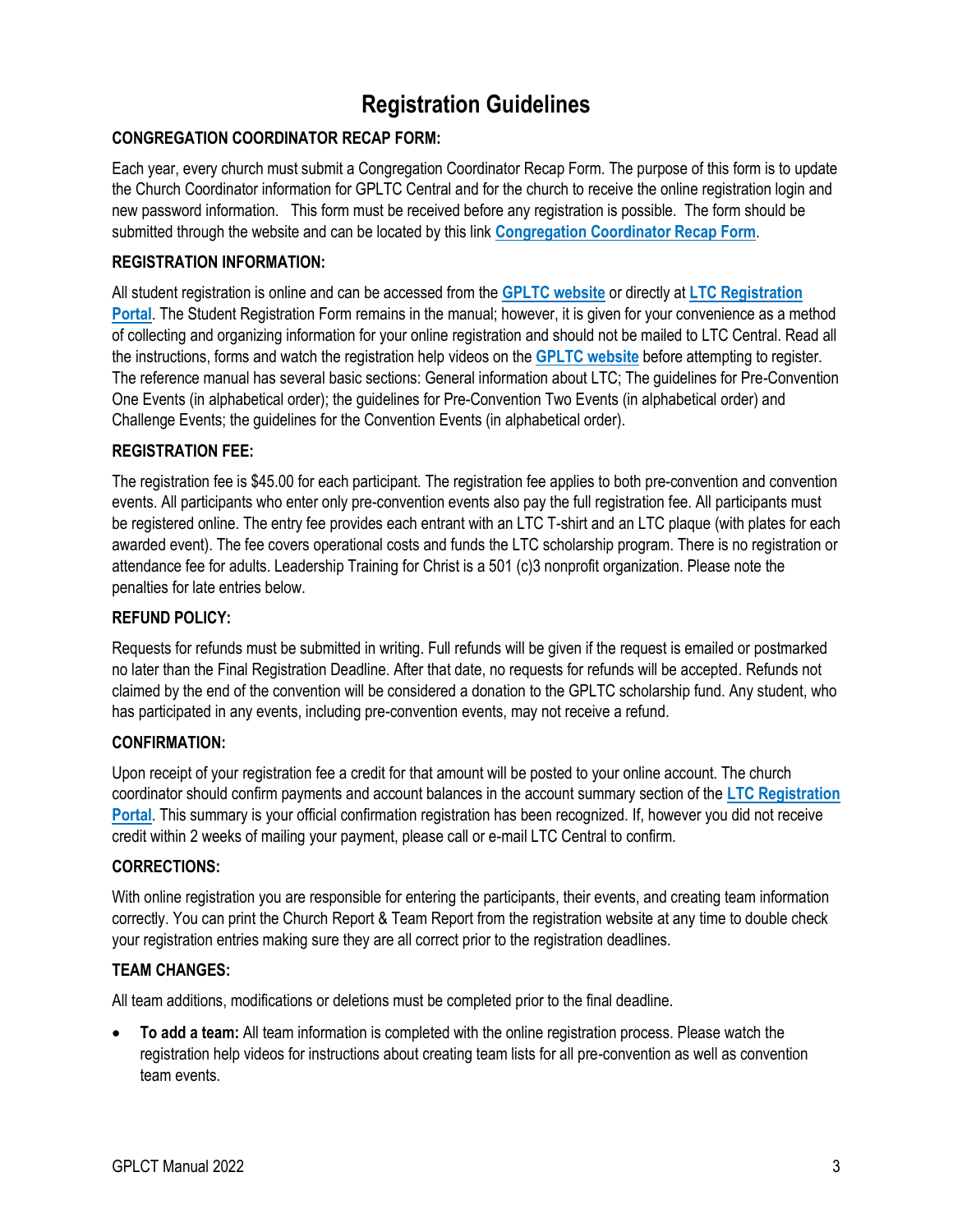# Registration Guidelines

**CONGREGATION COORDINATOR RECAP FORM:**

Each year, every church must submit a Congregation Coordinator Recap Form. The purpose of this form is to update the Church Coordinator information for GPLTC Central and for the church to receive the online registration login and new password information. This form must be received before any registration is possible. The form should be submitted through the website and can be located by this link **Congregation Coordinator Recap Form**.

**REGISTRATION INFORMATION:**

All student registration is online and can be accessed from the **GPLTC website** or directly at **LTC Registration Portal**. The Student Registration Form remains in the manual; however, it is given for your convenience as a method of collecting and organizing information for your online registration and should not be mailed to LTC Central. Read all the instructions, forms and watch the registration help videos on the **GPLTC website** before attempting to register. The reference manual has several basic sections: General information about LTC; The guidelines for Pre-Convention One Events (in alphabetical order); the guidelines for Pre-Convention Two Events (in alphabetical order) and Challenge Events; the guidelines for the Convention Events (in alphabetical order).

**REGISTRATION FEE:**

The registration fee is $45.00 for each participant. The registration fee applies to both pre-convention and convention events. All participants who enter only pre-convention events also pay the full registration fee. All participants must be registered online. The entry fee provides each entrant with an LTC T-shirt and an LTC plaque (with plates for each awarded event). The fee covers operational costs and funds the LTC scholarship program. There is no registration or attendance fee for adults. Leadership Training for Christ is a 501 (c)3 nonprofit organization. Please note the penalties for late entries below.

**REFUND POLICY:**

Requests for refunds must be submitted in writing. Full refunds will be given if the request is emailed or postmarked no later than the Final Registration Deadline. After that date, no requests for refunds will be accepted. Refunds not claimed by the end of the convention will be considered a donation to the GPLTC scholarship fund. Any student, who has participated in any events, including pre-convention events, may not receive a refund.

**CONFIRMATION:**

Upon receipt of your registration fee a credit for that amount will be posted to your online account. The church coordinator should confirm payments and account balances in the account summary section of the **LTC Registration Portal**. This summary is your official confirmation registration has been recognized. If, however you did not receive credit within 2 weeks of mailing your payment, please call or e-mail LTC Central to confirm.

**CORRECTIONS:**

With online registration you are responsible for entering the participants, their events, and creating team information correctly. You can print the Church Report & Team Report from the registration website at any time to double check your registration entries making sure they are all correct prior to the registration deadlines.

**TEAM CHANGES:**

All team additions, modifications or deletions must be completed prior to the final deadline.

- **To add a team:** All team information is completed with the online registration process. Please watch the registration help videos for instructions about creating team lists for all pre-convention as well as convention team events.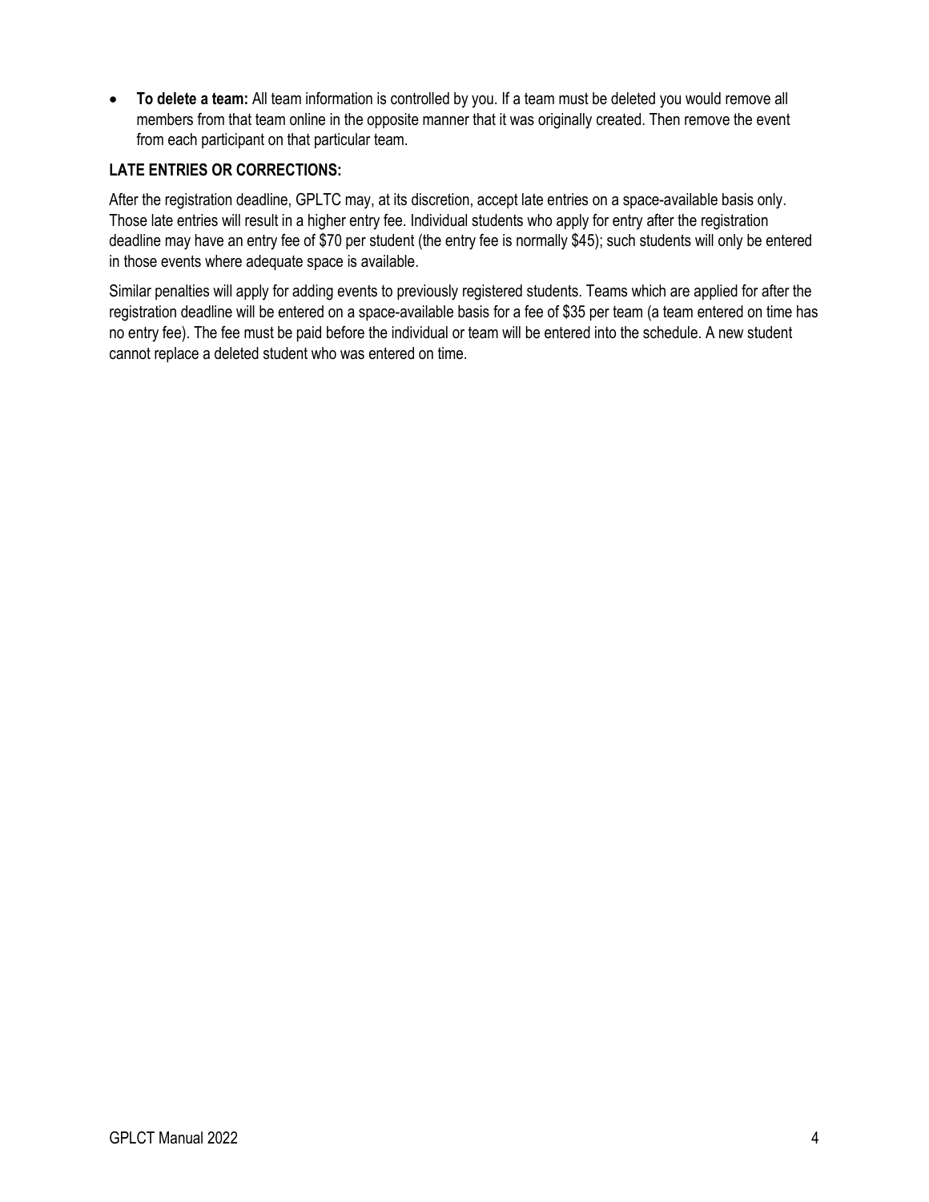- **To delete a team:** All team information is controlled by you. If a team must be deleted you would remove all members from that team online in the opposite manner that it was originally created. Then remove the event from each participant on that particular team.

**LATE ENTRIES OR CORRECTIONS:**

After the registration deadline, GPLTC may, at its discretion, accept late entries on a space-available basis only. Those late entries will result in a higher entry fee. Individual students who apply for entry after the registration deadline may have an entry fee of $70 per student (the entry fee is normally $45); such students will only be entered in those events where adequate space is available.

Similar penalties will apply for adding events to previously registered students. Teams which are applied for after the registration deadline will be entered on a space-available basis for a fee of $35 per team (a team entered on time has no entry fee). The fee must be paid before the individual or team will be entered into the schedule. A new student cannot replace a deleted student who was entered on time.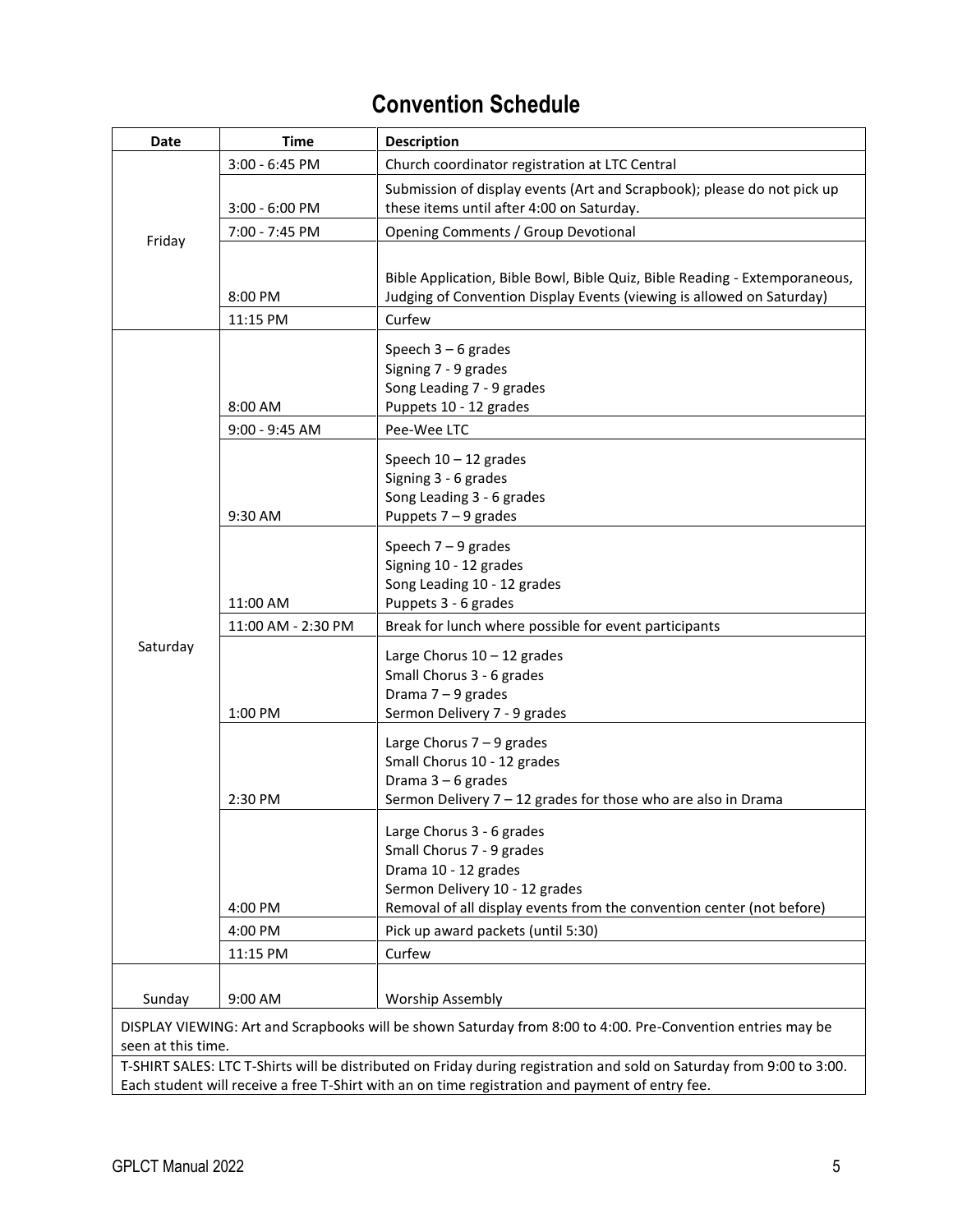# Convention Schedule

| Date | Time | Description |
|---|---|---|
| Friday | 3:00 - 6:45 PM | Church coordinator registration at LTC Central |
| | 3:00 - 6:00 PM | Submission of display events (Art and Scrapbook); please do not pick up these items until after 4:00 on Saturday. |
| | 7:00 - 7:45 PM | Opening Comments / Group Devotional |
| | 8:00 PM | Bible Application, Bible Bowl, Bible Quiz, Bible Reading - Extemporaneous, Judging of Convention Display Events (viewing is allowed on Saturday) |
| | 11:15 PM | Curfew |
| Saturday | 8:00 AM | Speech 3 – 6 grades<br>Signing 7 - 9 grades<br>Song Leading 7 - 9 grades<br>Puppets 10 - 12 grades |
| | 9:00 - 9:45 AM | Pee-Wee LTC |
| | 9:30 AM | Speech 10 – 12 grades<br>Signing 3 - 6 grades<br>Song Leading 3 - 6 grades<br>Puppets 7 – 9 grades |
| | 11:00 AM | Speech 7 – 9 grades<br>Signing 10 - 12 grades<br>Song Leading 10 - 12 grades<br>Puppets 3 - 6 grades |
| | 11:00 AM - 2:30 PM | Break for lunch where possible for event participants |
| | 1:00 PM | Large Chorus 10 – 12 grades<br>Small Chorus 3 - 6 grades<br>Drama 7 – 9 grades<br>Sermon Delivery 7 - 9 grades |
| | 2:30 PM | Large Chorus 7 – 9 grades<br>Small Chorus 10 - 12 grades<br>Drama 3 – 6 grades<br>Sermon Delivery 7 – 12 grades for those who are also in Drama |
| | 4:00 PM | Large Chorus 3 - 6 grades<br>Small Chorus 7 - 9 grades<br>Drama 10 - 12 grades<br>Sermon Delivery 10 - 12 grades<br>Removal of all display events from the convention center (not before) |
| | 4:00 PM | Pick up award packets (until 5:30) |
| | 11:15 PM | Curfew |
| Sunday | 9:00 AM | Worship Assembly |

DISPLAY VIEWING: Art and Scrapbooks will be shown Saturday from 8:00 to 4:00. Pre-Convention entries may be seen at this time.

T-SHIRT SALES: LTC T-Shirts will be distributed on Friday during registration and sold on Saturday from 9:00 to 3:00. Each student will receive a free T-Shirt with an on time registration and payment of entry fee.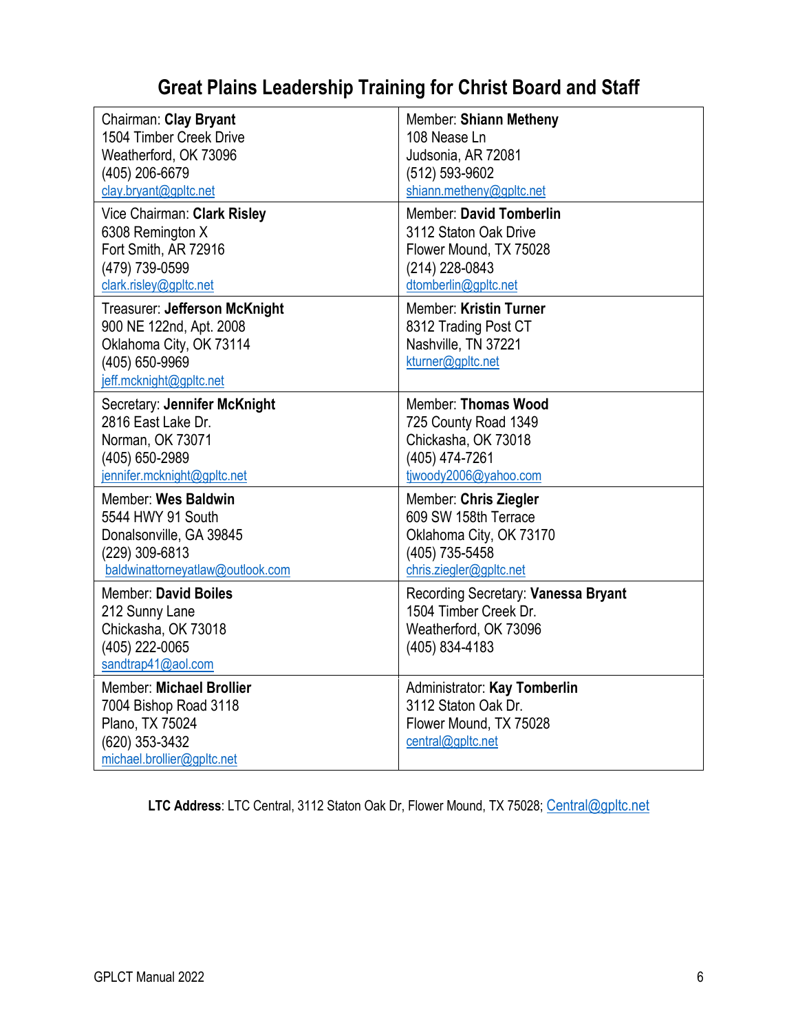# Great Plains Leadership Training for Christ Board and Staff

| | |
|---|---|
| Chairman: **Clay Bryant**<br>1504 Timber Creek Drive<br>Weatherford, OK 73096<br>(405) 206-6679<br>clay.bryant@gpltc.net | Member: **Shiann Metheny**<br>108 Nease Ln<br>Judsonia, AR 72081<br>(512) 593-9602<br>shiann.metheny@gpltc.net |
| Vice Chairman: **Clark Risley**<br>6308 Remington X<br>Fort Smith, AR 72916<br>(479) 739-0599<br>clark.risley@gpltc.net | Member: **David Tomberlin**<br>3112 Staton Oak Drive<br>Flower Mound, TX 75028<br>(214) 228-0843<br>dtomberlin@gpltc.net |
| Treasurer: **Jefferson McKnight**<br>900 NE 122nd, Apt. 2008<br>Oklahoma City, OK 73114<br>(405) 650-9969<br>jeff.mcknight@gpltc.net | Member: **Kristin Turner**<br>8312 Trading Post CT<br>Nashville, TN 37221<br>kturner@gpltc.net |
| Secretary: **Jennifer McKnight**<br>2816 East Lake Dr.<br>Norman, OK 73071<br>(405) 650-2989<br>jennifer.mcknight@gpltc.net | Member: **Thomas Wood**<br>725 County Road 1349<br>Chickasha, OK 73018<br>(405) 474-7261<br>tjwoody2006@yahoo.com |
| Member: **Wes Baldwin**<br>5544 HWY 91 South<br>Donalsonville, GA 39845<br>(229) 309-6813<br>baldwinattorneyatlaw@outlook.com | Member: **Chris Ziegler**<br>609 SW 158th Terrace<br>Oklahoma City, OK 73170<br>(405) 735-5458<br>chris.ziegler@gpltc.net |
| Member: **David Boiles**<br>212 Sunny Lane<br>Chickasha, OK 73018<br>(405) 222-0065<br>sandtrap41@aol.com | Recording Secretary: **Vanessa Bryant**<br>1504 Timber Creek Dr.<br>Weatherford, OK 73096<br>(405) 834-4183 |
| Member: **Michael Brollier**<br>7004 Bishop Road 3118<br>Plano, TX 75024<br>(620) 353-3432<br>michael.brollier@gpltc.net | Administrator: **Kay Tomberlin**<br>3112 Staton Oak Dr.<br>Flower Mound, TX 75028<br>central@gpltc.net |

**LTC Address**: LTC Central, 3112 Staton Oak Dr, Flower Mound, TX 75028; Central@gpltc.net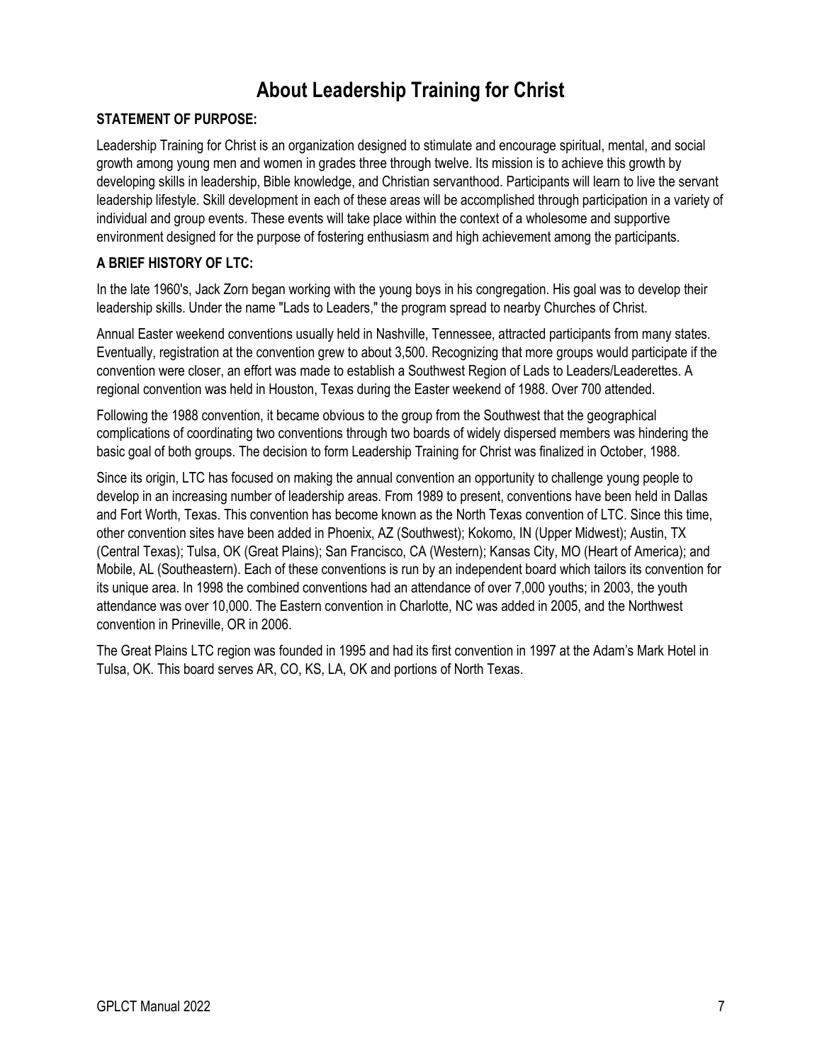# About Leadership Training for Christ

**STATEMENT OF PURPOSE:**

Leadership Training for Christ is an organization designed to stimulate and encourage spiritual, mental, and social growth among young men and women in grades three through twelve. Its mission is to achieve this growth by developing skills in leadership, Bible knowledge, and Christian servanthood. Participants will learn to live the servant leadership lifestyle. Skill development in each of these areas will be accomplished through participation in a variety of individual and group events. These events will take place within the context of a wholesome and supportive environment designed for the purpose of fostering enthusiasm and high achievement among the participants.

**A BRIEF HISTORY OF LTC:**

In the late 1960's, Jack Zorn began working with the young boys in his congregation. His goal was to develop their leadership skills. Under the name "Lads to Leaders," the program spread to nearby Churches of Christ.

Annual Easter weekend conventions usually held in Nashville, Tennessee, attracted participants from many states. Eventually, registration at the convention grew to about 3,500. Recognizing that more groups would participate if the convention were closer, an effort was made to establish a Southwest Region of Lads to Leaders/Leaderettes. A regional convention was held in Houston, Texas during the Easter weekend of 1988. Over 700 attended.

Following the 1988 convention, it became obvious to the group from the Southwest that the geographical complications of coordinating two conventions through two boards of widely dispersed members was hindering the basic goal of both groups. The decision to form Leadership Training for Christ was finalized in October, 1988.

Since its origin, LTC has focused on making the annual convention an opportunity to challenge young people to develop in an increasing number of leadership areas. From 1989 to present, conventions have been held in Dallas and Fort Worth, Texas. This convention has become known as the North Texas convention of LTC. Since this time, other convention sites have been added in Phoenix, AZ (Southwest); Kokomo, IN (Upper Midwest); Austin, TX (Central Texas); Tulsa, OK (Great Plains); San Francisco, CA (Western); Kansas City, MO (Heart of America); and Mobile, AL (Southeastern). Each of these conventions is run by an independent board which tailors its convention for its unique area. In 1998 the combined conventions had an attendance of over 7,000 youths; in 2003, the youth attendance was over 10,000. The Eastern convention in Charlotte, NC was added in 2005, and the Northwest convention in Prineville, OR in 2006.

The Great Plains LTC region was founded in 1995 and had its first convention in 1997 at the Adam's Mark Hotel in Tulsa, OK. This board serves AR, CO, KS, LA, OK and portions of North Texas.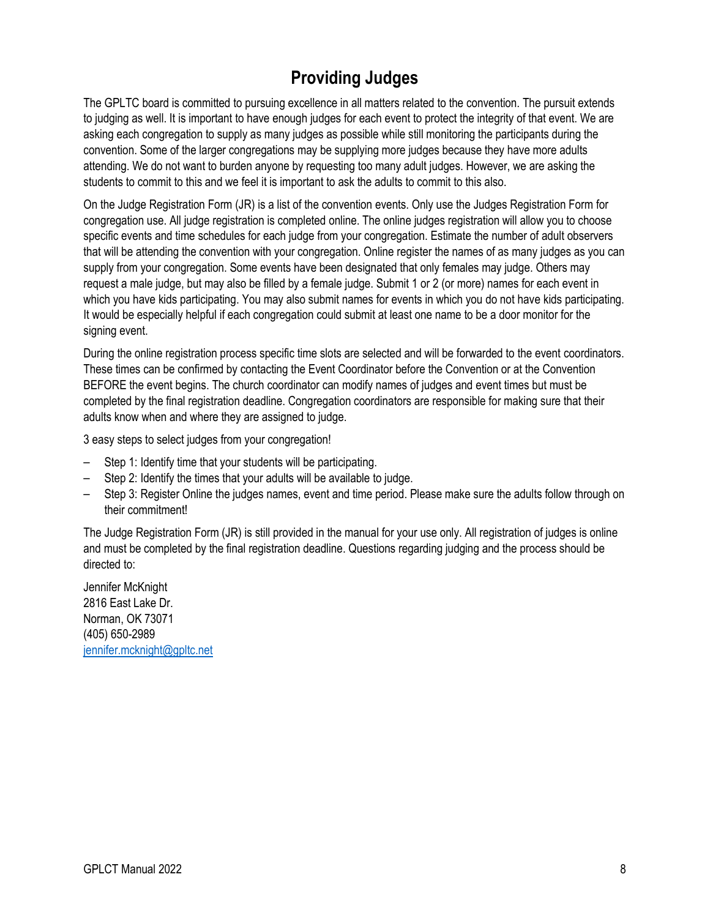# Providing Judges

The GPLTC board is committed to pursuing excellence in all matters related to the convention. The pursuit extends to judging as well. It is important to have enough judges for each event to protect the integrity of that event. We are asking each congregation to supply as many judges as possible while still monitoring the participants during the convention. Some of the larger congregations may be supplying more judges because they have more adults attending. We do not want to burden anyone by requesting too many adult judges. However, we are asking the students to commit to this and we feel it is important to ask the adults to commit to this also.

On the Judge Registration Form (JR) is a list of the convention events. Only use the Judges Registration Form for congregation use. All judge registration is completed online. The online judges registration will allow you to choose specific events and time schedules for each judge from your congregation. Estimate the number of adult observers that will be attending the convention with your congregation. Online register the names of as many judges as you can supply from your congregation. Some events have been designated that only females may judge. Others may request a male judge, but may also be filled by a female judge. Submit 1 or 2 (or more) names for each event in which you have kids participating. You may also submit names for events in which you do not have kids participating. It would be especially helpful if each congregation could submit at least one name to be a door monitor for the signing event.

During the online registration process specific time slots are selected and will be forwarded to the event coordinators. These times can be confirmed by contacting the Event Coordinator before the Convention or at the Convention BEFORE the event begins. The church coordinator can modify names of judges and event times but must be completed by the final registration deadline. Congregation coordinators are responsible for making sure that their adults know when and where they are assigned to judge.

3 easy steps to select judges from your congregation!

- Step 1: Identify time that your students will be participating.
- Step 2: Identify the times that your adults will be available to judge.
- Step 3: Register Online the judges names, event and time period. Please make sure the adults follow through on their commitment!

The Judge Registration Form (JR) is still provided in the manual for your use only. All registration of judges is online and must be completed by the final registration deadline. Questions regarding judging and the process should be directed to:

Jennifer McKnight
2816 East Lake Dr.
Norman, OK 73071
(405) 650-2989
jennifer.mcknight@gpltc.net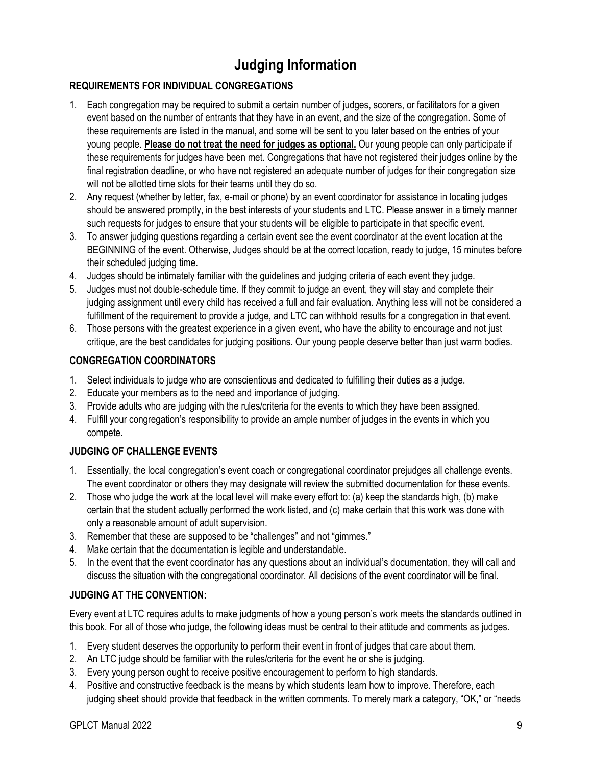# Judging Information

### REQUIREMENTS FOR INDIVIDUAL CONGREGATIONS

1. Each congregation may be required to submit a certain number of judges, scorers, or facilitators for a given event based on the number of entrants that they have in an event, and the size of the congregation. Some of these requirements are listed in the manual, and some will be sent to you later based on the entries of your young people. **Please do not treat the need for judges as optional.** Our young people can only participate if these requirements for judges have been met. Congregations that have not registered their judges online by the final registration deadline, or who have not registered an adequate number of judges for their congregation size will not be allotted time slots for their teams until they do so.
2. Any request (whether by letter, fax, e-mail or phone) by an event coordinator for assistance in locating judges should be answered promptly, in the best interests of your students and LTC. Please answer in a timely manner such requests for judges to ensure that your students will be eligible to participate in that specific event.
3. To answer judging questions regarding a certain event see the event coordinator at the event location at the BEGINNING of the event. Otherwise, Judges should be at the correct location, ready to judge, 15 minutes before their scheduled judging time.
4. Judges should be intimately familiar with the guidelines and judging criteria of each event they judge.
5. Judges must not double-schedule time. If they commit to judge an event, they will stay and complete their judging assignment until every child has received a full and fair evaluation. Anything less will not be considered a fulfillment of the requirement to provide a judge, and LTC can withhold results for a congregation in that event.
6. Those persons with the greatest experience in a given event, who have the ability to encourage and not just critique, are the best candidates for judging positions. Our young people deserve better than just warm bodies.

### CONGREGATION COORDINATORS

1. Select individuals to judge who are conscientious and dedicated to fulfilling their duties as a judge.
2. Educate your members as to the need and importance of judging.
3. Provide adults who are judging with the rules/criteria for the events to which they have been assigned.
4. Fulfill your congregation's responsibility to provide an ample number of judges in the events in which you compete.

### JUDGING OF CHALLENGE EVENTS

1. Essentially, the local congregation's event coach or congregational coordinator prejudges all challenge events. The event coordinator or others they may designate will review the submitted documentation for these events.
2. Those who judge the work at the local level will make every effort to: (a) keep the standards high, (b) make certain that the student actually performed the work listed, and (c) make certain that this work was done with only a reasonable amount of adult supervision.
3. Remember that these are supposed to be "challenges" and not "gimmes."
4. Make certain that the documentation is legible and understandable.
5. In the event that the event coordinator has any questions about an individual's documentation, they will call and discuss the situation with the congregational coordinator. All decisions of the event coordinator will be final.

### JUDGING AT THE CONVENTION:

Every event at LTC requires adults to make judgments of how a young person's work meets the standards outlined in this book. For all of those who judge, the following ideas must be central to their attitude and comments as judges.

1. Every student deserves the opportunity to perform their event in front of judges that care about them.
2. An LTC judge should be familiar with the rules/criteria for the event he or she is judging.
3. Every young person ought to receive positive encouragement to perform to high standards.
4. Positive and constructive feedback is the means by which students learn how to improve. Therefore, each judging sheet should provide that feedback in the written comments. To merely mark a category, "OK," or "needs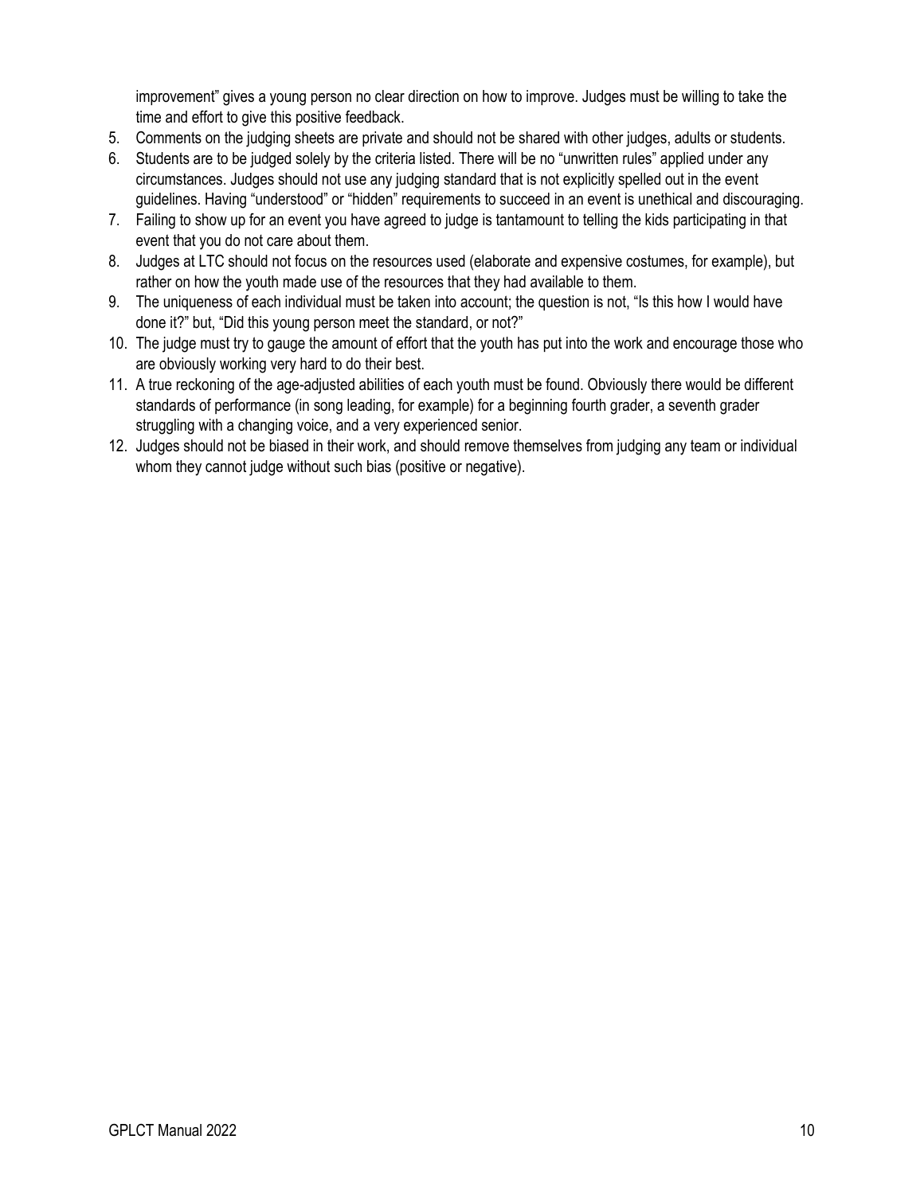improvement" gives a young person no clear direction on how to improve. Judges must be willing to take the time and effort to give this positive feedback.

5. Comments on the judging sheets are private and should not be shared with other judges, adults or students.
6. Students are to be judged solely by the criteria listed. There will be no "unwritten rules" applied under any circumstances. Judges should not use any judging standard that is not explicitly spelled out in the event guidelines. Having "understood" or "hidden" requirements to succeed in an event is unethical and discouraging.
7. Failing to show up for an event you have agreed to judge is tantamount to telling the kids participating in that event that you do not care about them.
8. Judges at LTC should not focus on the resources used (elaborate and expensive costumes, for example), but rather on how the youth made use of the resources that they had available to them.
9. The uniqueness of each individual must be taken into account; the question is not, "Is this how I would have done it?" but, "Did this young person meet the standard, or not?"
10. The judge must try to gauge the amount of effort that the youth has put into the work and encourage those who are obviously working very hard to do their best.
11. A true reckoning of the age-adjusted abilities of each youth must be found. Obviously there would be different standards of performance (in song leading, for example) for a beginning fourth grader, a seventh grader struggling with a changing voice, and a very experienced senior.
12. Judges should not be biased in their work, and should remove themselves from judging any team or individual whom they cannot judge without such bias (positive or negative).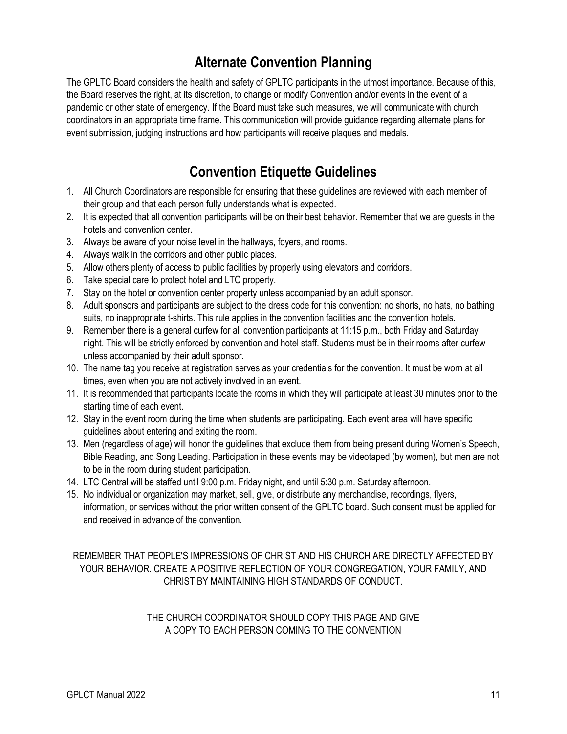## Alternate Convention Planning

The GPLTC Board considers the health and safety of GPLTC participants in the utmost importance. Because of this, the Board reserves the right, at its discretion, to change or modify Convention and/or events in the event of a pandemic or other state of emergency. If the Board must take such measures, we will communicate with church coordinators in an appropriate time frame. This communication will provide guidance regarding alternate plans for event submission, judging instructions and how participants will receive plaques and medals.

## Convention Etiquette Guidelines

1. All Church Coordinators are responsible for ensuring that these guidelines are reviewed with each member of their group and that each person fully understands what is expected.
2. It is expected that all convention participants will be on their best behavior. Remember that we are guests in the hotels and convention center.
3. Always be aware of your noise level in the hallways, foyers, and rooms.
4. Always walk in the corridors and other public places.
5. Allow others plenty of access to public facilities by properly using elevators and corridors.
6. Take special care to protect hotel and LTC property.
7. Stay on the hotel or convention center property unless accompanied by an adult sponsor.
8. Adult sponsors and participants are subject to the dress code for this convention: no shorts, no hats, no bathing suits, no inappropriate t-shirts. This rule applies in the convention facilities and the convention hotels.
9. Remember there is a general curfew for all convention participants at 11:15 p.m., both Friday and Saturday night. This will be strictly enforced by convention and hotel staff. Students must be in their rooms after curfew unless accompanied by their adult sponsor.
10. The name tag you receive at registration serves as your credentials for the convention. It must be worn at all times, even when you are not actively involved in an event.
11. It is recommended that participants locate the rooms in which they will participate at least 30 minutes prior to the starting time of each event.
12. Stay in the event room during the time when students are participating. Each event area will have specific guidelines about entering and exiting the room.
13. Men (regardless of age) will honor the guidelines that exclude them from being present during Women's Speech, Bible Reading, and Song Leading. Participation in these events may be videotaped (by women), but men are not to be in the room during student participation.
14. LTC Central will be staffed until 9:00 p.m. Friday night, and until 5:30 p.m. Saturday afternoon.
15. No individual or organization may market, sell, give, or distribute any merchandise, recordings, flyers, information, or services without the prior written consent of the GPLTC board. Such consent must be applied for and received in advance of the convention.

REMEMBER THAT PEOPLE'S IMPRESSIONS OF CHRIST AND HIS CHURCH ARE DIRECTLY AFFECTED BY YOUR BEHAVIOR. CREATE A POSITIVE REFLECTION OF YOUR CONGREGATION, YOUR FAMILY, AND CHRIST BY MAINTAINING HIGH STANDARDS OF CONDUCT.

THE CHURCH COORDINATOR SHOULD COPY THIS PAGE AND GIVE A COPY TO EACH PERSON COMING TO THE CONVENTION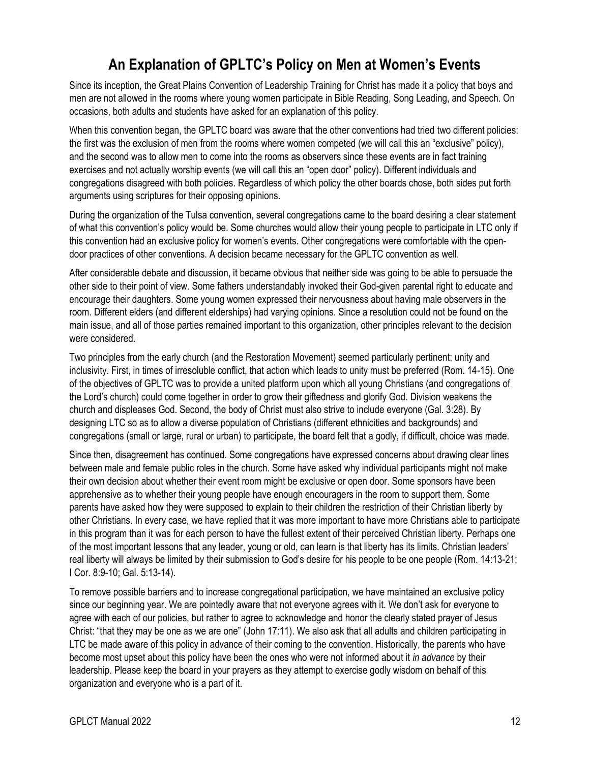# An Explanation of GPLTC's Policy on Men at Women's Events

Since its inception, the Great Plains Convention of Leadership Training for Christ has made it a policy that boys and men are not allowed in the rooms where young women participate in Bible Reading, Song Leading, and Speech. On occasions, both adults and students have asked for an explanation of this policy.

When this convention began, the GPLTC board was aware that the other conventions had tried two different policies: the first was the exclusion of men from the rooms where women competed (we will call this an "exclusive" policy), and the second was to allow men to come into the rooms as observers since these events are in fact training exercises and not actually worship events (we will call this an "open door" policy). Different individuals and congregations disagreed with both policies. Regardless of which policy the other boards chose, both sides put forth arguments using scriptures for their opposing opinions.

During the organization of the Tulsa convention, several congregations came to the board desiring a clear statement of what this convention's policy would be. Some churches would allow their young people to participate in LTC only if this convention had an exclusive policy for women's events. Other congregations were comfortable with the open-door practices of other conventions. A decision became necessary for the GPLTC convention as well.

After considerable debate and discussion, it became obvious that neither side was going to be able to persuade the other side to their point of view. Some fathers understandably invoked their God-given parental right to educate and encourage their daughters. Some young women expressed their nervousness about having male observers in the room. Different elders (and different elderships) had varying opinions. Since a resolution could not be found on the main issue, and all of those parties remained important to this organization, other principles relevant to the decision were considered.

Two principles from the early church (and the Restoration Movement) seemed particularly pertinent: unity and inclusivity. First, in times of irresoluble conflict, that action which leads to unity must be preferred (Rom. 14-15). One of the objectives of GPLTC was to provide a united platform upon which all young Christians (and congregations of the Lord's church) could come together in order to grow their giftedness and glorify God. Division weakens the church and displeases God. Second, the body of Christ must also strive to include everyone (Gal. 3:28). By designing LTC so as to allow a diverse population of Christians (different ethnicities and backgrounds) and congregations (small or large, rural or urban) to participate, the board felt that a godly, if difficult, choice was made.

Since then, disagreement has continued. Some congregations have expressed concerns about drawing clear lines between male and female public roles in the church. Some have asked why individual participants might not make their own decision about whether their event room might be exclusive or open door. Some sponsors have been apprehensive as to whether their young people have enough encouragers in the room to support them. Some parents have asked how they were supposed to explain to their children the restriction of their Christian liberty by other Christians. In every case, we have replied that it was more important to have more Christians able to participate in this program than it was for each person to have the fullest extent of their perceived Christian liberty. Perhaps one of the most important lessons that any leader, young or old, can learn is that liberty has its limits. Christian leaders' real liberty will always be limited by their submission to God's desire for his people to be one people (Rom. 14:13-21; I Cor. 8:9-10; Gal. 5:13-14).

To remove possible barriers and to increase congregational participation, we have maintained an exclusive policy since our beginning year. We are pointedly aware that not everyone agrees with it. We don't ask for everyone to agree with each of our policies, but rather to agree to acknowledge and honor the clearly stated prayer of Jesus Christ: "that they may be one as we are one" (John 17:11). We also ask that all adults and children participating in LTC be made aware of this policy in advance of their coming to the convention. Historically, the parents who have become most upset about this policy have been the ones who were not informed about it *in advance* by their leadership. Please keep the board in your prayers as they attempt to exercise godly wisdom on behalf of this organization and everyone who is a part of it.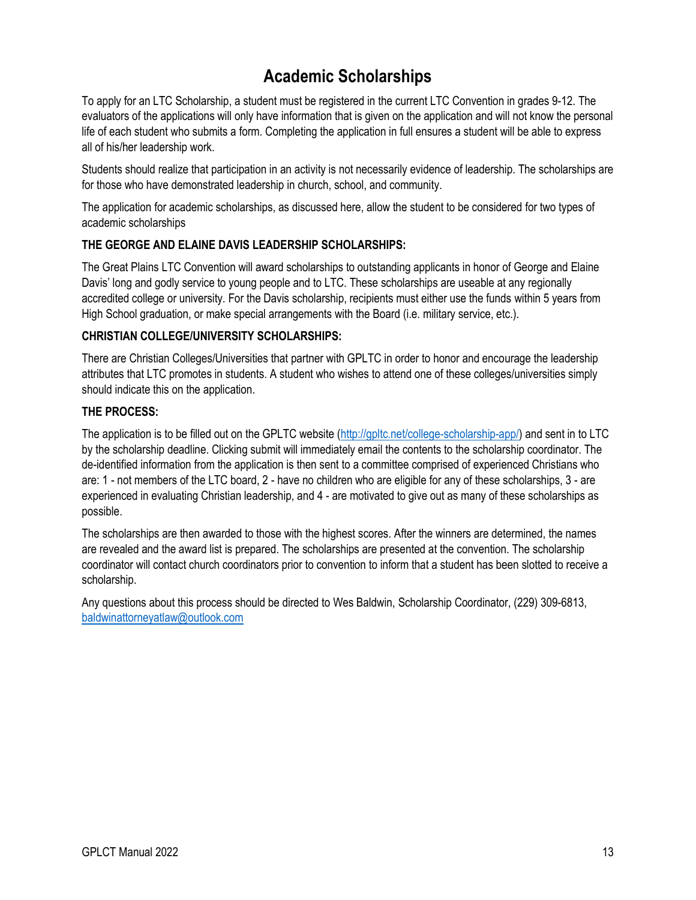# Academic Scholarships

To apply for an LTC Scholarship, a student must be registered in the current LTC Convention in grades 9-12. The evaluators of the applications will only have information that is given on the application and will not know the personal life of each student who submits a form. Completing the application in full ensures a student will be able to express all of his/her leadership work.

Students should realize that participation in an activity is not necessarily evidence of leadership. The scholarships are for those who have demonstrated leadership in church, school, and community.

The application for academic scholarships, as discussed here, allow the student to be considered for two types of academic scholarships

**THE GEORGE AND ELAINE DAVIS LEADERSHIP SCHOLARSHIPS:**

The Great Plains LTC Convention will award scholarships to outstanding applicants in honor of George and Elaine Davis' long and godly service to young people and to LTC. These scholarships are useable at any regionally accredited college or university. For the Davis scholarship, recipients must either use the funds within 5 years from High School graduation, or make special arrangements with the Board (i.e. military service, etc.).

**CHRISTIAN COLLEGE/UNIVERSITY SCHOLARSHIPS:**

There are Christian Colleges/Universities that partner with GPLTC in order to honor and encourage the leadership attributes that LTC promotes in students. A student who wishes to attend one of these colleges/universities simply should indicate this on the application.

**THE PROCESS:**

The application is to be filled out on the GPLTC website (http://gpltc.net/college-scholarship-app/) and sent in to LTC by the scholarship deadline. Clicking submit will immediately email the contents to the scholarship coordinator. The de-identified information from the application is then sent to a committee comprised of experienced Christians who are: 1 - not members of the LTC board, 2 - have no children who are eligible for any of these scholarships, 3 - are experienced in evaluating Christian leadership, and 4 - are motivated to give out as many of these scholarships as possible.

The scholarships are then awarded to those with the highest scores. After the winners are determined, the names are revealed and the award list is prepared. The scholarships are presented at the convention. The scholarship coordinator will contact church coordinators prior to convention to inform that a student has been slotted to receive a scholarship.

Any questions about this process should be directed to Wes Baldwin, Scholarship Coordinator, (229) 309-6813, baldwinattorneyatlaw@outlook.com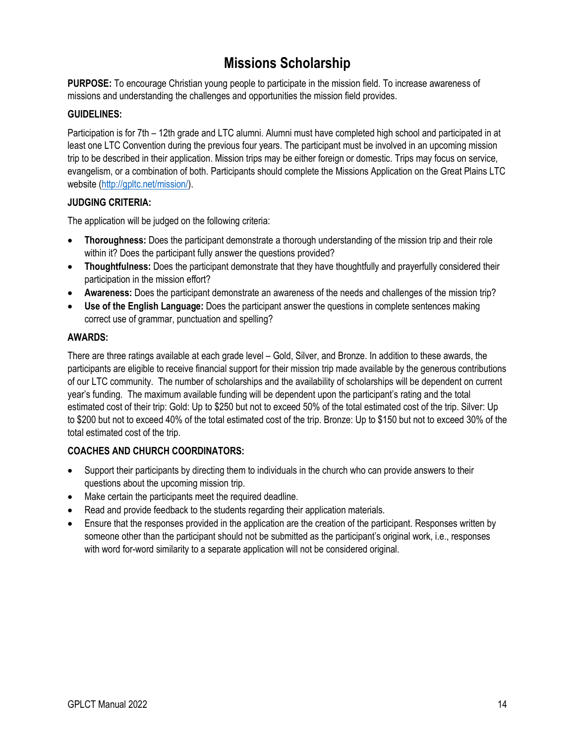# Missions Scholarship

**PURPOSE:** To encourage Christian young people to participate in the mission field. To increase awareness of missions and understanding the challenges and opportunities the mission field provides.

**GUIDELINES:**

Participation is for 7th – 12th grade and LTC alumni. Alumni must have completed high school and participated in at least one LTC Convention during the previous four years. The participant must be involved in an upcoming mission trip to be described in their application. Mission trips may be either foreign or domestic. Trips may focus on service, evangelism, or a combination of both. Participants should complete the Missions Application on the Great Plains LTC website (http://gpltc.net/mission/).

**JUDGING CRITERIA:**

The application will be judged on the following criteria:

- **Thoroughness:** Does the participant demonstrate a thorough understanding of the mission trip and their role within it? Does the participant fully answer the questions provided?
- **Thoughtfulness:** Does the participant demonstrate that they have thoughtfully and prayerfully considered their participation in the mission effort?
- **Awareness:** Does the participant demonstrate an awareness of the needs and challenges of the mission trip?
- **Use of the English Language:** Does the participant answer the questions in complete sentences making correct use of grammar, punctuation and spelling?

**AWARDS:**

There are three ratings available at each grade level – Gold, Silver, and Bronze. In addition to these awards, the participants are eligible to receive financial support for their mission trip made available by the generous contributions of our LTC community. The number of scholarships and the availability of scholarships will be dependent on current year's funding. The maximum available funding will be dependent upon the participant's rating and the total estimated cost of their trip: Gold: Up to $250 but not to exceed 50% of the total estimated cost of the trip. Silver: Up to $200 but not to exceed 40% of the total estimated cost of the trip. Bronze: Up to $150 but not to exceed 30% of the total estimated cost of the trip.

**COACHES AND CHURCH COORDINATORS:**

- Support their participants by directing them to individuals in the church who can provide answers to their questions about the upcoming mission trip.
- Make certain the participants meet the required deadline.
- Read and provide feedback to the students regarding their application materials.
- Ensure that the responses provided in the application are the creation of the participant. Responses written by someone other than the participant should not be submitted as the participant's original work, i.e., responses with word for-word similarity to a separate application will not be considered original.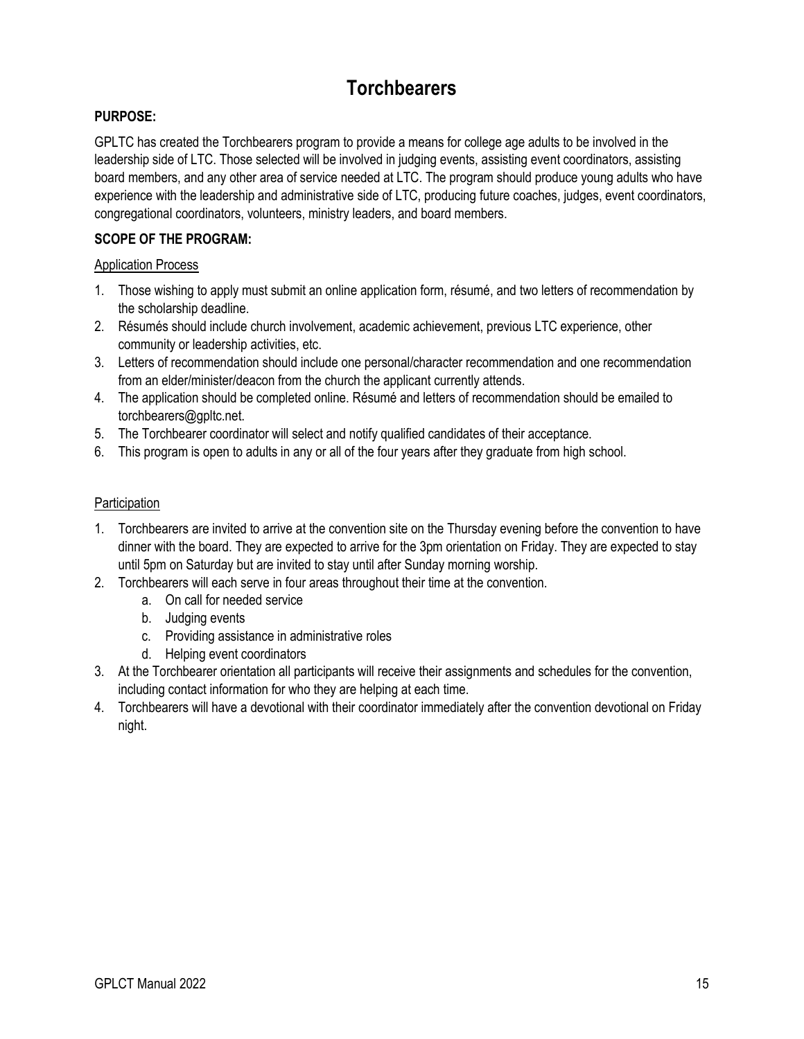# Torchbearers

**PURPOSE:**

GPLTC has created the Torchbearers program to provide a means for college age adults to be involved in the leadership side of LTC. Those selected will be involved in judging events, assisting event coordinators, assisting board members, and any other area of service needed at LTC. The program should produce young adults who have experience with the leadership and administrative side of LTC, producing future coaches, judges, event coordinators, congregational coordinators, volunteers, ministry leaders, and board members.

**SCOPE OF THE PROGRAM:**

Application Process

1. Those wishing to apply must submit an online application form, résumé, and two letters of recommendation by the scholarship deadline.
2. Résumés should include church involvement, academic achievement, previous LTC experience, other community or leadership activities, etc.
3. Letters of recommendation should include one personal/character recommendation and one recommendation from an elder/minister/deacon from the church the applicant currently attends.
4. The application should be completed online. Résumé and letters of recommendation should be emailed to torchbearers@gpltc.net.
5. The Torchbearer coordinator will select and notify qualified candidates of their acceptance.
6. This program is open to adults in any or all of the four years after they graduate from high school.

Participation

1. Torchbearers are invited to arrive at the convention site on the Thursday evening before the convention to have dinner with the board. They are expected to arrive for the 3pm orientation on Friday. They are expected to stay until 5pm on Saturday but are invited to stay until after Sunday morning worship.
2. Torchbearers will each serve in four areas throughout their time at the convention.
   a. On call for needed service
   b. Judging events
   c. Providing assistance in administrative roles
   d. Helping event coordinators
3. At the Torchbearer orientation all participants will receive their assignments and schedules for the convention, including contact information for who they are helping at each time.
4. Torchbearers will have a devotional with their coordinator immediately after the convention devotional on Friday night.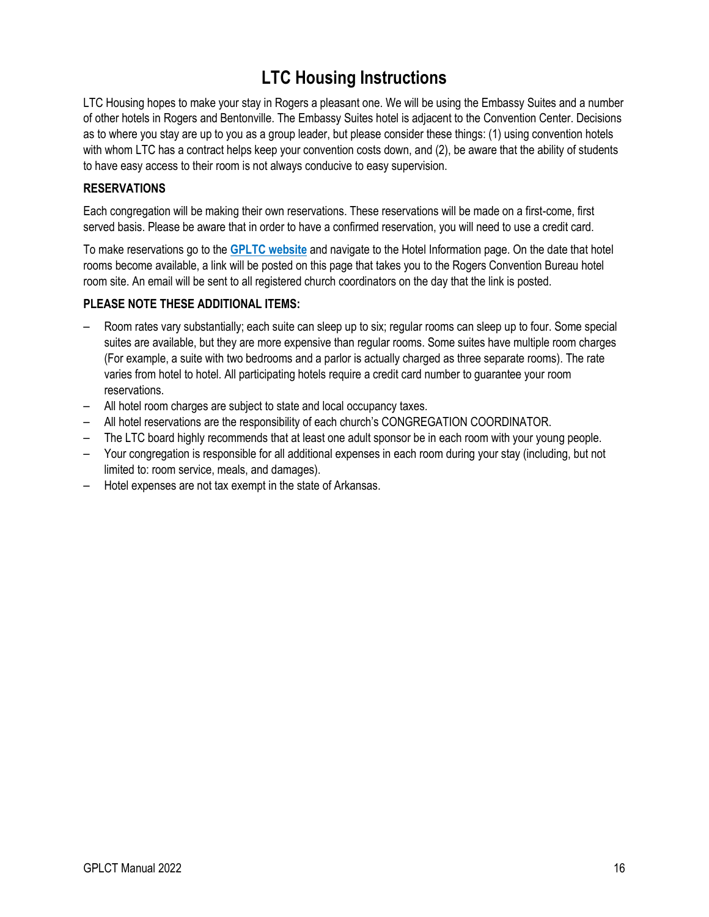# LTC Housing Instructions

LTC Housing hopes to make your stay in Rogers a pleasant one. We will be using the Embassy Suites and a number of other hotels in Rogers and Bentonville. The Embassy Suites hotel is adjacent to the Convention Center. Decisions as to where you stay are up to you as a group leader, but please consider these things: (1) using convention hotels with whom LTC has a contract helps keep your convention costs down, and (2), be aware that the ability of students to have easy access to their room is not always conducive to easy supervision.

**RESERVATIONS**

Each congregation will be making their own reservations. These reservations will be made on a first-come, first served basis. Please be aware that in order to have a confirmed reservation, you will need to use a credit card.

To make reservations go to the **GPLTC website** and navigate to the Hotel Information page. On the date that hotel rooms become available, a link will be posted on this page that takes you to the Rogers Convention Bureau hotel room site. An email will be sent to all registered church coordinators on the day that the link is posted.

**PLEASE NOTE THESE ADDITIONAL ITEMS:**

- Room rates vary substantially; each suite can sleep up to six; regular rooms can sleep up to four. Some special suites are available, but they are more expensive than regular rooms. Some suites have multiple room charges (For example, a suite with two bedrooms and a parlor is actually charged as three separate rooms). The rate varies from hotel to hotel. All participating hotels require a credit card number to guarantee your room reservations.
- All hotel room charges are subject to state and local occupancy taxes.
- All hotel reservations are the responsibility of each church's CONGREGATION COORDINATOR.
- The LTC board highly recommends that at least one adult sponsor be in each room with your young people.
- Your congregation is responsible for all additional expenses in each room during your stay (including, but not limited to: room service, meals, and damages).
- Hotel expenses are not tax exempt in the state of Arkansas.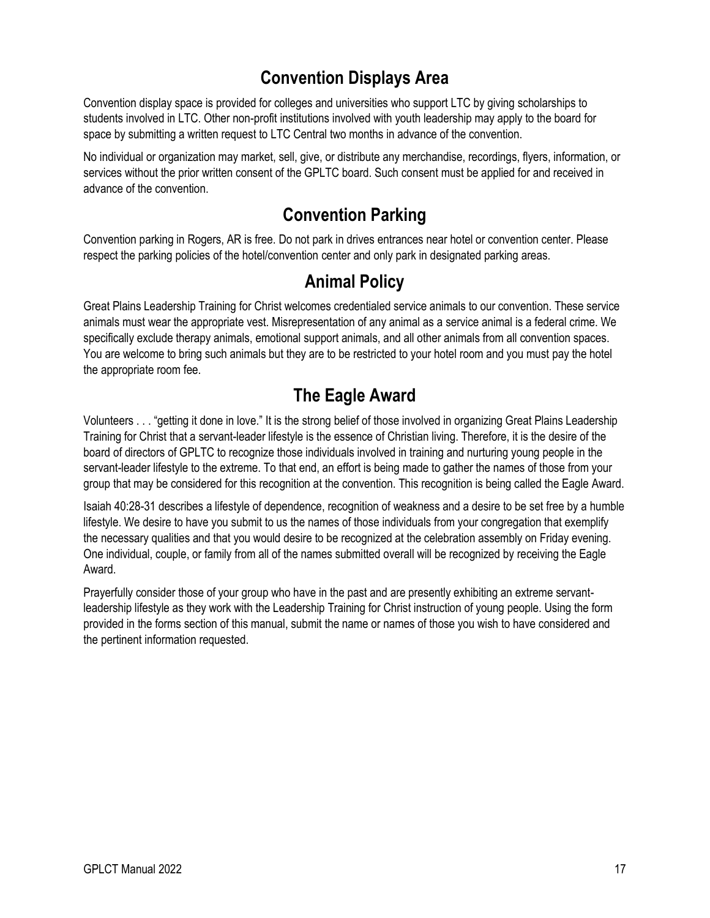## Convention Displays Area

Convention display space is provided for colleges and universities who support LTC by giving scholarships to students involved in LTC. Other non-profit institutions involved with youth leadership may apply to the board for space by submitting a written request to LTC Central two months in advance of the convention.

No individual or organization may market, sell, give, or distribute any merchandise, recordings, flyers, information, or services without the prior written consent of the GPLTC board. Such consent must be applied for and received in advance of the convention.

## Convention Parking

Convention parking in Rogers, AR is free. Do not park in drives entrances near hotel or convention center. Please respect the parking policies of the hotel/convention center and only park in designated parking areas.

## Animal Policy

Great Plains Leadership Training for Christ welcomes credentialed service animals to our convention. These service animals must wear the appropriate vest. Misrepresentation of any animal as a service animal is a federal crime. We specifically exclude therapy animals, emotional support animals, and all other animals from all convention spaces. You are welcome to bring such animals but they are to be restricted to your hotel room and you must pay the hotel the appropriate room fee.

## The Eagle Award

Volunteers . . . "getting it done in love." It is the strong belief of those involved in organizing Great Plains Leadership Training for Christ that a servant-leader lifestyle is the essence of Christian living. Therefore, it is the desire of the board of directors of GPLTC to recognize those individuals involved in training and nurturing young people in the servant-leader lifestyle to the extreme. To that end, an effort is being made to gather the names of those from your group that may be considered for this recognition at the convention. This recognition is being called the Eagle Award.

Isaiah 40:28-31 describes a lifestyle of dependence, recognition of weakness and a desire to be set free by a humble lifestyle. We desire to have you submit to us the names of those individuals from your congregation that exemplify the necessary qualities and that you would desire to be recognized at the celebration assembly on Friday evening. One individual, couple, or family from all of the names submitted overall will be recognized by receiving the Eagle Award.

Prayerfully consider those of your group who have in the past and are presently exhibiting an extreme servant-leadership lifestyle as they work with the Leadership Training for Christ instruction of young people. Using the form provided in the forms section of this manual, submit the name or names of those you wish to have considered and the pertinent information requested.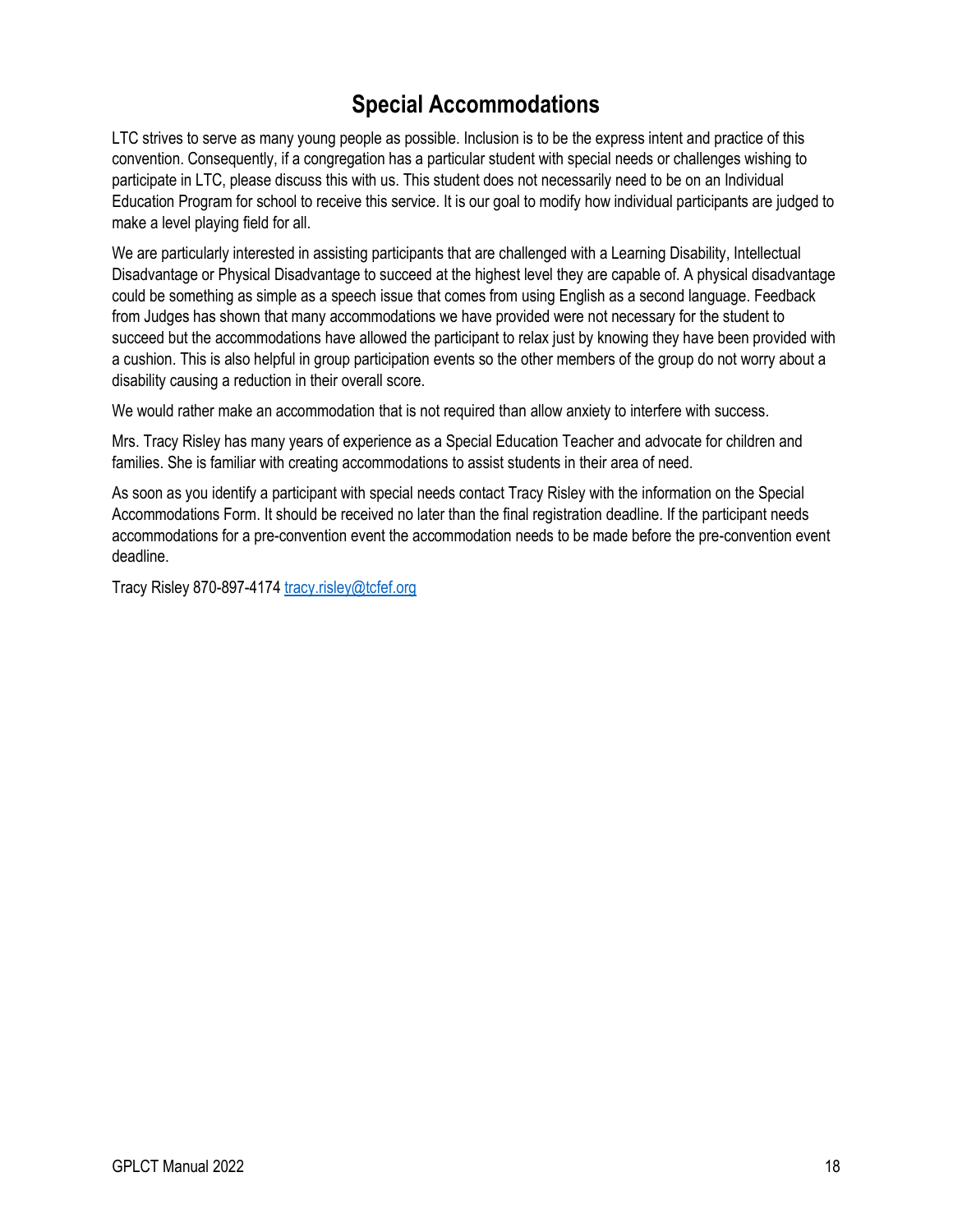# Special Accommodations

LTC strives to serve as many young people as possible. Inclusion is to be the express intent and practice of this convention. Consequently, if a congregation has a particular student with special needs or challenges wishing to participate in LTC, please discuss this with us. This student does not necessarily need to be on an Individual Education Program for school to receive this service. It is our goal to modify how individual participants are judged to make a level playing field for all.

We are particularly interested in assisting participants that are challenged with a Learning Disability, Intellectual Disadvantage or Physical Disadvantage to succeed at the highest level they are capable of. A physical disadvantage could be something as simple as a speech issue that comes from using English as a second language. Feedback from Judges has shown that many accommodations we have provided were not necessary for the student to succeed but the accommodations have allowed the participant to relax just by knowing they have been provided with a cushion. This is also helpful in group participation events so the other members of the group do not worry about a disability causing a reduction in their overall score.

We would rather make an accommodation that is not required than allow anxiety to interfere with success.

Mrs. Tracy Risley has many years of experience as a Special Education Teacher and advocate for children and families. She is familiar with creating accommodations to assist students in their area of need.

As soon as you identify a participant with special needs contact Tracy Risley with the information on the Special Accommodations Form. It should be received no later than the final registration deadline. If the participant needs accommodations for a pre-convention event the accommodation needs to be made before the pre-convention event deadline.

Tracy Risley 870-897-4174 tracy.risley@tcfef.org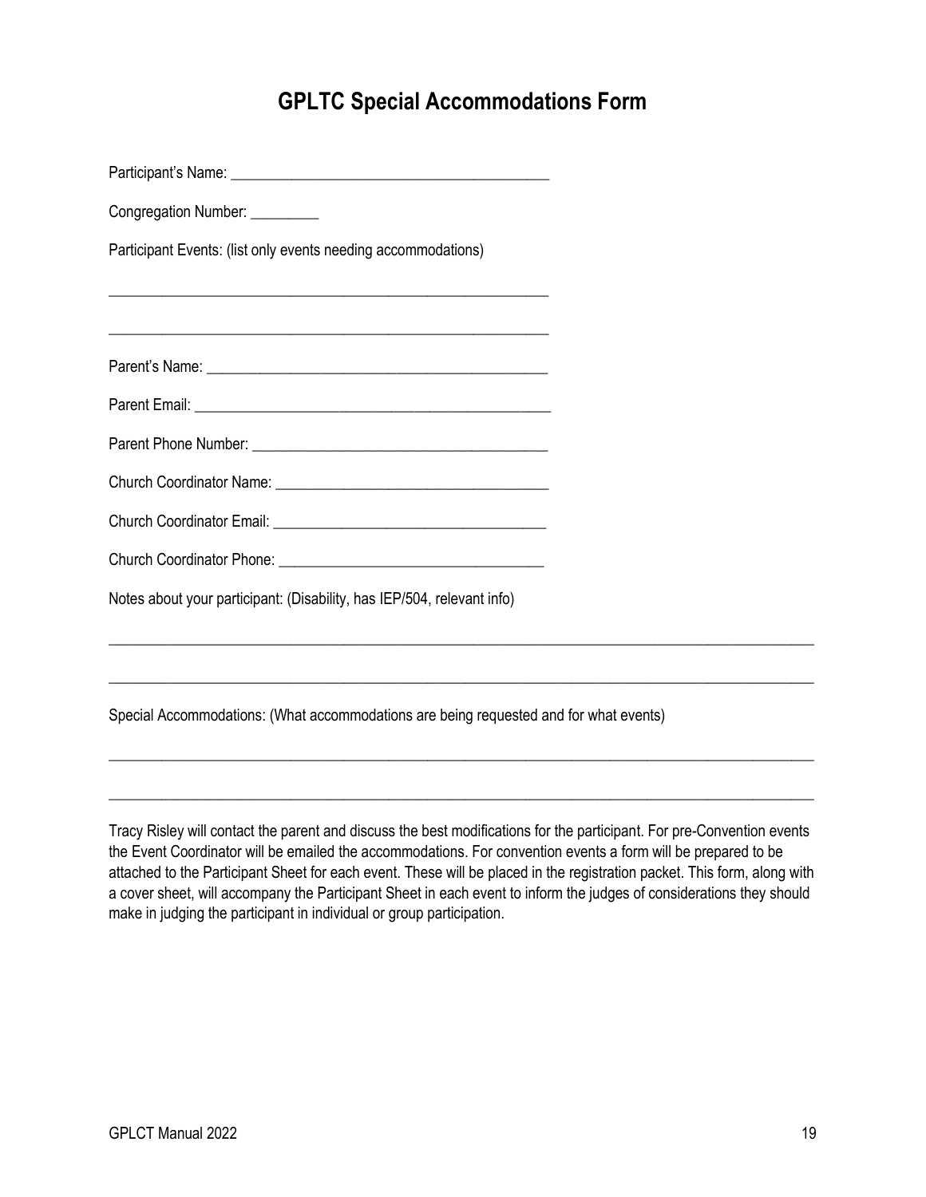# GPLTC Special Accommodations Form

Participant's Name: ___________________________________________

Congregation Number: _________

Participant Events: (list only events needing accommodations)

___________________________________________________________

___________________________________________________________

Parent's Name: _______________________________________________

Parent Email: ________________________________________________

Parent Phone Number: _________________________________________

Church Coordinator Name: _____________________________________

Church Coordinator Email: _____________________________________

Church Coordinator Phone: _____________________________________

Notes about your participant: (Disability, has IEP/504, relevant info)

_____________________________________________________________________________________________

_____________________________________________________________________________________________

Special Accommodations: (What accommodations are being requested and for what events)

_____________________________________________________________________________________________

_____________________________________________________________________________________________

Tracy Risley will contact the parent and discuss the best modifications for the participant. For pre-Convention events the Event Coordinator will be emailed the accommodations. For convention events a form will be prepared to be attached to the Participant Sheet for each event. These will be placed in the registration packet. This form, along with a cover sheet, will accompany the Participant Sheet in each event to inform the judges of considerations they should make in judging the participant in individual or group participation.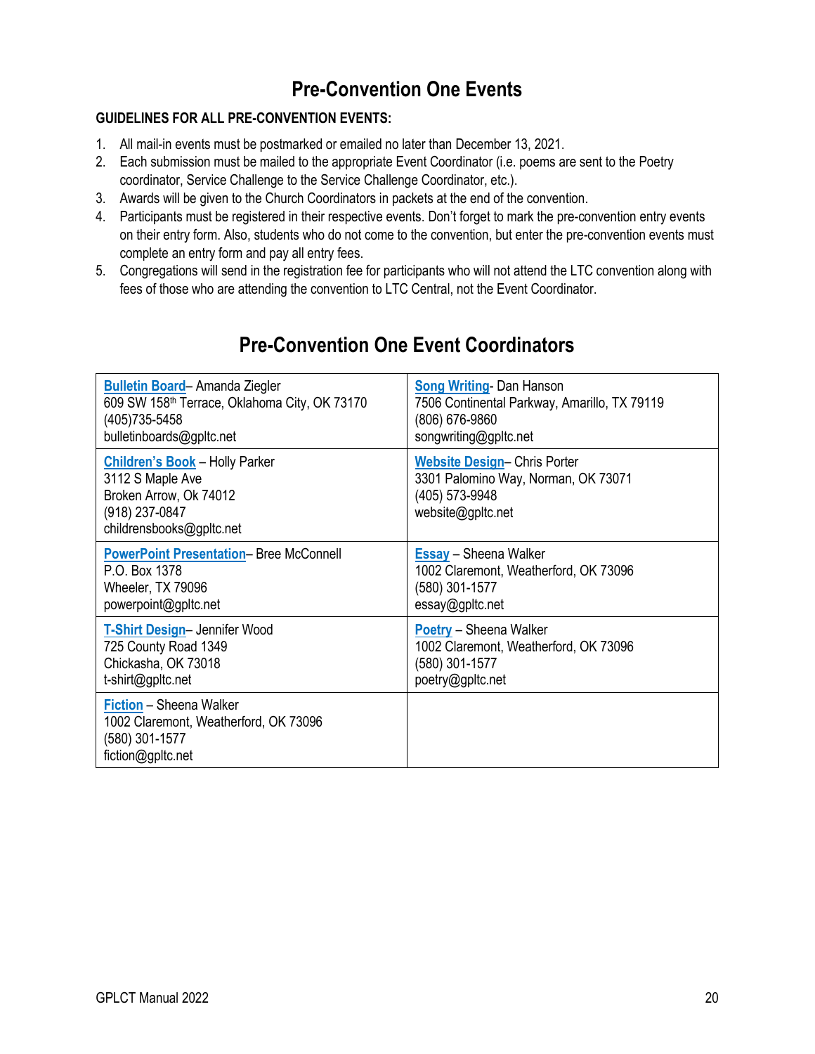# Pre-Convention One Events

**GUIDELINES FOR ALL PRE-CONVENTION EVENTS:**

1. All mail-in events must be postmarked or emailed no later than December 13, 2021.
2. Each submission must be mailed to the appropriate Event Coordinator (i.e. poems are sent to the Poetry coordinator, Service Challenge to the Service Challenge Coordinator, etc.).
3. Awards will be given to the Church Coordinators in packets at the end of the convention.
4. Participants must be registered in their respective events. Don't forget to mark the pre-convention entry events on their entry form. Also, students who do not come to the convention, but enter the pre-convention events must complete an entry form and pay all entry fees.
5. Congregations will send in the registration fee for participants who will not attend the LTC convention along with fees of those who are attending the convention to LTC Central, not the Event Coordinator.

# Pre-Convention One Event Coordinators

| | |
|---|---|
| **Bulletin Board**– Amanda Ziegler<br>609 SW 158th Terrace, Oklahoma City, OK 73170<br>(405)735-5458<br>bulletinboards@gpltc.net | **Song Writing**- Dan Hanson<br>7506 Continental Parkway, Amarillo, TX 79119<br>(806) 676-9860<br>songwriting@gpltc.net |
| **Children's Book** – Holly Parker<br>3112 S Maple Ave<br>Broken Arrow, Ok 74012<br>(918) 237-0847<br>childrensbooks@gpltc.net | **Website Design**– Chris Porter<br>3301 Palomino Way, Norman, OK 73071<br>(405) 573-9948<br>website@gpltc.net |
| **PowerPoint Presentation**– Bree McConnell<br>P.O. Box 1378<br>Wheeler, TX 79096<br>powerpoint@gpltc.net | **Essay** – Sheena Walker<br>1002 Claremont, Weatherford, OK 73096<br>(580) 301-1577<br>essay@gpltc.net |
| **T-Shirt Design**– Jennifer Wood<br>725 County Road 1349<br>Chickasha, OK 73018<br>t-shirt@gpltc.net | **Poetry** – Sheena Walker<br>1002 Claremont, Weatherford, OK 73096<br>(580) 301-1577<br>poetry@gpltc.net |
| **Fiction** – Sheena Walker<br>1002 Claremont, Weatherford, OK 73096<br>(580) 301-1577<br>fiction@gpltc.net | |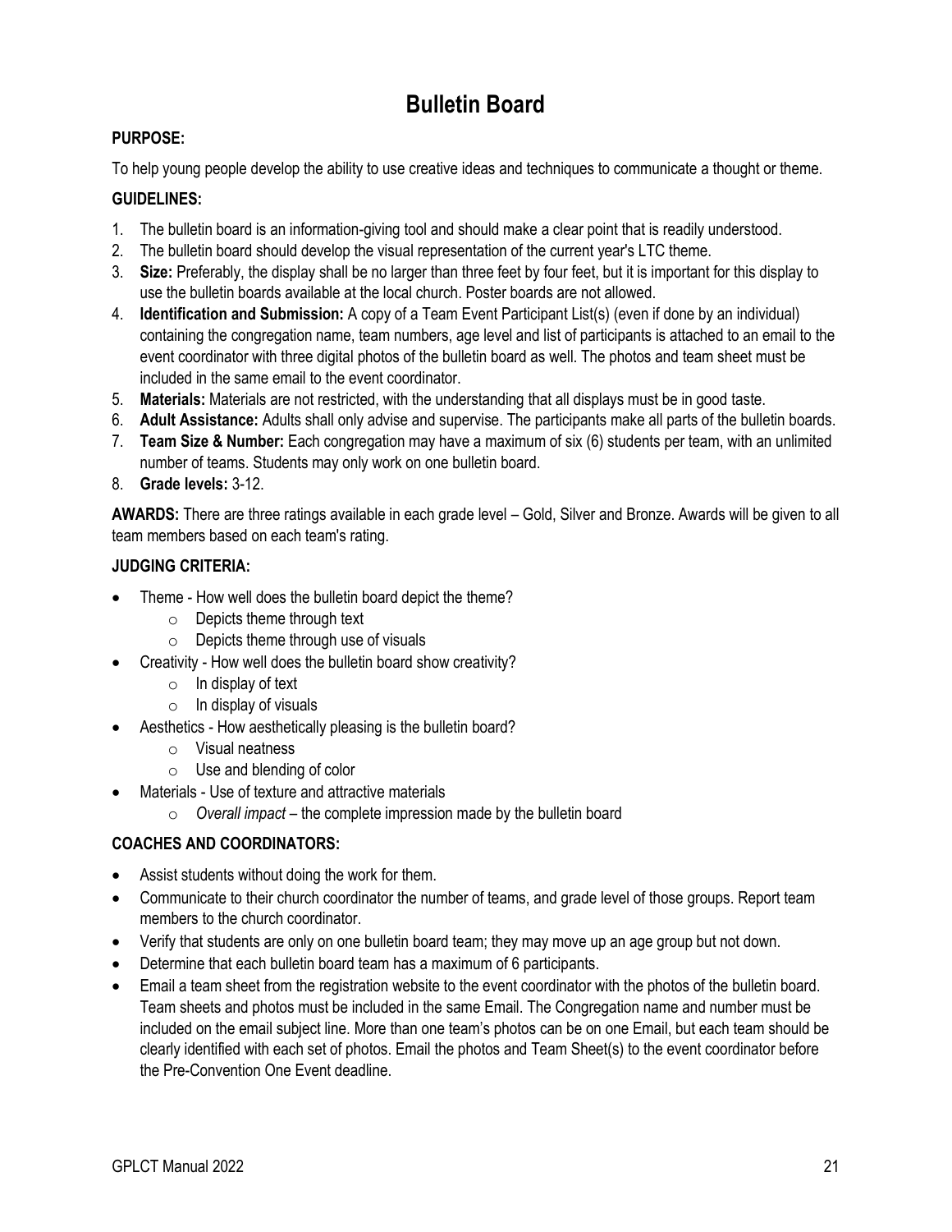# Bulletin Board

**PURPOSE:**

To help young people develop the ability to use creative ideas and techniques to communicate a thought or theme.

**GUIDELINES:**

1. The bulletin board is an information-giving tool and should make a clear point that is readily understood.
2. The bulletin board should develop the visual representation of the current year's LTC theme.
3. **Size:** Preferably, the display shall be no larger than three feet by four feet, but it is important for this display to use the bulletin boards available at the local church. Poster boards are not allowed.
4. **Identification and Submission:** A copy of a Team Event Participant List(s) (even if done by an individual) containing the congregation name, team numbers, age level and list of participants is attached to an email to the event coordinator with three digital photos of the bulletin board as well. The photos and team sheet must be included in the same email to the event coordinator.
5. **Materials:** Materials are not restricted, with the understanding that all displays must be in good taste.
6. **Adult Assistance:** Adults shall only advise and supervise. The participants make all parts of the bulletin boards.
7. **Team Size & Number:** Each congregation may have a maximum of six (6) students per team, with an unlimited number of teams. Students may only work on one bulletin board.
8. **Grade levels:** 3-12.

**AWARDS:** There are three ratings available in each grade level – Gold, Silver and Bronze. Awards will be given to all team members based on each team's rating.

**JUDGING CRITERIA:**

- Theme - How well does the bulletin board depict the theme?
  - Depicts theme through text
  - Depicts theme through use of visuals
- Creativity - How well does the bulletin board show creativity?
  - In display of text
  - In display of visuals
- Aesthetics - How aesthetically pleasing is the bulletin board?
  - Visual neatness
  - Use and blending of color
- Materials - Use of texture and attractive materials
  - *Overall impact* – the complete impression made by the bulletin board

**COACHES AND COORDINATORS:**

- Assist students without doing the work for them.
- Communicate to their church coordinator the number of teams, and grade level of those groups. Report team members to the church coordinator.
- Verify that students are only on one bulletin board team; they may move up an age group but not down.
- Determine that each bulletin board team has a maximum of 6 participants.
- Email a team sheet from the registration website to the event coordinator with the photos of the bulletin board. Team sheets and photos must be included in the same Email. The Congregation name and number must be included on the email subject line. More than one team's photos can be on one Email, but each team should be clearly identified with each set of photos. Email the photos and Team Sheet(s) to the event coordinator before the Pre-Convention One Event deadline.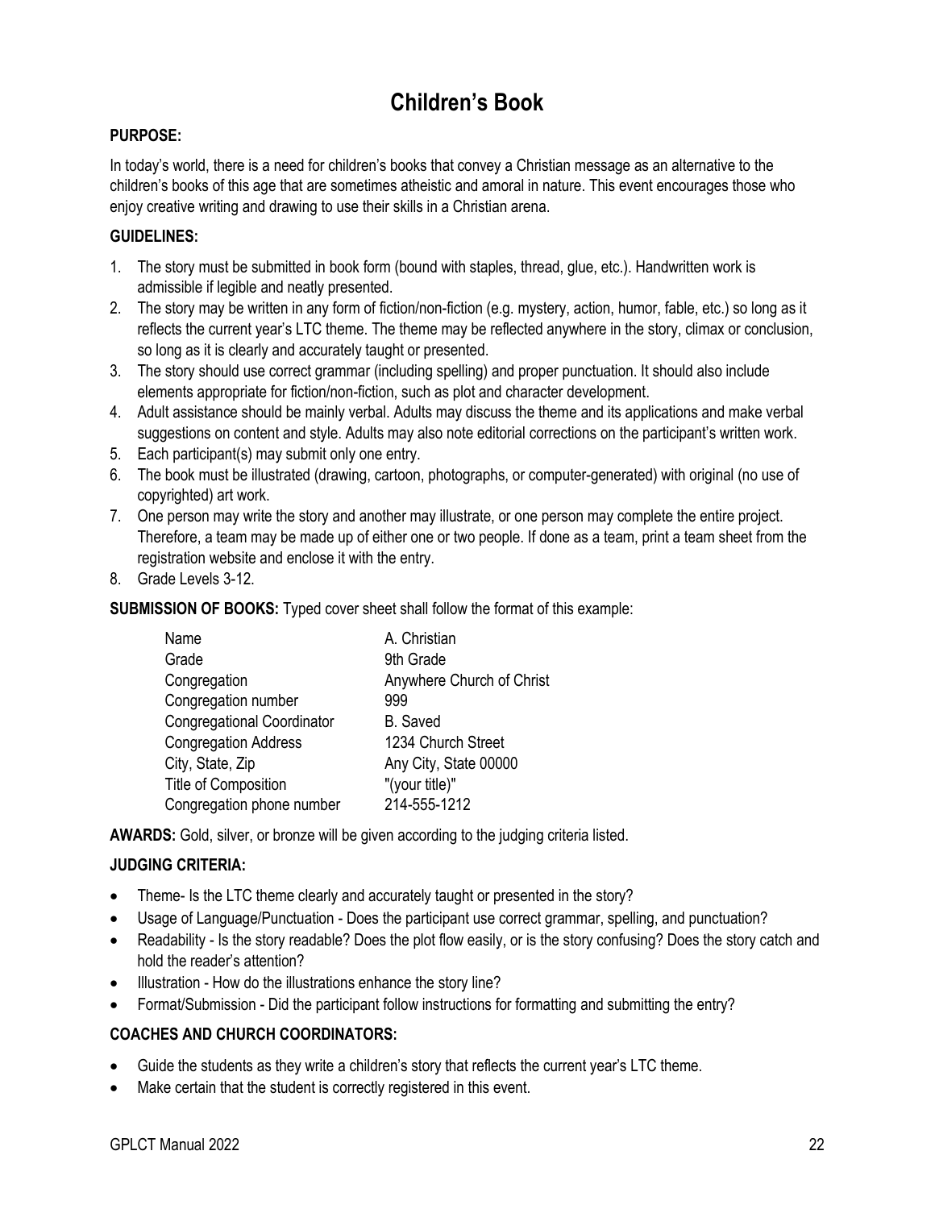# Children's Book

**PURPOSE:**

In today's world, there is a need for children's books that convey a Christian message as an alternative to the children's books of this age that are sometimes atheistic and amoral in nature. This event encourages those who enjoy creative writing and drawing to use their skills in a Christian arena.

**GUIDELINES:**

1. The story must be submitted in book form (bound with staples, thread, glue, etc.). Handwritten work is admissible if legible and neatly presented.
2. The story may be written in any form of fiction/non-fiction (e.g. mystery, action, humor, fable, etc.) so long as it reflects the current year's LTC theme. The theme may be reflected anywhere in the story, climax or conclusion, so long as it is clearly and accurately taught or presented.
3. The story should use correct grammar (including spelling) and proper punctuation. It should also include elements appropriate for fiction/non-fiction, such as plot and character development.
4. Adult assistance should be mainly verbal. Adults may discuss the theme and its applications and make verbal suggestions on content and style. Adults may also note editorial corrections on the participant's written work.
5. Each participant(s) may submit only one entry.
6. The book must be illustrated (drawing, cartoon, photographs, or computer-generated) with original (no use of copyrighted) art work.
7. One person may write the story and another may illustrate, or one person may complete the entire project. Therefore, a team may be made up of either one or two people. If done as a team, print a team sheet from the registration website and enclose it with the entry.
8. Grade Levels 3-12.

**SUBMISSION OF BOOKS:** Typed cover sheet shall follow the format of this example:

| | |
|---|---|
| Name | A. Christian |
| Grade | 9th Grade |
| Congregation | Anywhere Church of Christ |
| Congregation number | 999 |
| Congregational Coordinator | B. Saved |
| Congregation Address | 1234 Church Street |
| City, State, Zip | Any City, State 00000 |
| Title of Composition | "(your title)" |
| Congregation phone number | 214-555-1212 |

**AWARDS:** Gold, silver, or bronze will be given according to the judging criteria listed.

**JUDGING CRITERIA:**

- Theme- Is the LTC theme clearly and accurately taught or presented in the story?
- Usage of Language/Punctuation - Does the participant use correct grammar, spelling, and punctuation?
- Readability - Is the story readable? Does the plot flow easily, or is the story confusing? Does the story catch and hold the reader's attention?
- Illustration - How do the illustrations enhance the story line?
- Format/Submission - Did the participant follow instructions for formatting and submitting the entry?

**COACHES AND CHURCH COORDINATORS:**

- Guide the students as they write a children's story that reflects the current year's LTC theme.
- Make certain that the student is correctly registered in this event.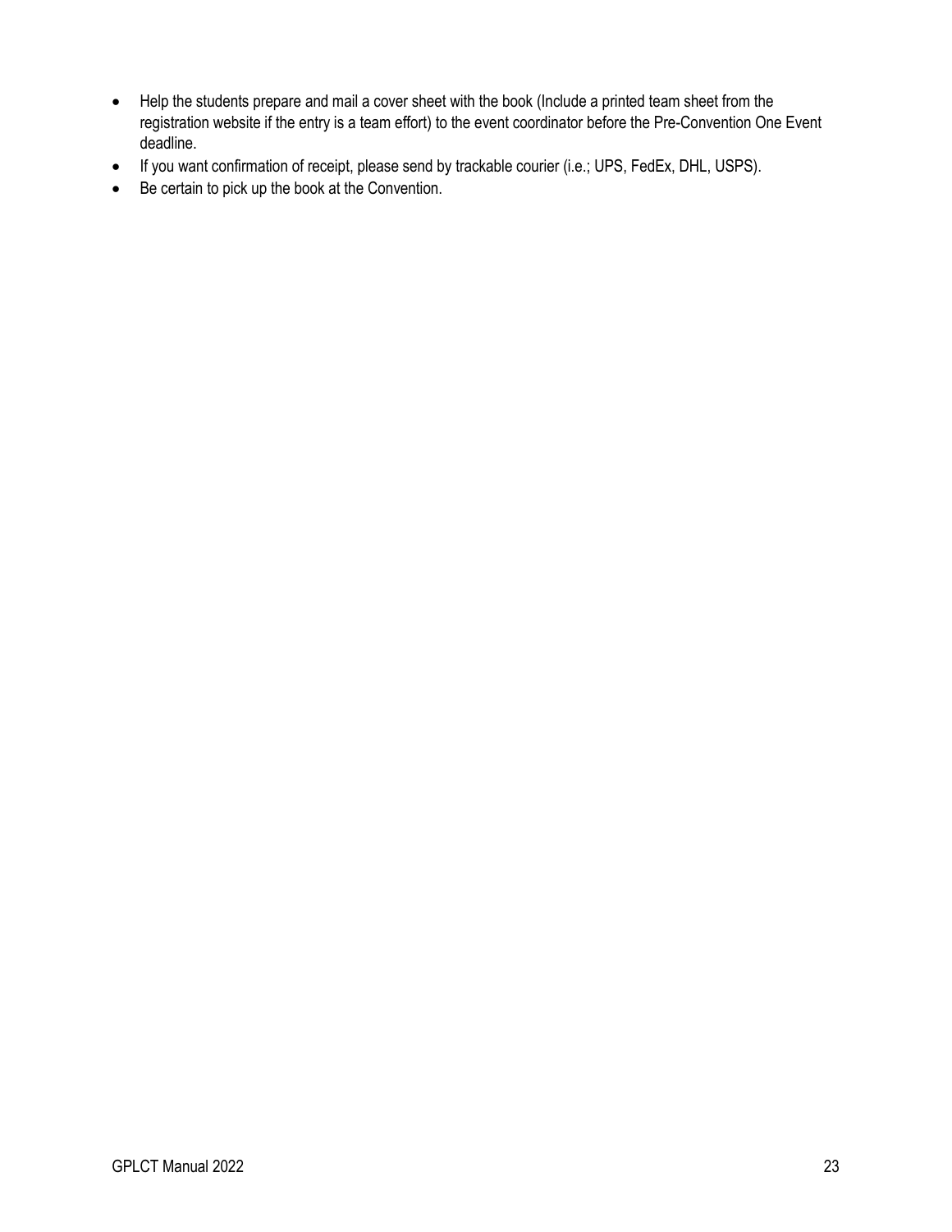- Help the students prepare and mail a cover sheet with the book (Include a printed team sheet from the registration website if the entry is a team effort) to the event coordinator before the Pre-Convention One Event deadline.
- If you want confirmation of receipt, please send by trackable courier (i.e.; UPS, FedEx, DHL, USPS).
- Be certain to pick up the book at the Convention.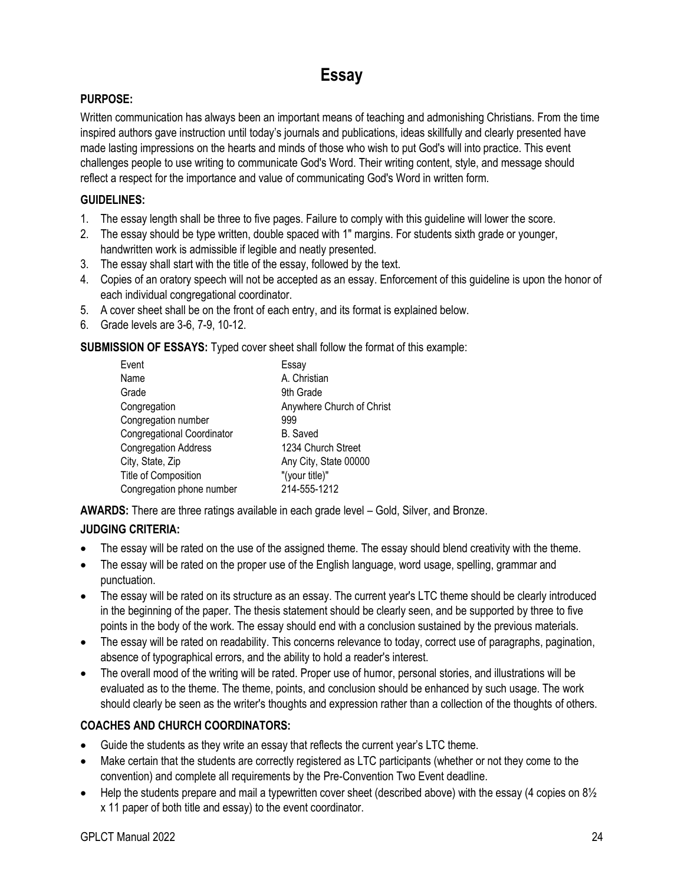# Essay

**PURPOSE:**

Written communication has always been an important means of teaching and admonishing Christians. From the time inspired authors gave instruction until today's journals and publications, ideas skillfully and clearly presented have made lasting impressions on the hearts and minds of those who wish to put God's will into practice. This event challenges people to use writing to communicate God's Word. Their writing content, style, and message should reflect a respect for the importance and value of communicating God's Word in written form.

**GUIDELINES:**

1. The essay length shall be three to five pages. Failure to comply with this guideline will lower the score.
2. The essay should be type written, double spaced with 1" margins. For students sixth grade or younger, handwritten work is admissible if legible and neatly presented.
3. The essay shall start with the title of the essay, followed by the text.
4. Copies of an oratory speech will not be accepted as an essay. Enforcement of this guideline is upon the honor of each individual congregational coordinator.
5. A cover sheet shall be on the front of each entry, and its format is explained below.
6. Grade levels are 3-6, 7-9, 10-12.

**SUBMISSION OF ESSAYS:** Typed cover sheet shall follow the format of this example:

| | |
|---|---|
| Event | Essay |
| Name | A. Christian |
| Grade | 9th Grade |
| Congregation | Anywhere Church of Christ |
| Congregation number | 999 |
| Congregational Coordinator | B. Saved |
| Congregation Address | 1234 Church Street |
| City, State, Zip | Any City, State 00000 |
| Title of Composition | "(your title)" |
| Congregation phone number | 214-555-1212 |

**AWARDS:** There are three ratings available in each grade level – Gold, Silver, and Bronze.

**JUDGING CRITERIA:**

- The essay will be rated on the use of the assigned theme. The essay should blend creativity with the theme.
- The essay will be rated on the proper use of the English language, word usage, spelling, grammar and punctuation.
- The essay will be rated on its structure as an essay. The current year's LTC theme should be clearly introduced in the beginning of the paper. The thesis statement should be clearly seen, and be supported by three to five points in the body of the work. The essay should end with a conclusion sustained by the previous materials.
- The essay will be rated on readability. This concerns relevance to today, correct use of paragraphs, pagination, absence of typographical errors, and the ability to hold a reader's interest.
- The overall mood of the writing will be rated. Proper use of humor, personal stories, and illustrations will be evaluated as to the theme. The theme, points, and conclusion should be enhanced by such usage. The work should clearly be seen as the writer's thoughts and expression rather than a collection of the thoughts of others.

**COACHES AND CHURCH COORDINATORS:**

- Guide the students as they write an essay that reflects the current year's LTC theme.
- Make certain that the students are correctly registered as LTC participants (whether or not they come to the convention) and complete all requirements by the Pre-Convention Two Event deadline.
- Help the students prepare and mail a typewritten cover sheet (described above) with the essay (4 copies on 8½ x 11 paper of both title and essay) to the event coordinator.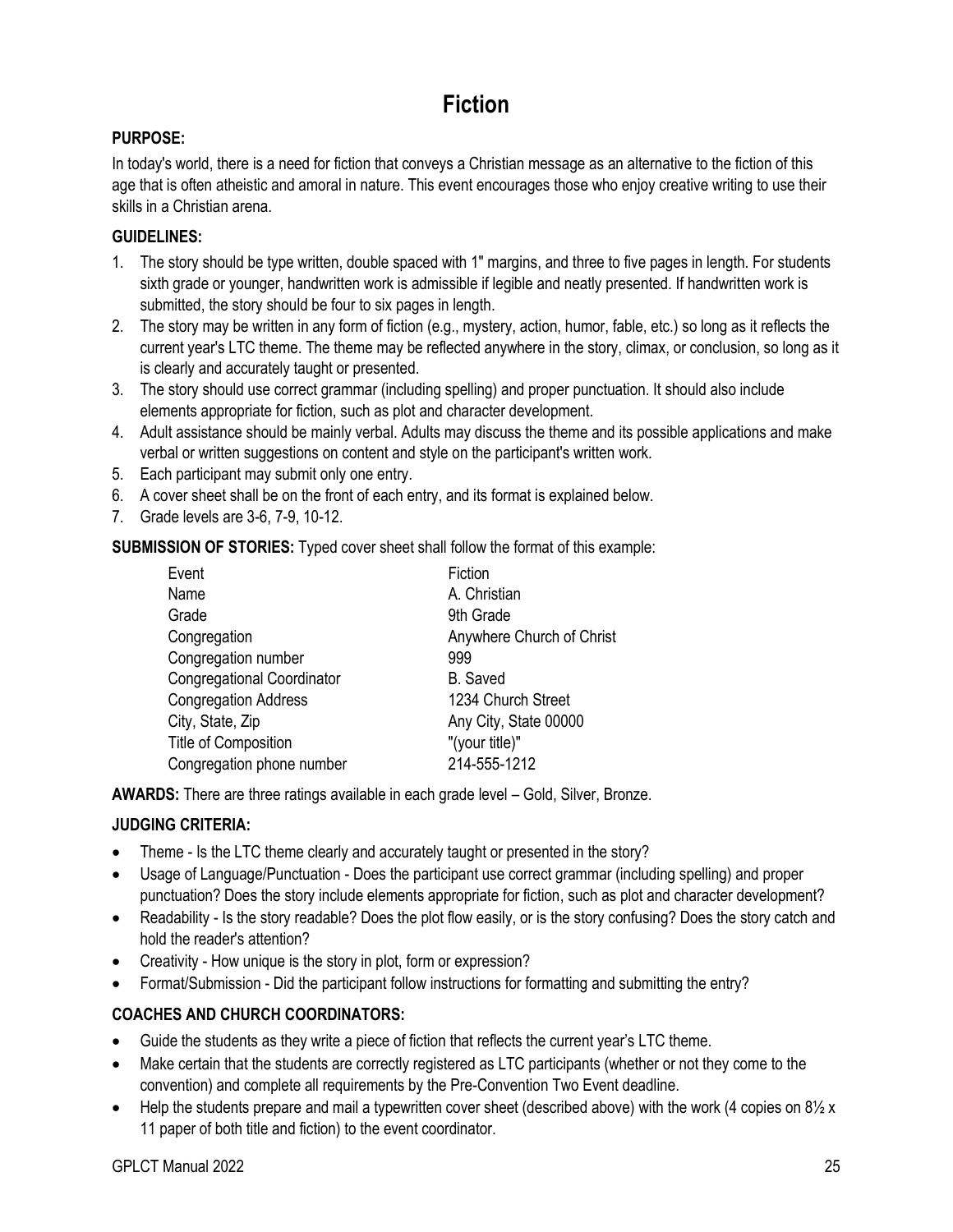# Fiction

**PURPOSE:**

In today's world, there is a need for fiction that conveys a Christian message as an alternative to the fiction of this age that is often atheistic and amoral in nature. This event encourages those who enjoy creative writing to use their skills in a Christian arena.

**GUIDELINES:**

1. The story should be type written, double spaced with 1" margins, and three to five pages in length. For students sixth grade or younger, handwritten work is admissible if legible and neatly presented. If handwritten work is submitted, the story should be four to six pages in length.
2. The story may be written in any form of fiction (e.g., mystery, action, humor, fable, etc.) so long as it reflects the current year's LTC theme. The theme may be reflected anywhere in the story, climax, or conclusion, so long as it is clearly and accurately taught or presented.
3. The story should use correct grammar (including spelling) and proper punctuation. It should also include elements appropriate for fiction, such as plot and character development.
4. Adult assistance should be mainly verbal. Adults may discuss the theme and its possible applications and make verbal or written suggestions on content and style on the participant's written work.
5. Each participant may submit only one entry.
6. A cover sheet shall be on the front of each entry, and its format is explained below.
7. Grade levels are 3-6, 7-9, 10-12.

**SUBMISSION OF STORIES:** Typed cover sheet shall follow the format of this example:

| | |
|---|---|
| Event | Fiction |
| Name | A. Christian |
| Grade | 9th Grade |
| Congregation | Anywhere Church of Christ |
| Congregation number | 999 |
| Congregational Coordinator | B. Saved |
| Congregation Address | 1234 Church Street |
| City, State, Zip | Any City, State 00000 |
| Title of Composition | "(your title)" |
| Congregation phone number | 214-555-1212 |

**AWARDS:** There are three ratings available in each grade level – Gold, Silver, Bronze.

**JUDGING CRITERIA:**

- Theme - Is the LTC theme clearly and accurately taught or presented in the story?
- Usage of Language/Punctuation - Does the participant use correct grammar (including spelling) and proper punctuation? Does the story include elements appropriate for fiction, such as plot and character development?
- Readability - Is the story readable? Does the plot flow easily, or is the story confusing? Does the story catch and hold the reader's attention?
- Creativity - How unique is the story in plot, form or expression?
- Format/Submission - Did the participant follow instructions for formatting and submitting the entry?

**COACHES AND CHURCH COORDINATORS:**

- Guide the students as they write a piece of fiction that reflects the current year's LTC theme.
- Make certain that the students are correctly registered as LTC participants (whether or not they come to the convention) and complete all requirements by the Pre-Convention Two Event deadline.
- Help the students prepare and mail a typewritten cover sheet (described above) with the work (4 copies on 8½ x 11 paper of both title and fiction) to the event coordinator.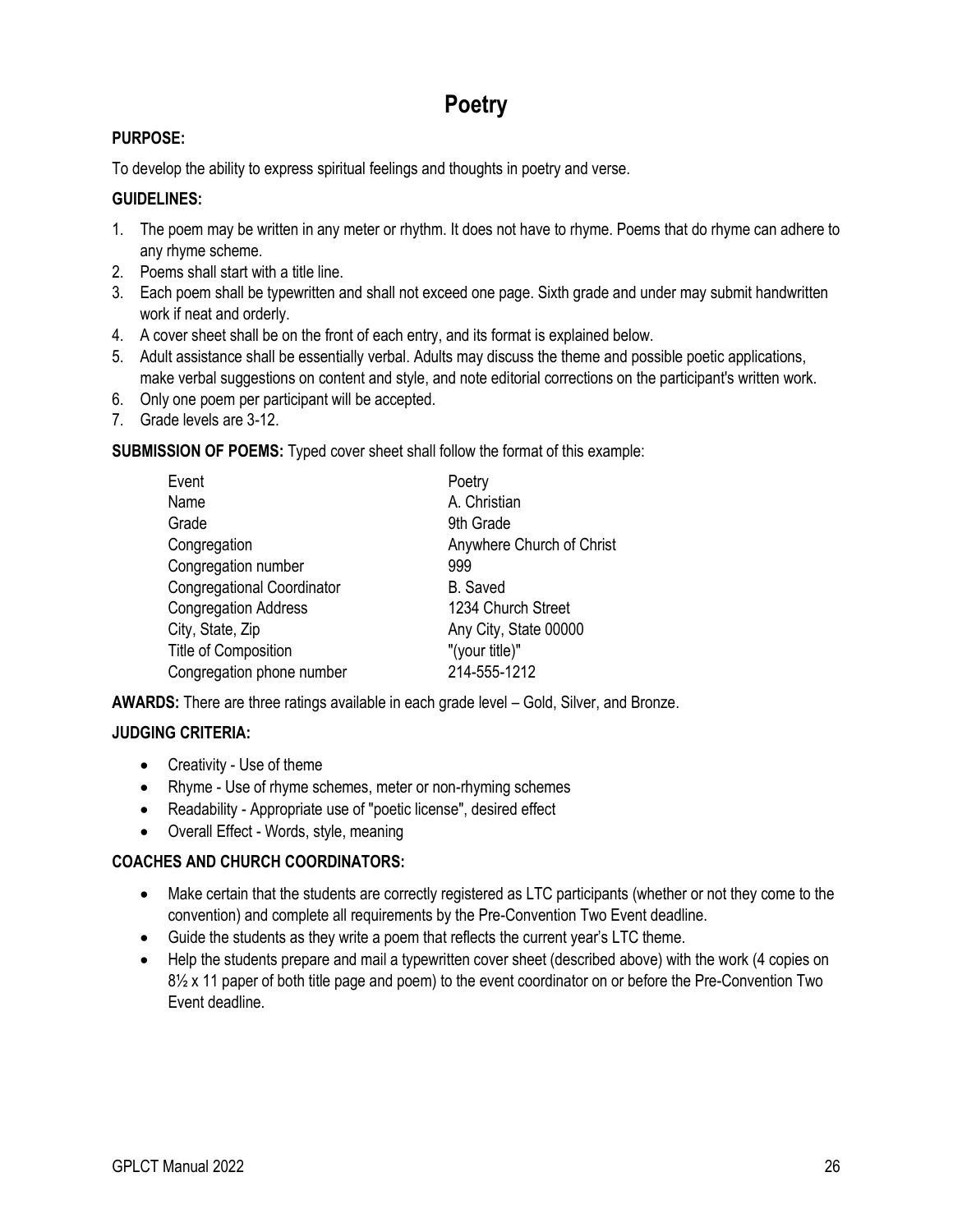# Poetry

**PURPOSE:**

To develop the ability to express spiritual feelings and thoughts in poetry and verse.

**GUIDELINES:**

1. The poem may be written in any meter or rhythm. It does not have to rhyme. Poems that do rhyme can adhere to any rhyme scheme.
2. Poems shall start with a title line.
3. Each poem shall be typewritten and shall not exceed one page. Sixth grade and under may submit handwritten work if neat and orderly.
4. A cover sheet shall be on the front of each entry, and its format is explained below.
5. Adult assistance shall be essentially verbal. Adults may discuss the theme and possible poetic applications, make verbal suggestions on content and style, and note editorial corrections on the participant's written work.
6. Only one poem per participant will be accepted.
7. Grade levels are 3-12.

**SUBMISSION OF POEMS:** Typed cover sheet shall follow the format of this example:

| | |
|---|---|
| Event | Poetry |
| Name | A. Christian |
| Grade | 9th Grade |
| Congregation | Anywhere Church of Christ |
| Congregation number | 999 |
| Congregational Coordinator | B. Saved |
| Congregation Address | 1234 Church Street |
| City, State, Zip | Any City, State 00000 |
| Title of Composition | "(your title)" |
| Congregation phone number | 214-555-1212 |

**AWARDS:** There are three ratings available in each grade level – Gold, Silver, and Bronze.

**JUDGING CRITERIA:**

- Creativity - Use of theme
- Rhyme - Use of rhyme schemes, meter or non-rhyming schemes
- Readability - Appropriate use of "poetic license", desired effect
- Overall Effect - Words, style, meaning

**COACHES AND CHURCH COORDINATORS:**

- Make certain that the students are correctly registered as LTC participants (whether or not they come to the convention) and complete all requirements by the Pre-Convention Two Event deadline.
- Guide the students as they write a poem that reflects the current year's LTC theme.
- Help the students prepare and mail a typewritten cover sheet (described above) with the work (4 copies on 8½ x 11 paper of both title page and poem) to the event coordinator on or before the Pre-Convention Two Event deadline.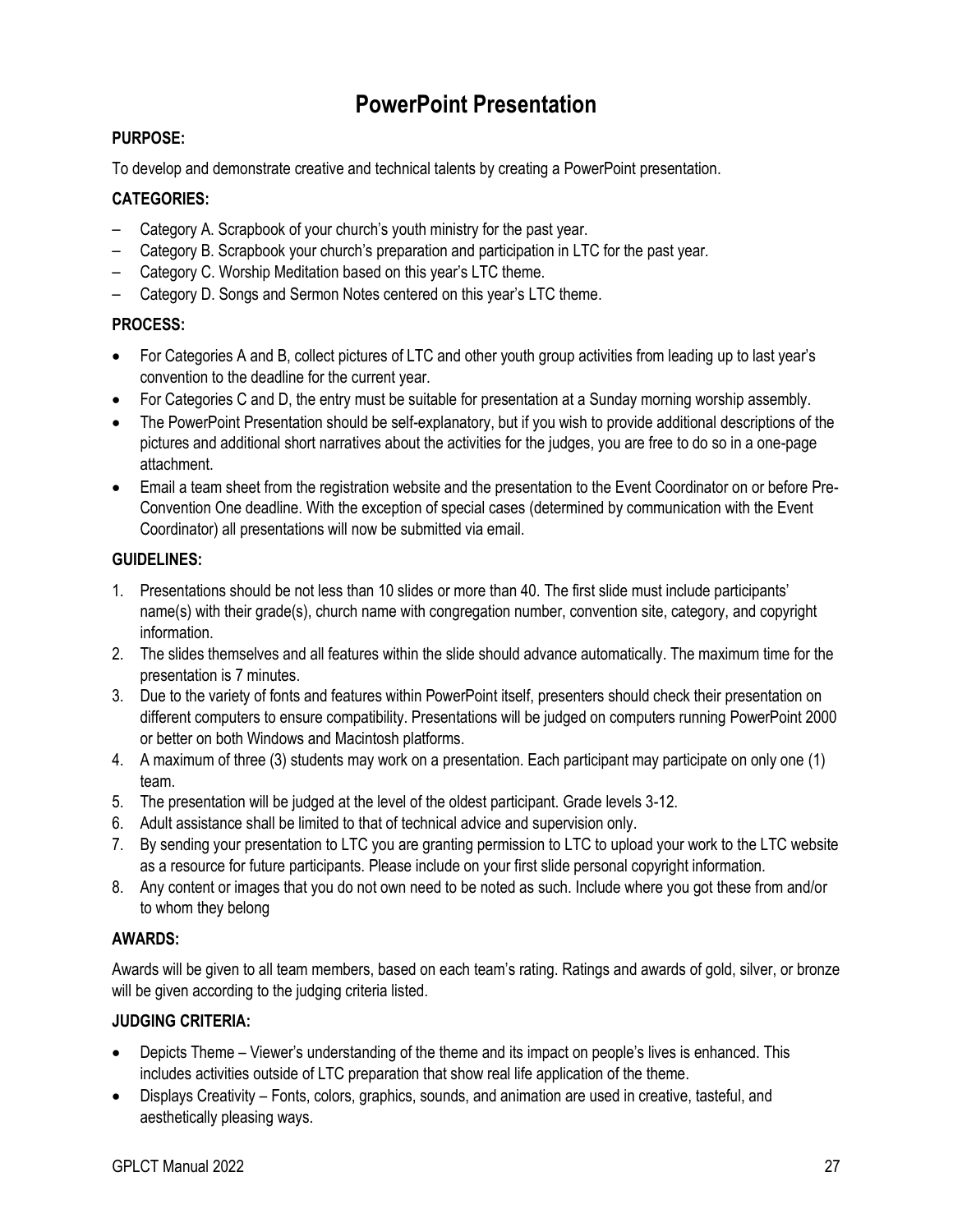# PowerPoint Presentation

**PURPOSE:**

To develop and demonstrate creative and technical talents by creating a PowerPoint presentation.

**CATEGORIES:**

– Category A. Scrapbook of your church's youth ministry for the past year.
– Category B. Scrapbook your church's preparation and participation in LTC for the past year.
– Category C. Worship Meditation based on this year's LTC theme.
– Category D. Songs and Sermon Notes centered on this year's LTC theme.

**PROCESS:**

- For Categories A and B, collect pictures of LTC and other youth group activities from leading up to last year's convention to the deadline for the current year.
- For Categories C and D, the entry must be suitable for presentation at a Sunday morning worship assembly.
- The PowerPoint Presentation should be self-explanatory, but if you wish to provide additional descriptions of the pictures and additional short narratives about the activities for the judges, you are free to do so in a one-page attachment.
- Email a team sheet from the registration website and the presentation to the Event Coordinator on or before Pre-Convention One deadline. With the exception of special cases (determined by communication with the Event Coordinator) all presentations will now be submitted via email.

**GUIDELINES:**

1. Presentations should be not less than 10 slides or more than 40. The first slide must include participants' name(s) with their grade(s), church name with congregation number, convention site, category, and copyright information.
2. The slides themselves and all features within the slide should advance automatically. The maximum time for the presentation is 7 minutes.
3. Due to the variety of fonts and features within PowerPoint itself, presenters should check their presentation on different computers to ensure compatibility. Presentations will be judged on computers running PowerPoint 2000 or better on both Windows and Macintosh platforms.
4. A maximum of three (3) students may work on a presentation. Each participant may participate on only one (1) team.
5. The presentation will be judged at the level of the oldest participant. Grade levels 3-12.
6. Adult assistance shall be limited to that of technical advice and supervision only.
7. By sending your presentation to LTC you are granting permission to LTC to upload your work to the LTC website as a resource for future participants. Please include on your first slide personal copyright information.
8. Any content or images that you do not own need to be noted as such. Include where you got these from and/or to whom they belong

**AWARDS:**

Awards will be given to all team members, based on each team's rating. Ratings and awards of gold, silver, or bronze will be given according to the judging criteria listed.

**JUDGING CRITERIA:**

- Depicts Theme – Viewer's understanding of the theme and its impact on people's lives is enhanced. This includes activities outside of LTC preparation that show real life application of the theme.
- Displays Creativity – Fonts, colors, graphics, sounds, and animation are used in creative, tasteful, and aesthetically pleasing ways.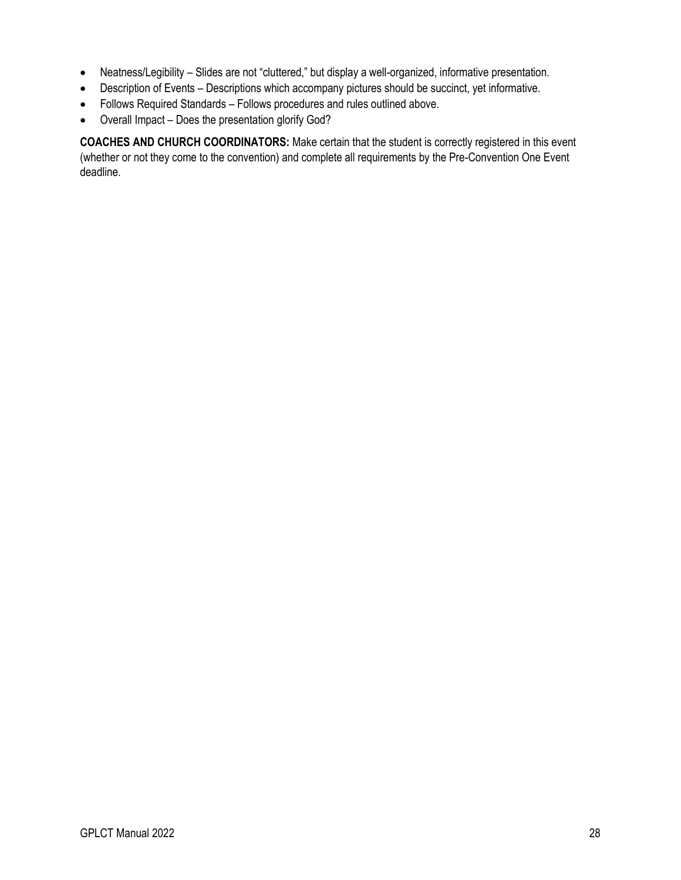- Neatness/Legibility – Slides are not "cluttered," but display a well-organized, informative presentation.
- Description of Events – Descriptions which accompany pictures should be succinct, yet informative.
- Follows Required Standards – Follows procedures and rules outlined above.
- Overall Impact – Does the presentation glorify God?

**COACHES AND CHURCH COORDINATORS:** Make certain that the student is correctly registered in this event (whether or not they come to the convention) and complete all requirements by the Pre-Convention One Event deadline.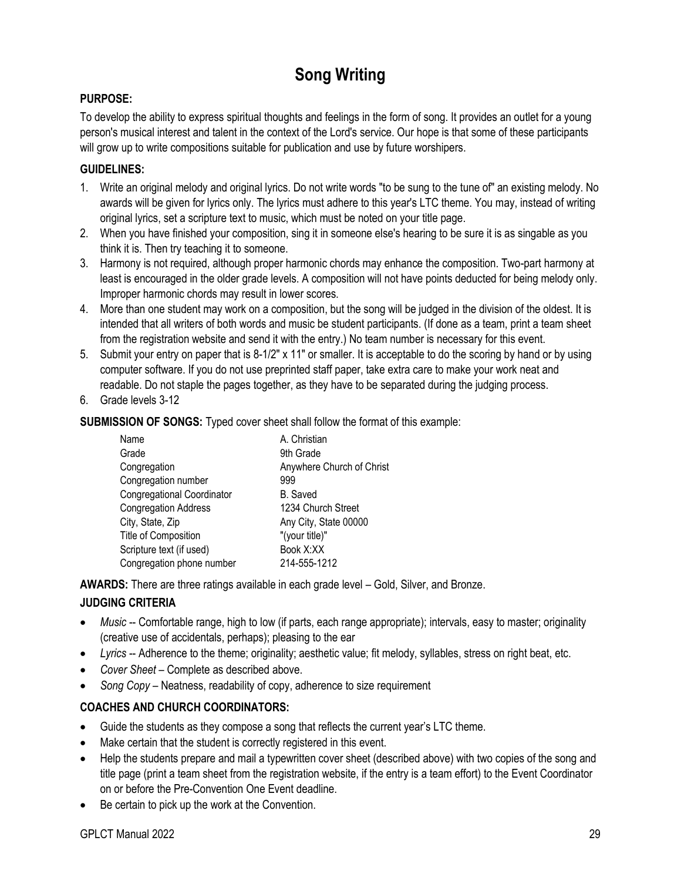# Song Writing

**PURPOSE:**

To develop the ability to express spiritual thoughts and feelings in the form of song. It provides an outlet for a young person's musical interest and talent in the context of the Lord's service. Our hope is that some of these participants will grow up to write compositions suitable for publication and use by future worshipers.

**GUIDELINES:**

1. Write an original melody and original lyrics. Do not write words "to be sung to the tune of" an existing melody. No awards will be given for lyrics only. The lyrics must adhere to this year's LTC theme. You may, instead of writing original lyrics, set a scripture text to music, which must be noted on your title page.
2. When you have finished your composition, sing it in someone else's hearing to be sure it is as singable as you think it is. Then try teaching it to someone.
3. Harmony is not required, although proper harmonic chords may enhance the composition. Two-part harmony at least is encouraged in the older grade levels. A composition will not have points deducted for being melody only. Improper harmonic chords may result in lower scores.
4. More than one student may work on a composition, but the song will be judged in the division of the oldest. It is intended that all writers of both words and music be student participants. (If done as a team, print a team sheet from the registration website and send it with the entry.) No team number is necessary for this event.
5. Submit your entry on paper that is 8-1/2" x 11" or smaller. It is acceptable to do the scoring by hand or by using computer software. If you do not use preprinted staff paper, take extra care to make your work neat and readable. Do not staple the pages together, as they have to be separated during the judging process.
6. Grade levels 3-12

**SUBMISSION OF SONGS:** Typed cover sheet shall follow the format of this example:

| | |
|---|---|
| Name | A. Christian |
| Grade | 9th Grade |
| Congregation | Anywhere Church of Christ |
| Congregation number | 999 |
| Congregational Coordinator | B. Saved |
| Congregation Address | 1234 Church Street |
| City, State, Zip | Any City, State 00000 |
| Title of Composition | "(your title)" |
| Scripture text (if used) | Book X:XX |
| Congregation phone number | 214-555-1212 |

**AWARDS:** There are three ratings available in each grade level – Gold, Silver, and Bronze.

**JUDGING CRITERIA**

- *Music* -- Comfortable range, high to low (if parts, each range appropriate); intervals, easy to master; originality (creative use of accidentals, perhaps); pleasing to the ear
- *Lyrics* -- Adherence to the theme; originality; aesthetic value; fit melody, syllables, stress on right beat, etc.
- *Cover Sheet* – Complete as described above.
- *Song Copy* – Neatness, readability of copy, adherence to size requirement

**COACHES AND CHURCH COORDINATORS:**

- Guide the students as they compose a song that reflects the current year's LTC theme.
- Make certain that the student is correctly registered in this event.
- Help the students prepare and mail a typewritten cover sheet (described above) with two copies of the song and title page (print a team sheet from the registration website, if the entry is a team effort) to the Event Coordinator on or before the Pre-Convention One Event deadline.
- Be certain to pick up the work at the Convention.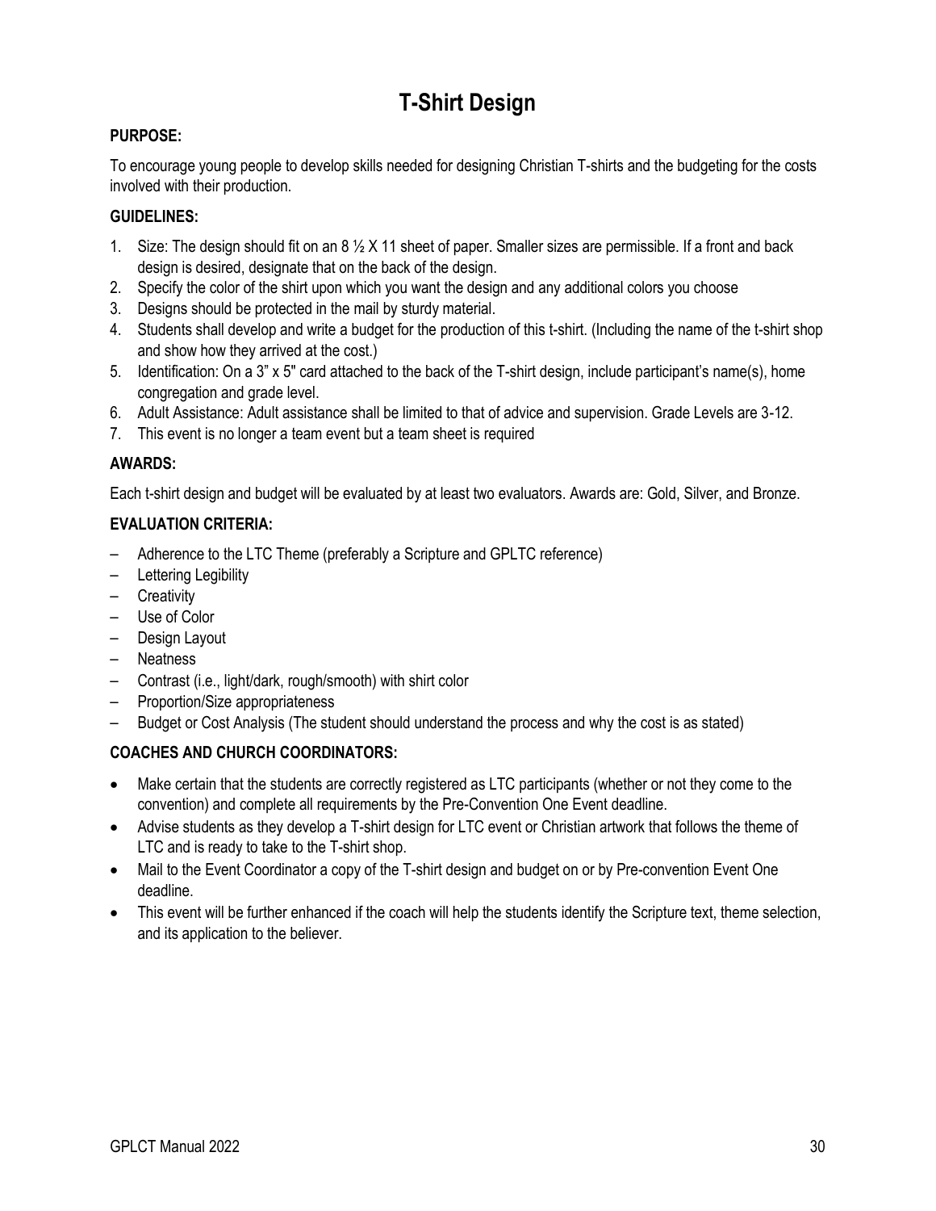# T-Shirt Design

**PURPOSE:**

To encourage young people to develop skills needed for designing Christian T-shirts and the budgeting for the costs involved with their production.

**GUIDELINES:**

1. Size: The design should fit on an 8 ½ X 11 sheet of paper. Smaller sizes are permissible. If a front and back design is desired, designate that on the back of the design.
2. Specify the color of the shirt upon which you want the design and any additional colors you choose
3. Designs should be protected in the mail by sturdy material.
4. Students shall develop and write a budget for the production of this t-shirt. (Including the name of the t-shirt shop and show how they arrived at the cost.)
5. Identification: On a 3" x 5" card attached to the back of the T-shirt design, include participant's name(s), home congregation and grade level.
6. Adult Assistance: Adult assistance shall be limited to that of advice and supervision. Grade Levels are 3-12.
7. This event is no longer a team event but a team sheet is required

**AWARDS:**

Each t-shirt design and budget will be evaluated by at least two evaluators. Awards are: Gold, Silver, and Bronze.

**EVALUATION CRITERIA:**

- Adherence to the LTC Theme (preferably a Scripture and GPLTC reference)
- Lettering Legibility
- Creativity
- Use of Color
- Design Layout
- Neatness
- Contrast (i.e., light/dark, rough/smooth) with shirt color
- Proportion/Size appropriateness
- Budget or Cost Analysis (The student should understand the process and why the cost is as stated)

**COACHES AND CHURCH COORDINATORS:**

- Make certain that the students are correctly registered as LTC participants (whether or not they come to the convention) and complete all requirements by the Pre-Convention One Event deadline.
- Advise students as they develop a T-shirt design for LTC event or Christian artwork that follows the theme of LTC and is ready to take to the T-shirt shop.
- Mail to the Event Coordinator a copy of the T-shirt design and budget on or by Pre-convention Event One deadline.
- This event will be further enhanced if the coach will help the students identify the Scripture text, theme selection, and its application to the believer.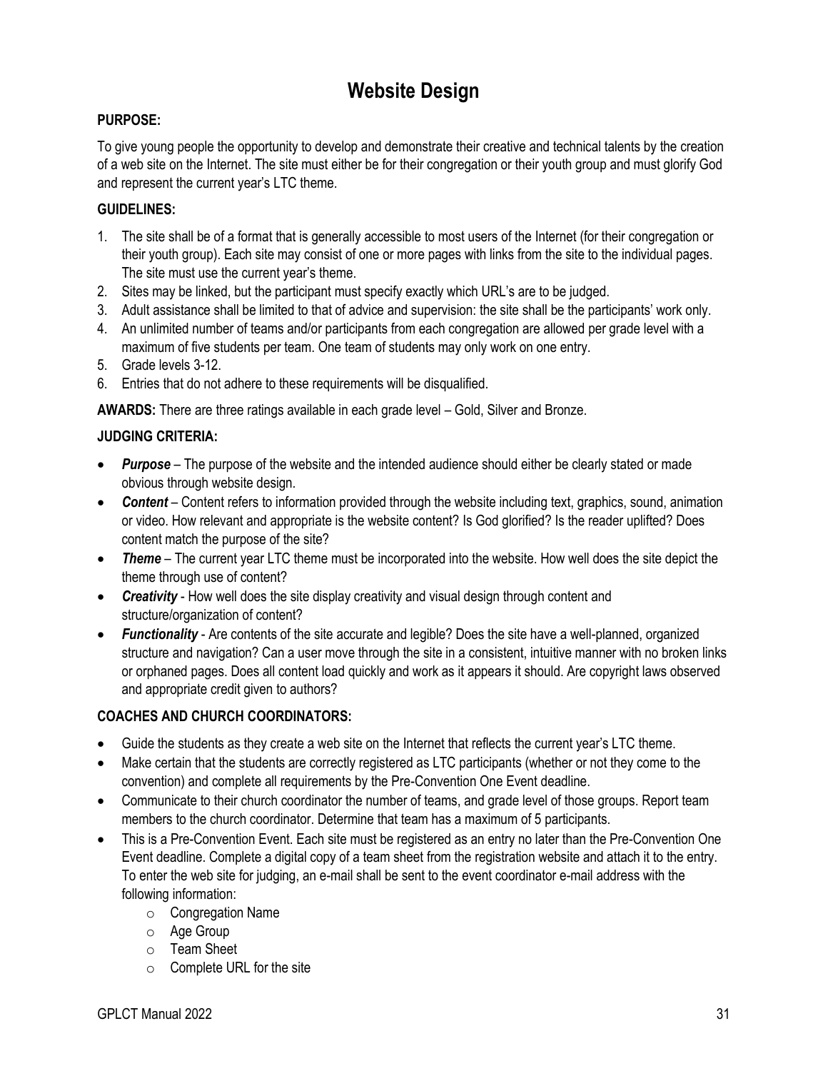# Website Design

**PURPOSE:**

To give young people the opportunity to develop and demonstrate their creative and technical talents by the creation of a web site on the Internet. The site must either be for their congregation or their youth group and must glorify God and represent the current year's LTC theme.

**GUIDELINES:**

1. The site shall be of a format that is generally accessible to most users of the Internet (for their congregation or their youth group). Each site may consist of one or more pages with links from the site to the individual pages. The site must use the current year's theme.
2. Sites may be linked, but the participant must specify exactly which URL's are to be judged.
3. Adult assistance shall be limited to that of advice and supervision: the site shall be the participants' work only.
4. An unlimited number of teams and/or participants from each congregation are allowed per grade level with a maximum of five students per team. One team of students may only work on one entry.
5. Grade levels 3-12.
6. Entries that do not adhere to these requirements will be disqualified.

**AWARDS:** There are three ratings available in each grade level – Gold, Silver and Bronze.

**JUDGING CRITERIA:**

- ***Purpose*** – The purpose of the website and the intended audience should either be clearly stated or made obvious through website design.
- ***Content*** – Content refers to information provided through the website including text, graphics, sound, animation or video. How relevant and appropriate is the website content? Is God glorified? Is the reader uplifted? Does content match the purpose of the site?
- ***Theme*** – The current year LTC theme must be incorporated into the website. How well does the site depict the theme through use of content?
- ***Creativity*** - How well does the site display creativity and visual design through content and structure/organization of content?
- ***Functionality*** - Are contents of the site accurate and legible? Does the site have a well-planned, organized structure and navigation? Can a user move through the site in a consistent, intuitive manner with no broken links or orphaned pages. Does all content load quickly and work as it appears it should. Are copyright laws observed and appropriate credit given to authors?

**COACHES AND CHURCH COORDINATORS:**

- Guide the students as they create a web site on the Internet that reflects the current year's LTC theme.
- Make certain that the students are correctly registered as LTC participants (whether or not they come to the convention) and complete all requirements by the Pre-Convention One Event deadline.
- Communicate to their church coordinator the number of teams, and grade level of those groups. Report team members to the church coordinator. Determine that team has a maximum of 5 participants.
- This is a Pre-Convention Event. Each site must be registered as an entry no later than the Pre-Convention One Event deadline. Complete a digital copy of a team sheet from the registration website and attach it to the entry. To enter the web site for judging, an e-mail shall be sent to the event coordinator e-mail address with the following information:
  - Congregation Name
  - Age Group
  - Team Sheet
  - Complete URL for the site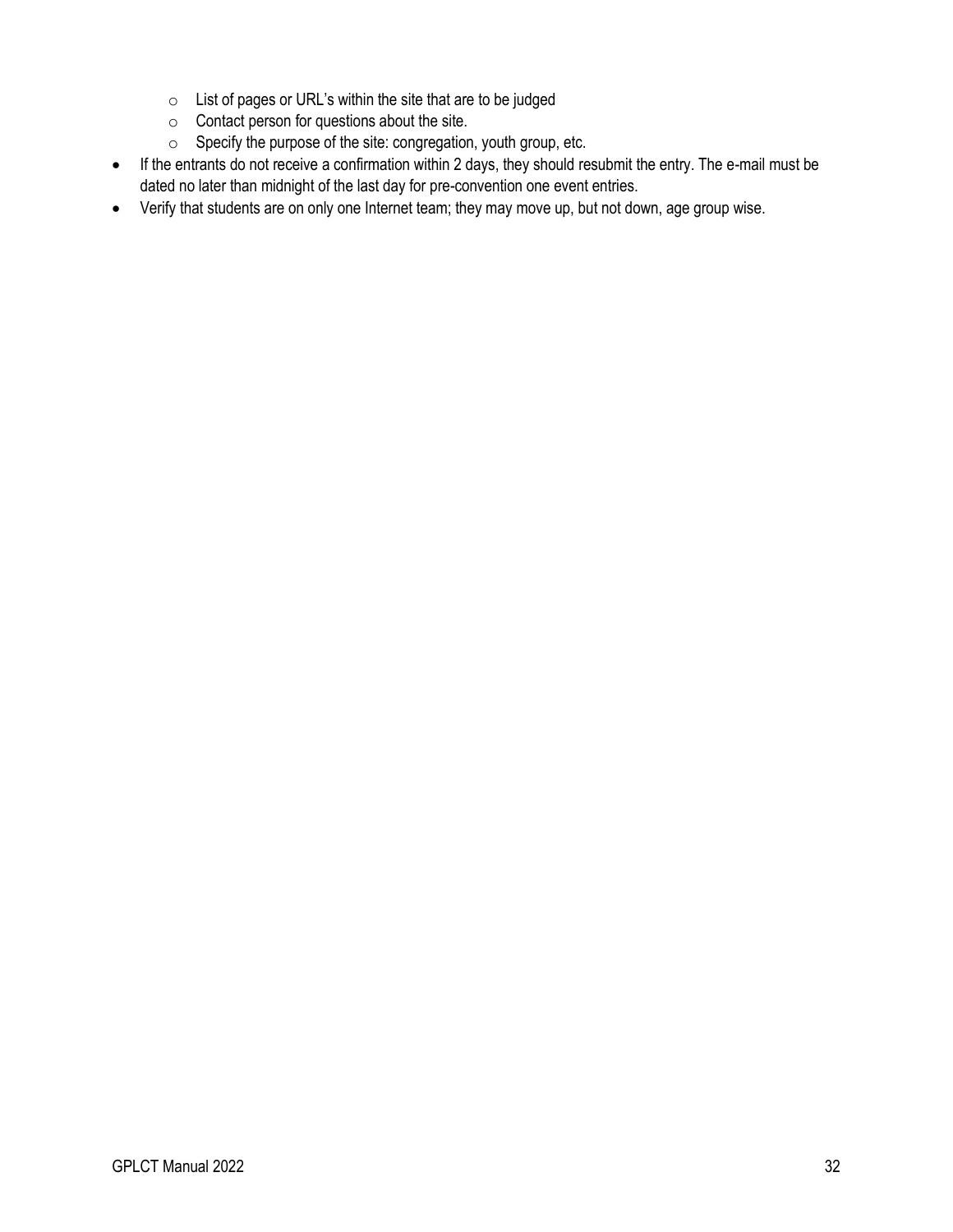- List of pages or URL's within the site that are to be judged
  - Contact person for questions about the site.
  - Specify the purpose of the site: congregation, youth group, etc.
- If the entrants do not receive a confirmation within 2 days, they should resubmit the entry. The e-mail must be dated no later than midnight of the last day for pre-convention one event entries.
- Verify that students are on only one Internet team; they may move up, but not down, age group wise.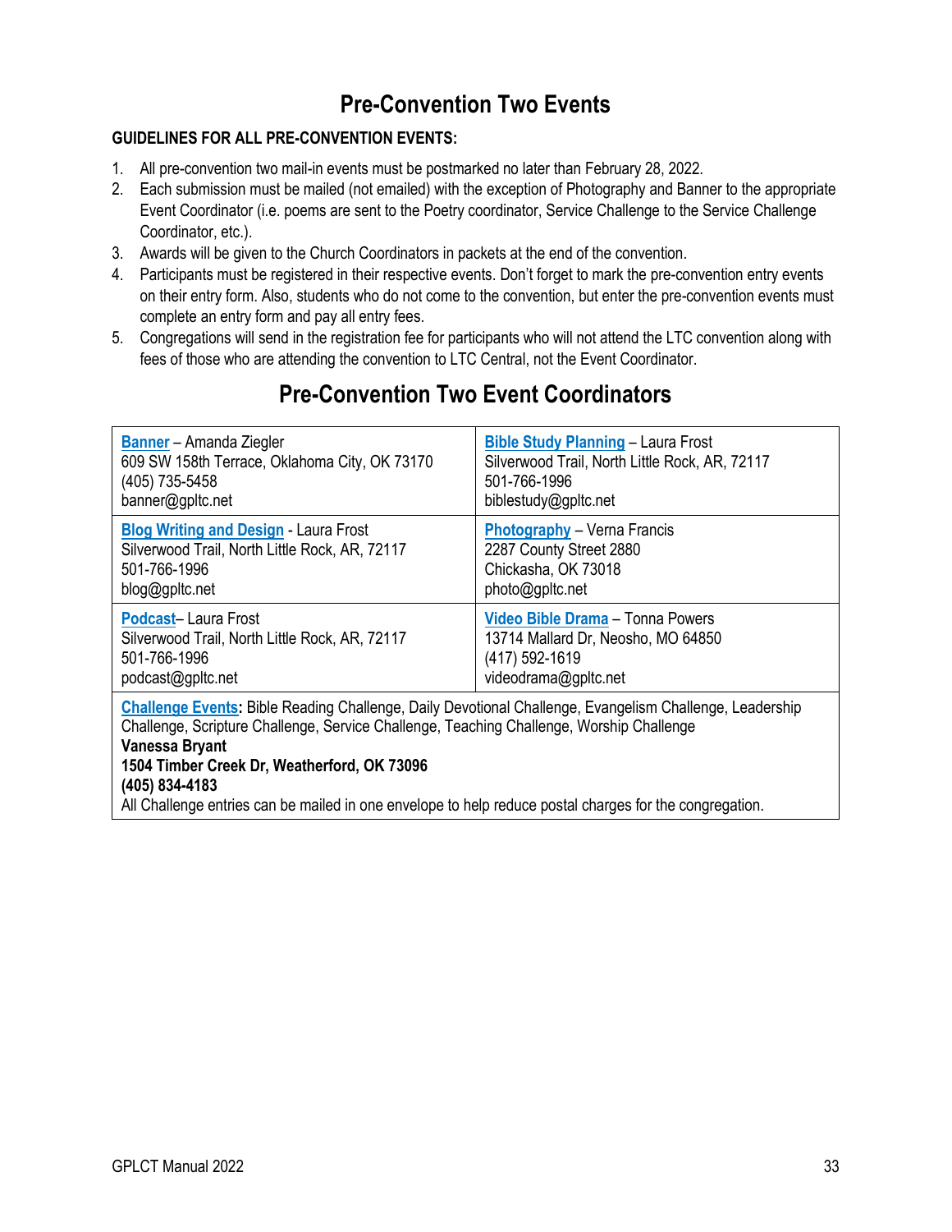# Pre-Convention Two Events

**GUIDELINES FOR ALL PRE-CONVENTION EVENTS:**

1. All pre-convention two mail-in events must be postmarked no later than February 28, 2022.
2. Each submission must be mailed (not emailed) with the exception of Photography and Banner to the appropriate Event Coordinator (i.e. poems are sent to the Poetry coordinator, Service Challenge to the Service Challenge Coordinator, etc.).
3. Awards will be given to the Church Coordinators in packets at the end of the convention.
4. Participants must be registered in their respective events. Don't forget to mark the pre-convention entry events on their entry form. Also, students who do not come to the convention, but enter the pre-convention events must complete an entry form and pay all entry fees.
5. Congregations will send in the registration fee for participants who will not attend the LTC convention along with fees of those who are attending the convention to LTC Central, not the Event Coordinator.

# Pre-Convention Two Event Coordinators

| | |
|---|---|
| **Banner** – Amanda Ziegler<br>609 SW 158th Terrace, Oklahoma City, OK 73170<br>(405) 735-5458<br>banner@gpltc.net | **Bible Study Planning** – Laura Frost<br>Silverwood Trail, North Little Rock, AR, 72117<br>501-766-1996<br>biblestudy@gpltc.net |
| **Blog Writing and Design** - Laura Frost<br>Silverwood Trail, North Little Rock, AR, 72117<br>501-766-1996<br>blog@gpltc.net | **Photography** – Verna Francis<br>2287 County Street 2880<br>Chickasha, OK 73018<br>photo@gpltc.net |
| **Podcast**– Laura Frost<br>Silverwood Trail, North Little Rock, AR, 72117<br>501-766-1996<br>podcast@gpltc.net | **Video Bible Drama** – Tonna Powers<br>13714 Mallard Dr, Neosho, MO 64850<br>(417) 592-1619<br>videodrama@gpltc.net |
| **Challenge Events:** Bible Reading Challenge, Daily Devotional Challenge, Evangelism Challenge, Leadership Challenge, Scripture Challenge, Service Challenge, Teaching Challenge, Worship Challenge<br>**Vanessa Bryant**<br>**1504 Timber Creek Dr, Weatherford, OK 73096**<br>**(405) 834-4183**<br>All Challenge entries can be mailed in one envelope to help reduce postal charges for the congregation. | |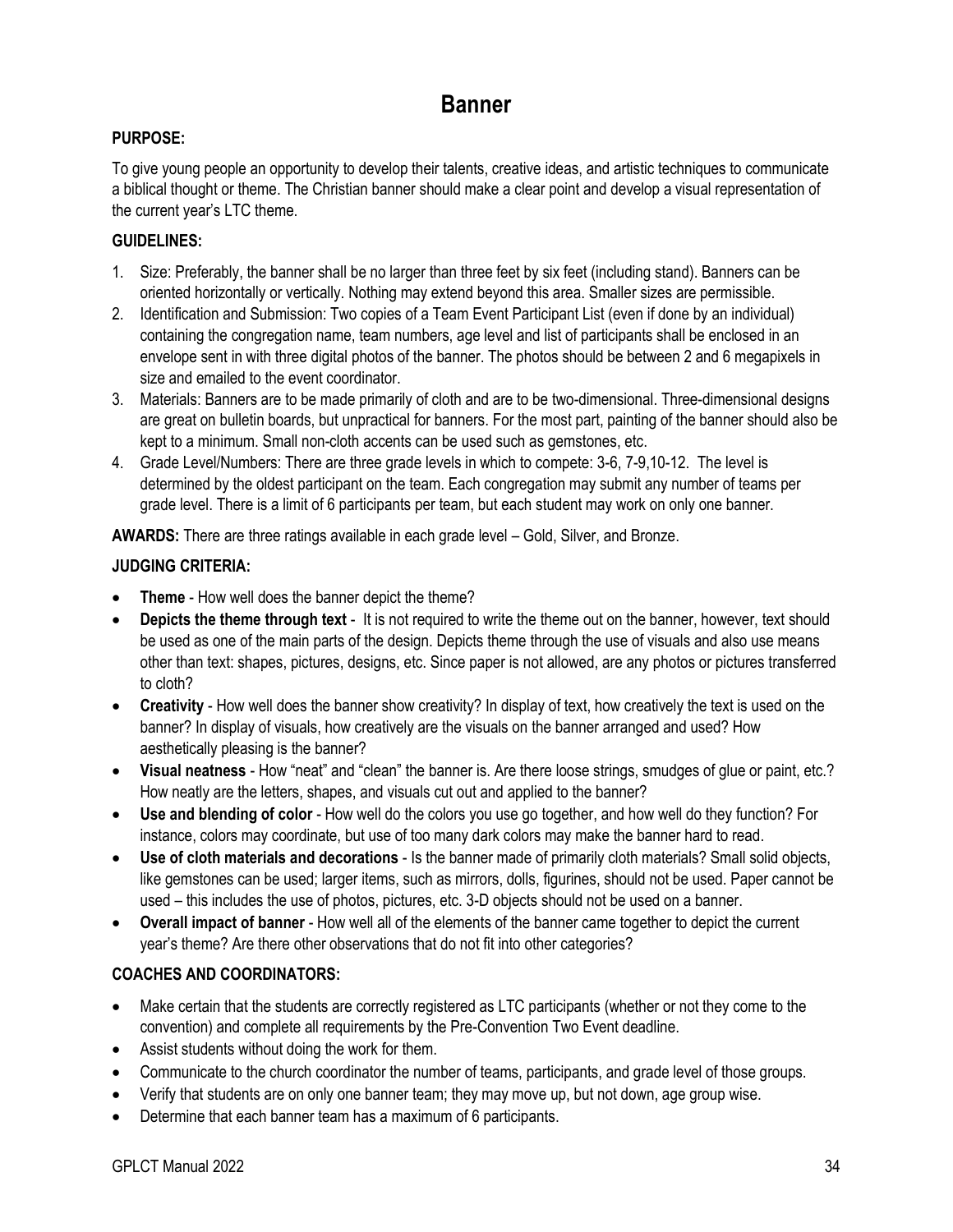# Banner

**PURPOSE:**

To give young people an opportunity to develop their talents, creative ideas, and artistic techniques to communicate a biblical thought or theme. The Christian banner should make a clear point and develop a visual representation of the current year's LTC theme.

**GUIDELINES:**

1. Size: Preferably, the banner shall be no larger than three feet by six feet (including stand). Banners can be oriented horizontally or vertically. Nothing may extend beyond this area. Smaller sizes are permissible.
2. Identification and Submission: Two copies of a Team Event Participant List (even if done by an individual) containing the congregation name, team numbers, age level and list of participants shall be enclosed in an envelope sent in with three digital photos of the banner. The photos should be between 2 and 6 megapixels in size and emailed to the event coordinator.
3. Materials: Banners are to be made primarily of cloth and are to be two-dimensional. Three-dimensional designs are great on bulletin boards, but unpractical for banners. For the most part, painting of the banner should also be kept to a minimum. Small non-cloth accents can be used such as gemstones, etc.
4. Grade Level/Numbers: There are three grade levels in which to compete: 3-6, 7-9,10-12. The level is determined by the oldest participant on the team. Each congregation may submit any number of teams per grade level. There is a limit of 6 participants per team, but each student may work on only one banner.

**AWARDS:** There are three ratings available in each grade level – Gold, Silver, and Bronze.

**JUDGING CRITERIA:**

- **Theme** - How well does the banner depict the theme?
- **Depicts the theme through text** - It is not required to write the theme out on the banner, however, text should be used as one of the main parts of the design. Depicts theme through the use of visuals and also use means other than text: shapes, pictures, designs, etc. Since paper is not allowed, are any photos or pictures transferred to cloth?
- **Creativity** - How well does the banner show creativity? In display of text, how creatively the text is used on the banner? In display of visuals, how creatively are the visuals on the banner arranged and used? How aesthetically pleasing is the banner?
- **Visual neatness** - How "neat" and "clean" the banner is. Are there loose strings, smudges of glue or paint, etc.? How neatly are the letters, shapes, and visuals cut out and applied to the banner?
- **Use and blending of color** - How well do the colors you use go together, and how well do they function? For instance, colors may coordinate, but use of too many dark colors may make the banner hard to read.
- **Use of cloth materials and decorations** - Is the banner made of primarily cloth materials? Small solid objects, like gemstones can be used; larger items, such as mirrors, dolls, figurines, should not be used. Paper cannot be used – this includes the use of photos, pictures, etc. 3-D objects should not be used on a banner.
- **Overall impact of banner** - How well all of the elements of the banner came together to depict the current year's theme? Are there other observations that do not fit into other categories?

**COACHES AND COORDINATORS:**

- Make certain that the students are correctly registered as LTC participants (whether or not they come to the convention) and complete all requirements by the Pre-Convention Two Event deadline.
- Assist students without doing the work for them.
- Communicate to the church coordinator the number of teams, participants, and grade level of those groups.
- Verify that students are on only one banner team; they may move up, but not down, age group wise.
- Determine that each banner team has a maximum of 6 participants.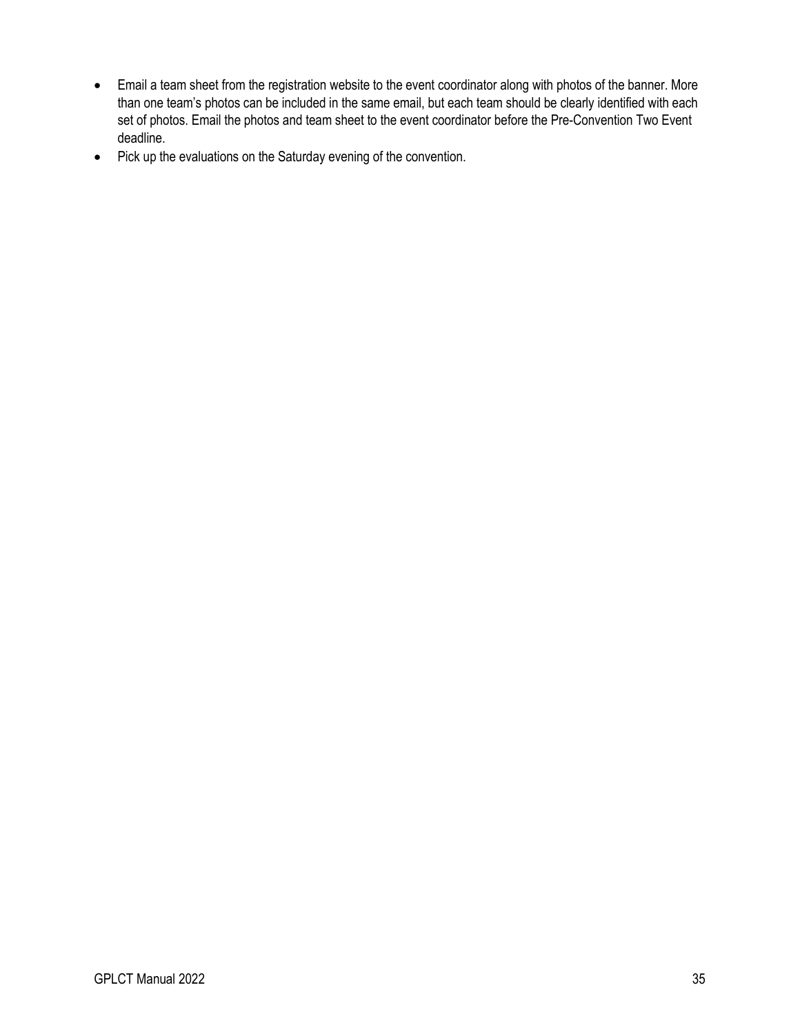- Email a team sheet from the registration website to the event coordinator along with photos of the banner. More than one team's photos can be included in the same email, but each team should be clearly identified with each set of photos. Email the photos and team sheet to the event coordinator before the Pre-Convention Two Event deadline.
- Pick up the evaluations on the Saturday evening of the convention.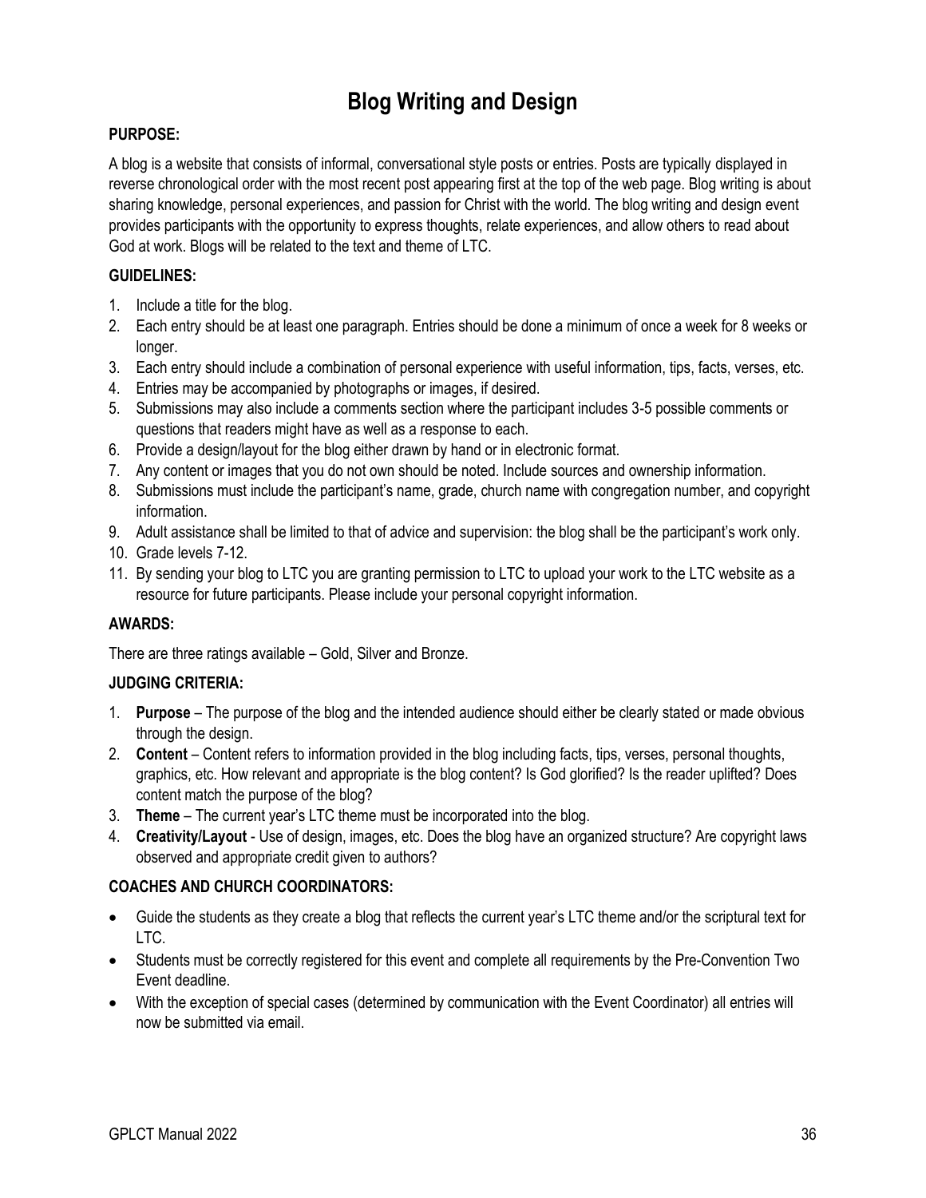# Blog Writing and Design

**PURPOSE:**

A blog is a website that consists of informal, conversational style posts or entries. Posts are typically displayed in reverse chronological order with the most recent post appearing first at the top of the web page. Blog writing is about sharing knowledge, personal experiences, and passion for Christ with the world. The blog writing and design event provides participants with the opportunity to express thoughts, relate experiences, and allow others to read about God at work. Blogs will be related to the text and theme of LTC.

**GUIDELINES:**

1. Include a title for the blog.
2. Each entry should be at least one paragraph. Entries should be done a minimum of once a week for 8 weeks or longer.
3. Each entry should include a combination of personal experience with useful information, tips, facts, verses, etc.
4. Entries may be accompanied by photographs or images, if desired.
5. Submissions may also include a comments section where the participant includes 3-5 possible comments or questions that readers might have as well as a response to each.
6. Provide a design/layout for the blog either drawn by hand or in electronic format.
7. Any content or images that you do not own should be noted. Include sources and ownership information.
8. Submissions must include the participant's name, grade, church name with congregation number, and copyright information.
9. Adult assistance shall be limited to that of advice and supervision: the blog shall be the participant's work only.
10. Grade levels 7-12.
11. By sending your blog to LTC you are granting permission to LTC to upload your work to the LTC website as a resource for future participants. Please include your personal copyright information.

**AWARDS:**

There are three ratings available – Gold, Silver and Bronze.

**JUDGING CRITERIA:**

1. **Purpose** – The purpose of the blog and the intended audience should either be clearly stated or made obvious through the design.
2. **Content** – Content refers to information provided in the blog including facts, tips, verses, personal thoughts, graphics, etc. How relevant and appropriate is the blog content? Is God glorified? Is the reader uplifted? Does content match the purpose of the blog?
3. **Theme** – The current year's LTC theme must be incorporated into the blog.
4. **Creativity/Layout** - Use of design, images, etc. Does the blog have an organized structure? Are copyright laws observed and appropriate credit given to authors?

**COACHES AND CHURCH COORDINATORS:**

- Guide the students as they create a blog that reflects the current year's LTC theme and/or the scriptural text for LTC.
- Students must be correctly registered for this event and complete all requirements by the Pre-Convention Two Event deadline.
- With the exception of special cases (determined by communication with the Event Coordinator) all entries will now be submitted via email.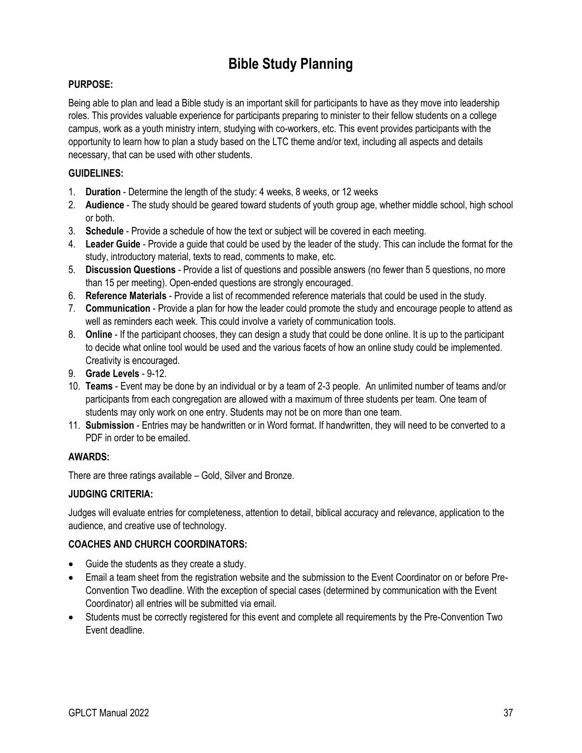# Bible Study Planning

**PURPOSE:**

Being able to plan and lead a Bible study is an important skill for participants to have as they move into leadership roles. This provides valuable experience for participants preparing to minister to their fellow students on a college campus, work as a youth ministry intern, studying with co-workers, etc. This event provides participants with the opportunity to learn how to plan a study based on the LTC theme and/or text, including all aspects and details necessary, that can be used with other students.

**GUIDELINES:**

1. **Duration** - Determine the length of the study: 4 weeks, 8 weeks, or 12 weeks
2. **Audience** - The study should be geared toward students of youth group age, whether middle school, high school or both.
3. **Schedule** - Provide a schedule of how the text or subject will be covered in each meeting.
4. **Leader Guide** - Provide a guide that could be used by the leader of the study. This can include the format for the study, introductory material, texts to read, comments to make, etc.
5. **Discussion Questions** - Provide a list of questions and possible answers (no fewer than 5 questions, no more than 15 per meeting). Open-ended questions are strongly encouraged.
6. **Reference Materials** - Provide a list of recommended reference materials that could be used in the study.
7. **Communication** - Provide a plan for how the leader could promote the study and encourage people to attend as well as reminders each week. This could involve a variety of communication tools.
8. **Online** - If the participant chooses, they can design a study that could be done online. It is up to the participant to decide what online tool would be used and the various facets of how an online study could be implemented. Creativity is encouraged.
9. **Grade Levels** - 9-12.
10. **Teams** - Event may be done by an individual or by a team of 2-3 people. An unlimited number of teams and/or participants from each congregation are allowed with a maximum of three students per team. One team of students may only work on one entry. Students may not be on more than one team.
11. **Submission** - Entries may be handwritten or in Word format. If handwritten, they will need to be converted to a PDF in order to be emailed.

**AWARDS:**

There are three ratings available – Gold, Silver and Bronze.

**JUDGING CRITERIA:**

Judges will evaluate entries for completeness, attention to detail, biblical accuracy and relevance, application to the audience, and creative use of technology.

**COACHES AND CHURCH COORDINATORS:**

- Guide the students as they create a study.
- Email a team sheet from the registration website and the submission to the Event Coordinator on or before Pre-Convention Two deadline. With the exception of special cases (determined by communication with the Event Coordinator) all entries will be submitted via email.
- Students must be correctly registered for this event and complete all requirements by the Pre-Convention Two Event deadline.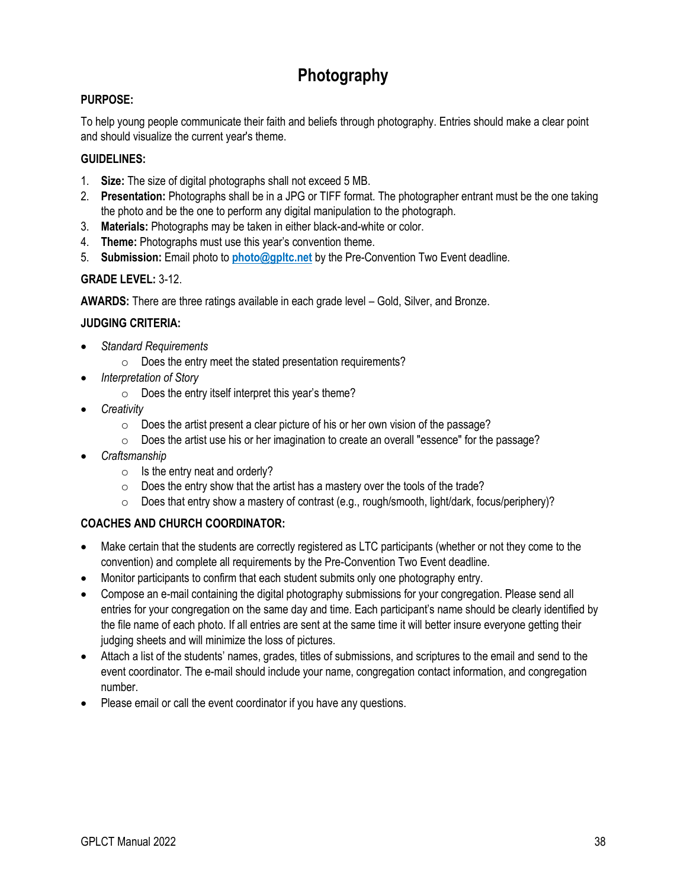# Photography

**PURPOSE:**

To help young people communicate their faith and beliefs through photography. Entries should make a clear point and should visualize the current year's theme.

**GUIDELINES:**

1. **Size:** The size of digital photographs shall not exceed 5 MB.
2. **Presentation:** Photographs shall be in a JPG or TIFF format. The photographer entrant must be the one taking the photo and be the one to perform any digital manipulation to the photograph.
3. **Materials:** Photographs may be taken in either black-and-white or color.
4. **Theme:** Photographs must use this year's convention theme.
5. **Submission:** Email photo to **photo@gpltc.net** by the Pre-Convention Two Event deadline.

**GRADE LEVEL:** 3-12.

**AWARDS:** There are three ratings available in each grade level – Gold, Silver, and Bronze.

**JUDGING CRITERIA:**

- *Standard Requirements*
  - Does the entry meet the stated presentation requirements?
- *Interpretation of Story*
  - Does the entry itself interpret this year's theme?
- *Creativity*
  - Does the artist present a clear picture of his or her own vision of the passage?
  - Does the artist use his or her imagination to create an overall "essence" for the passage?
- *Craftsmanship*
  - Is the entry neat and orderly?
  - Does the entry show that the artist has a mastery over the tools of the trade?
  - Does that entry show a mastery of contrast (e.g., rough/smooth, light/dark, focus/periphery)?

**COACHES AND CHURCH COORDINATOR:**

- Make certain that the students are correctly registered as LTC participants (whether or not they come to the convention) and complete all requirements by the Pre-Convention Two Event deadline.
- Monitor participants to confirm that each student submits only one photography entry.
- Compose an e-mail containing the digital photography submissions for your congregation. Please send all entries for your congregation on the same day and time. Each participant's name should be clearly identified by the file name of each photo. If all entries are sent at the same time it will better insure everyone getting their judging sheets and will minimize the loss of pictures.
- Attach a list of the students' names, grades, titles of submissions, and scriptures to the email and send to the event coordinator. The e-mail should include your name, congregation contact information, and congregation number.
- Please email or call the event coordinator if you have any questions.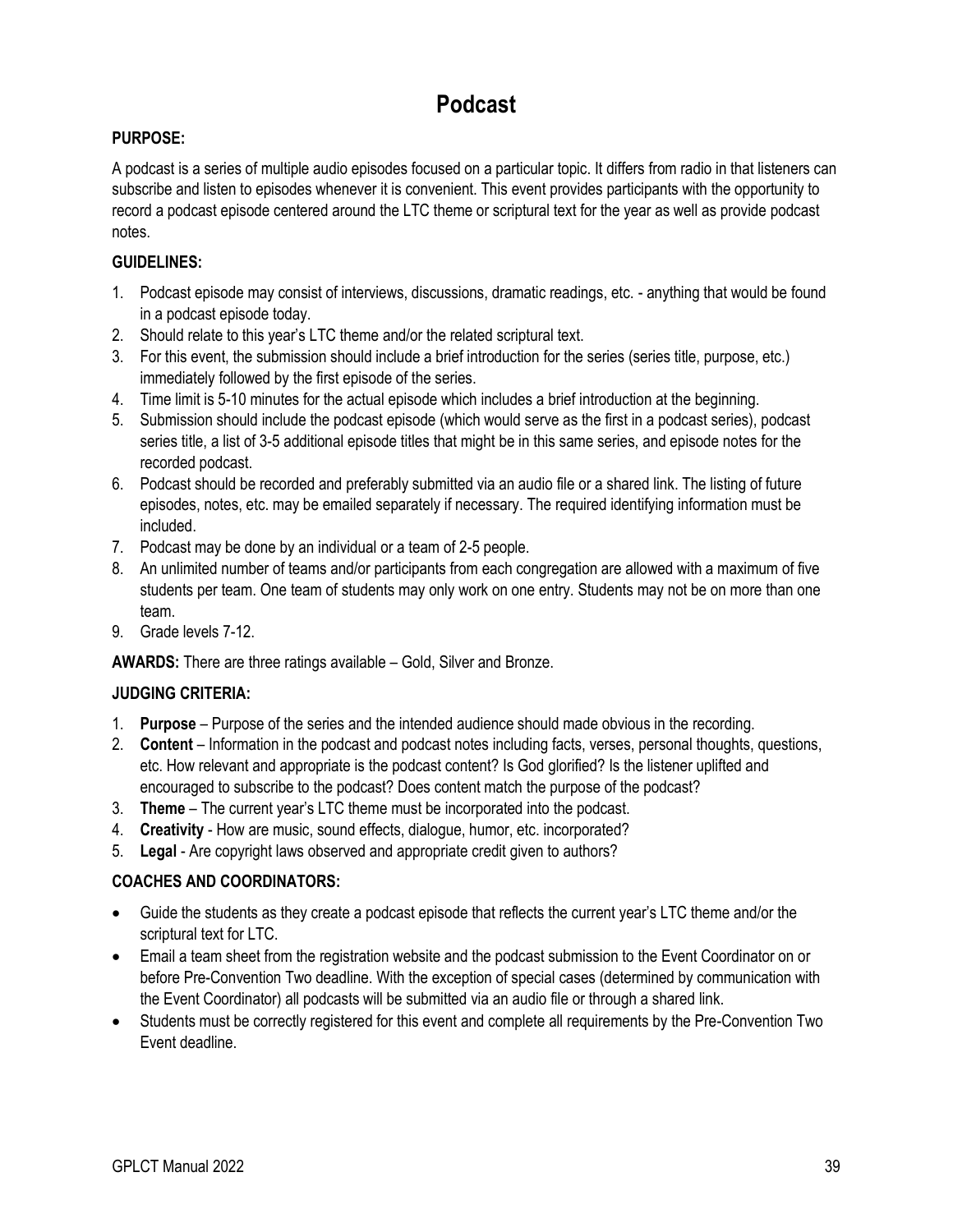# Podcast

**PURPOSE:**

A podcast is a series of multiple audio episodes focused on a particular topic. It differs from radio in that listeners can subscribe and listen to episodes whenever it is convenient. This event provides participants with the opportunity to record a podcast episode centered around the LTC theme or scriptural text for the year as well as provide podcast notes.

**GUIDELINES:**

1. Podcast episode may consist of interviews, discussions, dramatic readings, etc. - anything that would be found in a podcast episode today.
2. Should relate to this year's LTC theme and/or the related scriptural text.
3. For this event, the submission should include a brief introduction for the series (series title, purpose, etc.) immediately followed by the first episode of the series.
4. Time limit is 5-10 minutes for the actual episode which includes a brief introduction at the beginning.
5. Submission should include the podcast episode (which would serve as the first in a podcast series), podcast series title, a list of 3-5 additional episode titles that might be in this same series, and episode notes for the recorded podcast.
6. Podcast should be recorded and preferably submitted via an audio file or a shared link. The listing of future episodes, notes, etc. may be emailed separately if necessary. The required identifying information must be included.
7. Podcast may be done by an individual or a team of 2-5 people.
8. An unlimited number of teams and/or participants from each congregation are allowed with a maximum of five students per team. One team of students may only work on one entry. Students may not be on more than one team.
9. Grade levels 7-12.

**AWARDS:** There are three ratings available – Gold, Silver and Bronze.

**JUDGING CRITERIA:**

1. **Purpose** – Purpose of the series and the intended audience should made obvious in the recording.
2. **Content** – Information in the podcast and podcast notes including facts, verses, personal thoughts, questions, etc. How relevant and appropriate is the podcast content? Is God glorified? Is the listener uplifted and encouraged to subscribe to the podcast? Does content match the purpose of the podcast?
3. **Theme** – The current year's LTC theme must be incorporated into the podcast.
4. **Creativity** - How are music, sound effects, dialogue, humor, etc. incorporated?
5. **Legal** - Are copyright laws observed and appropriate credit given to authors?

**COACHES AND COORDINATORS:**

- Guide the students as they create a podcast episode that reflects the current year's LTC theme and/or the scriptural text for LTC.
- Email a team sheet from the registration website and the podcast submission to the Event Coordinator on or before Pre-Convention Two deadline. With the exception of special cases (determined by communication with the Event Coordinator) all podcasts will be submitted via an audio file or through a shared link.
- Students must be correctly registered for this event and complete all requirements by the Pre-Convention Two Event deadline.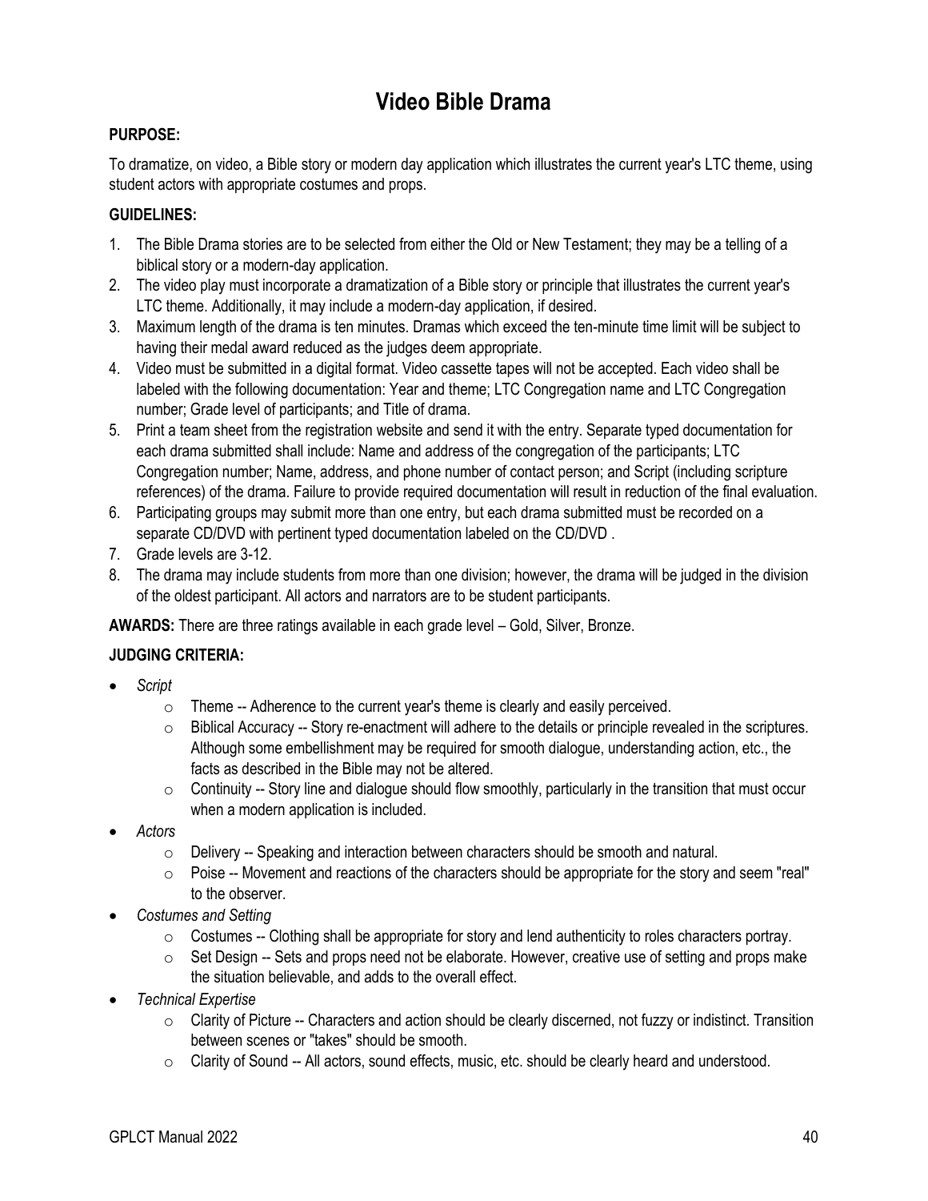# Video Bible Drama

**PURPOSE:**

To dramatize, on video, a Bible story or modern day application which illustrates the current year's LTC theme, using student actors with appropriate costumes and props.

**GUIDELINES:**

1. The Bible Drama stories are to be selected from either the Old or New Testament; they may be a telling of a biblical story or a modern-day application.
2. The video play must incorporate a dramatization of a Bible story or principle that illustrates the current year's LTC theme. Additionally, it may include a modern-day application, if desired.
3. Maximum length of the drama is ten minutes. Dramas which exceed the ten-minute time limit will be subject to having their medal award reduced as the judges deem appropriate.
4. Video must be submitted in a digital format. Video cassette tapes will not be accepted. Each video shall be labeled with the following documentation: Year and theme; LTC Congregation name and LTC Congregation number; Grade level of participants; and Title of drama.
5. Print a team sheet from the registration website and send it with the entry. Separate typed documentation for each drama submitted shall include: Name and address of the congregation of the participants; LTC Congregation number; Name, address, and phone number of contact person; and Script (including scripture references) of the drama. Failure to provide required documentation will result in reduction of the final evaluation.
6. Participating groups may submit more than one entry, but each drama submitted must be recorded on a separate CD/DVD with pertinent typed documentation labeled on the CD/DVD .
7. Grade levels are 3-12.
8. The drama may include students from more than one division; however, the drama will be judged in the division of the oldest participant. All actors and narrators are to be student participants.

**AWARDS:** There are three ratings available in each grade level – Gold, Silver, Bronze.

**JUDGING CRITERIA:**

- *Script*
  - Theme -- Adherence to the current year's theme is clearly and easily perceived.
  - Biblical Accuracy -- Story re-enactment will adhere to the details or principle revealed in the scriptures. Although some embellishment may be required for smooth dialogue, understanding action, etc., the facts as described in the Bible may not be altered.
  - Continuity -- Story line and dialogue should flow smoothly, particularly in the transition that must occur when a modern application is included.
- *Actors*
  - Delivery -- Speaking and interaction between characters should be smooth and natural.
  - Poise -- Movement and reactions of the characters should be appropriate for the story and seem "real" to the observer.
- *Costumes and Setting*
  - Costumes -- Clothing shall be appropriate for story and lend authenticity to roles characters portray.
  - Set Design -- Sets and props need not be elaborate. However, creative use of setting and props make the situation believable, and adds to the overall effect.
- *Technical Expertise*
  - Clarity of Picture -- Characters and action should be clearly discerned, not fuzzy or indistinct. Transition between scenes or "takes" should be smooth.
  - Clarity of Sound -- All actors, sound effects, music, etc. should be clearly heard and understood.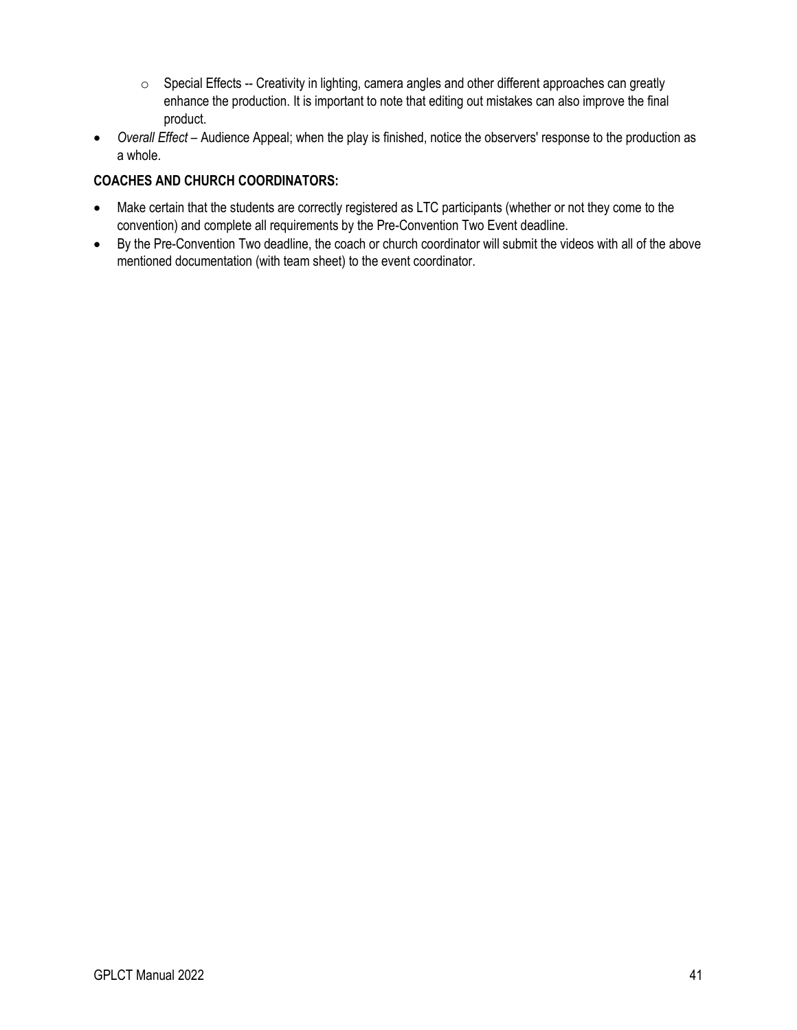- Special Effects -- Creativity in lighting, camera angles and other different approaches can greatly enhance the production. It is important to note that editing out mistakes can also improve the final product.
- *Overall Effect* – Audience Appeal; when the play is finished, notice the observers' response to the production as a whole.

**COACHES AND CHURCH COORDINATORS:**

- Make certain that the students are correctly registered as LTC participants (whether or not they come to the convention) and complete all requirements by the Pre-Convention Two Event deadline.
- By the Pre-Convention Two deadline, the coach or church coordinator will submit the videos with all of the above mentioned documentation (with team sheet) to the event coordinator.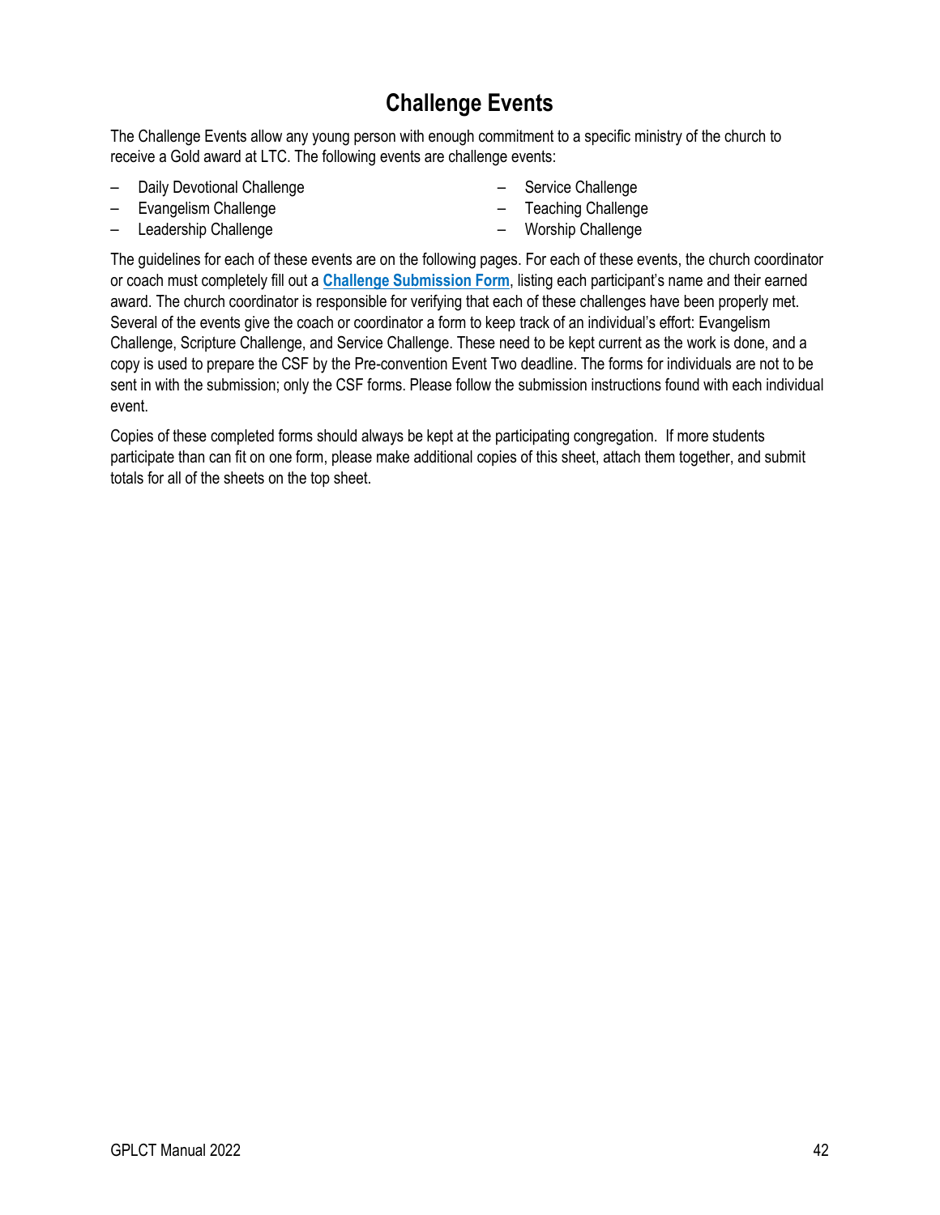# Challenge Events

The Challenge Events allow any young person with enough commitment to a specific ministry of the church to receive a Gold award at LTC. The following events are challenge events:

- Daily Devotional Challenge
- Evangelism Challenge
- Leadership Challenge
- Service Challenge
- Teaching Challenge
- Worship Challenge

The guidelines for each of these events are on the following pages. For each of these events, the church coordinator or coach must completely fill out a **Challenge Submission Form**, listing each participant's name and their earned award. The church coordinator is responsible for verifying that each of these challenges have been properly met. Several of the events give the coach or coordinator a form to keep track of an individual's effort: Evangelism Challenge, Scripture Challenge, and Service Challenge. These need to be kept current as the work is done, and a copy is used to prepare the CSF by the Pre-convention Event Two deadline. The forms for individuals are not to be sent in with the submission; only the CSF forms. Please follow the submission instructions found with each individual event.

Copies of these completed forms should always be kept at the participating congregation. If more students participate than can fit on one form, please make additional copies of this sheet, attach them together, and submit totals for all of the sheets on the top sheet.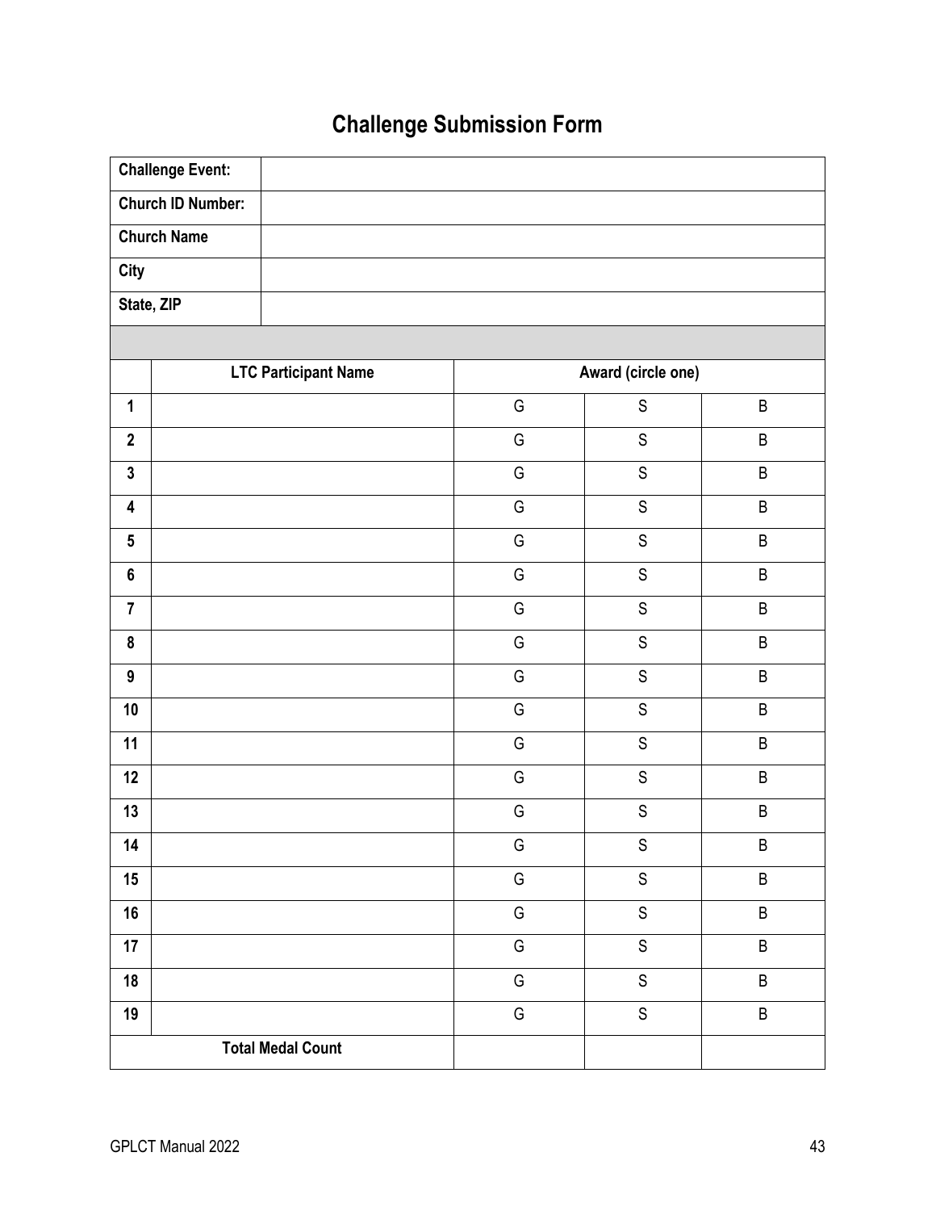# Challenge Submission Form

| **Challenge Event:** | |
|---|---|
| **Church ID Number:** | |
| **Church Name** | |
| **City** | |
| **State, ZIP** | |

| | **LTC Participant Name** | **Award (circle one)** | | |
|---|---|---|---|---|
| **1** | | G | S | B |
| **2** | | G | S | B |
| **3** | | G | S | B |
| **4** | | G | S | B |
| **5** | | G | S | B |
| **6** | | G | S | B |
| **7** | | G | S | B |
| **8** | | G | S | B |
| **9** | | G | S | B |
| **10** | | G | S | B |
| **11** | | G | S | B |
| **12** | | G | S | B |
| **13** | | G | S | B |
| **14** | | G | S | B |
| **15** | | G | S | B |
| **16** | | G | S | B |
| **17** | | G | S | B |
| **18** | | G | S | B |
| **19** | | G | S | B |
| **Total Medal Count** | | | | |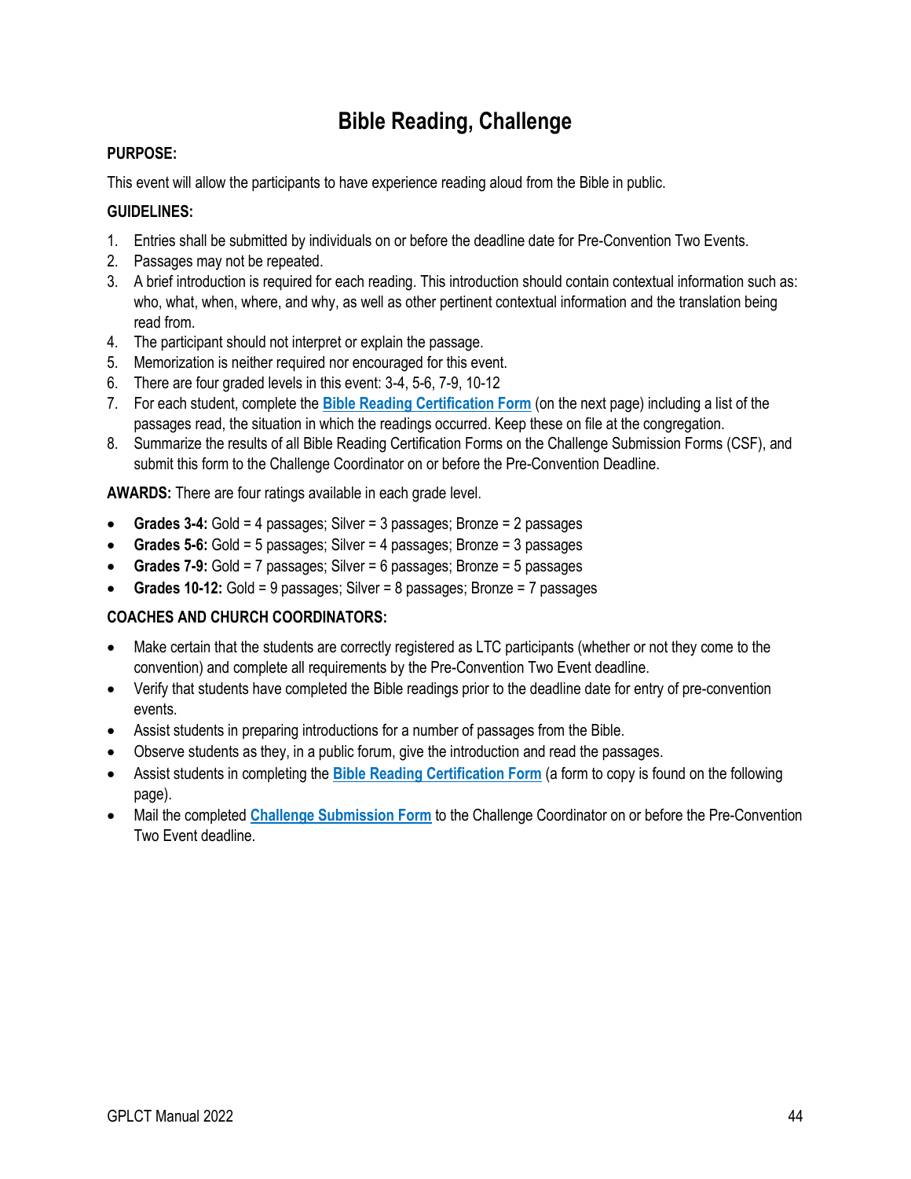# Bible Reading, Challenge

**PURPOSE:**

This event will allow the participants to have experience reading aloud from the Bible in public.

**GUIDELINES:**

1. Entries shall be submitted by individuals on or before the deadline date for Pre-Convention Two Events.
2. Passages may not be repeated.
3. A brief introduction is required for each reading. This introduction should contain contextual information such as: who, what, when, where, and why, as well as other pertinent contextual information and the translation being read from.
4. The participant should not interpret or explain the passage.
5. Memorization is neither required nor encouraged for this event.
6. There are four graded levels in this event: 3-4, 5-6, 7-9, 10-12
7. For each student, complete the **Bible Reading Certification Form** (on the next page) including a list of the passages read, the situation in which the readings occurred. Keep these on file at the congregation.
8. Summarize the results of all Bible Reading Certification Forms on the Challenge Submission Forms (CSF), and submit this form to the Challenge Coordinator on or before the Pre-Convention Deadline.

**AWARDS:** There are four ratings available in each grade level.

- **Grades 3-4:** Gold = 4 passages; Silver = 3 passages; Bronze = 2 passages
- **Grades 5-6:** Gold = 5 passages; Silver = 4 passages; Bronze = 3 passages
- **Grades 7-9:** Gold = 7 passages; Silver = 6 passages; Bronze = 5 passages
- **Grades 10-12:** Gold = 9 passages; Silver = 8 passages; Bronze = 7 passages

**COACHES AND CHURCH COORDINATORS:**

- Make certain that the students are correctly registered as LTC participants (whether or not they come to the convention) and complete all requirements by the Pre-Convention Two Event deadline.
- Verify that students have completed the Bible readings prior to the deadline date for entry of pre-convention events.
- Assist students in preparing introductions for a number of passages from the Bible.
- Observe students as they, in a public forum, give the introduction and read the passages.
- Assist students in completing the **Bible Reading Certification Form** (a form to copy is found on the following page).
- Mail the completed **Challenge Submission Form** to the Challenge Coordinator on or before the Pre-Convention Two Event deadline.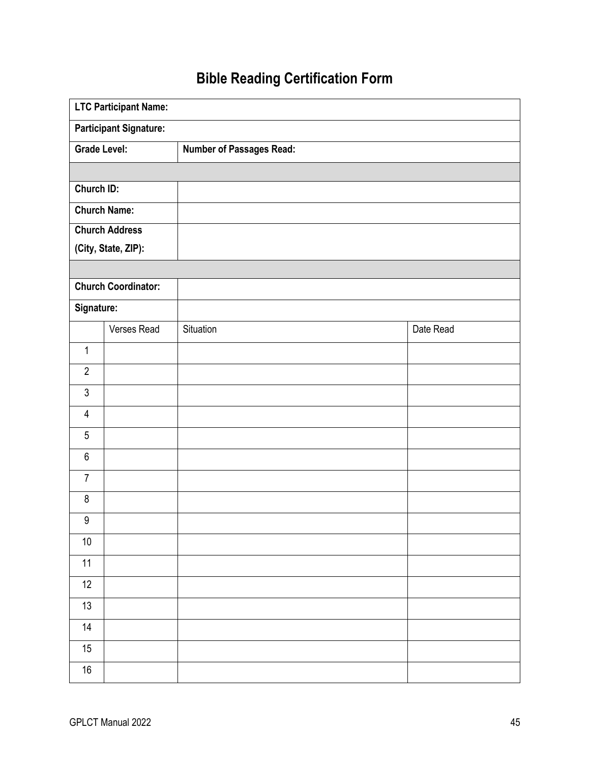# Bible Reading Certification Form

| LTC Participant Name: | | | |
|---|---|---|---|
| **Participant Signature:** | | | |
| **Grade Level:** | | **Number of Passages Read:** | |
| | | | |
| **Church ID:** | | | |
| **Church Name:** | | | |
| **Church Address (City, State, ZIP):** | | | |
| | | | |
| **Church Coordinator:** | | | |
| **Signature:** | | | |
| | Verses Read | Situation | Date Read |
| 1 | | | |
| 2 | | | |
| 3 | | | |
| 4 | | | |
| 5 | | | |
| 6 | | | |
| 7 | | | |
| 8 | | | |
| 9 | | | |
| 10 | | | |
| 11 | | | |
| 12 | | | |
| 13 | | | |
| 14 | | | |
| 15 | | | |
| 16 | | | |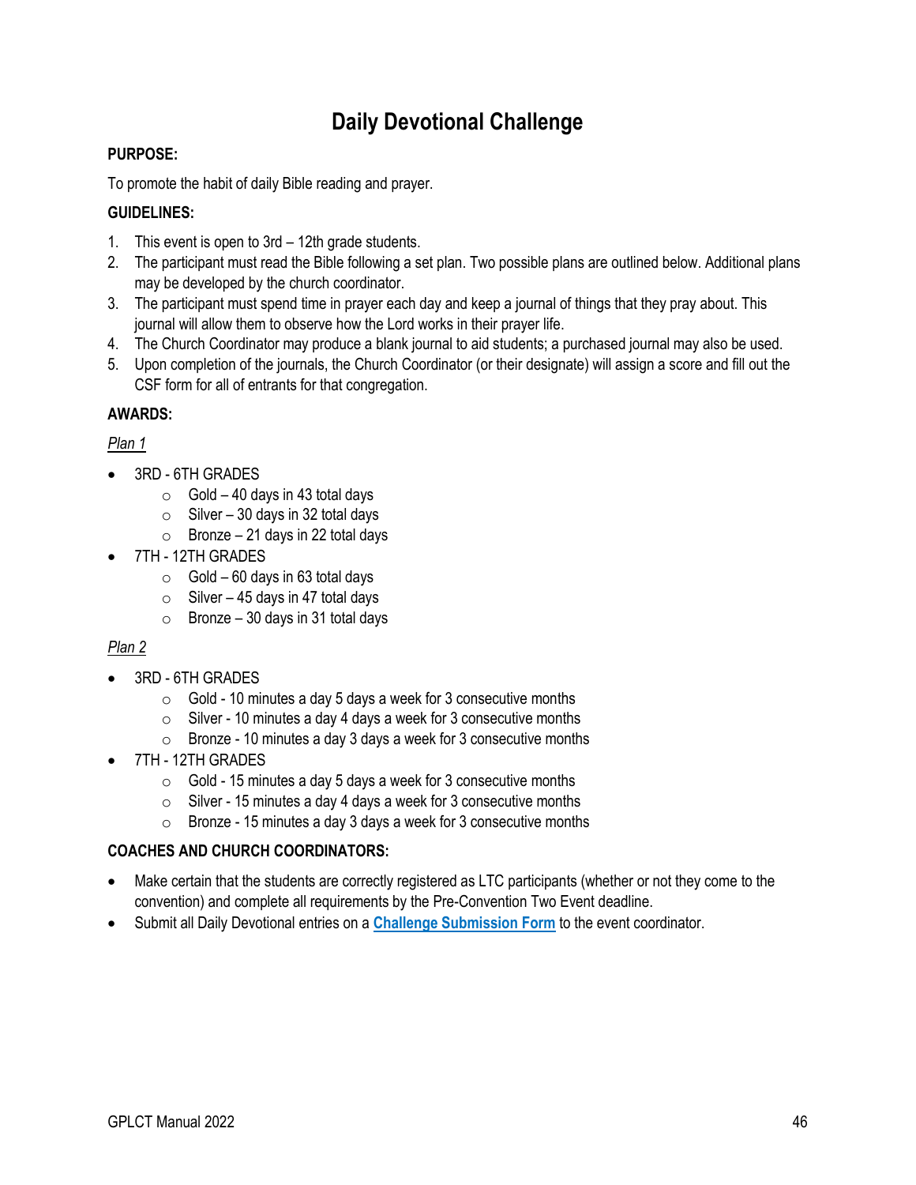# Daily Devotional Challenge

**PURPOSE:**

To promote the habit of daily Bible reading and prayer.

**GUIDELINES:**

1. This event is open to 3rd – 12th grade students.
2. The participant must read the Bible following a set plan. Two possible plans are outlined below. Additional plans may be developed by the church coordinator.
3. The participant must spend time in prayer each day and keep a journal of things that they pray about. This journal will allow them to observe how the Lord works in their prayer life.
4. The Church Coordinator may produce a blank journal to aid students; a purchased journal may also be used.
5. Upon completion of the journals, the Church Coordinator (or their designate) will assign a score and fill out the CSF form for all of entrants for that congregation.

**AWARDS:**

*Plan 1*

- 3RD - 6TH GRADES
  - Gold – 40 days in 43 total days
  - Silver – 30 days in 32 total days
  - Bronze – 21 days in 22 total days
- 7TH - 12TH GRADES
  - Gold – 60 days in 63 total days
  - Silver – 45 days in 47 total days
  - Bronze – 30 days in 31 total days

*Plan 2*

- 3RD - 6TH GRADES
  - Gold - 10 minutes a day 5 days a week for 3 consecutive months
  - Silver - 10 minutes a day 4 days a week for 3 consecutive months
  - Bronze - 10 minutes a day 3 days a week for 3 consecutive months
- 7TH - 12TH GRADES
  - Gold - 15 minutes a day 5 days a week for 3 consecutive months
  - Silver - 15 minutes a day 4 days a week for 3 consecutive months
  - Bronze - 15 minutes a day 3 days a week for 3 consecutive months

**COACHES AND CHURCH COORDINATORS:**

- Make certain that the students are correctly registered as LTC participants (whether or not they come to the convention) and complete all requirements by the Pre-Convention Two Event deadline.
- Submit all Daily Devotional entries on a **Challenge Submission Form** to the event coordinator.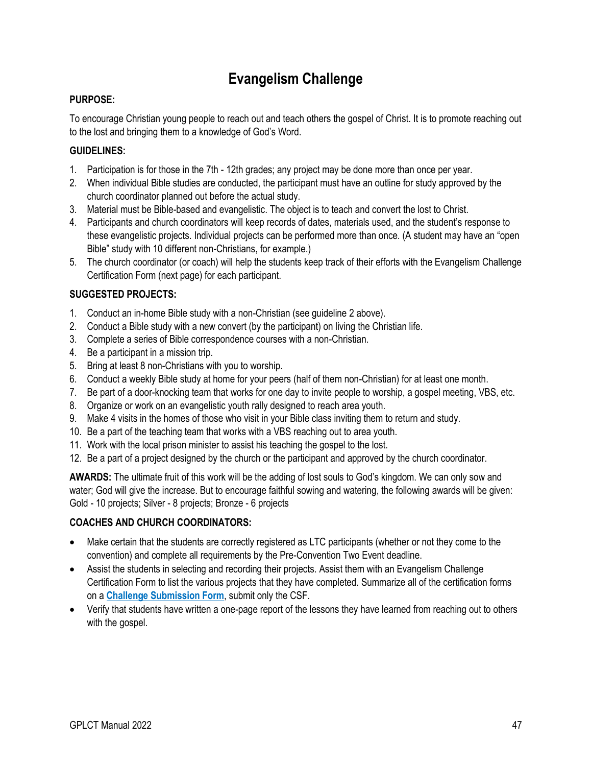# Evangelism Challenge

**PURPOSE:**

To encourage Christian young people to reach out and teach others the gospel of Christ. It is to promote reaching out to the lost and bringing them to a knowledge of God's Word.

**GUIDELINES:**

1. Participation is for those in the 7th - 12th grades; any project may be done more than once per year.
2. When individual Bible studies are conducted, the participant must have an outline for study approved by the church coordinator planned out before the actual study.
3. Material must be Bible-based and evangelistic. The object is to teach and convert the lost to Christ.
4. Participants and church coordinators will keep records of dates, materials used, and the student's response to these evangelistic projects. Individual projects can be performed more than once. (A student may have an "open Bible" study with 10 different non-Christians, for example.)
5. The church coordinator (or coach) will help the students keep track of their efforts with the Evangelism Challenge Certification Form (next page) for each participant.

**SUGGESTED PROJECTS:**

1. Conduct an in-home Bible study with a non-Christian (see guideline 2 above).
2. Conduct a Bible study with a new convert (by the participant) on living the Christian life.
3. Complete a series of Bible correspondence courses with a non-Christian.
4. Be a participant in a mission trip.
5. Bring at least 8 non-Christians with you to worship.
6. Conduct a weekly Bible study at home for your peers (half of them non-Christian) for at least one month.
7. Be part of a door-knocking team that works for one day to invite people to worship, a gospel meeting, VBS, etc.
8. Organize or work on an evangelistic youth rally designed to reach area youth.
9. Make 4 visits in the homes of those who visit in your Bible class inviting them to return and study.
10. Be a part of the teaching team that works with a VBS reaching out to area youth.
11. Work with the local prison minister to assist his teaching the gospel to the lost.
12. Be a part of a project designed by the church or the participant and approved by the church coordinator.

**AWARDS:** The ultimate fruit of this work will be the adding of lost souls to God's kingdom. We can only sow and water; God will give the increase. But to encourage faithful sowing and watering, the following awards will be given: Gold - 10 projects; Silver - 8 projects; Bronze - 6 projects

**COACHES AND CHURCH COORDINATORS:**

- Make certain that the students are correctly registered as LTC participants (whether or not they come to the convention) and complete all requirements by the Pre-Convention Two Event deadline.
- Assist the students in selecting and recording their projects. Assist them with an Evangelism Challenge Certification Form to list the various projects that they have completed. Summarize all of the certification forms on a **Challenge Submission Form**, submit only the CSF.
- Verify that students have written a one-page report of the lessons they have learned from reaching out to others with the gospel.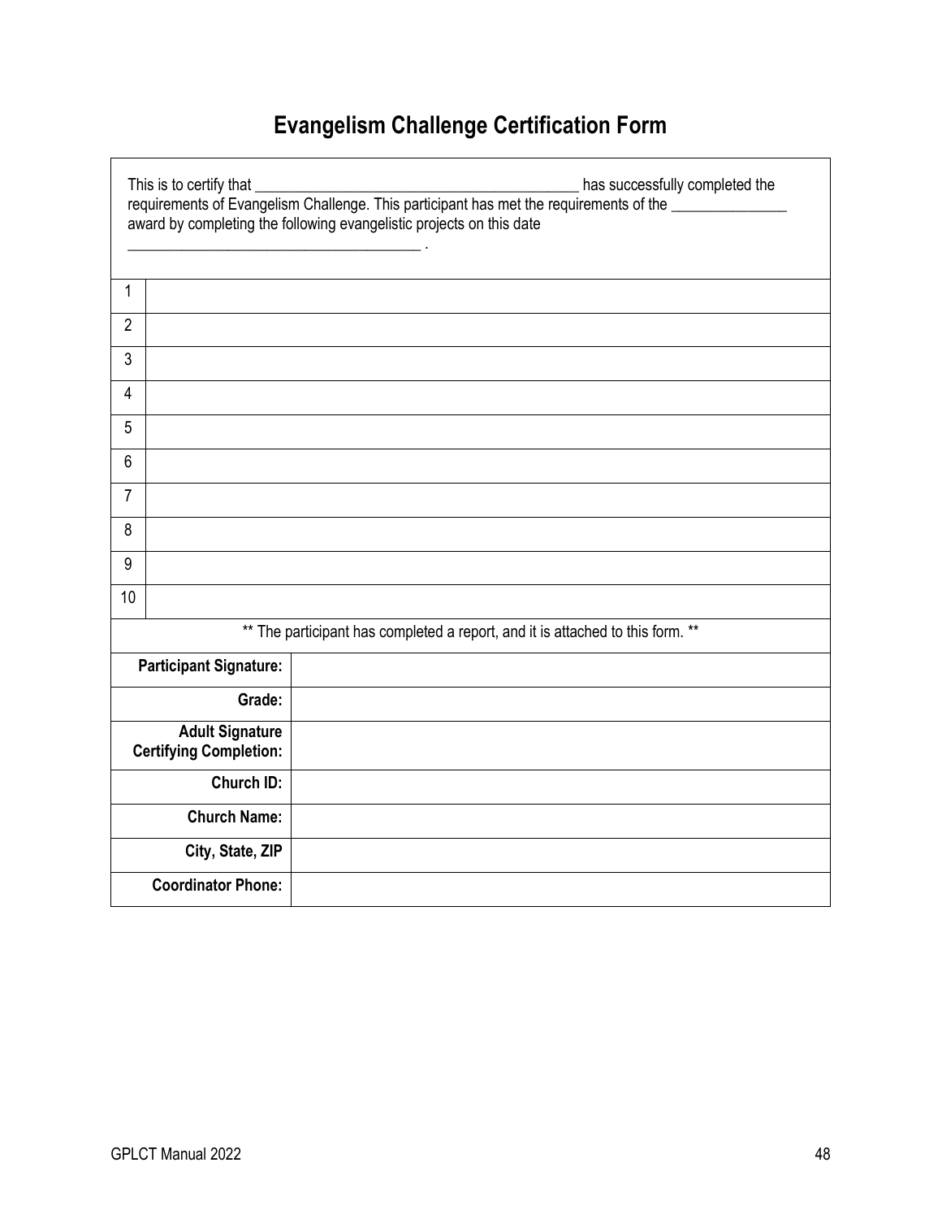# Evangelism Challenge Certification Form

This is to certify that ___________________________________________ has successfully completed the requirements of Evangelism Challenge. This participant has met the requirements of the _______________ award by completing the following evangelistic projects on this date _______________________________________ .

| | |
|---|---|
| 1 | |
| 2 | |
| 3 | |
| 4 | |
| 5 | |
| 6 | |
| 7 | |
| 8 | |
| 9 | |
| 10 | |

** The participant has completed a report, and it is attached to this form. **

| | |
|---|---|
| **Participant Signature:** | |
| **Grade:** | |
| **Adult Signature Certifying Completion:** | |
| **Church ID:** | |
| **Church Name:** | |
| **City, State, ZIP** | |
| **Coordinator Phone:** | |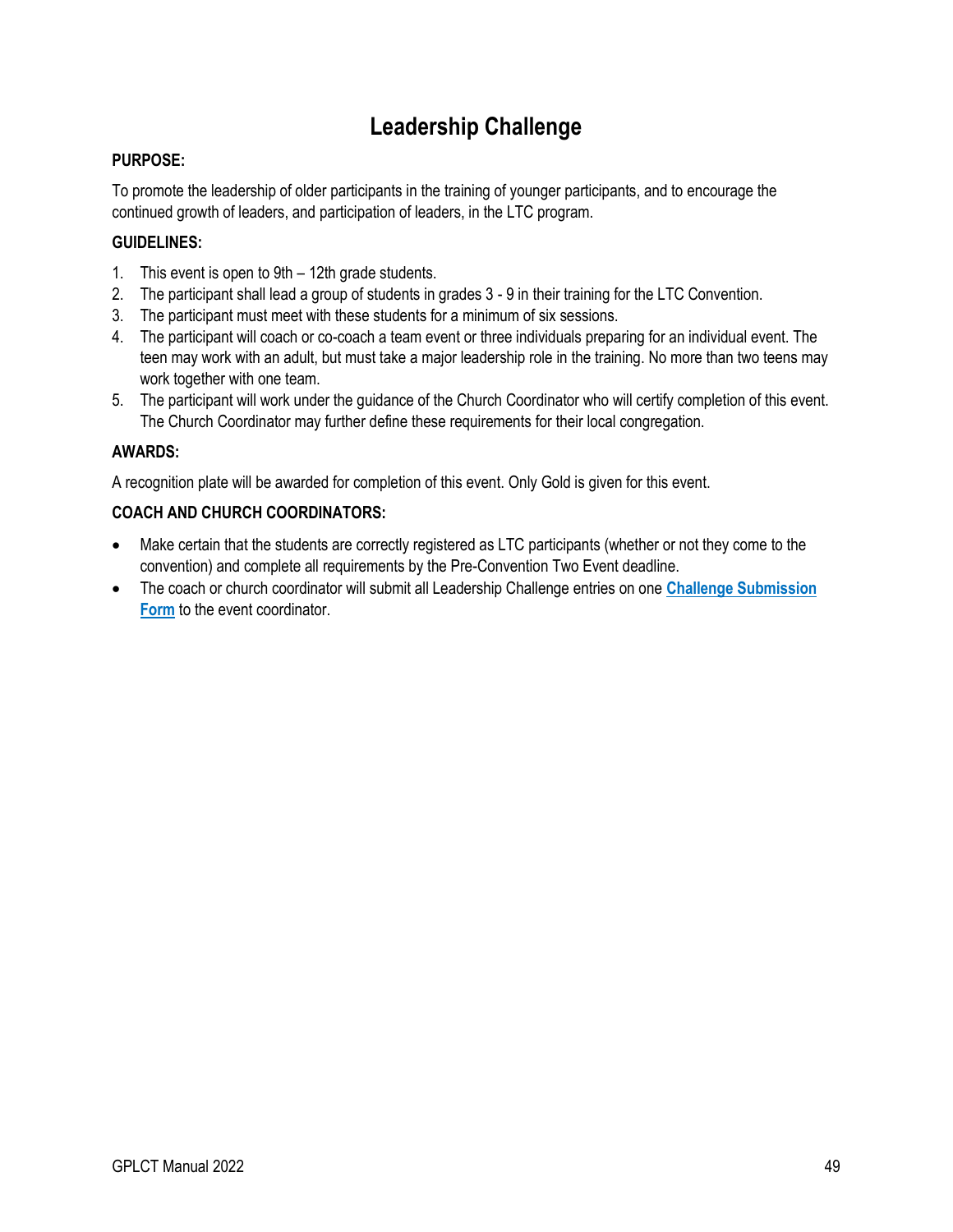# Leadership Challenge

**PURPOSE:**

To promote the leadership of older participants in the training of younger participants, and to encourage the continued growth of leaders, and participation of leaders, in the LTC program.

**GUIDELINES:**

1. This event is open to 9th – 12th grade students.
2. The participant shall lead a group of students in grades 3 - 9 in their training for the LTC Convention.
3. The participant must meet with these students for a minimum of six sessions.
4. The participant will coach or co-coach a team event or three individuals preparing for an individual event. The teen may work with an adult, but must take a major leadership role in the training. No more than two teens may work together with one team.
5. The participant will work under the guidance of the Church Coordinator who will certify completion of this event. The Church Coordinator may further define these requirements for their local congregation.

**AWARDS:**

A recognition plate will be awarded for completion of this event. Only Gold is given for this event.

**COACH AND CHURCH COORDINATORS:**

- Make certain that the students are correctly registered as LTC participants (whether or not they come to the convention) and complete all requirements by the Pre-Convention Two Event deadline.
- The coach or church coordinator will submit all Leadership Challenge entries on one **Challenge Submission Form** to the event coordinator.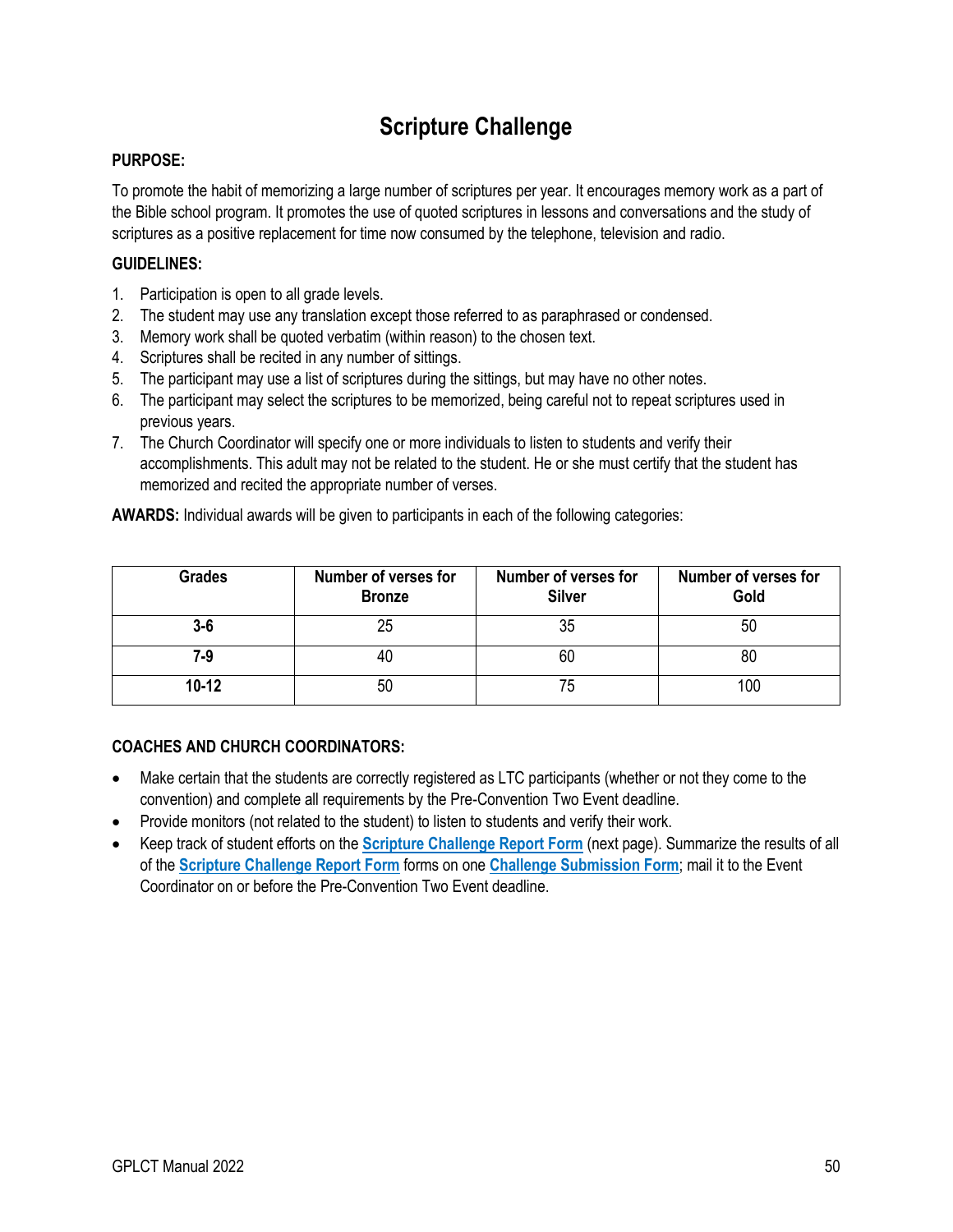# Scripture Challenge

**PURPOSE:**

To promote the habit of memorizing a large number of scriptures per year. It encourages memory work as a part of the Bible school program. It promotes the use of quoted scriptures in lessons and conversations and the study of scriptures as a positive replacement for time now consumed by the telephone, television and radio.

**GUIDELINES:**

1. Participation is open to all grade levels.
2. The student may use any translation except those referred to as paraphrased or condensed.
3. Memory work shall be quoted verbatim (within reason) to the chosen text.
4. Scriptures shall be recited in any number of sittings.
5. The participant may use a list of scriptures during the sittings, but may have no other notes.
6. The participant may select the scriptures to be memorized, being careful not to repeat scriptures used in previous years.
7. The Church Coordinator will specify one or more individuals to listen to students and verify their accomplishments. This adult may not be related to the student. He or she must certify that the student has memorized and recited the appropriate number of verses.

**AWARDS:** Individual awards will be given to participants in each of the following categories:

| Grades | Number of verses for Bronze | Number of verses for Silver | Number of verses for Gold |
|---|---|---|---|
| **3-6** | 25 | 35 | 50 |
| **7-9** | 40 | 60 | 80 |
| **10-12** | 50 | 75 | 100 |

**COACHES AND CHURCH COORDINATORS:**

- Make certain that the students are correctly registered as LTC participants (whether or not they come to the convention) and complete all requirements by the Pre-Convention Two Event deadline.
- Provide monitors (not related to the student) to listen to students and verify their work.
- Keep track of student efforts on the **Scripture Challenge Report Form** (next page). Summarize the results of all of the **Scripture Challenge Report Form** forms on one **Challenge Submission Form**; mail it to the Event Coordinator on or before the Pre-Convention Two Event deadline.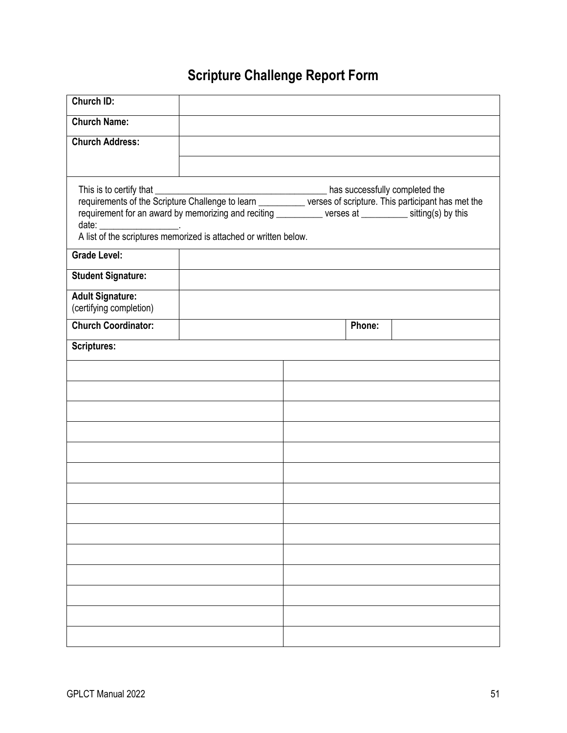# Scripture Challenge Report Form

| | |
|---|---|
| **Church ID:** | |
| **Church Name:** | |
| **Church Address:** | |
| | |

This is to certify that ____________________________________ has successfully completed the requirements of the Scripture Challenge to learn __________ verses of scripture. This participant has met the requirement for an award by memorizing and reciting __________ verses at __________ sitting(s) by this date: _________________.
A list of the scriptures memorized is attached or written below.

| | | | |
|---|---|---|---|
| **Grade Level:** | | | |
| **Student Signature:** | | | |
| **Adult Signature:** (certifying completion) | | | |
| **Church Coordinator:** | | **Phone:** | |

**Scriptures:**

| | |
|---|---|
| | |
| | |
| | |
| | |
| | |
| | |
| | |
| | |
| | |
| | |
| | |
| | |
| | |
| | |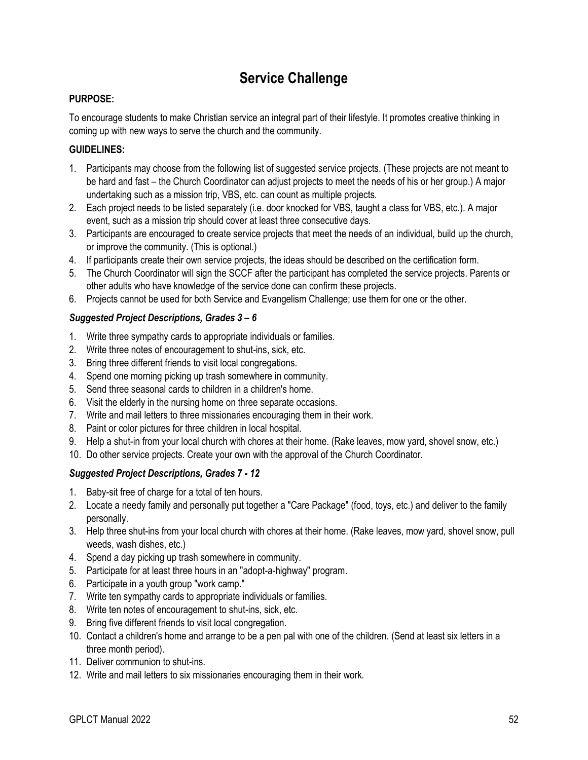# Service Challenge

**PURPOSE:**

To encourage students to make Christian service an integral part of their lifestyle. It promotes creative thinking in coming up with new ways to serve the church and the community.

**GUIDELINES:**

1. Participants may choose from the following list of suggested service projects. (These projects are not meant to be hard and fast – the Church Coordinator can adjust projects to meet the needs of his or her group.) A major undertaking such as a mission trip, VBS, etc. can count as multiple projects.
2. Each project needs to be listed separately (i.e. door knocked for VBS, taught a class for VBS, etc.). A major event, such as a mission trip should cover at least three consecutive days.
3. Participants are encouraged to create service projects that meet the needs of an individual, build up the church, or improve the community. (This is optional.)
4. If participants create their own service projects, the ideas should be described on the certification form.
5. The Church Coordinator will sign the SCCF after the participant has completed the service projects. Parents or other adults who have knowledge of the service done can confirm these projects.
6. Projects cannot be used for both Service and Evangelism Challenge; use them for one or the other.

***Suggested Project Descriptions, Grades 3 – 6***

1. Write three sympathy cards to appropriate individuals or families.
2. Write three notes of encouragement to shut-ins, sick, etc.
3. Bring three different friends to visit local congregations.
4. Spend one morning picking up trash somewhere in community.
5. Send three seasonal cards to children in a children's home.
6. Visit the elderly in the nursing home on three separate occasions.
7. Write and mail letters to three missionaries encouraging them in their work.
8. Paint or color pictures for three children in local hospital.
9. Help a shut-in from your local church with chores at their home. (Rake leaves, mow yard, shovel snow, etc.)
10. Do other service projects. Create your own with the approval of the Church Coordinator.

***Suggested Project Descriptions, Grades 7 - 12***

1. Baby-sit free of charge for a total of ten hours.
2. Locate a needy family and personally put together a "Care Package" (food, toys, etc.) and deliver to the family personally.
3. Help three shut-ins from your local church with chores at their home. (Rake leaves, mow yard, shovel snow, pull weeds, wash dishes, etc.)
4. Spend a day picking up trash somewhere in community.
5. Participate for at least three hours in an "adopt-a-highway" program.
6. Participate in a youth group "work camp."
7. Write ten sympathy cards to appropriate individuals or families.
8. Write ten notes of encouragement to shut-ins, sick, etc.
9. Bring five different friends to visit local congregation.
10. Contact a children's home and arrange to be a pen pal with one of the children. (Send at least six letters in a three month period).
11. Deliver communion to shut-ins.
12. Write and mail letters to six missionaries encouraging them in their work.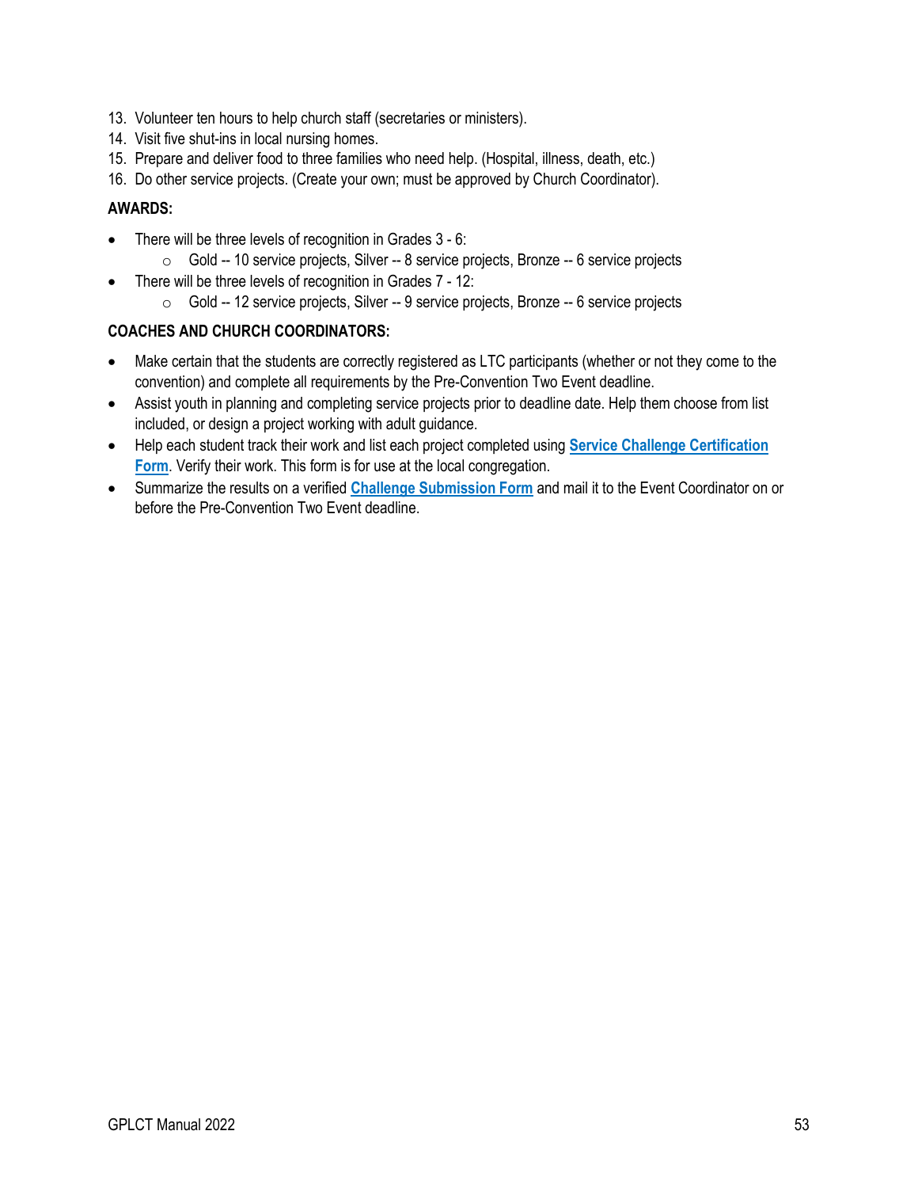13. Volunteer ten hours to help church staff (secretaries or ministers).
14. Visit five shut-ins in local nursing homes.
15. Prepare and deliver food to three families who need help. (Hospital, illness, death, etc.)
16. Do other service projects. (Create your own; must be approved by Church Coordinator).

**AWARDS:**

- There will be three levels of recognition in Grades 3 - 6:
  - Gold -- 10 service projects, Silver -- 8 service projects, Bronze -- 6 service projects
- There will be three levels of recognition in Grades 7 - 12:
  - Gold -- 12 service projects, Silver -- 9 service projects, Bronze -- 6 service projects

**COACHES AND CHURCH COORDINATORS:**

- Make certain that the students are correctly registered as LTC participants (whether or not they come to the convention) and complete all requirements by the Pre-Convention Two Event deadline.
- Assist youth in planning and completing service projects prior to deadline date. Help them choose from list included, or design a project working with adult guidance.
- Help each student track their work and list each project completed using **Service Challenge Certification Form**. Verify their work. This form is for use at the local congregation.
- Summarize the results on a verified **Challenge Submission Form** and mail it to the Event Coordinator on or before the Pre-Convention Two Event deadline.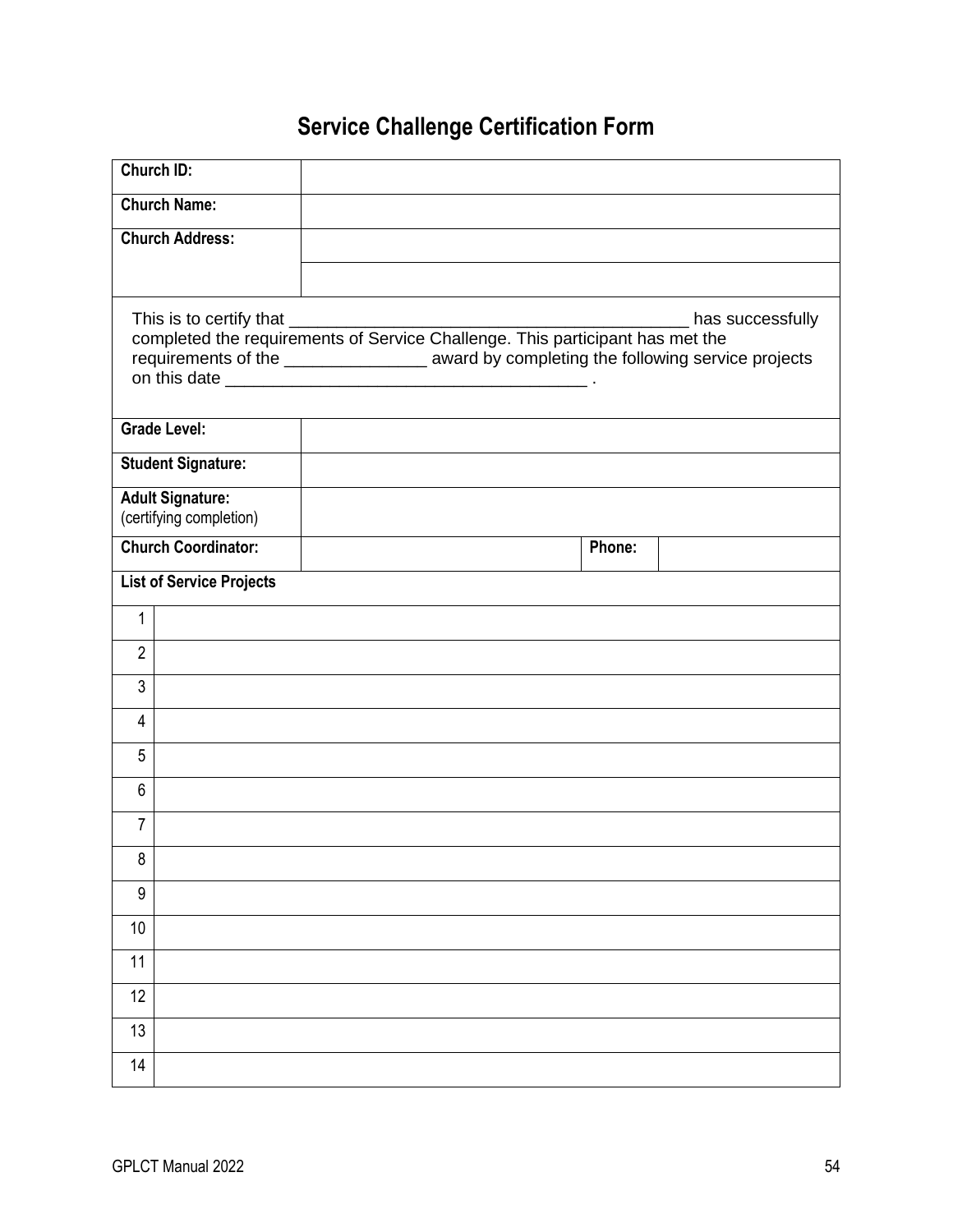# Service Challenge Certification Form

| | |
|---|---|
| **Church ID:** | |
| **Church Name:** | |
| **Church Address:** | |
| | |

This is to certify that ________________________________________ has successfully completed the requirements of Service Challenge. This participant has met the requirements of the ______________ award by completing the following service projects on this date ________________________________ .

| | | | |
|---|---|---|---|
| **Grade Level:** | | | |
| **Student Signature:** | | | |
| **Adult Signature:** (certifying completion) | | | |
| **Church Coordinator:** | | **Phone:** | |

| **List of Service Projects** | |
|---|---|
| 1 | |
| 2 | |
| 3 | |
| 4 | |
| 5 | |
| 6 | |
| 7 | |
| 8 | |
| 9 | |
| 10 | |
| 11 | |
| 12 | |
| 13 | |
| 14 | |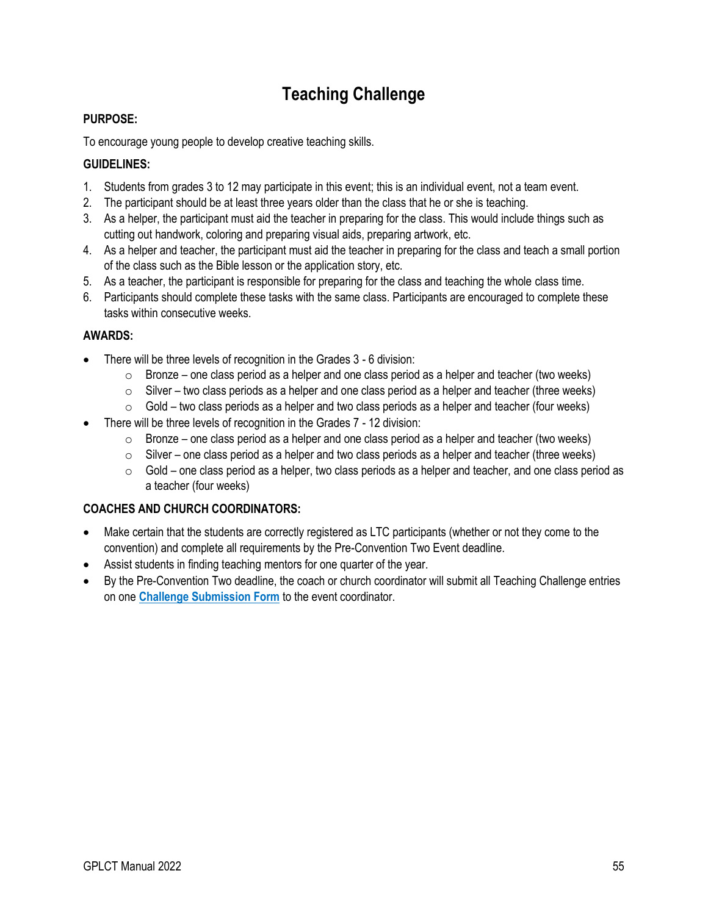# Teaching Challenge

**PURPOSE:**

To encourage young people to develop creative teaching skills.

**GUIDELINES:**

1. Students from grades 3 to 12 may participate in this event; this is an individual event, not a team event.
2. The participant should be at least three years older than the class that he or she is teaching.
3. As a helper, the participant must aid the teacher in preparing for the class. This would include things such as cutting out handwork, coloring and preparing visual aids, preparing artwork, etc.
4. As a helper and teacher, the participant must aid the teacher in preparing for the class and teach a small portion of the class such as the Bible lesson or the application story, etc.
5. As a teacher, the participant is responsible for preparing for the class and teaching the whole class time.
6. Participants should complete these tasks with the same class. Participants are encouraged to complete these tasks within consecutive weeks.

**AWARDS:**

- There will be three levels of recognition in the Grades 3 - 6 division:
  - Bronze – one class period as a helper and one class period as a helper and teacher (two weeks)
  - Silver – two class periods as a helper and one class period as a helper and teacher (three weeks)
  - Gold – two class periods as a helper and two class periods as a helper and teacher (four weeks)
- There will be three levels of recognition in the Grades 7 - 12 division:
  - Bronze – one class period as a helper and one class period as a helper and teacher (two weeks)
  - Silver – one class period as a helper and two class periods as a helper and teacher (three weeks)
  - Gold – one class period as a helper, two class periods as a helper and teacher, and one class period as a teacher (four weeks)

**COACHES AND CHURCH COORDINATORS:**

- Make certain that the students are correctly registered as LTC participants (whether or not they come to the convention) and complete all requirements by the Pre-Convention Two Event deadline.
- Assist students in finding teaching mentors for one quarter of the year.
- By the Pre-Convention Two deadline, the coach or church coordinator will submit all Teaching Challenge entries on one **Challenge Submission Form** to the event coordinator.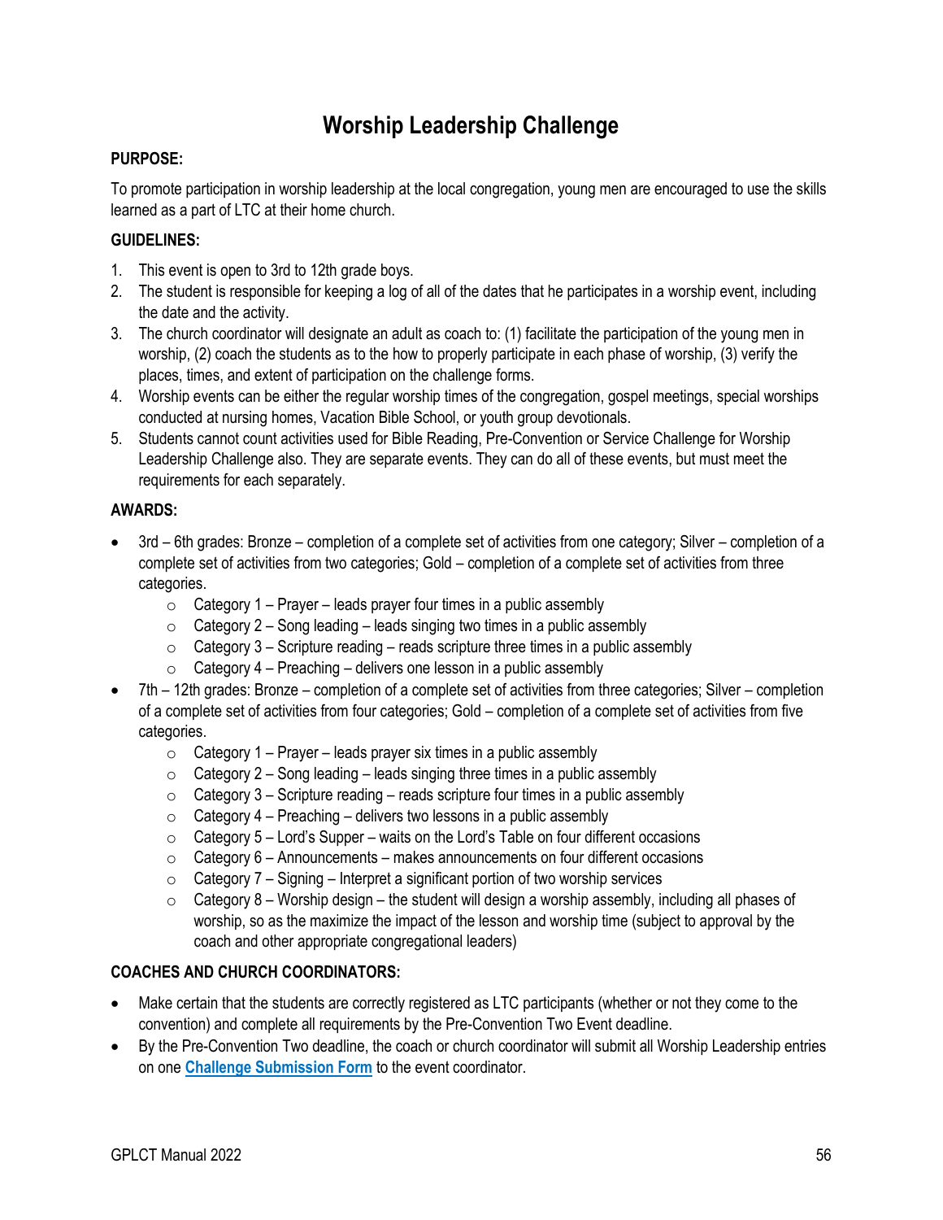# Worship Leadership Challenge

**PURPOSE:**

To promote participation in worship leadership at the local congregation, young men are encouraged to use the skills learned as a part of LTC at their home church.

**GUIDELINES:**

1. This event is open to 3rd to 12th grade boys.
2. The student is responsible for keeping a log of all of the dates that he participates in a worship event, including the date and the activity.
3. The church coordinator will designate an adult as coach to: (1) facilitate the participation of the young men in worship, (2) coach the students as to the how to properly participate in each phase of worship, (3) verify the places, times, and extent of participation on the challenge forms.
4. Worship events can be either the regular worship times of the congregation, gospel meetings, special worships conducted at nursing homes, Vacation Bible School, or youth group devotionals.
5. Students cannot count activities used for Bible Reading, Pre-Convention or Service Challenge for Worship Leadership Challenge also. They are separate events. They can do all of these events, but must meet the requirements for each separately.

**AWARDS:**

- 3rd – 6th grades: Bronze – completion of a complete set of activities from one category; Silver – completion of a complete set of activities from two categories; Gold – completion of a complete set of activities from three categories.
  - Category 1 – Prayer – leads prayer four times in a public assembly
  - Category 2 – Song leading – leads singing two times in a public assembly
  - Category 3 – Scripture reading – reads scripture three times in a public assembly
  - Category 4 – Preaching – delivers one lesson in a public assembly
- 7th – 12th grades: Bronze – completion of a complete set of activities from three categories; Silver – completion of a complete set of activities from four categories; Gold – completion of a complete set of activities from five categories.
  - Category 1 – Prayer – leads prayer six times in a public assembly
  - Category 2 – Song leading – leads singing three times in a public assembly
  - Category 3 – Scripture reading – reads scripture four times in a public assembly
  - Category 4 – Preaching – delivers two lessons in a public assembly
  - Category 5 – Lord's Supper – waits on the Lord's Table on four different occasions
  - Category 6 – Announcements – makes announcements on four different occasions
  - Category 7 – Signing – Interpret a significant portion of two worship services
  - Category 8 – Worship design – the student will design a worship assembly, including all phases of worship, so as the maximize the impact of the lesson and worship time (subject to approval by the coach and other appropriate congregational leaders)

**COACHES AND CHURCH COORDINATORS:**

- Make certain that the students are correctly registered as LTC participants (whether or not they come to the convention) and complete all requirements by the Pre-Convention Two Event deadline.
- By the Pre-Convention Two deadline, the coach or church coordinator will submit all Worship Leadership entries on one **Challenge Submission Form** to the event coordinator.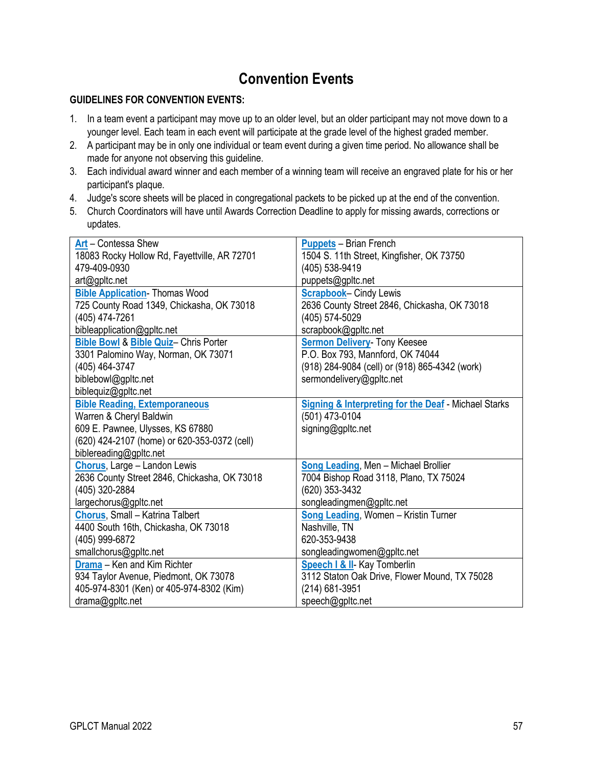# Convention Events

**GUIDELINES FOR CONVENTION EVENTS:**

1. In a team event a participant may move up to an older level, but an older participant may not move down to a younger level. Each team in each event will participate at the grade level of the highest graded member.
2. A participant may be in only one individual or team event during a given time period. No allowance shall be made for anyone not observing this guideline.
3. Each individual award winner and each member of a winning team will receive an engraved plate for his or her participant's plaque.
4. Judge's score sheets will be placed in congregational packets to be picked up at the end of the convention.
5. Church Coordinators will have until Awards Correction Deadline to apply for missing awards, corrections or updates.

| | |
|---|---|
| **Art** – Contessa Shew<br>18083 Rocky Hollow Rd, Fayetteville, AR 72701<br>479-409-0930<br>art@gpltc.net | **Puppets** – Brian French<br>1504 S. 11th Street, Kingfisher, OK 73750<br>(405) 538-9419<br>puppets@gpltc.net |
| **Bible Application**- Thomas Wood<br>725 County Road 1349, Chickasha, OK 73018<br>(405) 474-7261<br>bibleapplication@gpltc.net | **Scrapbook**– Cindy Lewis<br>2636 County Street 2846, Chickasha, OK 73018<br>(405) 574-5029<br>scrapbook@gpltc.net |
| **Bible Bowl** & **Bible Quiz**– Chris Porter<br>3301 Palomino Way, Norman, OK 73071<br>(405) 464-3747<br>biblebowl@gpltc.net<br>biblequiz@gpltc.net | **Sermon Delivery**- Tony Keesee<br>P.O. Box 793, Mannford, OK 74044<br>(918) 284-9084 (cell) or (918) 865-4342 (work)<br>sermondelivery@gpltc.net |
| **Bible Reading, Extemporaneous**<br>Warren & Cheryl Baldwin<br>609 E. Pawnee, Ulysses, KS 67880<br>(620) 424-2107 (home) or 620-353-0372 (cell)<br>biblereading@gpltc.net | **Signing & Interpreting for the Deaf** - Michael Starks<br>(501) 473-0104<br>signing@gpltc.net |
| **Chorus**, Large – Landon Lewis<br>2636 County Street 2846, Chickasha, OK 73018<br>(405) 320-2884<br>largechorus@gpltc.net | **Song Leading**, Men – Michael Brollier<br>7004 Bishop Road 3118, Plano, TX 75024<br>(620) 353-3432<br>songleadingmen@gpltc.net |
| **Chorus**, Small – Katrina Talbert<br>4400 South 16th, Chickasha, OK 73018<br>(405) 999-6872<br>smallchorus@gpltc.net | **Song Leading**, Women – Kristin Turner<br>Nashville, TN<br>620-353-9438<br>songleadingwomen@gpltc.net |
| **Drama** – Ken and Kim Richter<br>934 Taylor Avenue, Piedmont, OK 73078<br>405-974-8301 (Ken) or 405-974-8302 (Kim)<br>drama@gpltc.net | **Speech I & II**- Kay Tomberlin<br>3112 Staton Oak Drive, Flower Mound, TX 75028<br>(214) 681-3951<br>speech@gpltc.net |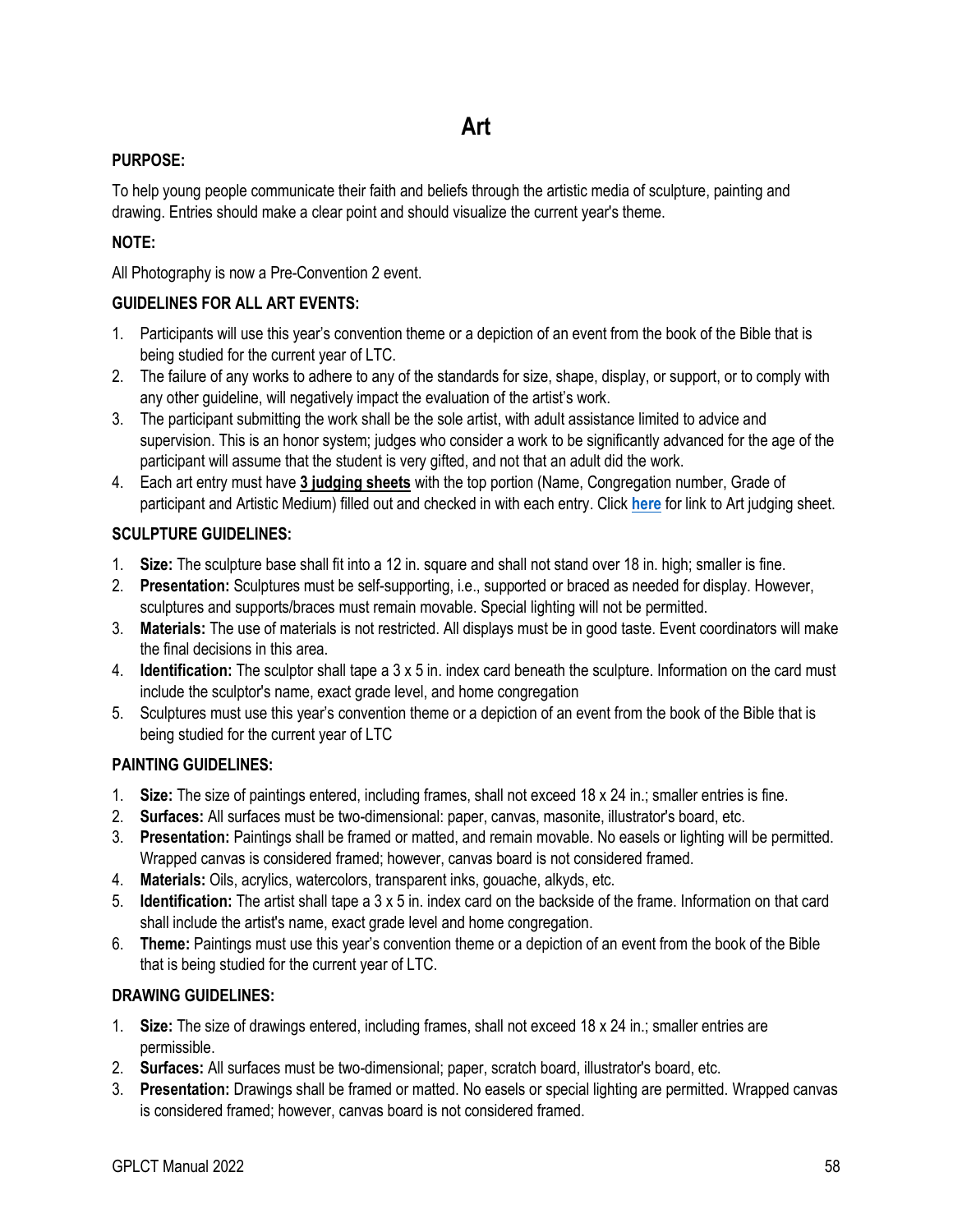# Art

**PURPOSE:**

To help young people communicate their faith and beliefs through the artistic media of sculpture, painting and drawing. Entries should make a clear point and should visualize the current year's theme.

**NOTE:**

All Photography is now a Pre-Convention 2 event.

**GUIDELINES FOR ALL ART EVENTS:**

1. Participants will use this year's convention theme or a depiction of an event from the book of the Bible that is being studied for the current year of LTC.
2. The failure of any works to adhere to any of the standards for size, shape, display, or support, or to comply with any other guideline, will negatively impact the evaluation of the artist's work.
3. The participant submitting the work shall be the sole artist, with adult assistance limited to advice and supervision. This is an honor system; judges who consider a work to be significantly advanced for the age of the participant will assume that the student is very gifted, and not that an adult did the work.
4. Each art entry must have **3 judging sheets** with the top portion (Name, Congregation number, Grade of participant and Artistic Medium) filled out and checked in with each entry. Click **here** for link to Art judging sheet.

**SCULPTURE GUIDELINES:**

1. **Size:** The sculpture base shall fit into a 12 in. square and shall not stand over 18 in. high; smaller is fine.
2. **Presentation:** Sculptures must be self-supporting, i.e., supported or braced as needed for display. However, sculptures and supports/braces must remain movable. Special lighting will not be permitted.
3. **Materials:** The use of materials is not restricted. All displays must be in good taste. Event coordinators will make the final decisions in this area.
4. **Identification:** The sculptor shall tape a 3 x 5 in. index card beneath the sculpture. Information on the card must include the sculptor's name, exact grade level, and home congregation
5. Sculptures must use this year's convention theme or a depiction of an event from the book of the Bible that is being studied for the current year of LTC

**PAINTING GUIDELINES:**

1. **Size:** The size of paintings entered, including frames, shall not exceed 18 x 24 in.; smaller entries is fine.
2. **Surfaces:** All surfaces must be two-dimensional: paper, canvas, masonite, illustrator's board, etc.
3. **Presentation:** Paintings shall be framed or matted, and remain movable. No easels or lighting will be permitted. Wrapped canvas is considered framed; however, canvas board is not considered framed.
4. **Materials:** Oils, acrylics, watercolors, transparent inks, gouache, alkyds, etc.
5. **Identification:** The artist shall tape a 3 x 5 in. index card on the backside of the frame. Information on that card shall include the artist's name, exact grade level and home congregation.
6. **Theme:** Paintings must use this year's convention theme or a depiction of an event from the book of the Bible that is being studied for the current year of LTC.

**DRAWING GUIDELINES:**

1. **Size:** The size of drawings entered, including frames, shall not exceed 18 x 24 in.; smaller entries are permissible.
2. **Surfaces:** All surfaces must be two-dimensional; paper, scratch board, illustrator's board, etc.
3. **Presentation:** Drawings shall be framed or matted. No easels or special lighting are permitted. Wrapped canvas is considered framed; however, canvas board is not considered framed.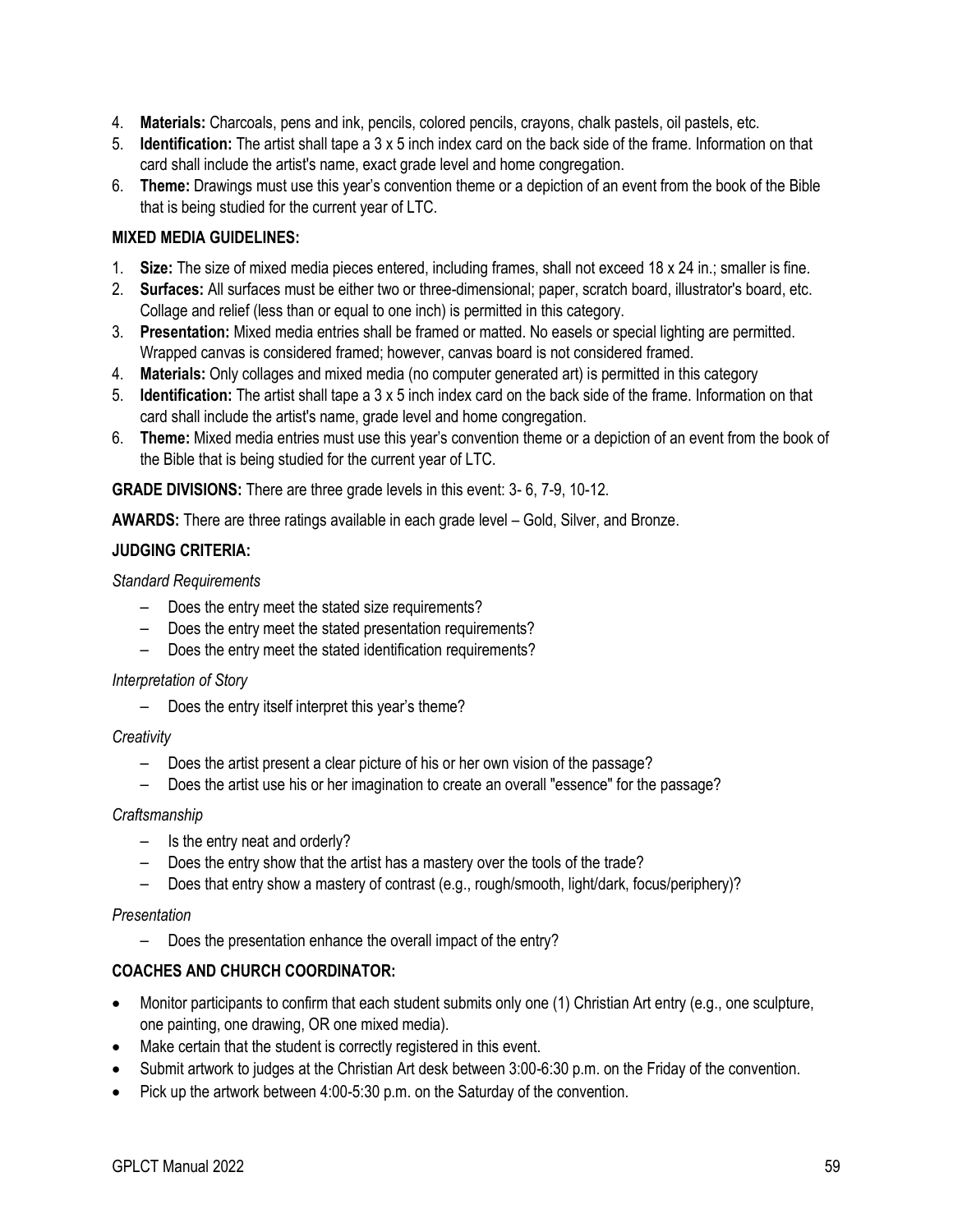4. **Materials:** Charcoals, pens and ink, pencils, colored pencils, crayons, chalk pastels, oil pastels, etc.
5. **Identification:** The artist shall tape a 3 x 5 inch index card on the back side of the frame. Information on that card shall include the artist's name, exact grade level and home congregation.
6. **Theme:** Drawings must use this year's convention theme or a depiction of an event from the book of the Bible that is being studied for the current year of LTC.

**MIXED MEDIA GUIDELINES:**

1. **Size:** The size of mixed media pieces entered, including frames, shall not exceed 18 x 24 in.; smaller is fine.
2. **Surfaces:** All surfaces must be either two or three-dimensional; paper, scratch board, illustrator's board, etc. Collage and relief (less than or equal to one inch) is permitted in this category.
3. **Presentation:** Mixed media entries shall be framed or matted. No easels or special lighting are permitted. Wrapped canvas is considered framed; however, canvas board is not considered framed.
4. **Materials:** Only collages and mixed media (no computer generated art) is permitted in this category
5. **Identification:** The artist shall tape a 3 x 5 inch index card on the back side of the frame. Information on that card shall include the artist's name, grade level and home congregation.
6. **Theme:** Mixed media entries must use this year's convention theme or a depiction of an event from the book of the Bible that is being studied for the current year of LTC.

**GRADE DIVISIONS:** There are three grade levels in this event: 3- 6, 7-9, 10-12.

**AWARDS:** There are three ratings available in each grade level – Gold, Silver, and Bronze.

**JUDGING CRITERIA:**

*Standard Requirements*

- Does the entry meet the stated size requirements?
- Does the entry meet the stated presentation requirements?
- Does the entry meet the stated identification requirements?

*Interpretation of Story*

- Does the entry itself interpret this year's theme?

*Creativity*

- Does the artist present a clear picture of his or her own vision of the passage?
- Does the artist use his or her imagination to create an overall "essence" for the passage?

*Craftsmanship*

- Is the entry neat and orderly?
- Does the entry show that the artist has a mastery over the tools of the trade?
- Does that entry show a mastery of contrast (e.g., rough/smooth, light/dark, focus/periphery)?

*Presentation*

- Does the presentation enhance the overall impact of the entry?

**COACHES AND CHURCH COORDINATOR:**

- Monitor participants to confirm that each student submits only one (1) Christian Art entry (e.g., one sculpture, one painting, one drawing, OR one mixed media).
- Make certain that the student is correctly registered in this event.
- Submit artwork to judges at the Christian Art desk between 3:00-6:30 p.m. on the Friday of the convention.
- Pick up the artwork between 4:00-5:30 p.m. on the Saturday of the convention.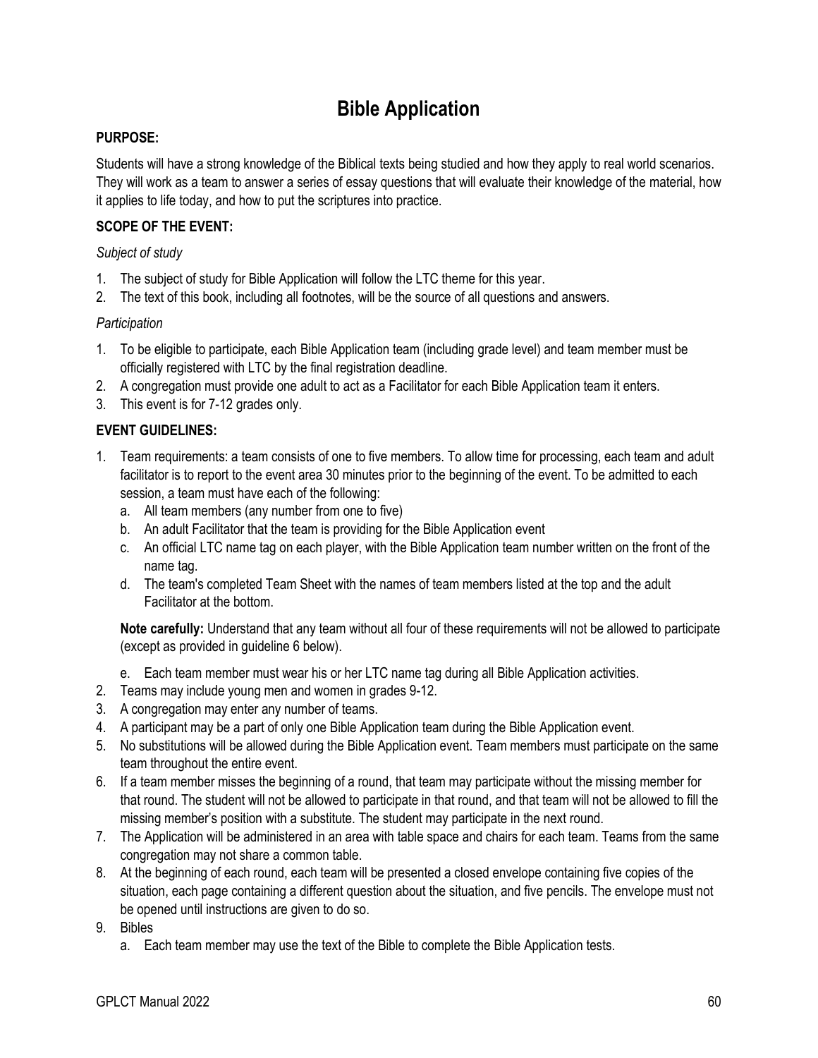# Bible Application

**PURPOSE:**

Students will have a strong knowledge of the Biblical texts being studied and how they apply to real world scenarios. They will work as a team to answer a series of essay questions that will evaluate their knowledge of the material, how it applies to life today, and how to put the scriptures into practice.

**SCOPE OF THE EVENT:**

*Subject of study*

1. The subject of study for Bible Application will follow the LTC theme for this year.
2. The text of this book, including all footnotes, will be the source of all questions and answers.

*Participation*

1. To be eligible to participate, each Bible Application team (including grade level) and team member must be officially registered with LTC by the final registration deadline.
2. A congregation must provide one adult to act as a Facilitator for each Bible Application team it enters.
3. This event is for 7-12 grades only.

**EVENT GUIDELINES:**

1. Team requirements: a team consists of one to five members. To allow time for processing, each team and adult facilitator is to report to the event area 30 minutes prior to the beginning of the event. To be admitted to each session, a team must have each of the following:
   a. All team members (any number from one to five)
   b. An adult Facilitator that the team is providing for the Bible Application event
   c. An official LTC name tag on each player, with the Bible Application team number written on the front of the name tag.
   d. The team's completed Team Sheet with the names of team members listed at the top and the adult Facilitator at the bottom.

   **Note carefully:** Understand that any team without all four of these requirements will not be allowed to participate (except as provided in guideline 6 below).

   e. Each team member must wear his or her LTC name tag during all Bible Application activities.
2. Teams may include young men and women in grades 9-12.
3. A congregation may enter any number of teams.
4. A participant may be a part of only one Bible Application team during the Bible Application event.
5. No substitutions will be allowed during the Bible Application event. Team members must participate on the same team throughout the entire event.
6. If a team member misses the beginning of a round, that team may participate without the missing member for that round. The student will not be allowed to participate in that round, and that team will not be allowed to fill the missing member's position with a substitute. The student may participate in the next round.
7. The Application will be administered in an area with table space and chairs for each team. Teams from the same congregation may not share a common table.
8. At the beginning of each round, each team will be presented a closed envelope containing five copies of the situation, each page containing a different question about the situation, and five pencils. The envelope must not be opened until instructions are given to do so.
9. Bibles
   a. Each team member may use the text of the Bible to complete the Bible Application tests.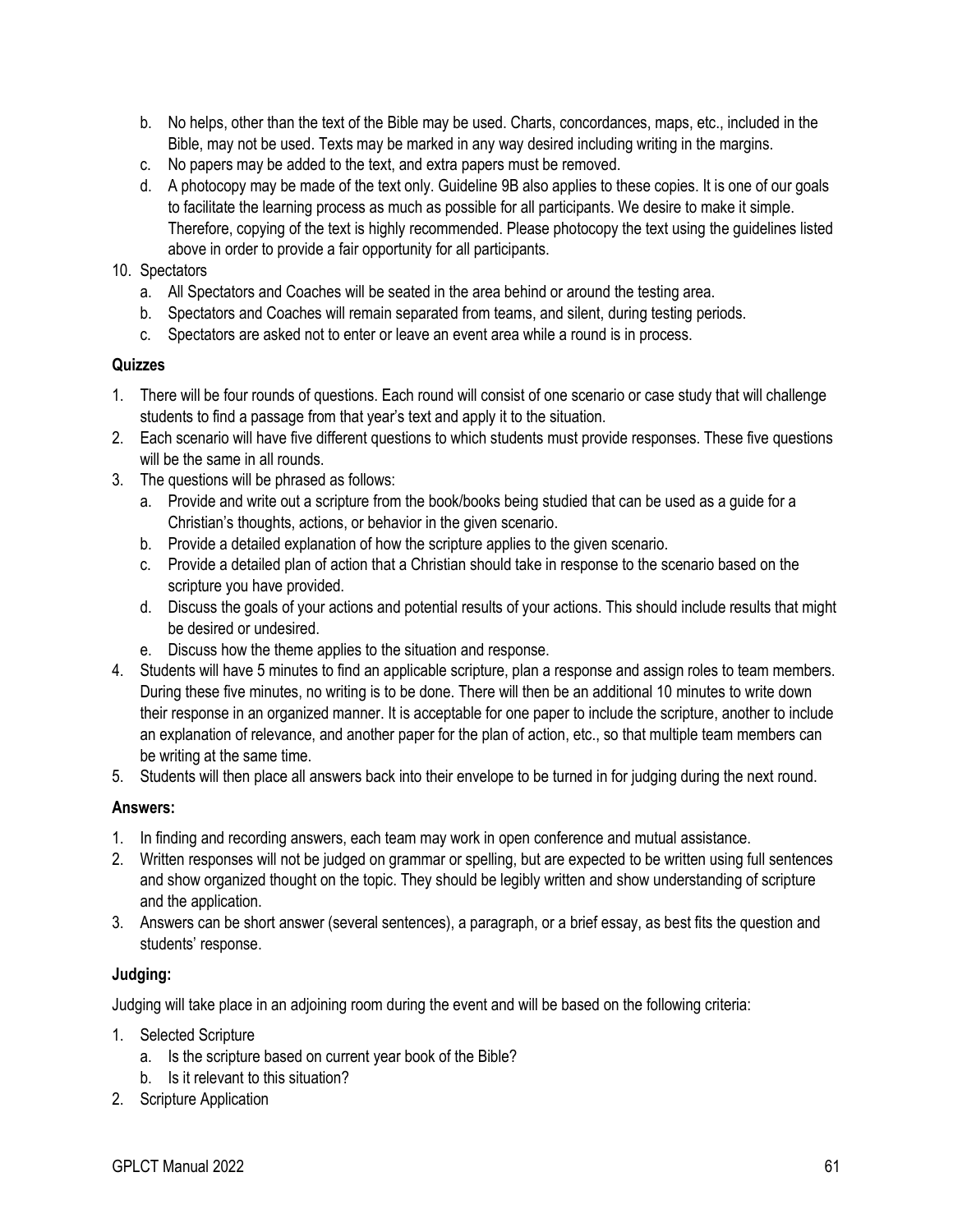b. No helps, other than the text of the Bible may be used. Charts, concordances, maps, etc., included in the Bible, may not be used. Texts may be marked in any way desired including writing in the margins.
c. No papers may be added to the text, and extra papers must be removed.
d. A photocopy may be made of the text only. Guideline 9B also applies to these copies. It is one of our goals to facilitate the learning process as much as possible for all participants. We desire to make it simple. Therefore, copying of the text is highly recommended. Please photocopy the text using the guidelines listed above in order to provide a fair opportunity for all participants.

10. Spectators
    a. All Spectators and Coaches will be seated in the area behind or around the testing area.
    b. Spectators and Coaches will remain separated from teams, and silent, during testing periods.
    c. Spectators are asked not to enter or leave an event area while a round is in process.

**Quizzes**

1. There will be four rounds of questions. Each round will consist of one scenario or case study that will challenge students to find a passage from that year's text and apply it to the situation.
2. Each scenario will have five different questions to which students must provide responses. These five questions will be the same in all rounds.
3. The questions will be phrased as follows:
   a. Provide and write out a scripture from the book/books being studied that can be used as a guide for a Christian's thoughts, actions, or behavior in the given scenario.
   b. Provide a detailed explanation of how the scripture applies to the given scenario.
   c. Provide a detailed plan of action that a Christian should take in response to the scenario based on the scripture you have provided.
   d. Discuss the goals of your actions and potential results of your actions. This should include results that might be desired or undesired.
   e. Discuss how the theme applies to the situation and response.
4. Students will have 5 minutes to find an applicable scripture, plan a response and assign roles to team members. During these five minutes, no writing is to be done. There will then be an additional 10 minutes to write down their response in an organized manner. It is acceptable for one paper to include the scripture, another to include an explanation of relevance, and another paper for the plan of action, etc., so that multiple team members can be writing at the same time.
5. Students will then place all answers back into their envelope to be turned in for judging during the next round.

**Answers:**

1. In finding and recording answers, each team may work in open conference and mutual assistance.
2. Written responses will not be judged on grammar or spelling, but are expected to be written using full sentences and show organized thought on the topic. They should be legibly written and show understanding of scripture and the application.
3. Answers can be short answer (several sentences), a paragraph, or a brief essay, as best fits the question and students' response.

**Judging:**

Judging will take place in an adjoining room during the event and will be based on the following criteria:

1. Selected Scripture
   a. Is the scripture based on current year book of the Bible?
   b. Is it relevant to this situation?
2. Scripture Application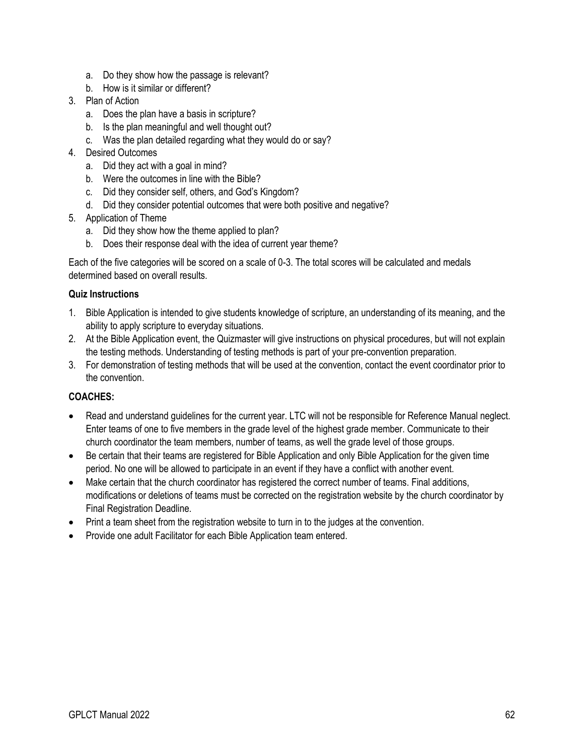a. Do they show how the passage is relevant?
   b. How is it similar or different?
3. Plan of Action
   a. Does the plan have a basis in scripture?
   b. Is the plan meaningful and well thought out?
   c. Was the plan detailed regarding what they would do or say?
4. Desired Outcomes
   a. Did they act with a goal in mind?
   b. Were the outcomes in line with the Bible?
   c. Did they consider self, others, and God's Kingdom?
   d. Did they consider potential outcomes that were both positive and negative?
5. Application of Theme
   a. Did they show how the theme applied to plan?
   b. Does their response deal with the idea of current year theme?

Each of the five categories will be scored on a scale of 0-3. The total scores will be calculated and medals determined based on overall results.

**Quiz Instructions**

1. Bible Application is intended to give students knowledge of scripture, an understanding of its meaning, and the ability to apply scripture to everyday situations.
2. At the Bible Application event, the Quizmaster will give instructions on physical procedures, but will not explain the testing methods. Understanding of testing methods is part of your pre-convention preparation.
3. For demonstration of testing methods that will be used at the convention, contact the event coordinator prior to the convention.

**COACHES:**

- Read and understand guidelines for the current year. LTC will not be responsible for Reference Manual neglect. Enter teams of one to five members in the grade level of the highest grade member. Communicate to their church coordinator the team members, number of teams, as well the grade level of those groups.
- Be certain that their teams are registered for Bible Application and only Bible Application for the given time period. No one will be allowed to participate in an event if they have a conflict with another event.
- Make certain that the church coordinator has registered the correct number of teams. Final additions, modifications or deletions of teams must be corrected on the registration website by the church coordinator by Final Registration Deadline.
- Print a team sheet from the registration website to turn in to the judges at the convention.
- Provide one adult Facilitator for each Bible Application team entered.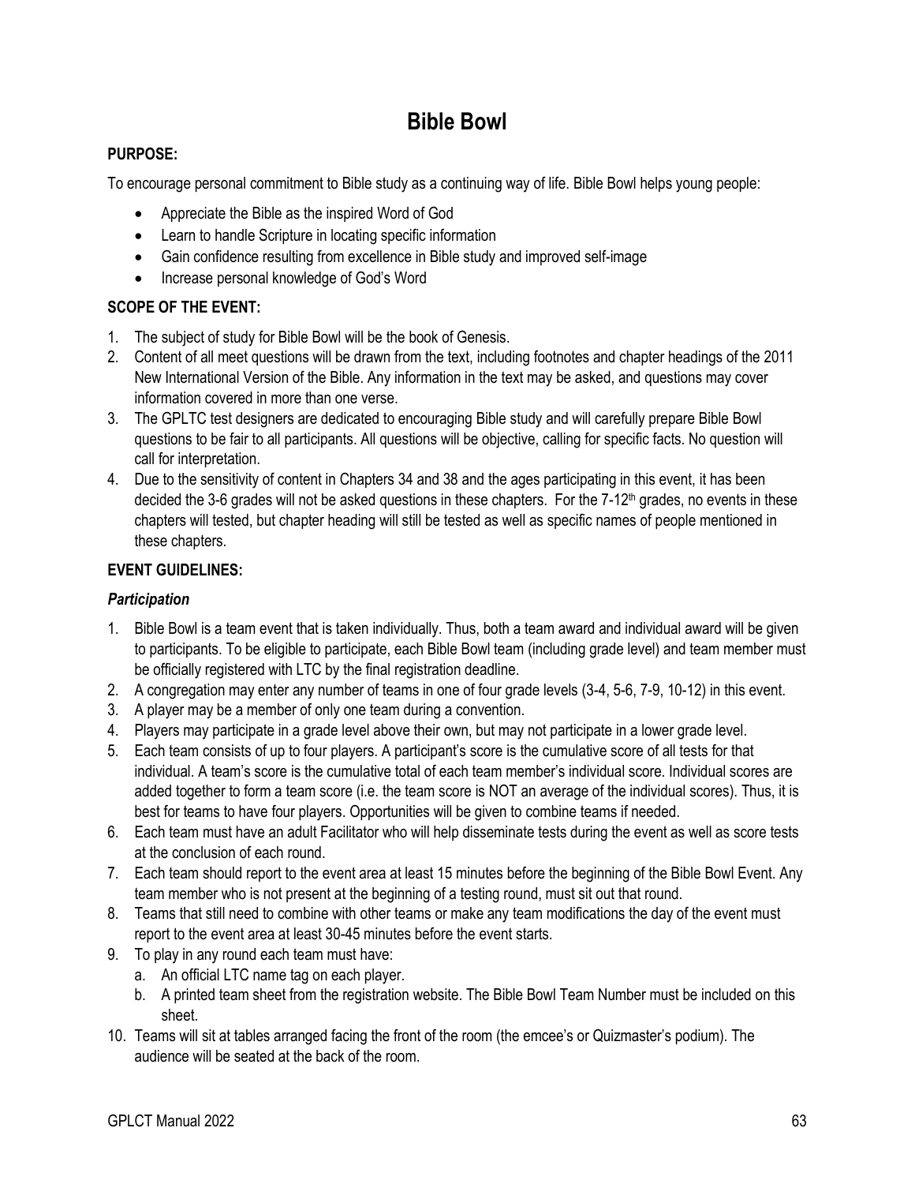# Bible Bowl

### PURPOSE:

To encourage personal commitment to Bible study as a continuing way of life. Bible Bowl helps young people:

- Appreciate the Bible as the inspired Word of God
- Learn to handle Scripture in locating specific information
- Gain confidence resulting from excellence in Bible study and improved self-image
- Increase personal knowledge of God's Word

### SCOPE OF THE EVENT:

1. The subject of study for Bible Bowl will be the book of Genesis.
2. Content of all meet questions will be drawn from the text, including footnotes and chapter headings of the 2011 New International Version of the Bible. Any information in the text may be asked, and questions may cover information covered in more than one verse.
3. The GPLTC test designers are dedicated to encouraging Bible study and will carefully prepare Bible Bowl questions to be fair to all participants. All questions will be objective, calling for specific facts. No question will call for interpretation.
4. Due to the sensitivity of content in Chapters 34 and 38 and the ages participating in this event, it has been decided the 3-6 grades will not be asked questions in these chapters. For the 7-12th grades, no events in these chapters will tested, but chapter heading will still be tested as well as specific names of people mentioned in these chapters.

### EVENT GUIDELINES:

#### *Participation*

1. Bible Bowl is a team event that is taken individually. Thus, both a team award and individual award will be given to participants. To be eligible to participate, each Bible Bowl team (including grade level) and team member must be officially registered with LTC by the final registration deadline.
2. A congregation may enter any number of teams in one of four grade levels (3-4, 5-6, 7-9, 10-12) in this event.
3. A player may be a member of only one team during a convention.
4. Players may participate in a grade level above their own, but may not participate in a lower grade level.
5. Each team consists of up to four players. A participant's score is the cumulative score of all tests for that individual. A team's score is the cumulative total of each team member's individual score. Individual scores are added together to form a team score (i.e. the team score is NOT an average of the individual scores). Thus, it is best for teams to have four players. Opportunities will be given to combine teams if needed.
6. Each team must have an adult Facilitator who will help disseminate tests during the event as well as score tests at the conclusion of each round.
7. Each team should report to the event area at least 15 minutes before the beginning of the Bible Bowl Event. Any team member who is not present at the beginning of a testing round, must sit out that round.
8. Teams that still need to combine with other teams or make any team modifications the day of the event must report to the event area at least 30-45 minutes before the event starts.
9. To play in any round each team must have:
   a. An official LTC name tag on each player.
   b. A printed team sheet from the registration website. The Bible Bowl Team Number must be included on this sheet.
10. Teams will sit at tables arranged facing the front of the room (the emcee's or Quizmaster's podium). The audience will be seated at the back of the room.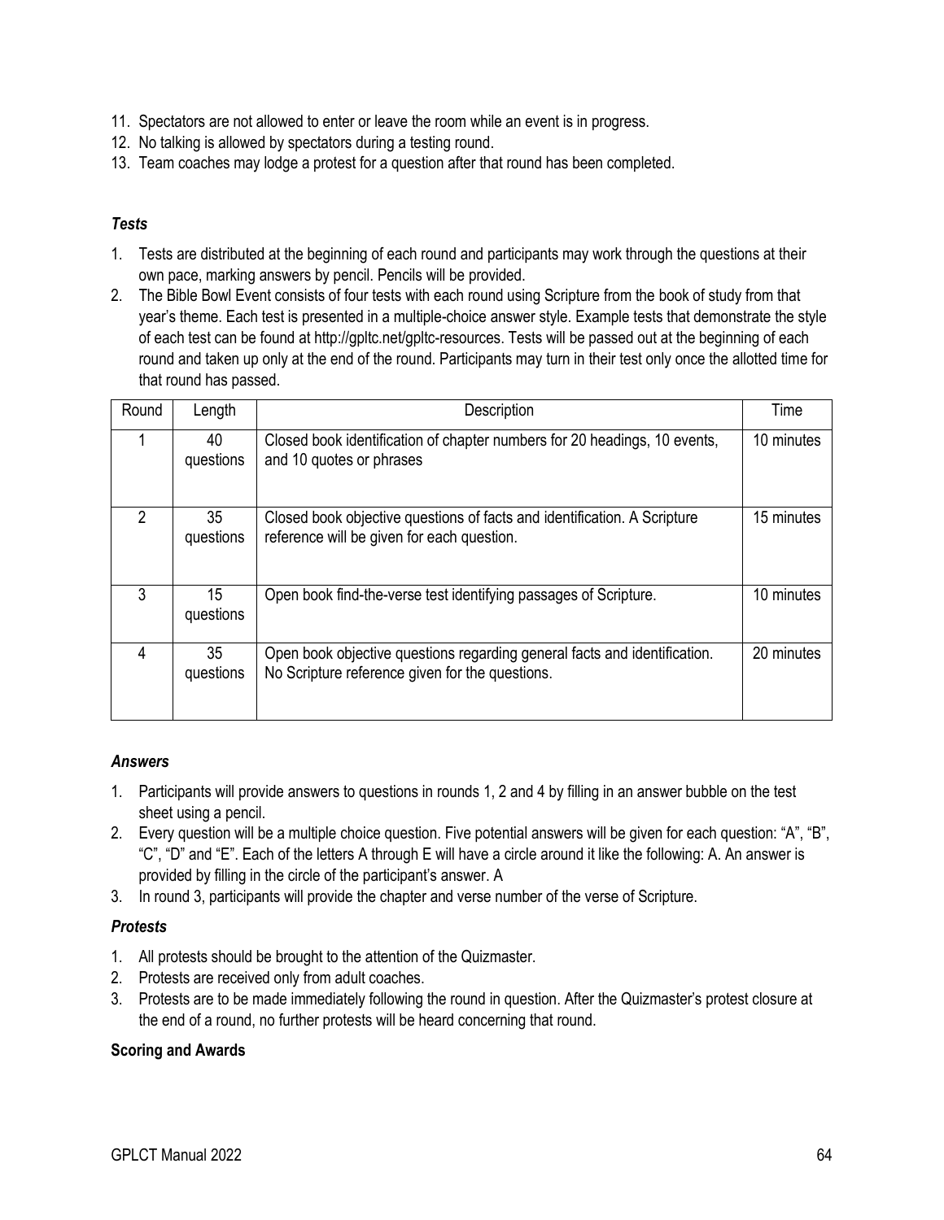11. Spectators are not allowed to enter or leave the room while an event is in progress.
12. No talking is allowed by spectators during a testing round.
13. Team coaches may lodge a protest for a question after that round has been completed.

### *Tests*

1. Tests are distributed at the beginning of each round and participants may work through the questions at their own pace, marking answers by pencil. Pencils will be provided.
2. The Bible Bowl Event consists of four tests with each round using Scripture from the book of study from that year's theme. Each test is presented in a multiple-choice answer style. Example tests that demonstrate the style of each test can be found at http://gpltc.net/gpltc-resources. Tests will be passed out at the beginning of each round and taken up only at the end of the round. Participants may turn in their test only once the allotted time for that round has passed.

| Round | Length | Description | Time |
|---|---|---|---|
| 1 | 40 questions | Closed book identification of chapter numbers for 20 headings, 10 events, and 10 quotes or phrases | 10 minutes |
| 2 | 35 questions | Closed book objective questions of facts and identification. A Scripture reference will be given for each question. | 15 minutes |
| 3 | 15 questions | Open book find-the-verse test identifying passages of Scripture. | 10 minutes |
| 4 | 35 questions | Open book objective questions regarding general facts and identification. No Scripture reference given for the questions. | 20 minutes |

### *Answers*

1. Participants will provide answers to questions in rounds 1, 2 and 4 by filling in an answer bubble on the test sheet using a pencil.
2. Every question will be a multiple choice question. Five potential answers will be given for each question: "A", "B", "C", "D" and "E". Each of the letters A through E will have a circle around it like the following: A. An answer is provided by filling in the circle of the participant's answer. A
3. In round 3, participants will provide the chapter and verse number of the verse of Scripture.

### *Protests*

1. All protests should be brought to the attention of the Quizmaster.
2. Protests are received only from adult coaches.
3. Protests are to be made immediately following the round in question. After the Quizmaster's protest closure at the end of a round, no further protests will be heard concerning that round.

### Scoring and Awards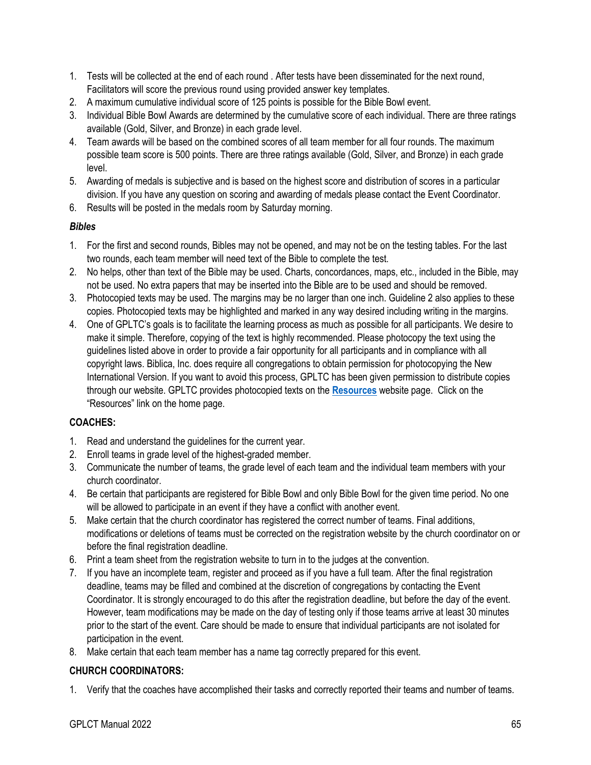1. Tests will be collected at the end of each round . After tests have been disseminated for the next round, Facilitators will score the previous round using provided answer key templates.
2. A maximum cumulative individual score of 125 points is possible for the Bible Bowl event.
3. Individual Bible Bowl Awards are determined by the cumulative score of each individual. There are three ratings available (Gold, Silver, and Bronze) in each grade level.
4. Team awards will be based on the combined scores of all team member for all four rounds. The maximum possible team score is 500 points. There are three ratings available (Gold, Silver, and Bronze) in each grade level.
5. Awarding of medals is subjective and is based on the highest score and distribution of scores in a particular division. If you have any question on scoring and awarding of medals please contact the Event Coordinator.
6. Results will be posted in the medals room by Saturday morning.

***Bibles***

1. For the first and second rounds, Bibles may not be opened, and may not be on the testing tables. For the last two rounds, each team member will need text of the Bible to complete the test.
2. No helps, other than text of the Bible may be used. Charts, concordances, maps, etc., included in the Bible, may not be used. No extra papers that may be inserted into the Bible are to be used and should be removed.
3. Photocopied texts may be used. The margins may be no larger than one inch. Guideline 2 also applies to these copies. Photocopied texts may be highlighted and marked in any way desired including writing in the margins.
4. One of GPLTC's goals is to facilitate the learning process as much as possible for all participants. We desire to make it simple. Therefore, copying of the text is highly recommended. Please photocopy the text using the guidelines listed above in order to provide a fair opportunity for all participants and in compliance with all copyright laws. Biblica, Inc. does require all congregations to obtain permission for photocopying the New International Version. If you want to avoid this process, GPLTC has been given permission to distribute copies through our website. GPLTC provides photocopied texts on the **Resources** website page. Click on the "Resources" link on the home page.

**COACHES:**

1. Read and understand the guidelines for the current year.
2. Enroll teams in grade level of the highest-graded member.
3. Communicate the number of teams, the grade level of each team and the individual team members with your church coordinator.
4. Be certain that participants are registered for Bible Bowl and only Bible Bowl for the given time period. No one will be allowed to participate in an event if they have a conflict with another event.
5. Make certain that the church coordinator has registered the correct number of teams. Final additions, modifications or deletions of teams must be corrected on the registration website by the church coordinator on or before the final registration deadline.
6. Print a team sheet from the registration website to turn in to the judges at the convention.
7. If you have an incomplete team, register and proceed as if you have a full team. After the final registration deadline, teams may be filled and combined at the discretion of congregations by contacting the Event Coordinator. It is strongly encouraged to do this after the registration deadline, but before the day of the event. However, team modifications may be made on the day of testing only if those teams arrive at least 30 minutes prior to the start of the event. Care should be made to ensure that individual participants are not isolated for participation in the event.
8. Make certain that each team member has a name tag correctly prepared for this event.

**CHURCH COORDINATORS:**

1. Verify that the coaches have accomplished their tasks and correctly reported their teams and number of teams.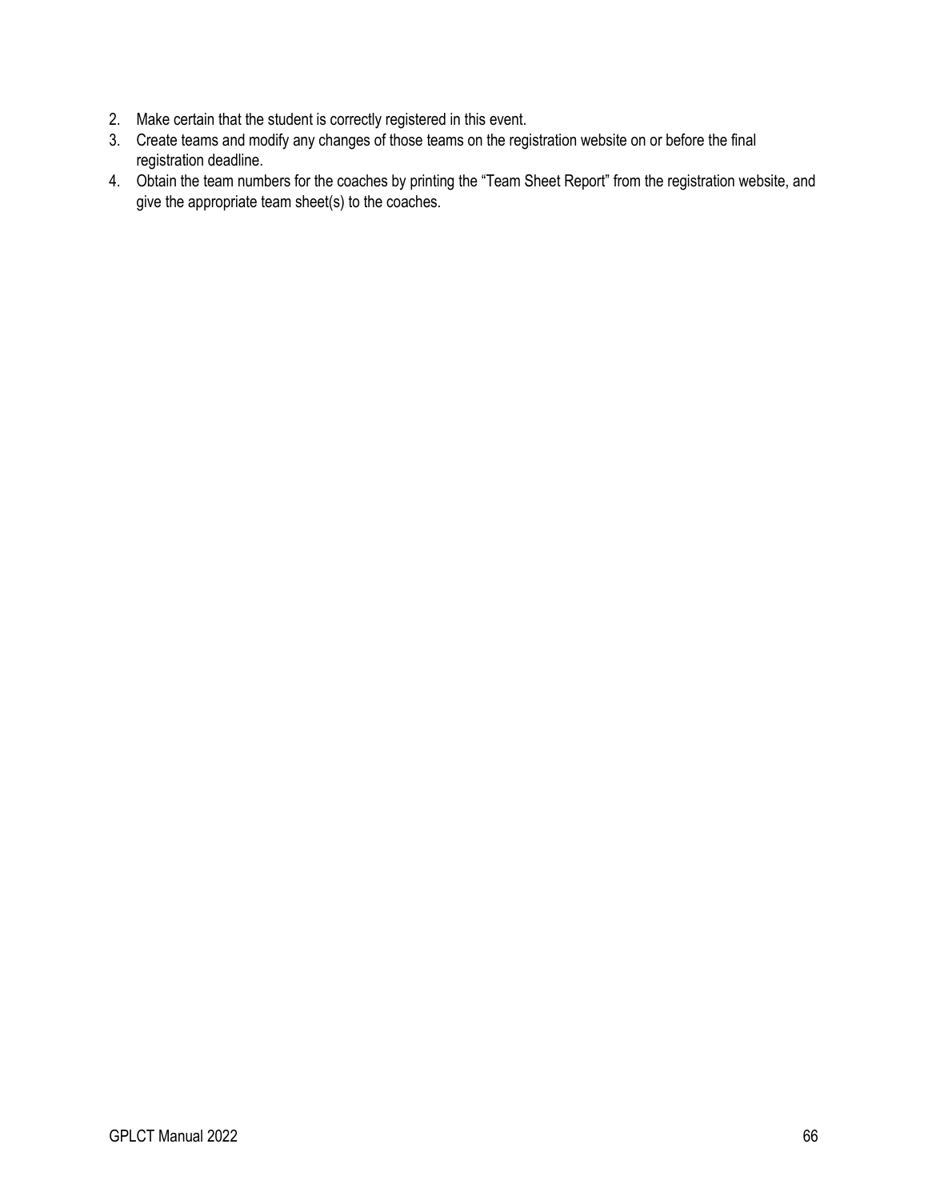2. Make certain that the student is correctly registered in this event.
3. Create teams and modify any changes of those teams on the registration website on or before the final registration deadline.
4. Obtain the team numbers for the coaches by printing the "Team Sheet Report" from the registration website, and give the appropriate team sheet(s) to the coaches.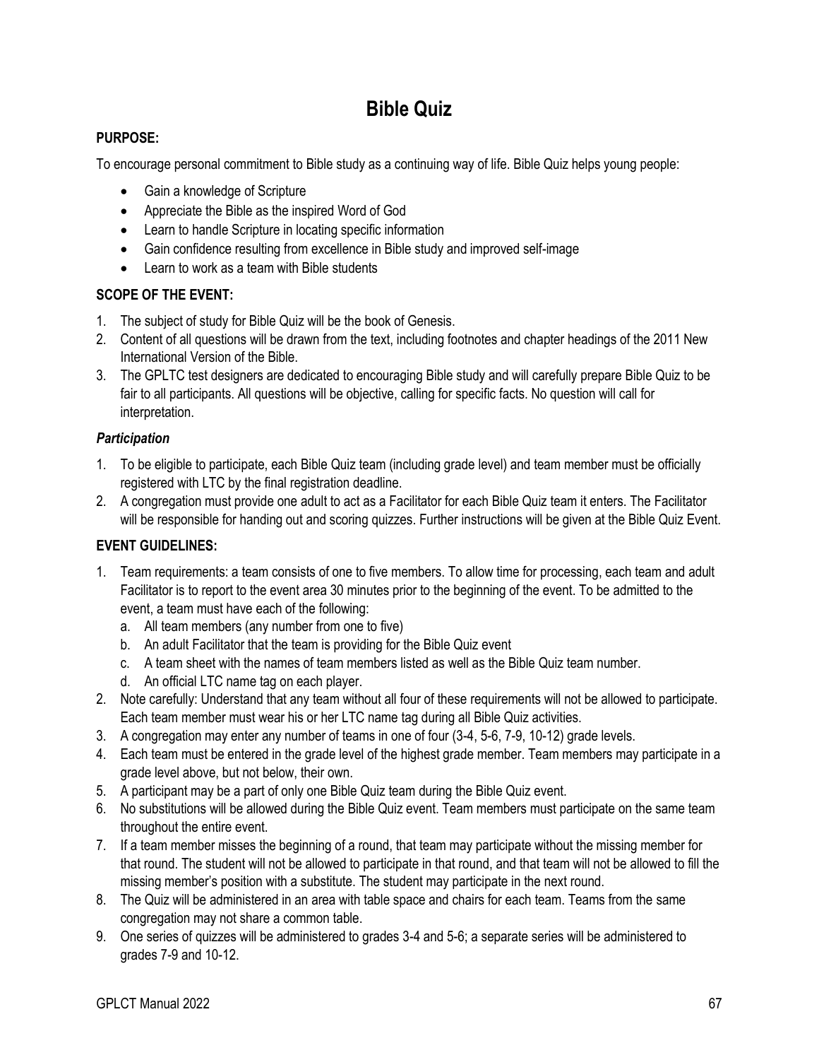# Bible Quiz

**PURPOSE:**

To encourage personal commitment to Bible study as a continuing way of life. Bible Quiz helps young people:

- Gain a knowledge of Scripture
- Appreciate the Bible as the inspired Word of God
- Learn to handle Scripture in locating specific information
- Gain confidence resulting from excellence in Bible study and improved self-image
- Learn to work as a team with Bible students

**SCOPE OF THE EVENT:**

1. The subject of study for Bible Quiz will be the book of Genesis.
2. Content of all questions will be drawn from the text, including footnotes and chapter headings of the 2011 New International Version of the Bible.
3. The GPLTC test designers are dedicated to encouraging Bible study and will carefully prepare Bible Quiz to be fair to all participants. All questions will be objective, calling for specific facts. No question will call for interpretation.

***Participation***

1. To be eligible to participate, each Bible Quiz team (including grade level) and team member must be officially registered with LTC by the final registration deadline.
2. A congregation must provide one adult to act as a Facilitator for each Bible Quiz team it enters. The Facilitator will be responsible for handing out and scoring quizzes. Further instructions will be given at the Bible Quiz Event.

**EVENT GUIDELINES:**

1. Team requirements: a team consists of one to five members. To allow time for processing, each team and adult Facilitator is to report to the event area 30 minutes prior to the beginning of the event. To be admitted to the event, a team must have each of the following:
   a. All team members (any number from one to five)
   b. An adult Facilitator that the team is providing for the Bible Quiz event
   c. A team sheet with the names of team members listed as well as the Bible Quiz team number.
   d. An official LTC name tag on each player.
2. Note carefully: Understand that any team without all four of these requirements will not be allowed to participate. Each team member must wear his or her LTC name tag during all Bible Quiz activities.
3. A congregation may enter any number of teams in one of four (3-4, 5-6, 7-9, 10-12) grade levels.
4. Each team must be entered in the grade level of the highest grade member. Team members may participate in a grade level above, but not below, their own.
5. A participant may be a part of only one Bible Quiz team during the Bible Quiz event.
6. No substitutions will be allowed during the Bible Quiz event. Team members must participate on the same team throughout the entire event.
7. If a team member misses the beginning of a round, that team may participate without the missing member for that round. The student will not be allowed to participate in that round, and that team will not be allowed to fill the missing member's position with a substitute. The student may participate in the next round.
8. The Quiz will be administered in an area with table space and chairs for each team. Teams from the same congregation may not share a common table.
9. One series of quizzes will be administered to grades 3-4 and 5-6; a separate series will be administered to grades 7-9 and 10-12.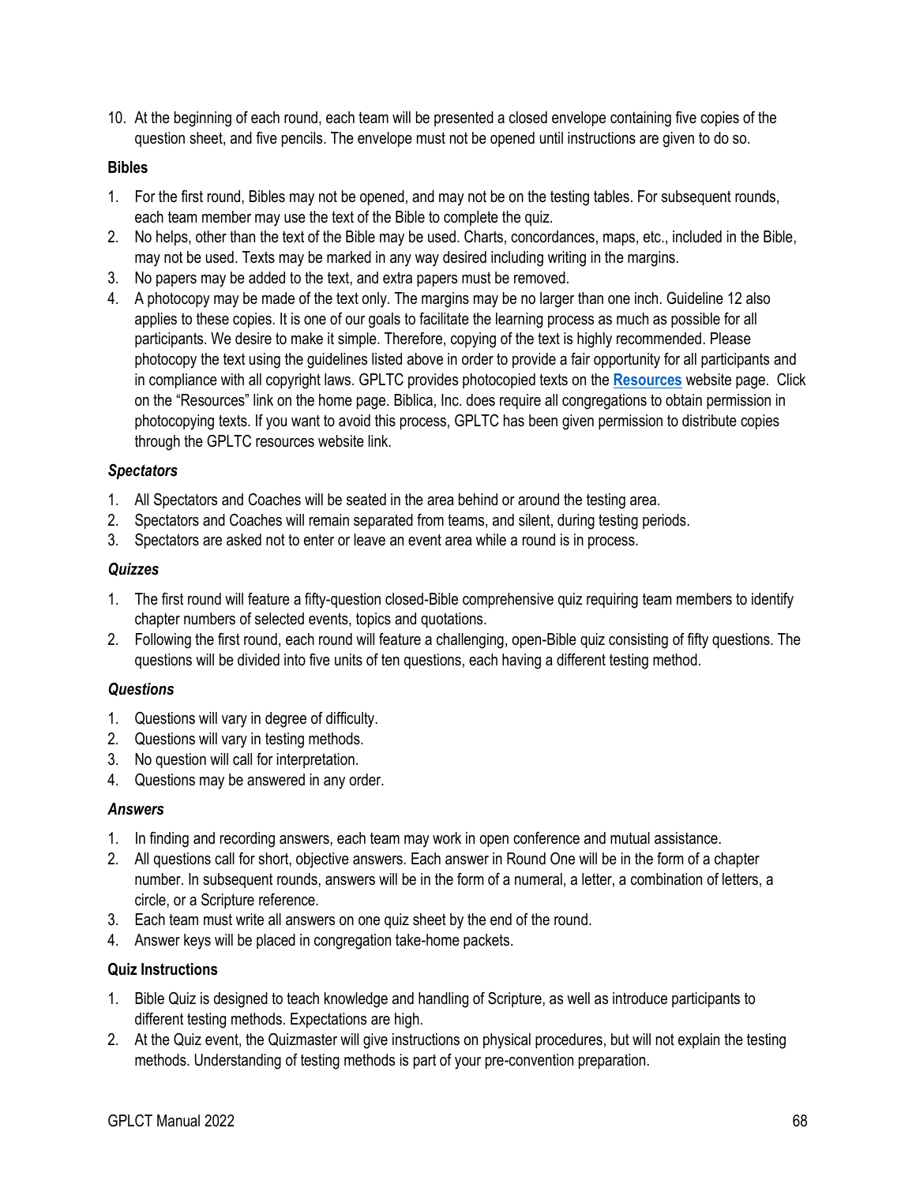10. At the beginning of each round, each team will be presented a closed envelope containing five copies of the question sheet, and five pencils. The envelope must not be opened until instructions are given to do so.

**Bibles**

1. For the first round, Bibles may not be opened, and may not be on the testing tables. For subsequent rounds, each team member may use the text of the Bible to complete the quiz.
2. No helps, other than the text of the Bible may be used. Charts, concordances, maps, etc., included in the Bible, may not be used. Texts may be marked in any way desired including writing in the margins.
3. No papers may be added to the text, and extra papers must be removed.
4. A photocopy may be made of the text only. The margins may be no larger than one inch. Guideline 12 also applies to these copies. It is one of our goals to facilitate the learning process as much as possible for all participants. We desire to make it simple. Therefore, copying of the text is highly recommended. Please photocopy the text using the guidelines listed above in order to provide a fair opportunity for all participants and in compliance with all copyright laws. GPLTC provides photocopied texts on the **Resources** website page. Click on the "Resources" link on the home page. Biblica, Inc. does require all congregations to obtain permission in photocopying texts. If you want to avoid this process, GPLTC has been given permission to distribute copies through the GPLTC resources website link.

***Spectators***

1. All Spectators and Coaches will be seated in the area behind or around the testing area.
2. Spectators and Coaches will remain separated from teams, and silent, during testing periods.
3. Spectators are asked not to enter or leave an event area while a round is in process.

***Quizzes***

1. The first round will feature a fifty-question closed-Bible comprehensive quiz requiring team members to identify chapter numbers of selected events, topics and quotations.
2. Following the first round, each round will feature a challenging, open-Bible quiz consisting of fifty questions. The questions will be divided into five units of ten questions, each having a different testing method.

***Questions***

1. Questions will vary in degree of difficulty.
2. Questions will vary in testing methods.
3. No question will call for interpretation.
4. Questions may be answered in any order.

***Answers***

1. In finding and recording answers, each team may work in open conference and mutual assistance.
2. All questions call for short, objective answers. Each answer in Round One will be in the form of a chapter number. In subsequent rounds, answers will be in the form of a numeral, a letter, a combination of letters, a circle, or a Scripture reference.
3. Each team must write all answers on one quiz sheet by the end of the round.
4. Answer keys will be placed in congregation take-home packets.

**Quiz Instructions**

1. Bible Quiz is designed to teach knowledge and handling of Scripture, as well as introduce participants to different testing methods. Expectations are high.
2. At the Quiz event, the Quizmaster will give instructions on physical procedures, but will not explain the testing methods. Understanding of testing methods is part of your pre-convention preparation.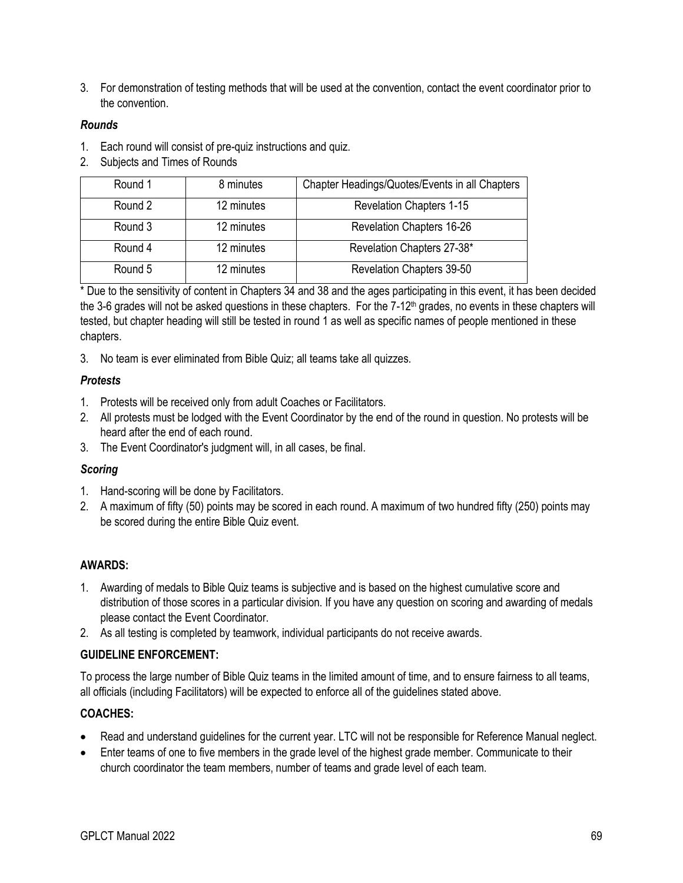3. For demonstration of testing methods that will be used at the convention, contact the event coordinator prior to the convention.

***Rounds***

1. Each round will consist of pre-quiz instructions and quiz.
2. Subjects and Times of Rounds

| Round 1 | 8 minutes | Chapter Headings/Quotes/Events in all Chapters |
|---|---|---|
| Round 2 | 12 minutes | Revelation Chapters 1-15 |
| Round 3 | 12 minutes | Revelation Chapters 16-26 |
| Round 4 | 12 minutes | Revelation Chapters 27-38* |
| Round 5 | 12 minutes | Revelation Chapters 39-50 |

* Due to the sensitivity of content in Chapters 34 and 38 and the ages participating in this event, it has been decided the 3-6 grades will not be asked questions in these chapters. For the 7-12th grades, no events in these chapters will tested, but chapter heading will still be tested in round 1 as well as specific names of people mentioned in these chapters.

3. No team is ever eliminated from Bible Quiz; all teams take all quizzes.

***Protests***

1. Protests will be received only from adult Coaches or Facilitators.
2. All protests must be lodged with the Event Coordinator by the end of the round in question. No protests will be heard after the end of each round.
3. The Event Coordinator's judgment will, in all cases, be final.

***Scoring***

1. Hand-scoring will be done by Facilitators.
2. A maximum of fifty (50) points may be scored in each round. A maximum of two hundred fifty (250) points may be scored during the entire Bible Quiz event.

**AWARDS:**

1. Awarding of medals to Bible Quiz teams is subjective and is based on the highest cumulative score and distribution of those scores in a particular division. If you have any question on scoring and awarding of medals please contact the Event Coordinator.
2. As all testing is completed by teamwork, individual participants do not receive awards.

**GUIDELINE ENFORCEMENT:**

To process the large number of Bible Quiz teams in the limited amount of time, and to ensure fairness to all teams, all officials (including Facilitators) will be expected to enforce all of the guidelines stated above.

**COACHES:**

- Read and understand guidelines for the current year. LTC will not be responsible for Reference Manual neglect.
- Enter teams of one to five members in the grade level of the highest grade member. Communicate to their church coordinator the team members, number of teams and grade level of each team.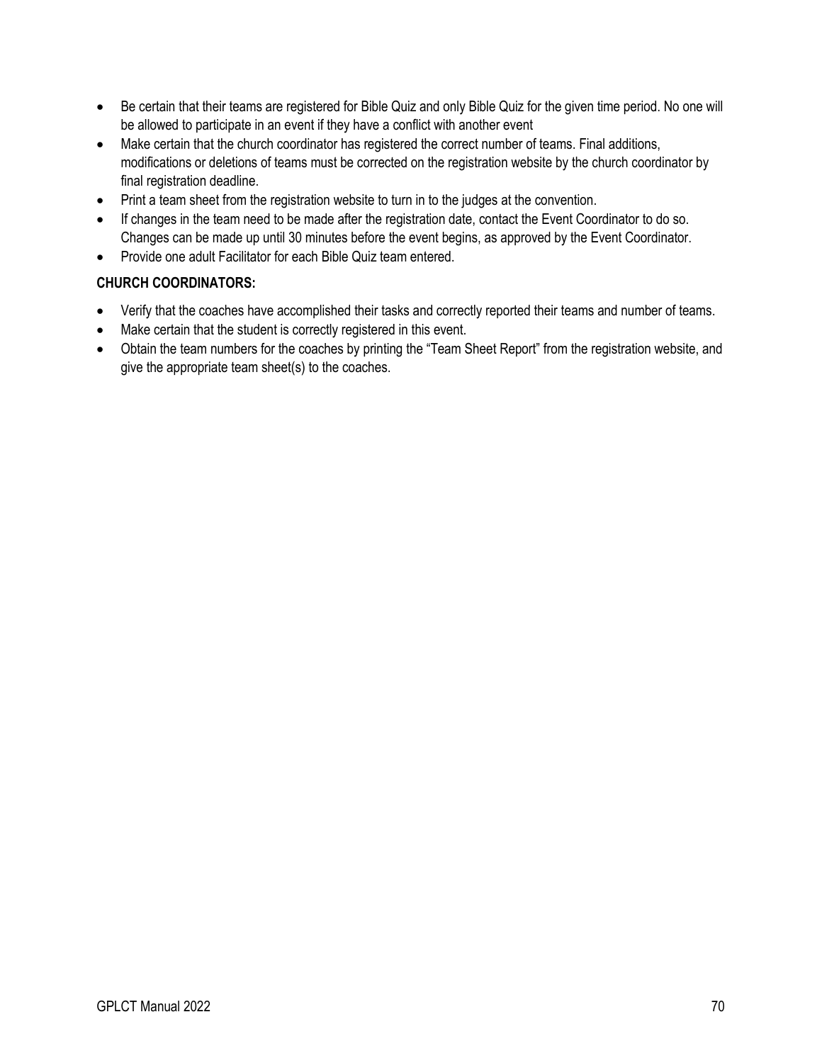- Be certain that their teams are registered for Bible Quiz and only Bible Quiz for the given time period. No one will be allowed to participate in an event if they have a conflict with another event
- Make certain that the church coordinator has registered the correct number of teams. Final additions, modifications or deletions of teams must be corrected on the registration website by the church coordinator by final registration deadline.
- Print a team sheet from the registration website to turn in to the judges at the convention.
- If changes in the team need to be made after the registration date, contact the Event Coordinator to do so. Changes can be made up until 30 minutes before the event begins, as approved by the Event Coordinator.
- Provide one adult Facilitator for each Bible Quiz team entered.

**CHURCH COORDINATORS:**

- Verify that the coaches have accomplished their tasks and correctly reported their teams and number of teams.
- Make certain that the student is correctly registered in this event.
- Obtain the team numbers for the coaches by printing the "Team Sheet Report" from the registration website, and give the appropriate team sheet(s) to the coaches.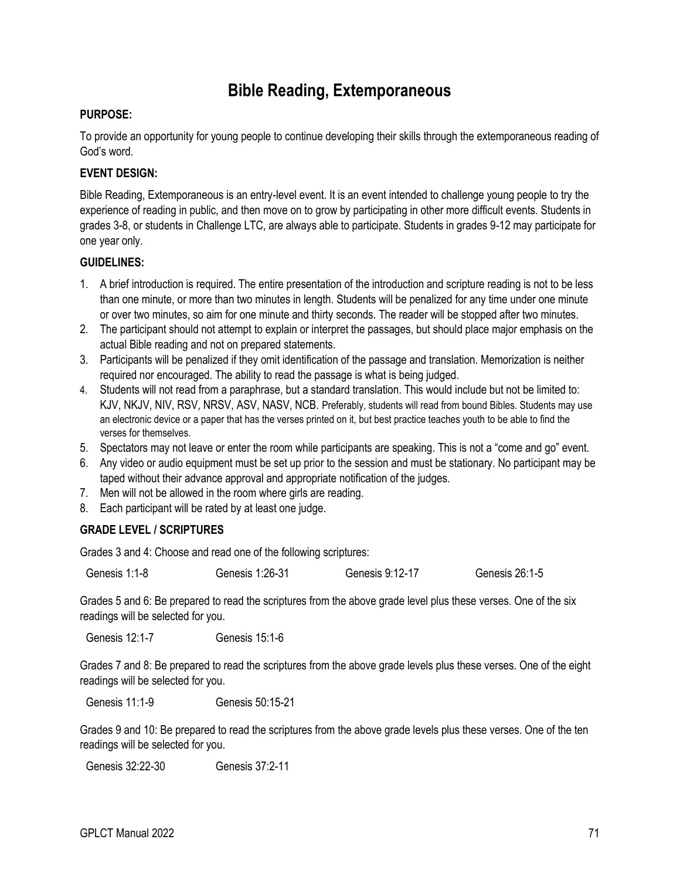# Bible Reading, Extemporaneous

**PURPOSE:**

To provide an opportunity for young people to continue developing their skills through the extemporaneous reading of God's word.

**EVENT DESIGN:**

Bible Reading, Extemporaneous is an entry-level event. It is an event intended to challenge young people to try the experience of reading in public, and then move on to grow by participating in other more difficult events. Students in grades 3-8, or students in Challenge LTC, are always able to participate. Students in grades 9-12 may participate for one year only.

**GUIDELINES:**

1. A brief introduction is required. The entire presentation of the introduction and scripture reading is not to be less than one minute, or more than two minutes in length. Students will be penalized for any time under one minute or over two minutes, so aim for one minute and thirty seconds. The reader will be stopped after two minutes.
2. The participant should not attempt to explain or interpret the passages, but should place major emphasis on the actual Bible reading and not on prepared statements.
3. Participants will be penalized if they omit identification of the passage and translation. Memorization is neither required nor encouraged. The ability to read the passage is what is being judged.
4. Students will not read from a paraphrase, but a standard translation. This would include but not be limited to: KJV, NKJV, NIV, RSV, NRSV, ASV, NASV, NCB. Preferably, students will read from bound Bibles. Students may use an electronic device or a paper that has the verses printed on it, but best practice teaches youth to be able to find the verses for themselves.
5. Spectators may not leave or enter the room while participants are speaking. This is not a "come and go" event.
6. Any video or audio equipment must be set up prior to the session and must be stationary. No participant may be taped without their advance approval and appropriate notification of the judges.
7. Men will not be allowed in the room where girls are reading.
8. Each participant will be rated by at least one judge.

**GRADE LEVEL / SCRIPTURES**

Grades 3 and 4: Choose and read one of the following scriptures:

Genesis 1:1-8 &nbsp;&nbsp;&nbsp; Genesis 1:26-31 &nbsp;&nbsp;&nbsp; Genesis 9:12-17 &nbsp;&nbsp;&nbsp; Genesis 26:1-5

Grades 5 and 6: Be prepared to read the scriptures from the above grade level plus these verses. One of the six readings will be selected for you.

Genesis 12:1-7 &nbsp;&nbsp;&nbsp; Genesis 15:1-6

Grades 7 and 8: Be prepared to read the scriptures from the above grade levels plus these verses. One of the eight readings will be selected for you.

Genesis 11:1-9 &nbsp;&nbsp;&nbsp; Genesis 50:15-21

Grades 9 and 10: Be prepared to read the scriptures from the above grade levels plus these verses. One of the ten readings will be selected for you.

Genesis 32:22-30 &nbsp;&nbsp;&nbsp; Genesis 37:2-11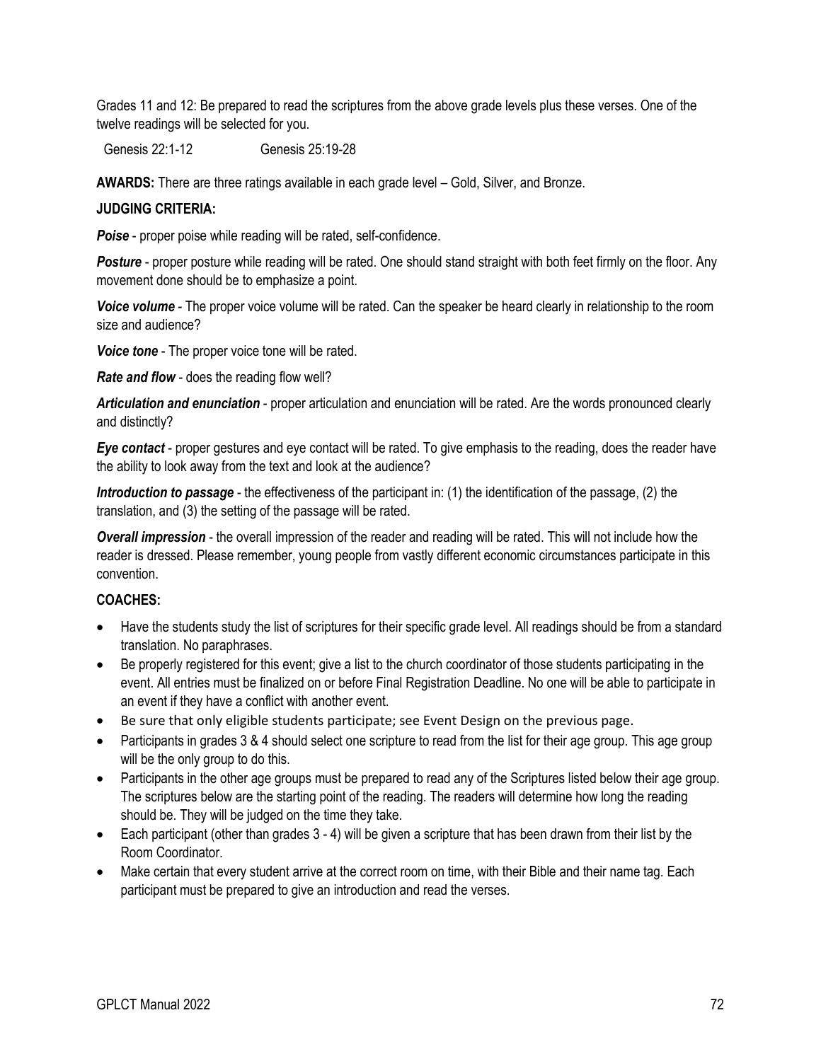Grades 11 and 12: Be prepared to read the scriptures from the above grade levels plus these verses. One of the twelve readings will be selected for you.

Genesis 22:1-12    Genesis 25:19-28

**AWARDS:** There are three ratings available in each grade level – Gold, Silver, and Bronze.

**JUDGING CRITERIA:**

***Poise*** - proper poise while reading will be rated, self-confidence.

***Posture*** - proper posture while reading will be rated. One should stand straight with both feet firmly on the floor. Any movement done should be to emphasize a point.

***Voice volume*** - The proper voice volume will be rated. Can the speaker be heard clearly in relationship to the room size and audience?

***Voice tone*** - The proper voice tone will be rated.

***Rate and flow*** - does the reading flow well?

***Articulation and enunciation*** - proper articulation and enunciation will be rated. Are the words pronounced clearly and distinctly?

***Eye contact*** - proper gestures and eye contact will be rated. To give emphasis to the reading, does the reader have the ability to look away from the text and look at the audience?

***Introduction to passage*** - the effectiveness of the participant in: (1) the identification of the passage, (2) the translation, and (3) the setting of the passage will be rated.

***Overall impression*** - the overall impression of the reader and reading will be rated. This will not include how the reader is dressed. Please remember, young people from vastly different economic circumstances participate in this convention.

**COACHES:**

- Have the students study the list of scriptures for their specific grade level. All readings should be from a standard translation. No paraphrases.
- Be properly registered for this event; give a list to the church coordinator of those students participating in the event. All entries must be finalized on or before Final Registration Deadline. No one will be able to participate in an event if they have a conflict with another event.
- Be sure that only eligible students participate; see Event Design on the previous page.
- Participants in grades 3 & 4 should select one scripture to read from the list for their age group. This age group will be the only group to do this.
- Participants in the other age groups must be prepared to read any of the Scriptures listed below their age group. The scriptures below are the starting point of the reading. The readers will determine how long the reading should be. They will be judged on the time they take.
- Each participant (other than grades 3 - 4) will be given a scripture that has been drawn from their list by the Room Coordinator.
- Make certain that every student arrive at the correct room on time, with their Bible and their name tag. Each participant must be prepared to give an introduction and read the verses.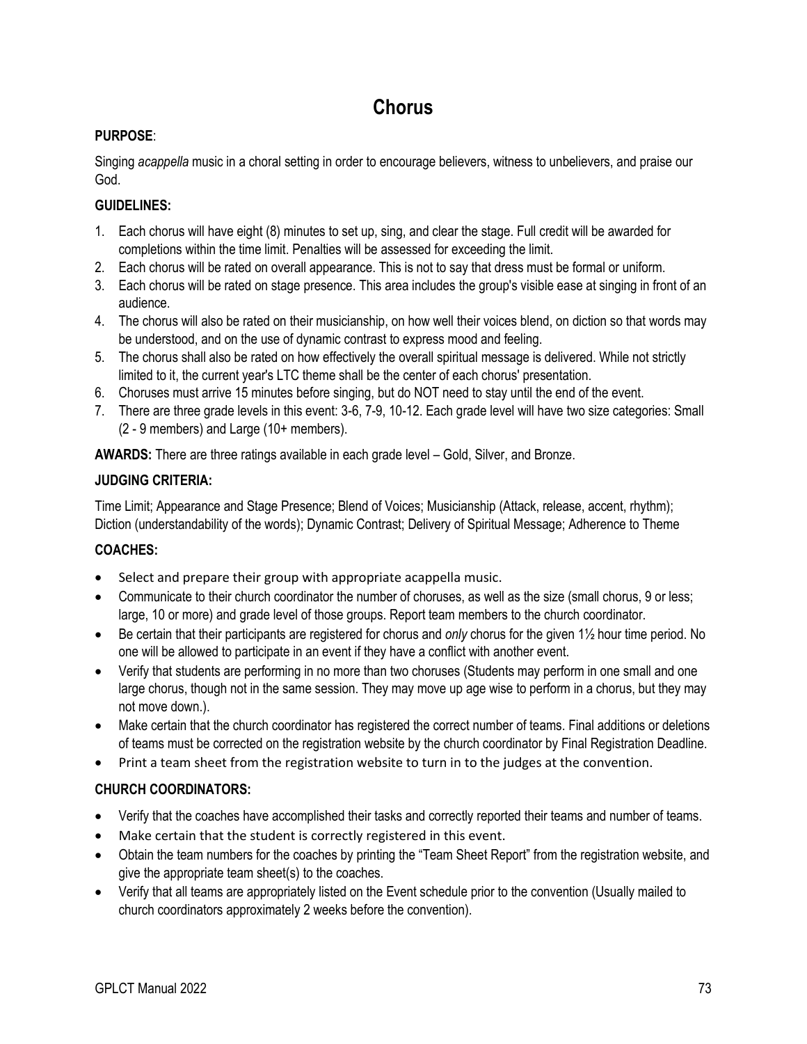# Chorus

**PURPOSE**:

Singing *acappella* music in a choral setting in order to encourage believers, witness to unbelievers, and praise our God.

**GUIDELINES:**

1. Each chorus will have eight (8) minutes to set up, sing, and clear the stage. Full credit will be awarded for completions within the time limit. Penalties will be assessed for exceeding the limit.
2. Each chorus will be rated on overall appearance. This is not to say that dress must be formal or uniform.
3. Each chorus will be rated on stage presence. This area includes the group's visible ease at singing in front of an audience.
4. The chorus will also be rated on their musicianship, on how well their voices blend, on diction so that words may be understood, and on the use of dynamic contrast to express mood and feeling.
5. The chorus shall also be rated on how effectively the overall spiritual message is delivered. While not strictly limited to it, the current year's LTC theme shall be the center of each chorus' presentation.
6. Choruses must arrive 15 minutes before singing, but do NOT need to stay until the end of the event.
7. There are three grade levels in this event: 3-6, 7-9, 10-12. Each grade level will have two size categories: Small (2 - 9 members) and Large (10+ members).

**AWARDS:** There are three ratings available in each grade level – Gold, Silver, and Bronze.

**JUDGING CRITERIA:**

Time Limit; Appearance and Stage Presence; Blend of Voices; Musicianship (Attack, release, accent, rhythm); Diction (understandability of the words); Dynamic Contrast; Delivery of Spiritual Message; Adherence to Theme

**COACHES:**

- Select and prepare their group with appropriate acappella music.
- Communicate to their church coordinator the number of choruses, as well as the size (small chorus, 9 or less; large, 10 or more) and grade level of those groups. Report team members to the church coordinator.
- Be certain that their participants are registered for chorus and *only* chorus for the given 1½ hour time period. No one will be allowed to participate in an event if they have a conflict with another event.
- Verify that students are performing in no more than two choruses (Students may perform in one small and one large chorus, though not in the same session. They may move up age wise to perform in a chorus, but they may not move down.).
- Make certain that the church coordinator has registered the correct number of teams. Final additions or deletions of teams must be corrected on the registration website by the church coordinator by Final Registration Deadline.
- Print a team sheet from the registration website to turn in to the judges at the convention.

**CHURCH COORDINATORS:**

- Verify that the coaches have accomplished their tasks and correctly reported their teams and number of teams.
- Make certain that the student is correctly registered in this event.
- Obtain the team numbers for the coaches by printing the "Team Sheet Report" from the registration website, and give the appropriate team sheet(s) to the coaches.
- Verify that all teams are appropriately listed on the Event schedule prior to the convention (Usually mailed to church coordinators approximately 2 weeks before the convention).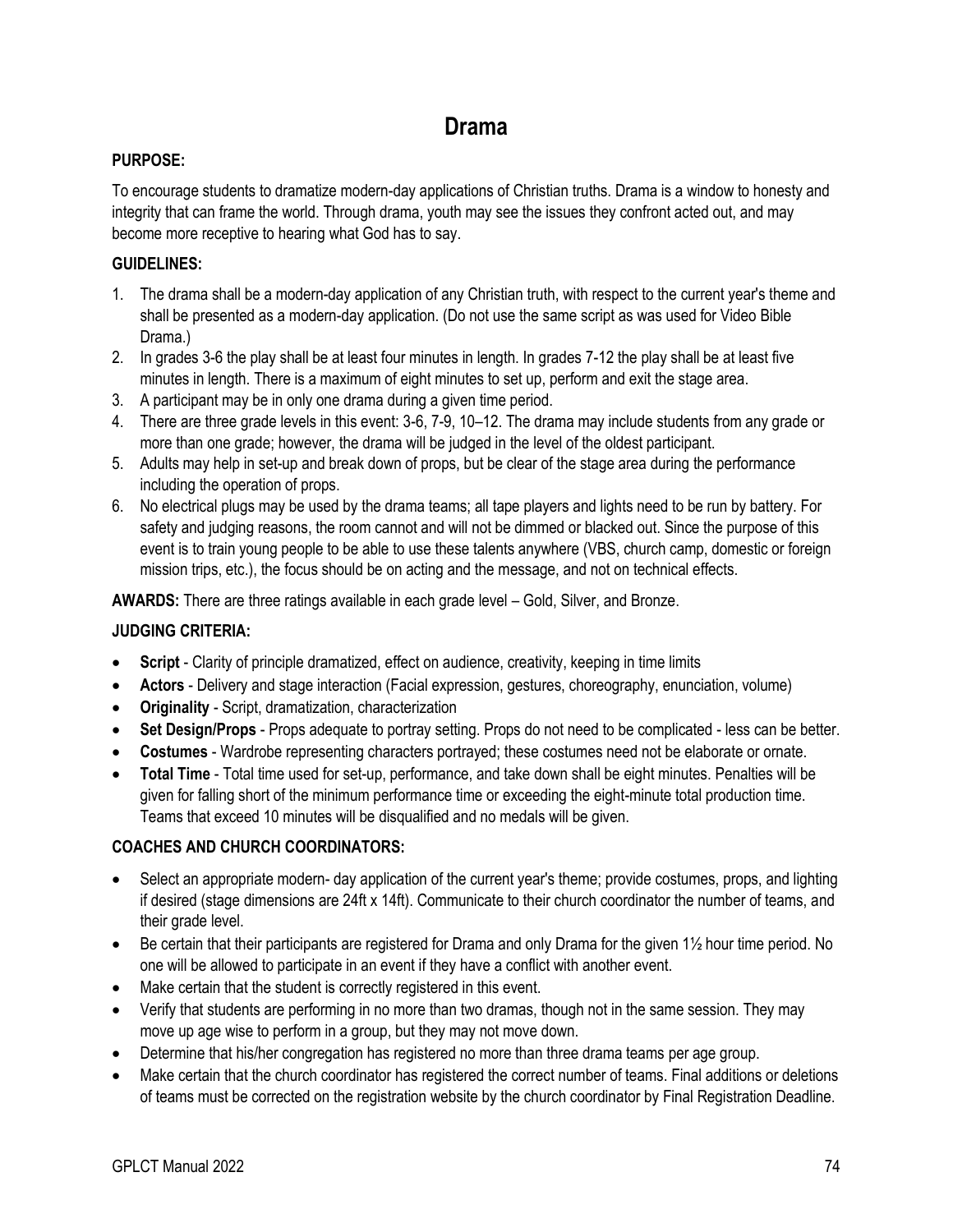# Drama

**PURPOSE:**

To encourage students to dramatize modern-day applications of Christian truths. Drama is a window to honesty and integrity that can frame the world. Through drama, youth may see the issues they confront acted out, and may become more receptive to hearing what God has to say.

**GUIDELINES:**

1. The drama shall be a modern-day application of any Christian truth, with respect to the current year's theme and shall be presented as a modern-day application. (Do not use the same script as was used for Video Bible Drama.)
2. In grades 3-6 the play shall be at least four minutes in length. In grades 7-12 the play shall be at least five minutes in length. There is a maximum of eight minutes to set up, perform and exit the stage area.
3. A participant may be in only one drama during a given time period.
4. There are three grade levels in this event: 3-6, 7-9, 10–12. The drama may include students from any grade or more than one grade; however, the drama will be judged in the level of the oldest participant.
5. Adults may help in set-up and break down of props, but be clear of the stage area during the performance including the operation of props.
6. No electrical plugs may be used by the drama teams; all tape players and lights need to be run by battery. For safety and judging reasons, the room cannot and will not be dimmed or blacked out. Since the purpose of this event is to train young people to be able to use these talents anywhere (VBS, church camp, domestic or foreign mission trips, etc.), the focus should be on acting and the message, and not on technical effects.

**AWARDS:** There are three ratings available in each grade level – Gold, Silver, and Bronze.

**JUDGING CRITERIA:**

- **Script** - Clarity of principle dramatized, effect on audience, creativity, keeping in time limits
- **Actors** - Delivery and stage interaction (Facial expression, gestures, choreography, enunciation, volume)
- **Originality** - Script, dramatization, characterization
- **Set Design/Props** - Props adequate to portray setting. Props do not need to be complicated - less can be better.
- **Costumes** - Wardrobe representing characters portrayed; these costumes need not be elaborate or ornate.
- **Total Time** - Total time used for set-up, performance, and take down shall be eight minutes. Penalties will be given for falling short of the minimum performance time or exceeding the eight-minute total production time. Teams that exceed 10 minutes will be disqualified and no medals will be given.

**COACHES AND CHURCH COORDINATORS:**

- Select an appropriate modern- day application of the current year's theme; provide costumes, props, and lighting if desired (stage dimensions are 24ft x 14ft). Communicate to their church coordinator the number of teams, and their grade level.
- Be certain that their participants are registered for Drama and only Drama for the given 1½ hour time period. No one will be allowed to participate in an event if they have a conflict with another event.
- Make certain that the student is correctly registered in this event.
- Verify that students are performing in no more than two dramas, though not in the same session. They may move up age wise to perform in a group, but they may not move down.
- Determine that his/her congregation has registered no more than three drama teams per age group.
- Make certain that the church coordinator has registered the correct number of teams. Final additions or deletions of teams must be corrected on the registration website by the church coordinator by Final Registration Deadline.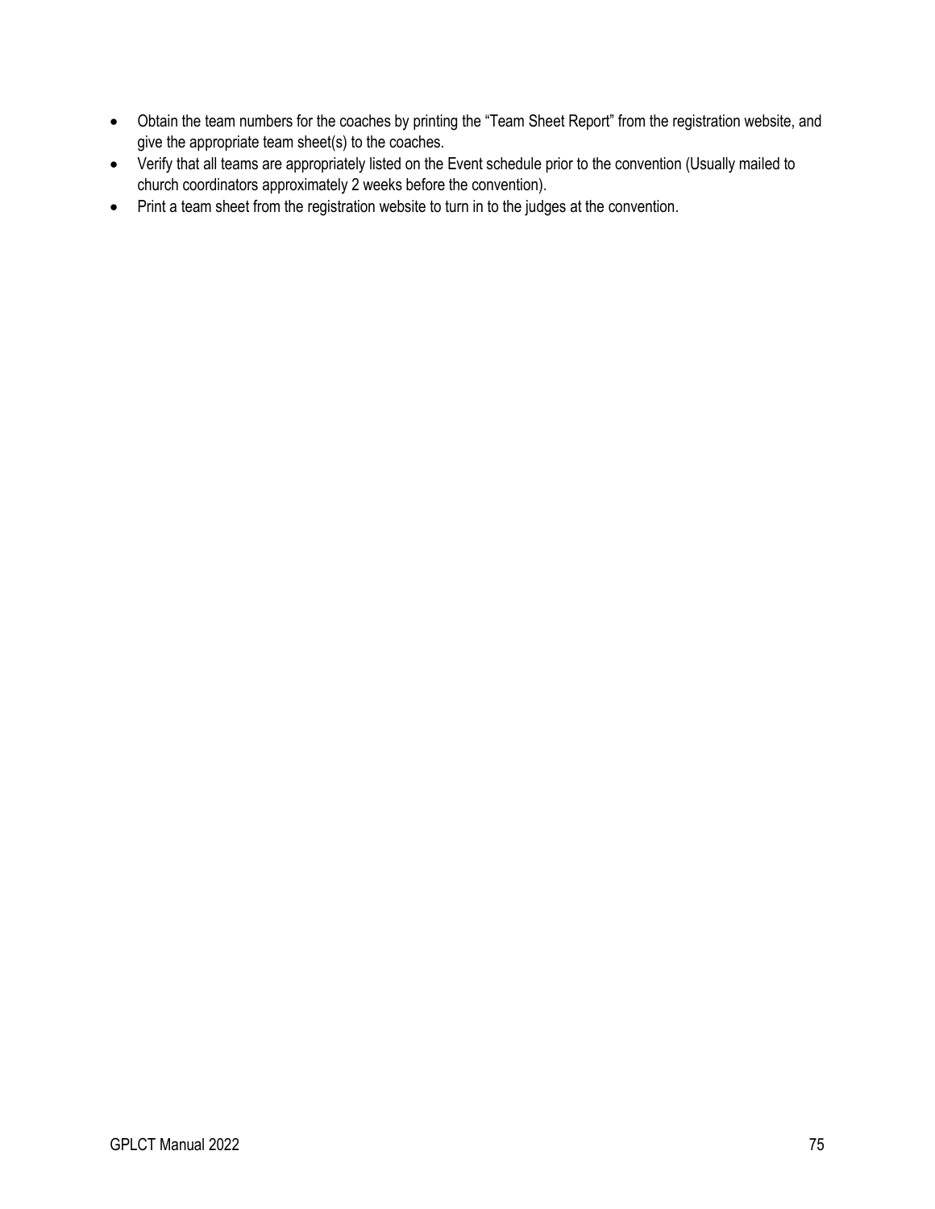- Obtain the team numbers for the coaches by printing the “Team Sheet Report” from the registration website, and give the appropriate team sheet(s) to the coaches.
- Verify that all teams are appropriately listed on the Event schedule prior to the convention (Usually mailed to church coordinators approximately 2 weeks before the convention).
- Print a team sheet from the registration website to turn in to the judges at the convention.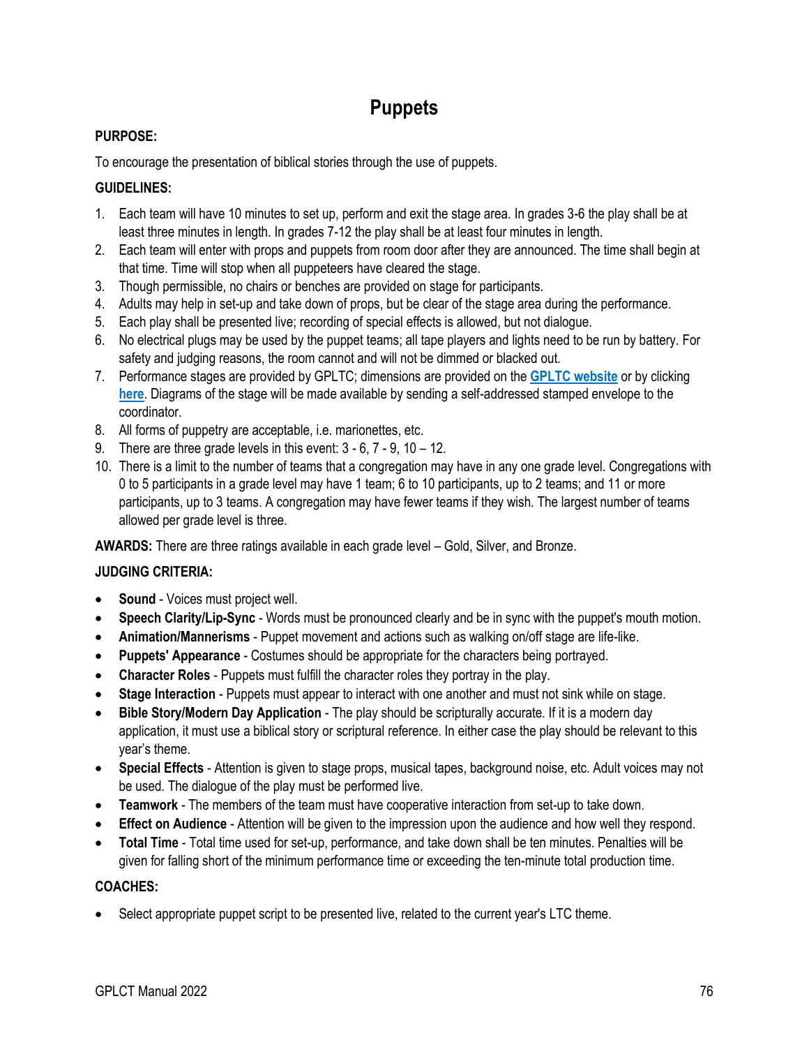# Puppets

**PURPOSE:**

To encourage the presentation of biblical stories through the use of puppets.

**GUIDELINES:**

1. Each team will have 10 minutes to set up, perform and exit the stage area. In grades 3-6 the play shall be at least three minutes in length. In grades 7-12 the play shall be at least four minutes in length.
2. Each team will enter with props and puppets from room door after they are announced. The time shall begin at that time. Time will stop when all puppeteers have cleared the stage.
3. Though permissible, no chairs or benches are provided on stage for participants.
4. Adults may help in set-up and take down of props, but be clear of the stage area during the performance.
5. Each play shall be presented live; recording of special effects is allowed, but not dialogue.
6. No electrical plugs may be used by the puppet teams; all tape players and lights need to be run by battery. For safety and judging reasons, the room cannot and will not be dimmed or blacked out.
7. Performance stages are provided by GPLTC; dimensions are provided on the **GPLTC website** or by clicking **here**. Diagrams of the stage will be made available by sending a self-addressed stamped envelope to the coordinator.
8. All forms of puppetry are acceptable, i.e. marionettes, etc.
9. There are three grade levels in this event: 3 - 6, 7 - 9, 10 – 12.
10. There is a limit to the number of teams that a congregation may have in any one grade level. Congregations with 0 to 5 participants in a grade level may have 1 team; 6 to 10 participants, up to 2 teams; and 11 or more participants, up to 3 teams. A congregation may have fewer teams if they wish. The largest number of teams allowed per grade level is three.

**AWARDS:** There are three ratings available in each grade level – Gold, Silver, and Bronze.

**JUDGING CRITERIA:**

- **Sound** - Voices must project well.
- **Speech Clarity/Lip-Sync** - Words must be pronounced clearly and be in sync with the puppet's mouth motion.
- **Animation/Mannerisms** - Puppet movement and actions such as walking on/off stage are life-like.
- **Puppets' Appearance** - Costumes should be appropriate for the characters being portrayed.
- **Character Roles** - Puppets must fulfill the character roles they portray in the play.
- **Stage Interaction** - Puppets must appear to interact with one another and must not sink while on stage.
- **Bible Story/Modern Day Application** - The play should be scripturally accurate. If it is a modern day application, it must use a biblical story or scriptural reference. In either case the play should be relevant to this year's theme.
- **Special Effects** - Attention is given to stage props, musical tapes, background noise, etc. Adult voices may not be used. The dialogue of the play must be performed live.
- **Teamwork** - The members of the team must have cooperative interaction from set-up to take down.
- **Effect on Audience** - Attention will be given to the impression upon the audience and how well they respond.
- **Total Time** - Total time used for set-up, performance, and take down shall be ten minutes. Penalties will be given for falling short of the minimum performance time or exceeding the ten-minute total production time.

**COACHES:**

- Select appropriate puppet script to be presented live, related to the current year's LTC theme.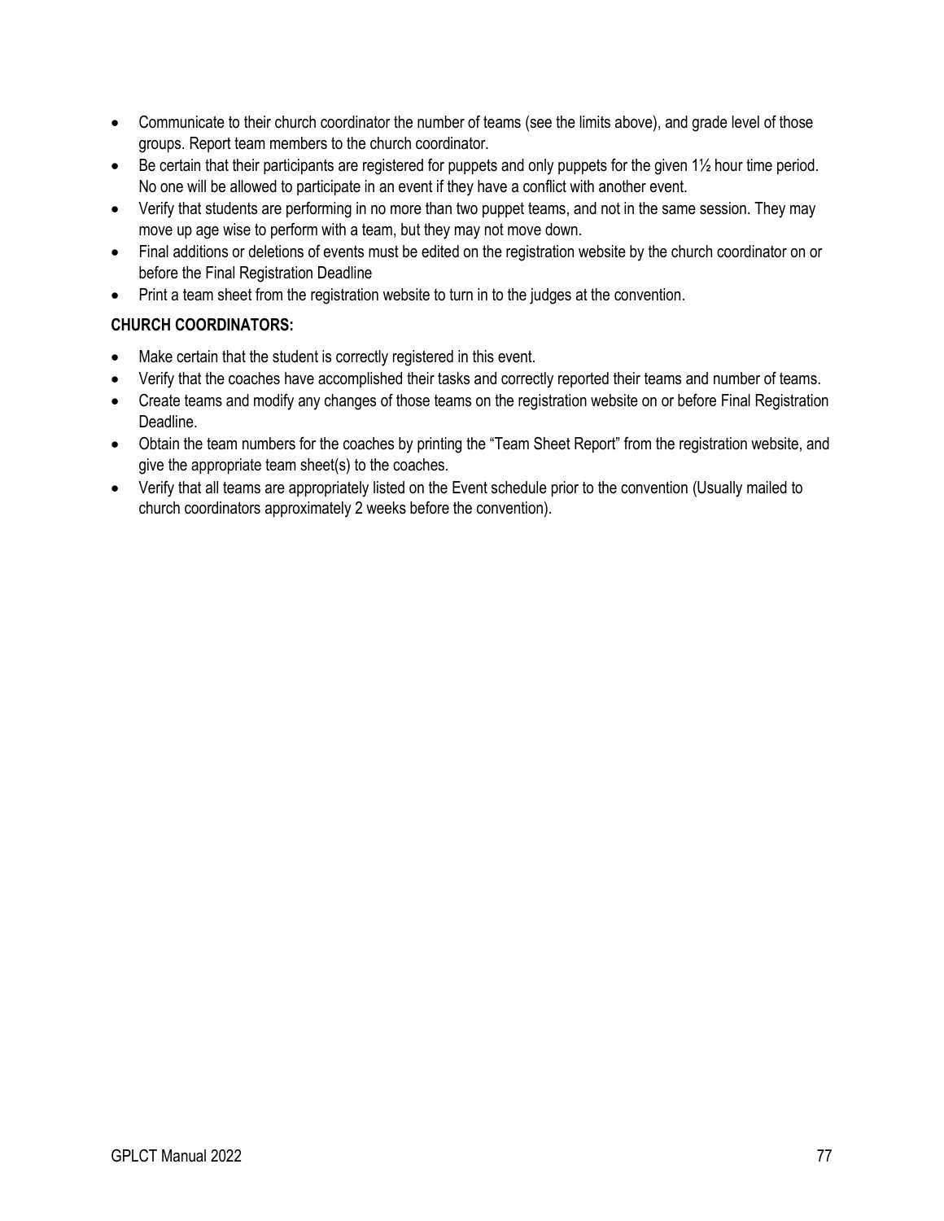- Communicate to their church coordinator the number of teams (see the limits above), and grade level of those groups. Report team members to the church coordinator.
- Be certain that their participants are registered for puppets and only puppets for the given 1½ hour time period. No one will be allowed to participate in an event if they have a conflict with another event.
- Verify that students are performing in no more than two puppet teams, and not in the same session. They may move up age wise to perform with a team, but they may not move down.
- Final additions or deletions of events must be edited on the registration website by the church coordinator on or before the Final Registration Deadline
- Print a team sheet from the registration website to turn in to the judges at the convention.

**CHURCH COORDINATORS:**

- Make certain that the student is correctly registered in this event.
- Verify that the coaches have accomplished their tasks and correctly reported their teams and number of teams.
- Create teams and modify any changes of those teams on the registration website on or before Final Registration Deadline.
- Obtain the team numbers for the coaches by printing the "Team Sheet Report" from the registration website, and give the appropriate team sheet(s) to the coaches.
- Verify that all teams are appropriately listed on the Event schedule prior to the convention (Usually mailed to church coordinators approximately 2 weeks before the convention).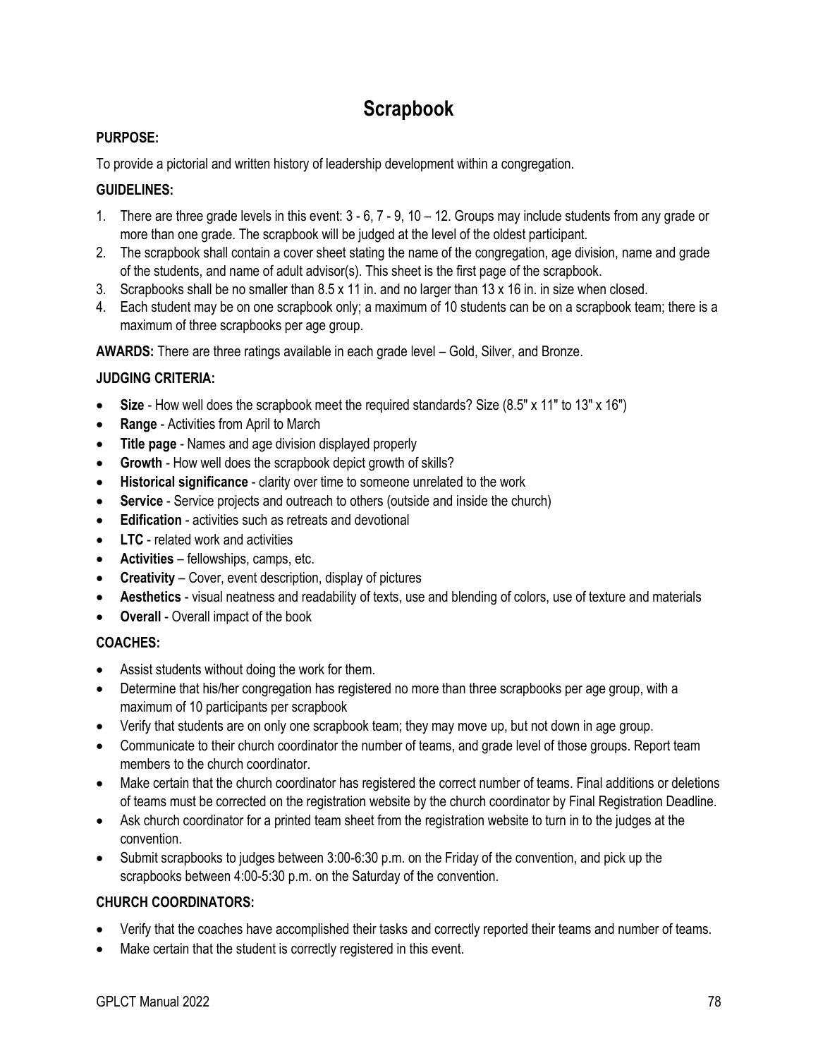# Scrapbook

**PURPOSE:**

To provide a pictorial and written history of leadership development within a congregation.

**GUIDELINES:**

1. There are three grade levels in this event: 3 - 6, 7 - 9, 10 – 12. Groups may include students from any grade or more than one grade. The scrapbook will be judged at the level of the oldest participant.
2. The scrapbook shall contain a cover sheet stating the name of the congregation, age division, name and grade of the students, and name of adult advisor(s). This sheet is the first page of the scrapbook.
3. Scrapbooks shall be no smaller than 8.5 x 11 in. and no larger than 13 x 16 in. in size when closed.
4. Each student may be on one scrapbook only; a maximum of 10 students can be on a scrapbook team; there is a maximum of three scrapbooks per age group.

**AWARDS:** There are three ratings available in each grade level – Gold, Silver, and Bronze.

**JUDGING CRITERIA:**

- **Size** - How well does the scrapbook meet the required standards? Size (8.5" x 11" to 13" x 16")
- **Range** - Activities from April to March
- **Title page** - Names and age division displayed properly
- **Growth** - How well does the scrapbook depict growth of skills?
- **Historical significance** - clarity over time to someone unrelated to the work
- **Service** - Service projects and outreach to others (outside and inside the church)
- **Edification** - activities such as retreats and devotional
- **LTC** - related work and activities
- **Activities** – fellowships, camps, etc.
- **Creativity** – Cover, event description, display of pictures
- **Aesthetics** - visual neatness and readability of texts, use and blending of colors, use of texture and materials
- **Overall** - Overall impact of the book

**COACHES:**

- Assist students without doing the work for them.
- Determine that his/her congregation has registered no more than three scrapbooks per age group, with a maximum of 10 participants per scrapbook
- Verify that students are on only one scrapbook team; they may move up, but not down in age group.
- Communicate to their church coordinator the number of teams, and grade level of those groups. Report team members to the church coordinator.
- Make certain that the church coordinator has registered the correct number of teams. Final additions or deletions of teams must be corrected on the registration website by the church coordinator by Final Registration Deadline.
- Ask church coordinator for a printed team sheet from the registration website to turn in to the judges at the convention.
- Submit scrapbooks to judges between 3:00-6:30 p.m. on the Friday of the convention, and pick up the scrapbooks between 4:00-5:30 p.m. on the Saturday of the convention.

**CHURCH COORDINATORS:**

- Verify that the coaches have accomplished their tasks and correctly reported their teams and number of teams.
- Make certain that the student is correctly registered in this event.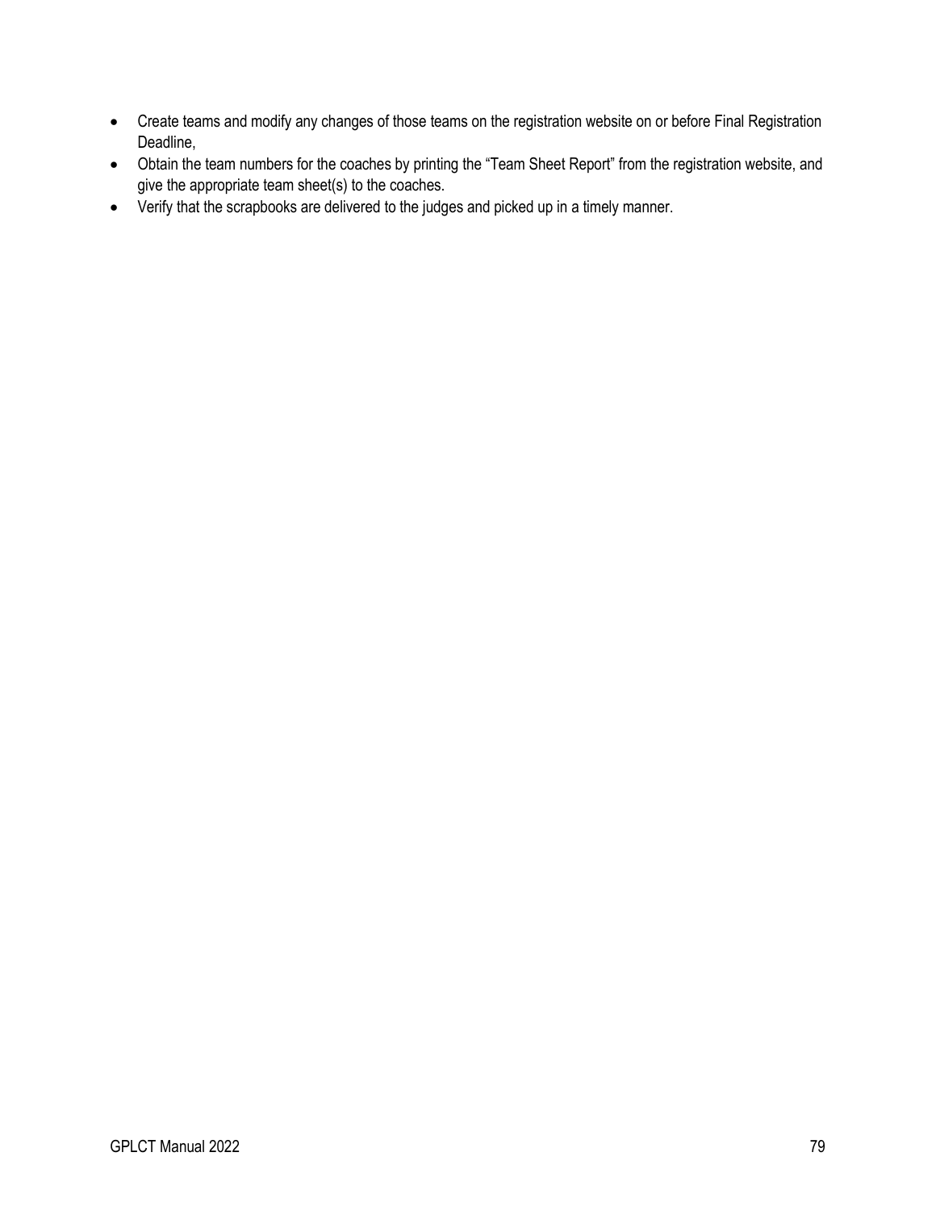- Create teams and modify any changes of those teams on the registration website on or before Final Registration Deadline,
- Obtain the team numbers for the coaches by printing the "Team Sheet Report" from the registration website, and give the appropriate team sheet(s) to the coaches.
- Verify that the scrapbooks are delivered to the judges and picked up in a timely manner.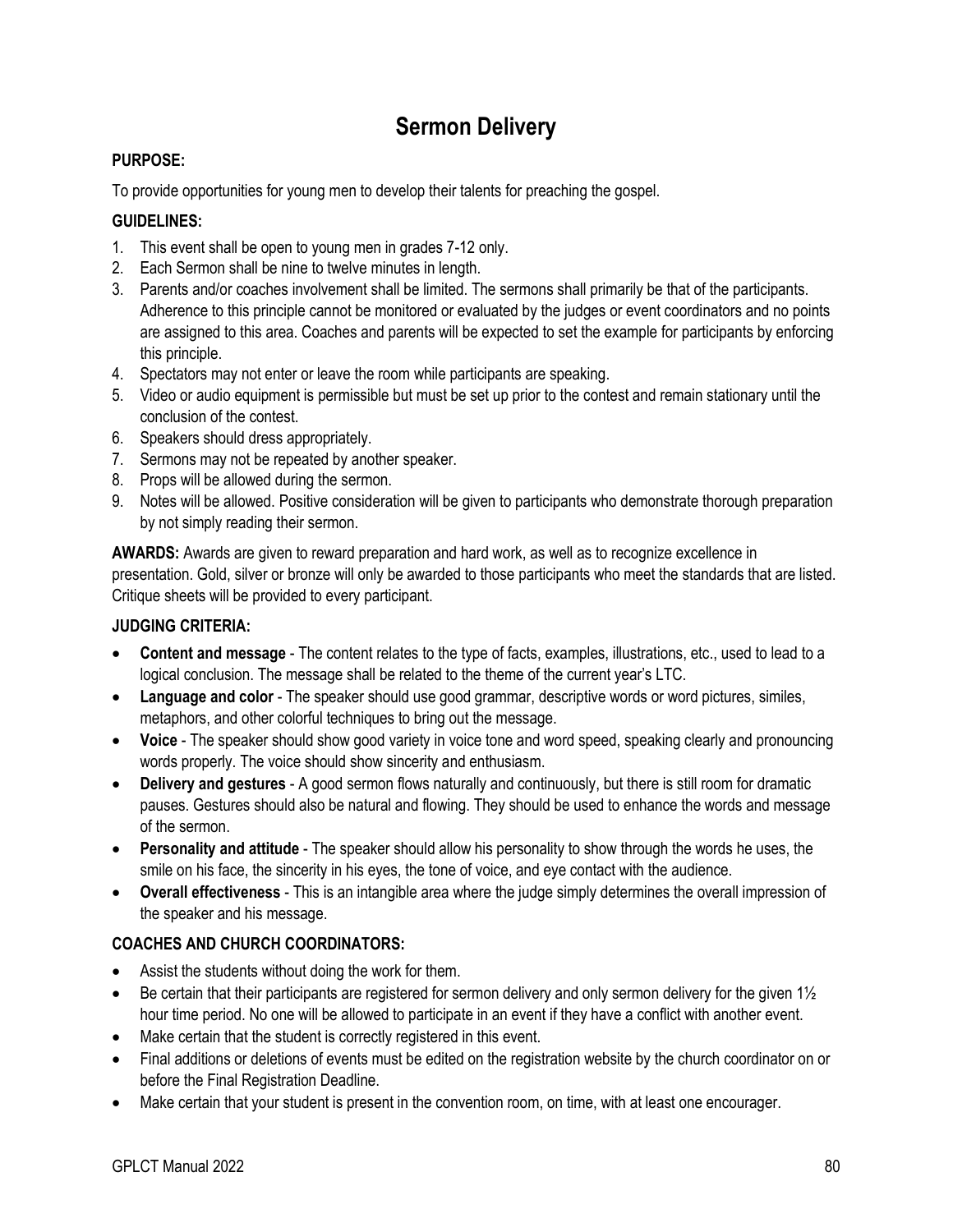# Sermon Delivery

**PURPOSE:**

To provide opportunities for young men to develop their talents for preaching the gospel.

**GUIDELINES:**

1. This event shall be open to young men in grades 7-12 only.
2. Each Sermon shall be nine to twelve minutes in length.
3. Parents and/or coaches involvement shall be limited. The sermons shall primarily be that of the participants. Adherence to this principle cannot be monitored or evaluated by the judges or event coordinators and no points are assigned to this area. Coaches and parents will be expected to set the example for participants by enforcing this principle.
4. Spectators may not enter or leave the room while participants are speaking.
5. Video or audio equipment is permissible but must be set up prior to the contest and remain stationary until the conclusion of the contest.
6. Speakers should dress appropriately.
7. Sermons may not be repeated by another speaker.
8. Props will be allowed during the sermon.
9. Notes will be allowed. Positive consideration will be given to participants who demonstrate thorough preparation by not simply reading their sermon.

**AWARDS:** Awards are given to reward preparation and hard work, as well as to recognize excellence in presentation. Gold, silver or bronze will only be awarded to those participants who meet the standards that are listed. Critique sheets will be provided to every participant.

**JUDGING CRITERIA:**

- **Content and message** - The content relates to the type of facts, examples, illustrations, etc., used to lead to a logical conclusion. The message shall be related to the theme of the current year's LTC.
- **Language and color** - The speaker should use good grammar, descriptive words or word pictures, similes, metaphors, and other colorful techniques to bring out the message.
- **Voice** - The speaker should show good variety in voice tone and word speed, speaking clearly and pronouncing words properly. The voice should show sincerity and enthusiasm.
- **Delivery and gestures** - A good sermon flows naturally and continuously, but there is still room for dramatic pauses. Gestures should also be natural and flowing. They should be used to enhance the words and message of the sermon.
- **Personality and attitude** - The speaker should allow his personality to show through the words he uses, the smile on his face, the sincerity in his eyes, the tone of voice, and eye contact with the audience.
- **Overall effectiveness** - This is an intangible area where the judge simply determines the overall impression of the speaker and his message.

**COACHES AND CHURCH COORDINATORS:**

- Assist the students without doing the work for them.
- Be certain that their participants are registered for sermon delivery and only sermon delivery for the given 1½ hour time period. No one will be allowed to participate in an event if they have a conflict with another event.
- Make certain that the student is correctly registered in this event.
- Final additions or deletions of events must be edited on the registration website by the church coordinator on or before the Final Registration Deadline.
- Make certain that your student is present in the convention room, on time, with at least one encourager.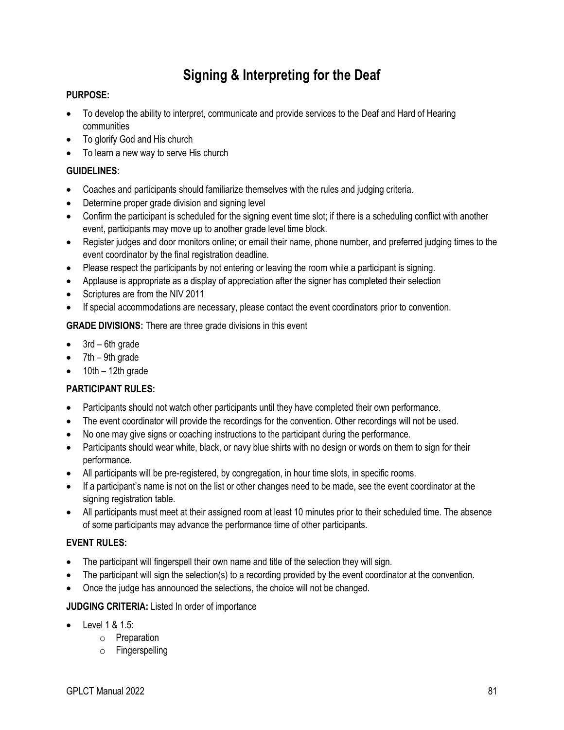# Signing & Interpreting for the Deaf

**PURPOSE:**

- To develop the ability to interpret, communicate and provide services to the Deaf and Hard of Hearing communities
- To glorify God and His church
- To learn a new way to serve His church

**GUIDELINES:**

- Coaches and participants should familiarize themselves with the rules and judging criteria.
- Determine proper grade division and signing level
- Confirm the participant is scheduled for the signing event time slot; if there is a scheduling conflict with another event, participants may move up to another grade level time block.
- Register judges and door monitors online; or email their name, phone number, and preferred judging times to the event coordinator by the final registration deadline.
- Please respect the participants by not entering or leaving the room while a participant is signing.
- Applause is appropriate as a display of appreciation after the signer has completed their selection
- Scriptures are from the NIV 2011
- If special accommodations are necessary, please contact the event coordinators prior to convention.

**GRADE DIVISIONS:** There are three grade divisions in this event

- 3rd – 6th grade
- 7th – 9th grade
- 10th – 12th grade

**PARTICIPANT RULES:**

- Participants should not watch other participants until they have completed their own performance.
- The event coordinator will provide the recordings for the convention. Other recordings will not be used.
- No one may give signs or coaching instructions to the participant during the performance.
- Participants should wear white, black, or navy blue shirts with no design or words on them to sign for their performance.
- All participants will be pre-registered, by congregation, in hour time slots, in specific rooms.
- If a participant's name is not on the list or other changes need to be made, see the event coordinator at the signing registration table.
- All participants must meet at their assigned room at least 10 minutes prior to their scheduled time. The absence of some participants may advance the performance time of other participants.

**EVENT RULES:**

- The participant will fingerspell their own name and title of the selection they will sign.
- The participant will sign the selection(s) to a recording provided by the event coordinator at the convention.
- Once the judge has announced the selections, the choice will not be changed.

**JUDGING CRITERIA:** Listed In order of importance

- Level 1 & 1.5:
  - Preparation
  - Fingerspelling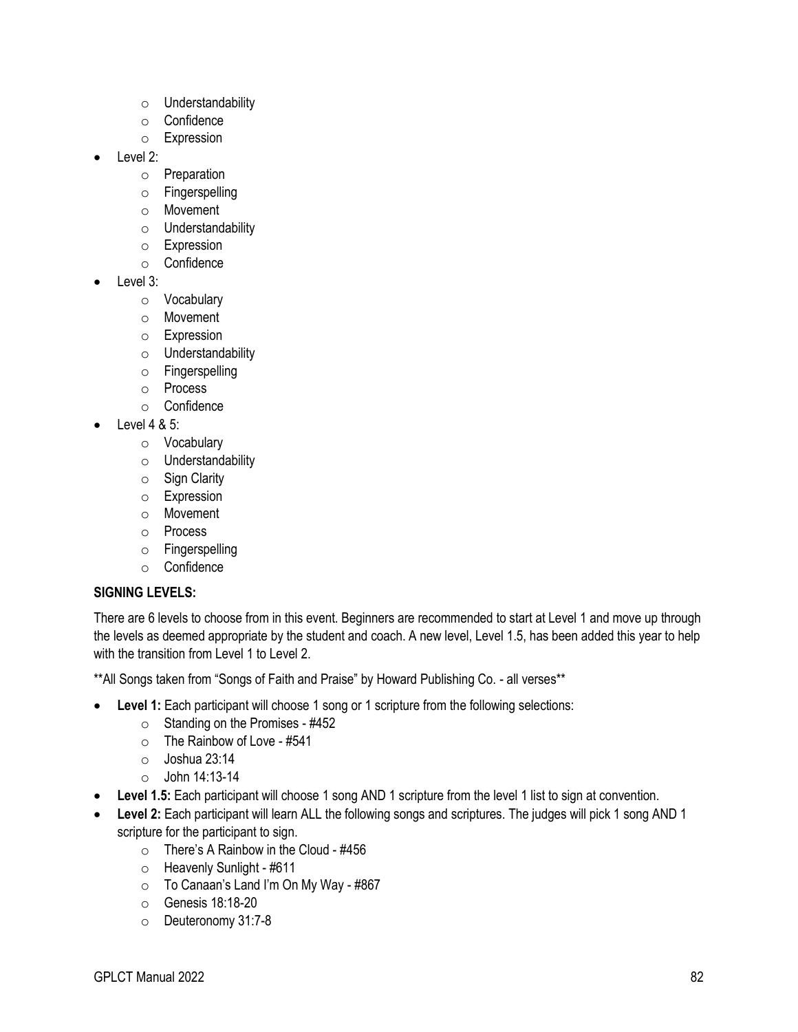- Understandability
  - Confidence
  - Expression
- Level 2:
  - Preparation
  - Fingerspelling
  - Movement
  - Understandability
  - Expression
  - Confidence
- Level 3:
  - Vocabulary
  - Movement
  - Expression
  - Understandability
  - Fingerspelling
  - Process
  - Confidence
- Level 4 & 5:
  - Vocabulary
  - Understandability
  - Sign Clarity
  - Expression
  - Movement
  - Process
  - Fingerspelling
  - Confidence

**SIGNING LEVELS:**

There are 6 levels to choose from in this event. Beginners are recommended to start at Level 1 and move up through the levels as deemed appropriate by the student and coach. A new level, Level 1.5, has been added this year to help with the transition from Level 1 to Level 2.

**All Songs taken from "Songs of Faith and Praise" by Howard Publishing Co. - all verses**

- **Level 1:** Each participant will choose 1 song or 1 scripture from the following selections:
  - Standing on the Promises - #452
  - The Rainbow of Love - #541
  - Joshua 23:14
  - John 14:13-14
- **Level 1.5:** Each participant will choose 1 song AND 1 scripture from the level 1 list to sign at convention.
- **Level 2:** Each participant will learn ALL the following songs and scriptures. The judges will pick 1 song AND 1 scripture for the participant to sign.
  - There's A Rainbow in the Cloud - #456
  - Heavenly Sunlight - #611
  - To Canaan's Land I'm On My Way - #867
  - Genesis 18:18-20
  - Deuteronomy 31:7-8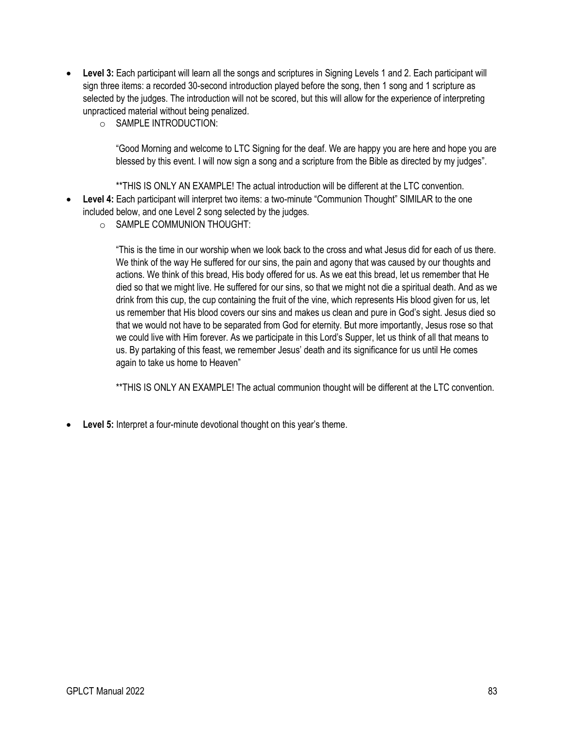- **Level 3:** Each participant will learn all the songs and scriptures in Signing Levels 1 and 2. Each participant will sign three items: a recorded 30-second introduction played before the song, then 1 song and 1 scripture as selected by the judges. The introduction will not be scored, but this will allow for the experience of interpreting unpracticed material without being penalized.
  - SAMPLE INTRODUCTION:

    "Good Morning and welcome to LTC Signing for the deaf. We are happy you are here and hope you are blessed by this event. I will now sign a song and a scripture from the Bible as directed by my judges".

    **THIS IS ONLY AN EXAMPLE! The actual introduction will be different at the LTC convention.
- **Level 4:** Each participant will interpret two items: a two-minute "Communion Thought" SIMILAR to the one included below, and one Level 2 song selected by the judges.
  - SAMPLE COMMUNION THOUGHT:

    "This is the time in our worship when we look back to the cross and what Jesus did for each of us there. We think of the way He suffered for our sins, the pain and agony that was caused by our thoughts and actions. We think of this bread, His body offered for us. As we eat this bread, let us remember that He died so that we might live. He suffered for our sins, so that we might not die a spiritual death. And as we drink from this cup, the cup containing the fruit of the vine, which represents His blood given for us, let us remember that His blood covers our sins and makes us clean and pure in God's sight. Jesus died so that we would not have to be separated from God for eternity. But more importantly, Jesus rose so that we could live with Him forever. As we participate in this Lord's Supper, let us think of all that means to us. By partaking of this feast, we remember Jesus' death and its significance for us until He comes again to take us home to Heaven"

    **THIS IS ONLY AN EXAMPLE! The actual communion thought will be different at the LTC convention.

- **Level 5:** Interpret a four-minute devotional thought on this year's theme.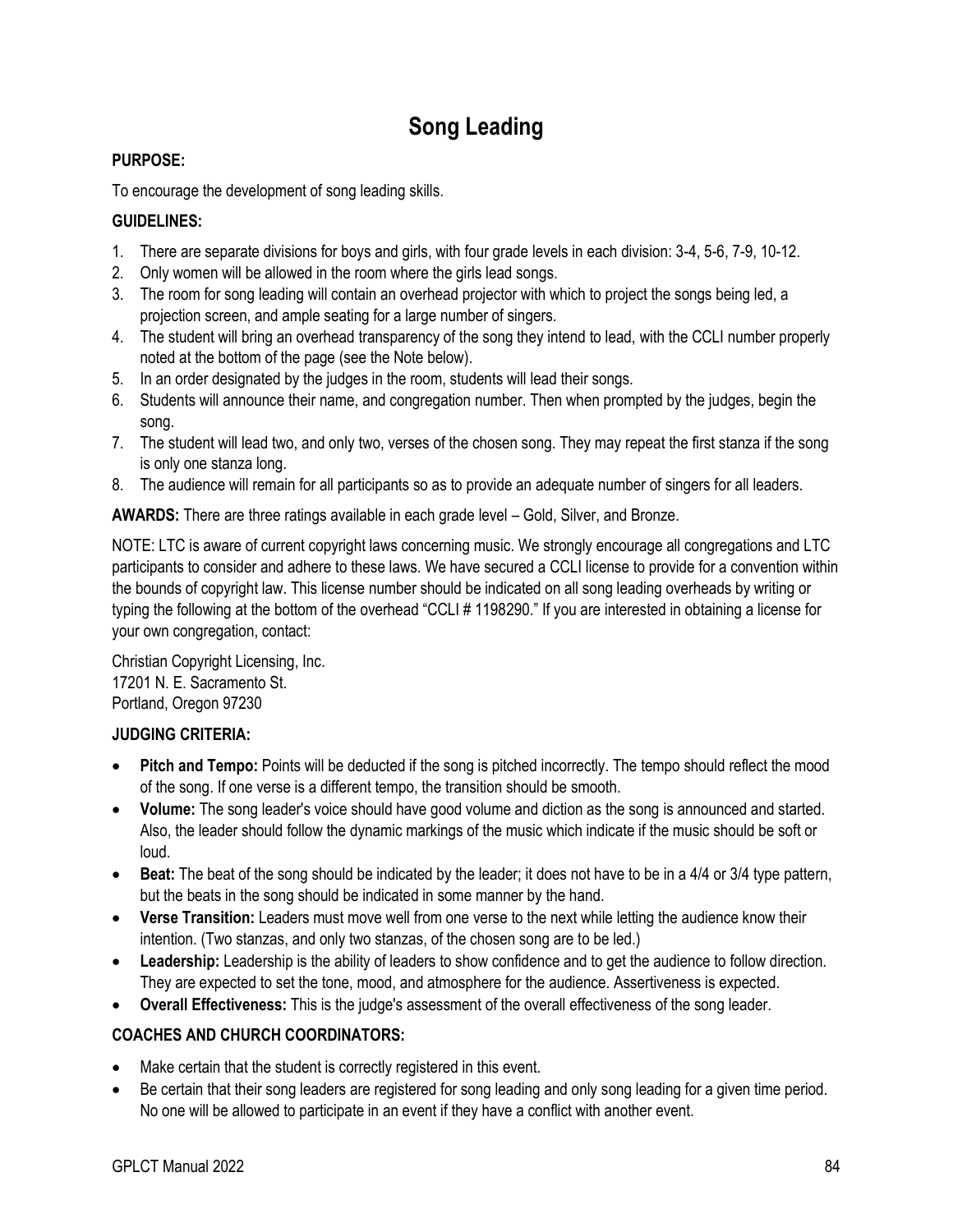# Song Leading

**PURPOSE:**

To encourage the development of song leading skills.

**GUIDELINES:**

1. There are separate divisions for boys and girls, with four grade levels in each division: 3-4, 5-6, 7-9, 10-12.
2. Only women will be allowed in the room where the girls lead songs.
3. The room for song leading will contain an overhead projector with which to project the songs being led, a projection screen, and ample seating for a large number of singers.
4. The student will bring an overhead transparency of the song they intend to lead, with the CCLI number properly noted at the bottom of the page (see the Note below).
5. In an order designated by the judges in the room, students will lead their songs.
6. Students will announce their name, and congregation number. Then when prompted by the judges, begin the song.
7. The student will lead two, and only two, verses of the chosen song. They may repeat the first stanza if the song is only one stanza long.
8. The audience will remain for all participants so as to provide an adequate number of singers for all leaders.

**AWARDS:** There are three ratings available in each grade level – Gold, Silver, and Bronze.

NOTE: LTC is aware of current copyright laws concerning music. We strongly encourage all congregations and LTC participants to consider and adhere to these laws. We have secured a CCLI license to provide for a convention within the bounds of copyright law. This license number should be indicated on all song leading overheads by writing or typing the following at the bottom of the overhead "CCLI # 1198290." If you are interested in obtaining a license for your own congregation, contact:

Christian Copyright Licensing, Inc.
17201 N. E. Sacramento St.
Portland, Oregon 97230

**JUDGING CRITERIA:**

- **Pitch and Tempo:** Points will be deducted if the song is pitched incorrectly. The tempo should reflect the mood of the song. If one verse is a different tempo, the transition should be smooth.
- **Volume:** The song leader's voice should have good volume and diction as the song is announced and started. Also, the leader should follow the dynamic markings of the music which indicate if the music should be soft or loud.
- **Beat:** The beat of the song should be indicated by the leader; it does not have to be in a 4/4 or 3/4 type pattern, but the beats in the song should be indicated in some manner by the hand.
- **Verse Transition:** Leaders must move well from one verse to the next while letting the audience know their intention. (Two stanzas, and only two stanzas, of the chosen song are to be led.)
- **Leadership:** Leadership is the ability of leaders to show confidence and to get the audience to follow direction. They are expected to set the tone, mood, and atmosphere for the audience. Assertiveness is expected.
- **Overall Effectiveness:** This is the judge's assessment of the overall effectiveness of the song leader.

**COACHES AND CHURCH COORDINATORS:**

- Make certain that the student is correctly registered in this event.
- Be certain that their song leaders are registered for song leading and only song leading for a given time period. No one will be allowed to participate in an event if they have a conflict with another event.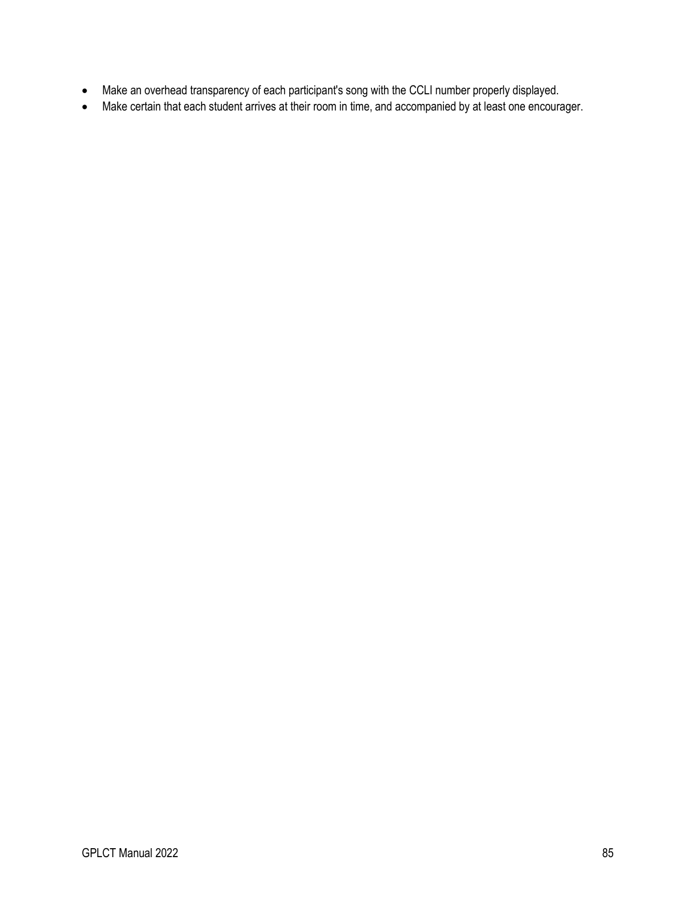- Make an overhead transparency of each participant's song with the CCLI number properly displayed.
- Make certain that each student arrives at their room in time, and accompanied by at least one encourager.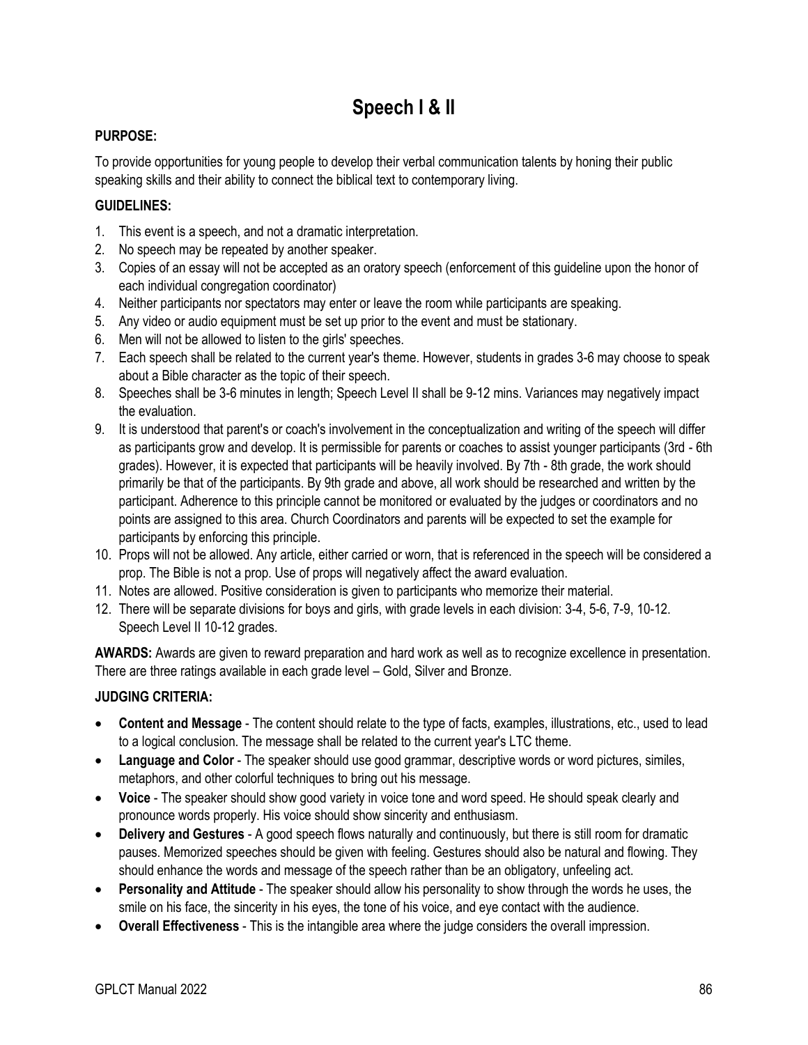# Speech I & II

**PURPOSE:**

To provide opportunities for young people to develop their verbal communication talents by honing their public speaking skills and their ability to connect the biblical text to contemporary living.

**GUIDELINES:**

1. This event is a speech, and not a dramatic interpretation.
2. No speech may be repeated by another speaker.
3. Copies of an essay will not be accepted as an oratory speech (enforcement of this guideline upon the honor of each individual congregation coordinator)
4. Neither participants nor spectators may enter or leave the room while participants are speaking.
5. Any video or audio equipment must be set up prior to the event and must be stationary.
6. Men will not be allowed to listen to the girls' speeches.
7. Each speech shall be related to the current year's theme. However, students in grades 3-6 may choose to speak about a Bible character as the topic of their speech.
8. Speeches shall be 3-6 minutes in length; Speech Level II shall be 9-12 mins. Variances may negatively impact the evaluation.
9. It is understood that parent's or coach's involvement in the conceptualization and writing of the speech will differ as participants grow and develop. It is permissible for parents or coaches to assist younger participants (3rd - 6th grades). However, it is expected that participants will be heavily involved. By 7th - 8th grade, the work should primarily be that of the participants. By 9th grade and above, all work should be researched and written by the participant. Adherence to this principle cannot be monitored or evaluated by the judges or coordinators and no points are assigned to this area. Church Coordinators and parents will be expected to set the example for participants by enforcing this principle.
10. Props will not be allowed. Any article, either carried or worn, that is referenced in the speech will be considered a prop. The Bible is not a prop. Use of props will negatively affect the award evaluation.
11. Notes are allowed. Positive consideration is given to participants who memorize their material.
12. There will be separate divisions for boys and girls, with grade levels in each division: 3-4, 5-6, 7-9, 10-12. Speech Level II 10-12 grades.

**AWARDS:** Awards are given to reward preparation and hard work as well as to recognize excellence in presentation. There are three ratings available in each grade level – Gold, Silver and Bronze.

**JUDGING CRITERIA:**

- **Content and Message** - The content should relate to the type of facts, examples, illustrations, etc., used to lead to a logical conclusion. The message shall be related to the current year's LTC theme.
- **Language and Color** - The speaker should use good grammar, descriptive words or word pictures, similes, metaphors, and other colorful techniques to bring out his message.
- **Voice** - The speaker should show good variety in voice tone and word speed. He should speak clearly and pronounce words properly. His voice should show sincerity and enthusiasm.
- **Delivery and Gestures** - A good speech flows naturally and continuously, but there is still room for dramatic pauses. Memorized speeches should be given with feeling. Gestures should also be natural and flowing. They should enhance the words and message of the speech rather than be an obligatory, unfeeling act.
- **Personality and Attitude** - The speaker should allow his personality to show through the words he uses, the smile on his face, the sincerity in his eyes, the tone of his voice, and eye contact with the audience.
- **Overall Effectiveness** - This is the intangible area where the judge considers the overall impression.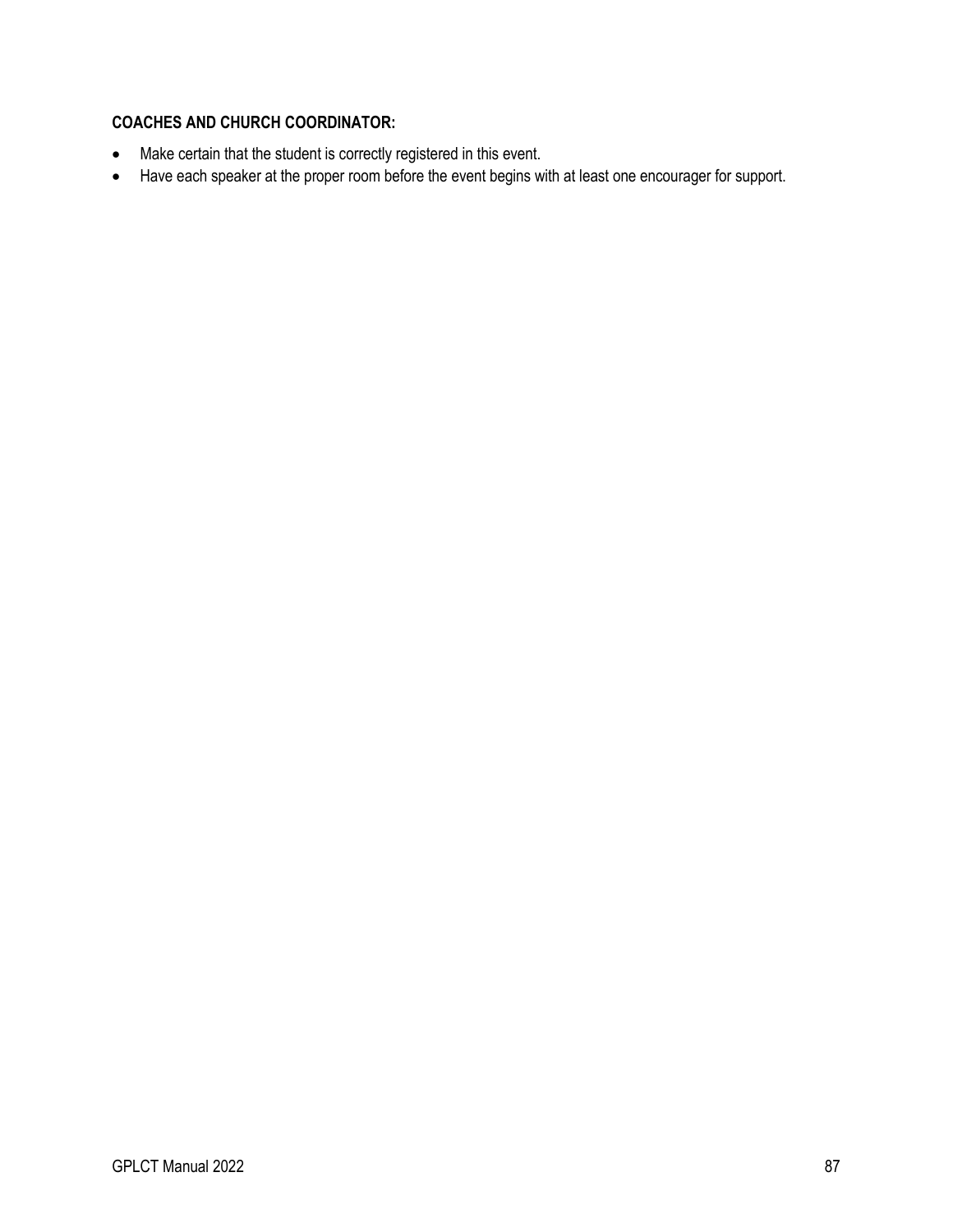**COACHES AND CHURCH COORDINATOR:**

- Make certain that the student is correctly registered in this event.
- Have each speaker at the proper room before the event begins with at least one encourager for support.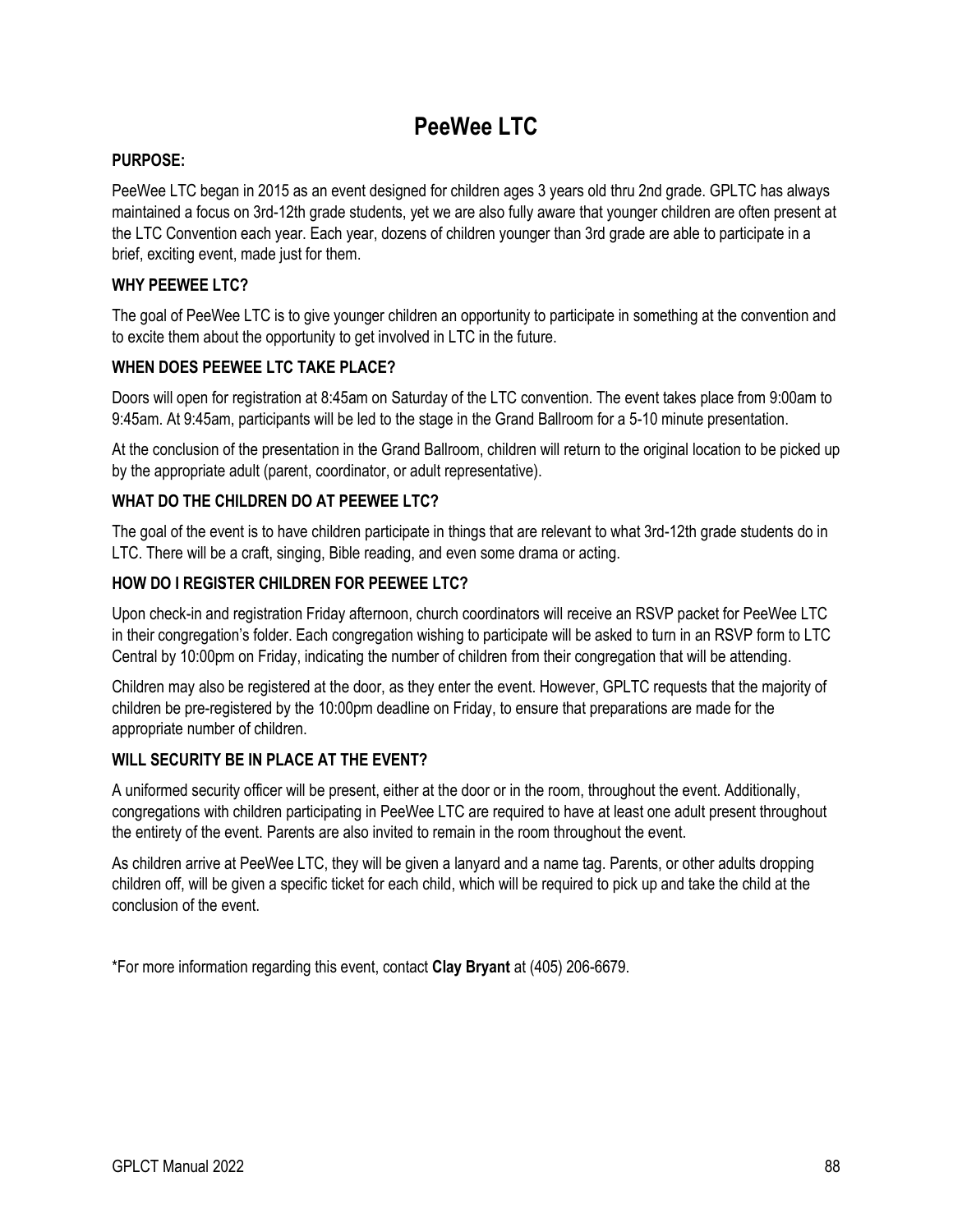# PeeWee LTC

**PURPOSE:**

PeeWee LTC began in 2015 as an event designed for children ages 3 years old thru 2nd grade. GPLTC has always maintained a focus on 3rd-12th grade students, yet we are also fully aware that younger children are often present at the LTC Convention each year. Each year, dozens of children younger than 3rd grade are able to participate in a brief, exciting event, made just for them.

**WHY PEEWEE LTC?**

The goal of PeeWee LTC is to give younger children an opportunity to participate in something at the convention and to excite them about the opportunity to get involved in LTC in the future.

**WHEN DOES PEEWEE LTC TAKE PLACE?**

Doors will open for registration at 8:45am on Saturday of the LTC convention. The event takes place from 9:00am to 9:45am. At 9:45am, participants will be led to the stage in the Grand Ballroom for a 5-10 minute presentation.

At the conclusion of the presentation in the Grand Ballroom, children will return to the original location to be picked up by the appropriate adult (parent, coordinator, or adult representative).

**WHAT DO THE CHILDREN DO AT PEEWEE LTC?**

The goal of the event is to have children participate in things that are relevant to what 3rd-12th grade students do in LTC. There will be a craft, singing, Bible reading, and even some drama or acting.

**HOW DO I REGISTER CHILDREN FOR PEEWEE LTC?**

Upon check-in and registration Friday afternoon, church coordinators will receive an RSVP packet for PeeWee LTC in their congregation's folder. Each congregation wishing to participate will be asked to turn in an RSVP form to LTC Central by 10:00pm on Friday, indicating the number of children from their congregation that will be attending.

Children may also be registered at the door, as they enter the event. However, GPLTC requests that the majority of children be pre-registered by the 10:00pm deadline on Friday, to ensure that preparations are made for the appropriate number of children.

**WILL SECURITY BE IN PLACE AT THE EVENT?**

A uniformed security officer will be present, either at the door or in the room, throughout the event. Additionally, congregations with children participating in PeeWee LTC are required to have at least one adult present throughout the entirety of the event. Parents are also invited to remain in the room throughout the event.

As children arrive at PeeWee LTC, they will be given a lanyard and a name tag. Parents, or other adults dropping children off, will be given a specific ticket for each child, which will be required to pick up and take the child at the conclusion of the event.

*For more information regarding this event, contact **Clay Bryant** at (405) 206-6679.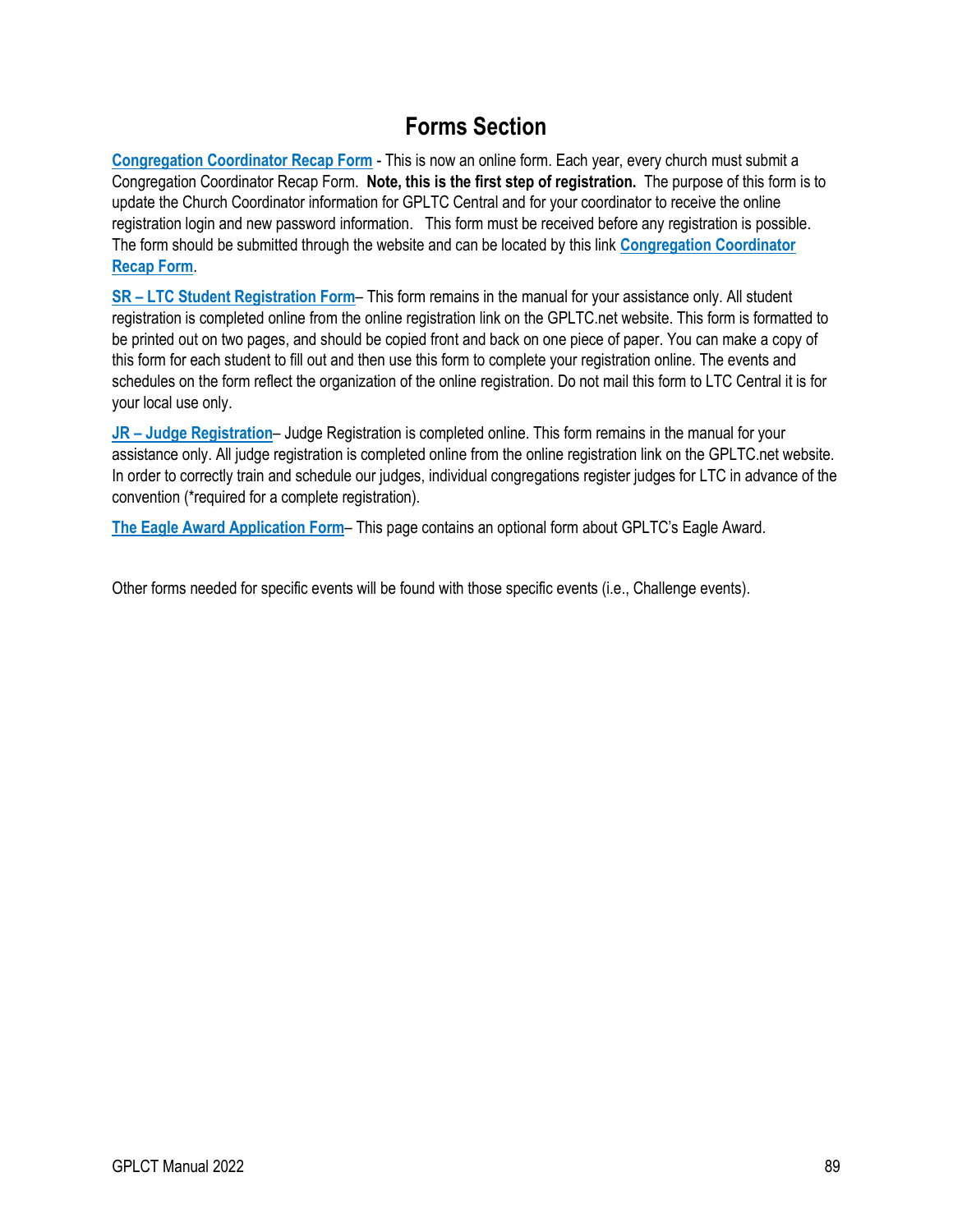# Forms Section

**Congregation Coordinator Recap Form** - This is now an online form. Each year, every church must submit a Congregation Coordinator Recap Form. **Note, this is the first step of registration.** The purpose of this form is to update the Church Coordinator information for GPLTC Central and for your coordinator to receive the online registration login and new password information. This form must be received before any registration is possible. The form should be submitted through the website and can be located by this link **Congregation Coordinator Recap Form**.

**SR – LTC Student Registration Form**– This form remains in the manual for your assistance only. All student registration is completed online from the online registration link on the GPLTC.net website. This form is formatted to be printed out on two pages, and should be copied front and back on one piece of paper. You can make a copy of this form for each student to fill out and then use this form to complete your registration online. The events and schedules on the form reflect the organization of the online registration. Do not mail this form to LTC Central it is for your local use only.

**JR – Judge Registration**– Judge Registration is completed online. This form remains in the manual for your assistance only. All judge registration is completed online from the online registration link on the GPLTC.net website. In order to correctly train and schedule our judges, individual congregations register judges for LTC in advance of the convention (*required for a complete registration).

**The Eagle Award Application Form**– This page contains an optional form about GPLTC's Eagle Award.

Other forms needed for specific events will be found with those specific events (i.e., Challenge events).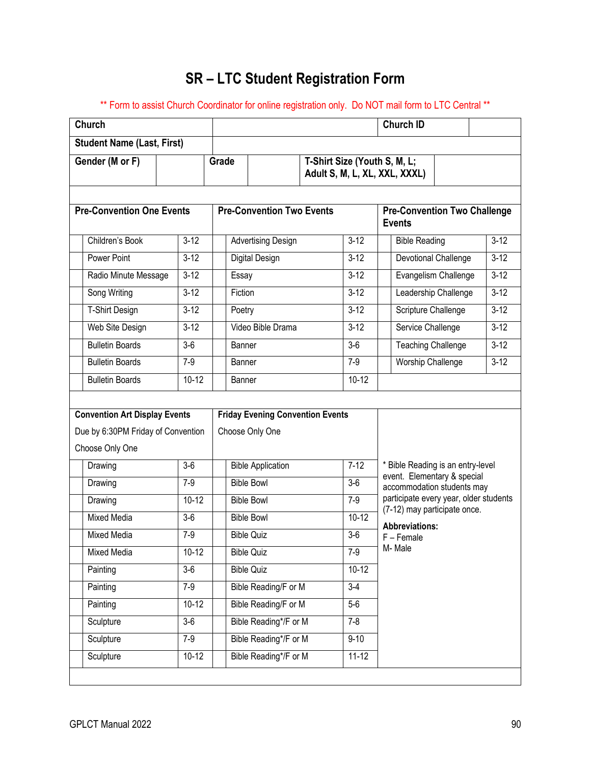# SR – LTC Student Registration Form

** Form to assist Church Coordinator for online registration only. Do NOT mail form to LTC Central **

| **Church** | | **Church ID** | |
|---|---|---|---|
| **Student Name (Last, First)** | | | |

| **Gender (M or F)** | | **Grade** | | **T-Shirt Size (Youth S, M, L; Adult S, M, L, XL, XXL, XXXL)** | |
|---|---|---|---|---|---|

| | **Pre-Convention One Events** | | | **Pre-Convention Two Events** | | | **Pre-Convention Two Challenge Events** | |
|---|---|---|---|---|---|---|---|---|
| | Children's Book | 3-12 | | Advertising Design | 3-12 | | Bible Reading | 3-12 |
| | Power Point | 3-12 | | Digital Design | 3-12 | | Devotional Challenge | 3-12 |
| | Radio Minute Message | 3-12 | | Essay | 3-12 | | Evangelism Challenge | 3-12 |
| | Song Writing | 3-12 | | Fiction | 3-12 | | Leadership Challenge | 3-12 |
| | T-Shirt Design | 3-12 | | Poetry | 3-12 | | Scripture Challenge | 3-12 |
| | Web Site Design | 3-12 | | Video Bible Drama | 3-12 | | Service Challenge | 3-12 |
| | Bulletin Boards | 3-6 | | Banner | 3-6 | | Teaching Challenge | 3-12 |
| | Bulletin Boards | 7-9 | | Banner | 7-9 | | Worship Challenge | 3-12 |
| | Bulletin Boards | 10-12 | | Banner | 10-12 | | | |

| | **Convention Art Display Events**<br>Due by 6:30PM Friday of Convention<br>Choose Only One | | | **Friday Evening Convention Events**<br>Choose Only One | |
|---|---|---|---|---|---|
| | Drawing | 3-6 | | Bible Application | 7-12 |
| | Drawing | 7-9 | | Bible Bowl | 3-6 |
| | Drawing | 10-12 | | Bible Bowl | 7-9 |
| | Mixed Media | 3-6 | | Bible Bowl | 10-12 |
| | Mixed Media | 7-9 | | Bible Quiz | 3-6 |
| | Mixed Media | 10-12 | | Bible Quiz | 7-9 |
| | Painting | 3-6 | | Bible Quiz | 10-12 |
| | Painting | 7-9 | | Bible Reading/F or M | 3-4 |
| | Painting | 10-12 | | Bible Reading/F or M | 5-6 |
| | Sculpture | 3-6 | | Bible Reading*/F or M | 7-8 |
| | Sculpture | 7-9 | | Bible Reading*/F or M | 9-10 |
| | Sculpture | 10-12 | | Bible Reading*/F or M | 11-12 |

* Bible Reading is an entry-level event. Elementary & special accommodation students may participate every year, older students (7-12) may participate once.

**Abbreviations:**
F – Female
M- Male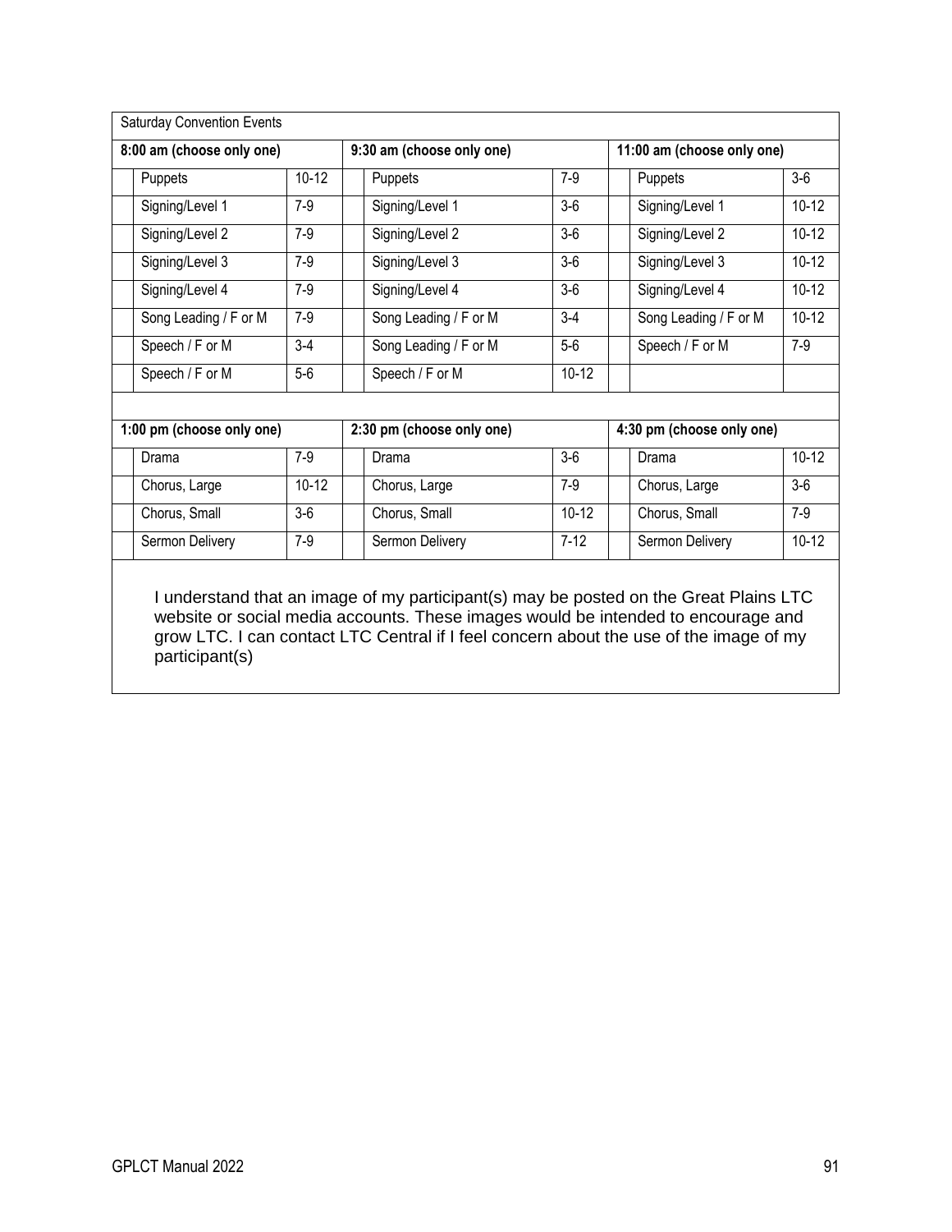| Saturday Convention Events | | | | | | | | |
|---|---|---|---|---|---|---|---|---|
| **8:00 am (choose only one)** | | | **9:30 am (choose only one)** | | | **11:00 am (choose only one)** | | |
| | Puppets | 10-12 | | Puppets | 7-9 | | Puppets | 3-6 |
| | Signing/Level 1 | 7-9 | | Signing/Level 1 | 3-6 | | Signing/Level 1 | 10-12 |
| | Signing/Level 2 | 7-9 | | Signing/Level 2 | 3-6 | | Signing/Level 2 | 10-12 |
| | Signing/Level 3 | 7-9 | | Signing/Level 3 | 3-6 | | Signing/Level 3 | 10-12 |
| | Signing/Level 4 | 7-9 | | Signing/Level 4 | 3-6 | | Signing/Level 4 | 10-12 |
| | Song Leading / F or M | 7-9 | | Song Leading / F or M | 3-4 | | Song Leading / F or M | 10-12 |
| | Speech / F or M | 3-4 | | Song Leading / F or M | 5-6 | | Speech / F or M | 7-9 |
| | Speech / F or M | 5-6 | | Speech / F or M | 10-12 | | | |
| | | | | | | | | |
| **1:00 pm (choose only one)** | | | **2:30 pm (choose only one)** | | | **4:30 pm (choose only one)** | | |
| | Drama | 7-9 | | Drama | 3-6 | | Drama | 10-12 |
| | Chorus, Large | 10-12 | | Chorus, Large | 7-9 | | Chorus, Large | 3-6 |
| | Chorus, Small | 3-6 | | Chorus, Small | 10-12 | | Chorus, Small | 7-9 |
| | Sermon Delivery | 7-9 | | Sermon Delivery | 7-12 | | Sermon Delivery | 10-12 |

I understand that an image of my participant(s) may be posted on the Great Plains LTC website or social media accounts. These images would be intended to encourage and grow LTC. I can contact LTC Central if I feel concern about the use of the image of my participant(s)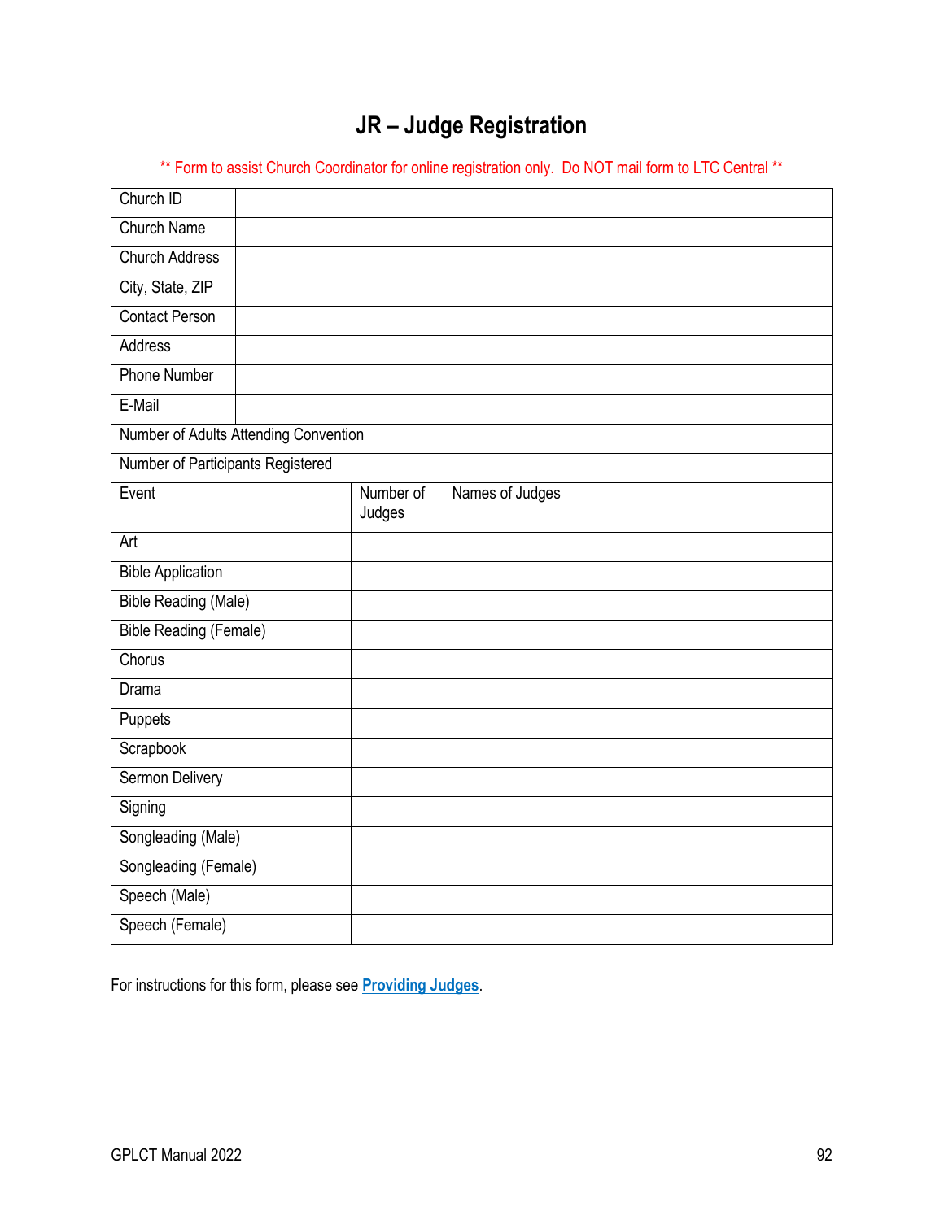# JR – Judge Registration

** Form to assist Church Coordinator for online registration only.  Do NOT mail form to LTC Central **

| Church ID | |
|---|---|
| Church Name | |
| Church Address | |
| City, State, ZIP | |
| Contact Person | |
| Address | |
| Phone Number | |
| E-Mail | |
| Number of Adults Attending Convention | |
| Number of Participants Registered | |

| Event | Number of Judges | Names of Judges |
|---|---|---|
| Art | | |
| Bible Application | | |
| Bible Reading (Male) | | |
| Bible Reading (Female) | | |
| Chorus | | |
| Drama | | |
| Puppets | | |
| Scrapbook | | |
| Sermon Delivery | | |
| Signing | | |
| Songleading (Male) | | |
| Songleading (Female) | | |
| Speech (Male) | | |
| Speech (Female) | | |

For instructions for this form, please see **Providing Judges**.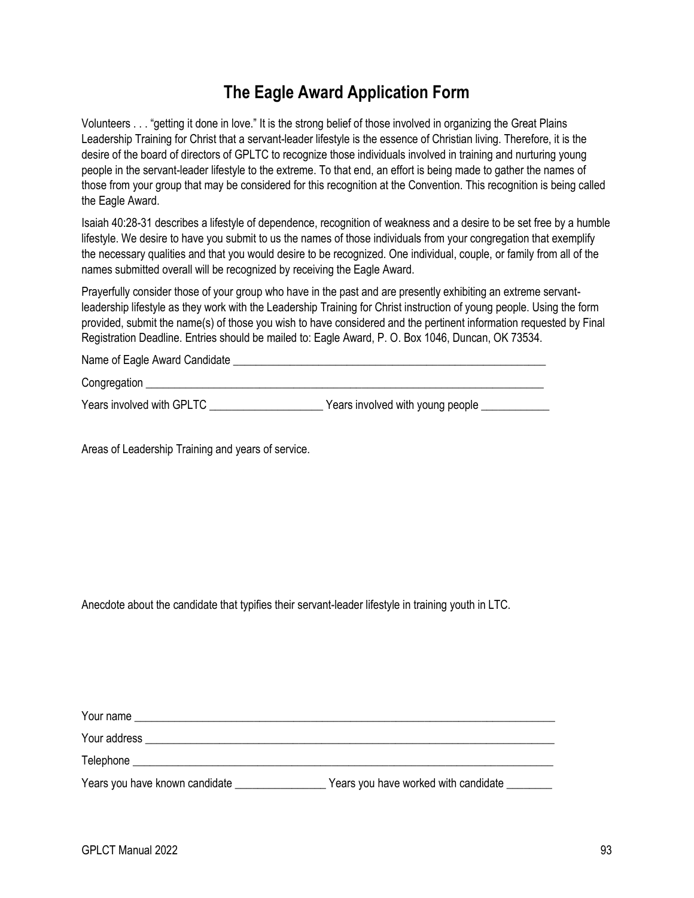# The Eagle Award Application Form

Volunteers . . . "getting it done in love." It is the strong belief of those involved in organizing the Great Plains Leadership Training for Christ that a servant-leader lifestyle is the essence of Christian living. Therefore, it is the desire of the board of directors of GPLTC to recognize those individuals involved in training and nurturing young people in the servant-leader lifestyle to the extreme. To that end, an effort is being made to gather the names of those from your group that may be considered for this recognition at the Convention. This recognition is being called the Eagle Award.

Isaiah 40:28-31 describes a lifestyle of dependence, recognition of weakness and a desire to be set free by a humble lifestyle. We desire to have you submit to us the names of those individuals from your congregation that exemplify the necessary qualities and that you would desire to be recognized. One individual, couple, or family from all of the names submitted overall will be recognized by receiving the Eagle Award.

Prayerfully consider those of your group who have in the past and are presently exhibiting an extreme servant-leadership lifestyle as they work with the Leadership Training for Christ instruction of young people. Using the form provided, submit the name(s) of those you wish to have considered and the pertinent information requested by Final Registration Deadline. Entries should be mailed to: Eagle Award, P. O. Box 1046, Duncan, OK 73534.

Name of Eagle Award Candidate ________________________________________________________

Congregation ________________________________________________________________________

Years involved with GPLTC ____________________ Years involved with young people ____________

Areas of Leadership Training and years of service.

Anecdote about the candidate that typifies their servant-leader lifestyle in training youth in LTC.

Your name ___________________________________________________________________________

Your address _________________________________________________________________________

Telephone ___________________________________________________________________________

Years you have known candidate ________________ Years you have worked with candidate ________